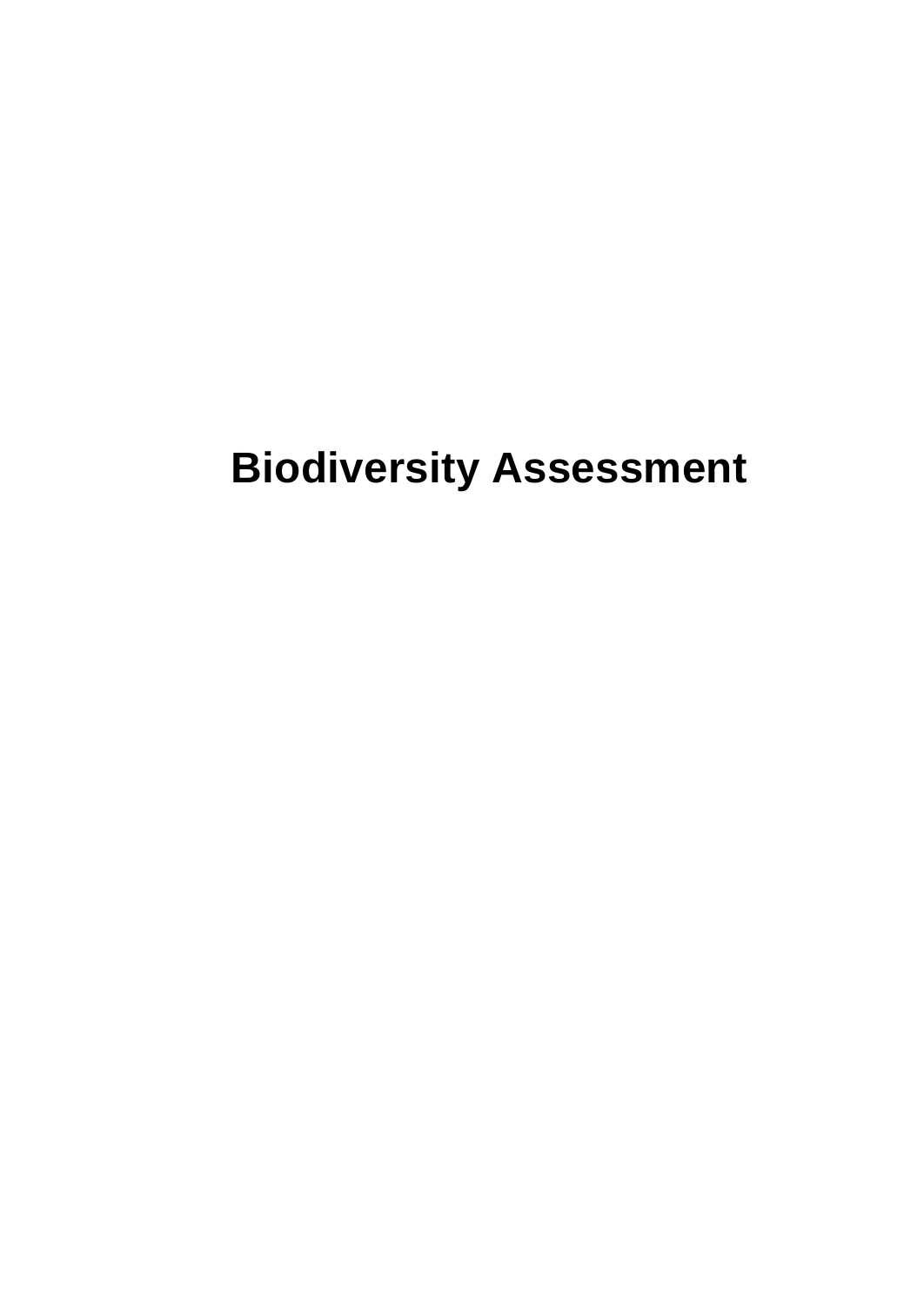# Biodiversity Assessment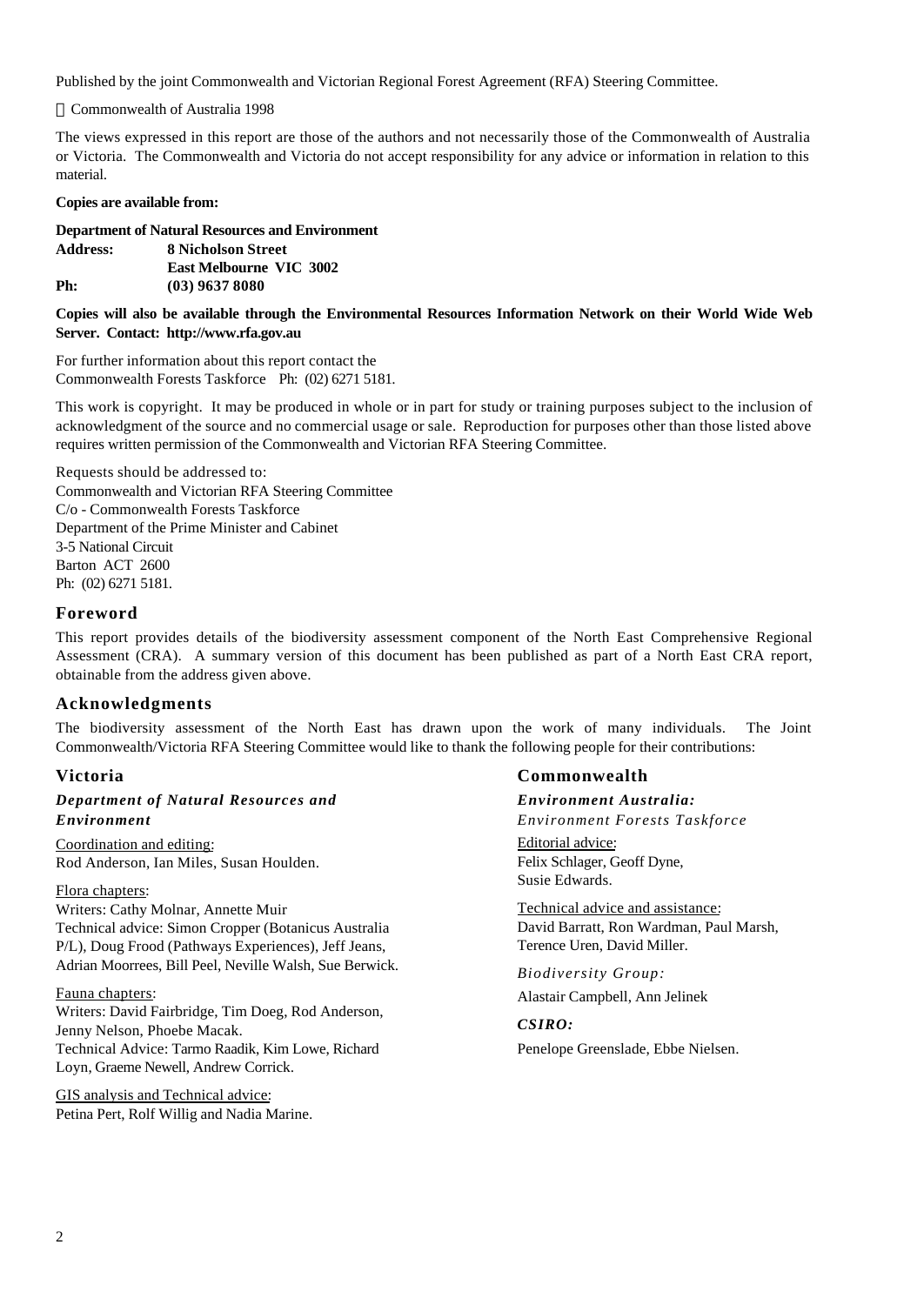Published by the joint Commonwealth and Victorian Regional Forest Agreement (RFA) Steering Committee.

© Commonwealth of Australia 1998

The views expressed in this report are those of the authors and not necessarily those of the Commonwealth of Australia or Victoria. The Commonwealth and Victoria do not accept responsibility for any advice or information in relation to this material.

**Copies are available from:**

**Department of Natural Resources and Environment**
**Address: 8 Nicholson Street**
**East Melbourne VIC 3002**
**Ph: (03) 9637 8080**

**Copies will also be available through the Environmental Resources Information Network on their World Wide Web Server. Contact: http://www.rfa.gov.au**

For further information about this report contact the
Commonwealth Forests Taskforce Ph: (02) 6271 5181.

This work is copyright. It may be produced in whole or in part for study or training purposes subject to the inclusion of acknowledgment of the source and no commercial usage or sale. Reproduction for purposes other than those listed above requires written permission of the Commonwealth and Victorian RFA Steering Committee.

Requests should be addressed to:
Commonwealth and Victorian RFA Steering Committee
C/o - Commonwealth Forests Taskforce
Department of the Prime Minister and Cabinet
3-5 National Circuit
Barton ACT 2600
Ph: (02) 6271 5181.

## Foreword

This report provides details of the biodiversity assessment component of the North East Comprehensive Regional Assessment (CRA). A summary version of this document has been published as part of a North East CRA report, obtainable from the address given above.

## Acknowledgments

The biodiversity assessment of the North East has drawn upon the work of many individuals. The Joint Commonwealth/Victoria RFA Steering Committee would like to thank the following people for their contributions:

### Victoria

***Department of Natural Resources and Environment***

Coordination and editing:
Rod Anderson, Ian Miles, Susan Houlden.

Flora chapters:
Writers: Cathy Molnar, Annette Muir
Technical advice: Simon Cropper (Botanicus Australia P/L), Doug Frood (Pathways Experiences), Jeff Jeans, Adrian Moorrees, Bill Peel, Neville Walsh, Sue Berwick.

Fauna chapters:
Writers: David Fairbridge, Tim Doeg, Rod Anderson, Jenny Nelson, Phoebe Macak.
Technical Advice: Tarmo Raadik, Kim Lowe, Richard Loyn, Graeme Newell, Andrew Corrick.

GIS analysis and Technical advice:
Petina Pert, Rolf Willig and Nadia Marine.

### Commonwealth

***Environment Australia:***

*Environment Forests Taskforce*

Editorial advice:
Felix Schlager, Geoff Dyne, Susie Edwards.

Technical advice and assistance:
David Barratt, Ron Wardman, Paul Marsh, Terence Uren, David Miller.

*Biodiversity Group:*

Alastair Campbell, Ann Jelinek

***CSIRO:***

Penelope Greenslade, Ebbe Nielsen.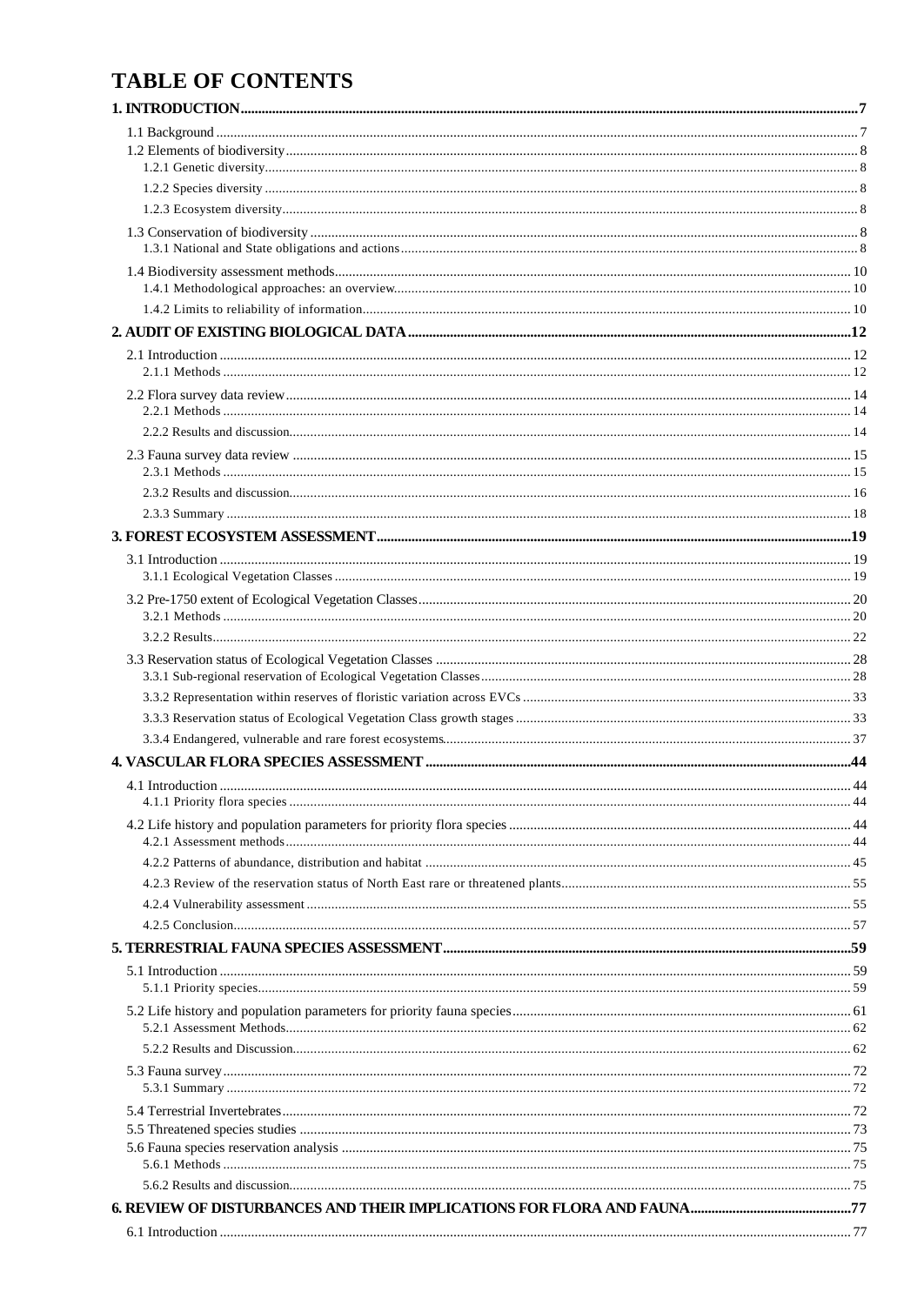# TABLE OF CONTENTS

**1. INTRODUCTION** .......... **7**

1.1 Background .......... 7
1.2 Elements of biodiversity .......... 8
1.2.1 Genetic diversity .......... 8
1.2.2 Species diversity .......... 8
1.2.3 Ecosystem diversity .......... 8
1.3 Conservation of biodiversity .......... 8
1.3.1 National and State obligations and actions .......... 8
1.4 Biodiversity assessment methods .......... 10
1.4.1 Methodological approaches: an overview .......... 10
1.4.2 Limits to reliability of information .......... 10

**2. AUDIT OF EXISTING BIOLOGICAL DATA** .......... **12**

2.1 Introduction .......... 12
2.1.1 Methods .......... 12
2.2 Flora survey data review .......... 14
2.2.1 Methods .......... 14
2.2.2 Results and discussion .......... 14
2.3 Fauna survey data review .......... 15
2.3.1 Methods .......... 15
2.3.2 Results and discussion .......... 16
2.3.3 Summary .......... 18

**3. FOREST ECOSYSTEM ASSESSMENT** .......... **19**

3.1 Introduction .......... 19
3.1.1 Ecological Vegetation Classes .......... 19
3.2 Pre-1750 extent of Ecological Vegetation Classes .......... 20
3.2.1 Methods .......... 20
3.2.2 Results .......... 22
3.3 Reservation status of Ecological Vegetation Classes .......... 28
3.3.1 Sub-regional reservation of Ecological Vegetation Classes .......... 28
3.3.2 Representation within reserves of floristic variation across EVCs .......... 33
3.3.3 Reservation status of Ecological Vegetation Class growth stages .......... 33
3.3.4 Endangered, vulnerable and rare forest ecosystems .......... 37

**4. VASCULAR FLORA SPECIES ASSESSMENT** .......... **44**

4.1 Introduction .......... 44
4.1.1 Priority flora species .......... 44
4.2 Life history and population parameters for priority flora species .......... 44
4.2.1 Assessment methods .......... 44
4.2.2 Patterns of abundance, distribution and habitat .......... 45
4.2.3 Review of the reservation status of North East rare or threatened plants .......... 55
4.2.4 Vulnerability assessment .......... 55
4.2.5 Conclusion .......... 57

**5. TERRESTRIAL FAUNA SPECIES ASSESSMENT** .......... **59**

5.1 Introduction .......... 59
5.1.1 Priority species .......... 59
5.2 Life history and population parameters for priority fauna species .......... 61
5.2.1 Assessment Methods .......... 62
5.2.2 Results and Discussion .......... 62
5.3 Fauna survey .......... 72
5.3.1 Summary .......... 72
5.4 Terrestrial Invertebrates .......... 72
5.5 Threatened species studies .......... 73
5.6 Fauna species reservation analysis .......... 75
5.6.1 Methods .......... 75
5.6.2 Results and discussion .......... 75

**6. REVIEW OF DISTURBANCES AND THEIR IMPLICATIONS FOR FLORA AND FAUNA** .......... **77**

6.1 Introduction .......... 77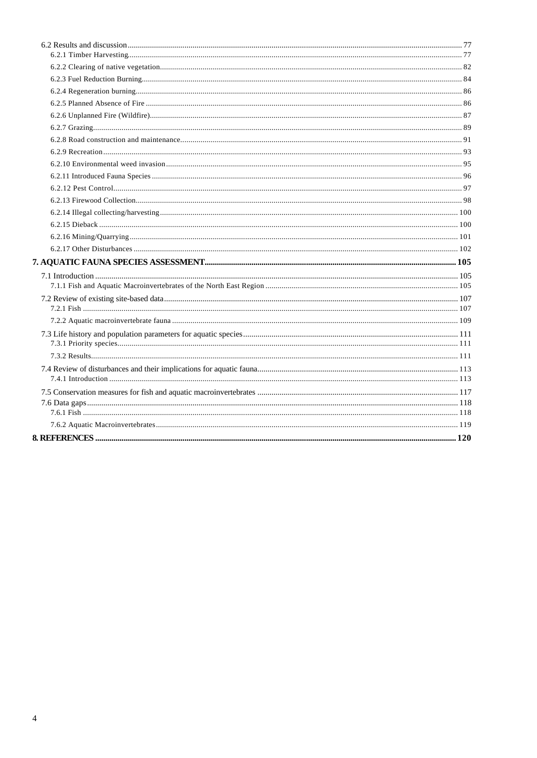6.2 Results and discussion ..... 77

6.2.1 Timber Harvesting ..... 77

6.2.2 Clearing of native vegetation ..... 82

6.2.3 Fuel Reduction Burning ..... 84

6.2.4 Regeneration burning ..... 86

6.2.5 Planned Absence of Fire ..... 86

6.2.6 Unplanned Fire (Wildfire) ..... 87

6.2.7 Grazing ..... 89

6.2.8 Road construction and maintenance ..... 91

6.2.9 Recreation ..... 93

6.2.10 Environmental weed invasion ..... 95

6.2.11 Introduced Fauna Species ..... 96

6.2.12 Pest Control ..... 97

6.2.13 Firewood Collection ..... 98

6.2.14 Illegal collecting/harvesting ..... 100

6.2.15 Dieback ..... 100

6.2.16 Mining/Quarrying ..... 101

6.2.17 Other Disturbances ..... 102

**7. AQUATIC FAUNA SPECIES ASSESSMENT ..... 105**

7.1 Introduction ..... 105

7.1.1 Fish and Aquatic Macroinvertebrates of the North East Region ..... 105

7.2 Review of existing site-based data ..... 107

7.2.1 Fish ..... 107

7.2.2 Aquatic macroinvertebrate fauna ..... 109

7.3 Life history and population parameters for aquatic species ..... 111

7.3.1 Priority species ..... 111

7.3.2 Results ..... 111

7.4 Review of disturbances and their implications for aquatic fauna ..... 113

7.4.1 Introduction ..... 113

7.5 Conservation measures for fish and aquatic macroinvertebrates ..... 117

7.6 Data gaps ..... 118

7.6.1 Fish ..... 118

7.6.2 Aquatic Macroinvertebrates ..... 119

**8. REFERENCES ..... 120**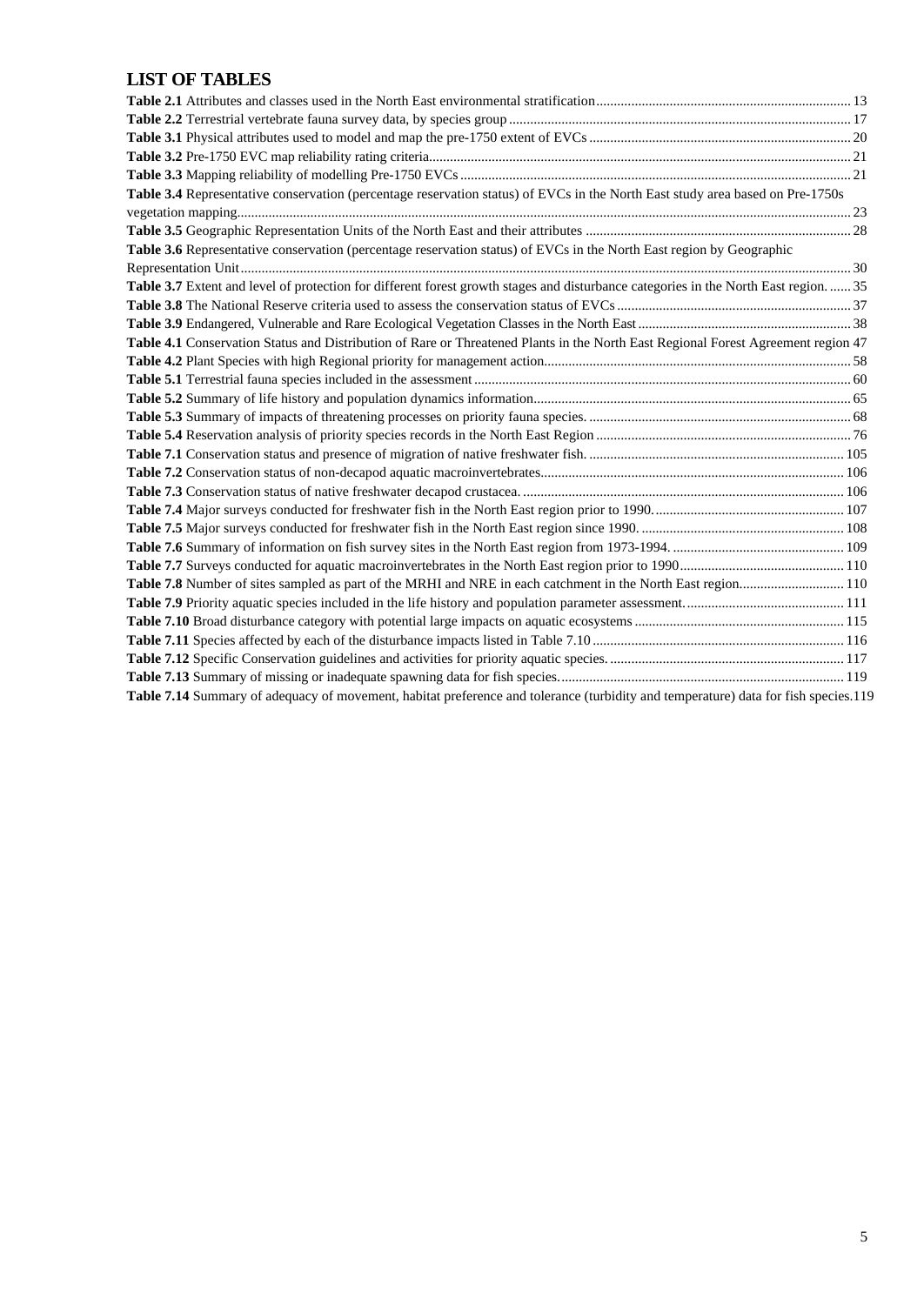## LIST OF TABLES

**Table 2.1** Attributes and classes used in the North East environmental stratification ........ 13
**Table 2.2** Terrestrial vertebrate fauna survey data, by species group ........ 17
**Table 3.1** Physical attributes used to model and map the pre-1750 extent of EVCs ........ 20
**Table 3.2** Pre-1750 EVC map reliability rating criteria ........ 21
**Table 3.3** Mapping reliability of modelling Pre-1750 EVCs ........ 21
**Table 3.4** Representative conservation (percentage reservation status) of EVCs in the North East study area based on Pre-1750s vegetation mapping ........ 23
**Table 3.5** Geographic Representation Units of the North East and their attributes ........ 28
**Table 3.6** Representative conservation (percentage reservation status) of EVCs in the North East region by Geographic Representation Unit ........ 30
**Table 3.7** Extent and level of protection for different forest growth stages and disturbance categories in the North East region. ........ 35
**Table 3.8** The National Reserve criteria used to assess the conservation status of EVCs ........ 37
**Table 3.9** Endangered, Vulnerable and Rare Ecological Vegetation Classes in the North East ........ 38
**Table 4.1** Conservation Status and Distribution of Rare or Threatened Plants in the North East Regional Forest Agreement region 47
**Table 4.2** Plant Species with high Regional priority for management action ........ 58
**Table 5.1** Terrestrial fauna species included in the assessment ........ 60
**Table 5.2** Summary of life history and population dynamics information ........ 65
**Table 5.3** Summary of impacts of threatening processes on priority fauna species. ........ 68
**Table 5.4** Reservation analysis of priority species records in the North East Region ........ 76
**Table 7.1** Conservation status and presence of migration of native freshwater fish. ........ 105
**Table 7.2** Conservation status of non-decapod aquatic macroinvertebrates ........ 106
**Table 7.3** Conservation status of native freshwater decapod crustacea. ........ 106
**Table 7.4** Major surveys conducted for freshwater fish in the North East region prior to 1990. ........ 107
**Table 7.5** Major surveys conducted for freshwater fish in the North East region since 1990. ........ 108
**Table 7.6** Summary of information on fish survey sites in the North East region from 1973-1994. ........ 109
**Table 7.7** Surveys conducted for aquatic macroinvertebrates in the North East region prior to 1990 ........ 110
**Table 7.8** Number of sites sampled as part of the MRHI and NRE in each catchment in the North East region. ........ 110
**Table 7.9** Priority aquatic species included in the life history and population parameter assessment. ........ 111
**Table 7.10** Broad disturbance category with potential large impacts on aquatic ecosystems ........ 115
**Table 7.11** Species affected by each of the disturbance impacts listed in Table 7.10 ........ 116
**Table 7.12** Specific Conservation guidelines and activities for priority aquatic species. ........ 117
**Table 7.13** Summary of missing or inadequate spawning data for fish species. ........ 119
**Table 7.14** Summary of adequacy of movement, habitat preference and tolerance (turbidity and temperature) data for fish species. 119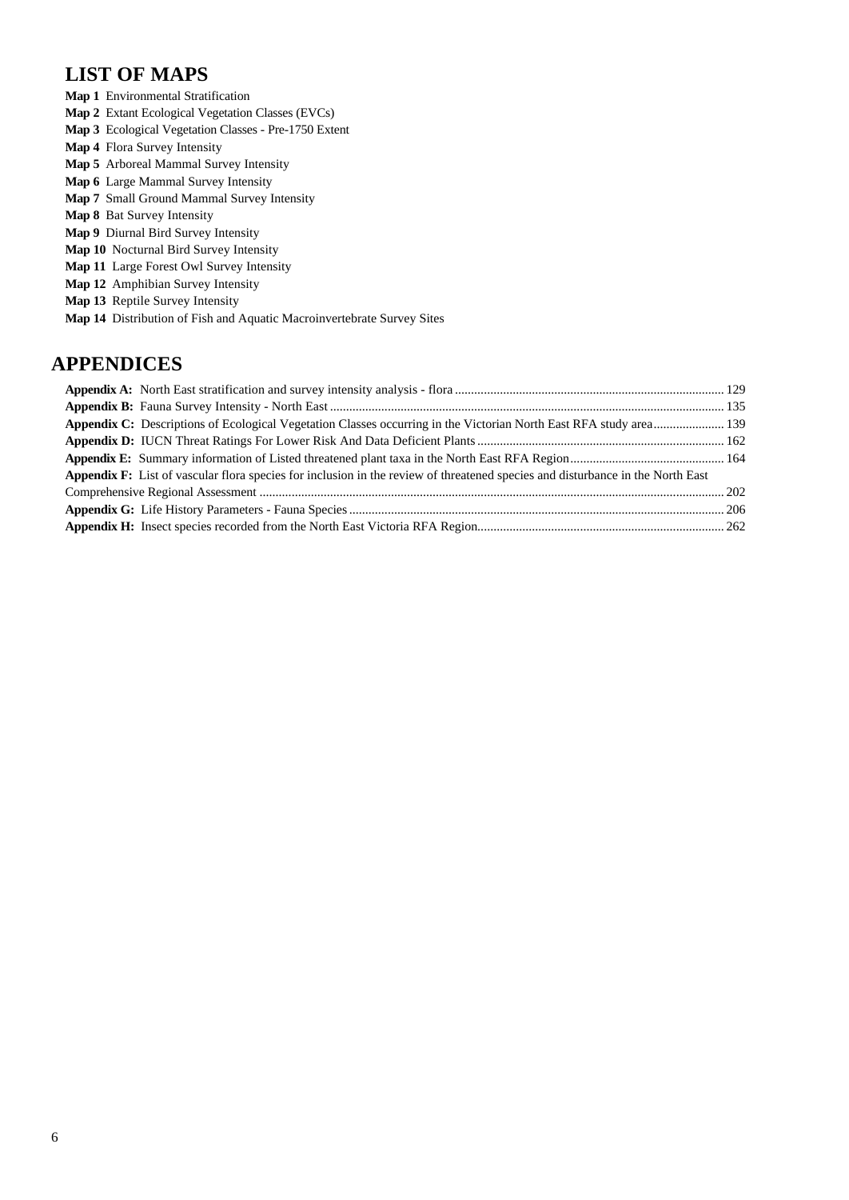## LIST OF MAPS

**Map 1** Environmental Stratification
**Map 2** Extant Ecological Vegetation Classes (EVCs)
**Map 3** Ecological Vegetation Classes - Pre-1750 Extent
**Map 4** Flora Survey Intensity
**Map 5** Arboreal Mammal Survey Intensity
**Map 6** Large Mammal Survey Intensity
**Map 7** Small Ground Mammal Survey Intensity
**Map 8** Bat Survey Intensity
**Map 9** Diurnal Bird Survey Intensity
**Map 10** Nocturnal Bird Survey Intensity
**Map 11** Large Forest Owl Survey Intensity
**Map 12** Amphibian Survey Intensity
**Map 13** Reptile Survey Intensity
**Map 14** Distribution of Fish and Aquatic Macroinvertebrate Survey Sites

## APPENDICES

**Appendix A:** North East stratification and survey intensity analysis - flora ........ 129
**Appendix B:** Fauna Survey Intensity - North East ........ 135
**Appendix C:** Descriptions of Ecological Vegetation Classes occurring in the Victorian North East RFA study area........ 139
**Appendix D:** IUCN Threat Ratings For Lower Risk And Data Deficient Plants ........ 162
**Appendix E:** Summary information of Listed threatened plant taxa in the North East RFA Region........ 164
**Appendix F:** List of vascular flora species for inclusion in the review of threatened species and disturbance in the North East Comprehensive Regional Assessment ........ 202
**Appendix G:** Life History Parameters - Fauna Species ........ 206
**Appendix H:** Insect species recorded from the North East Victoria RFA Region........ 262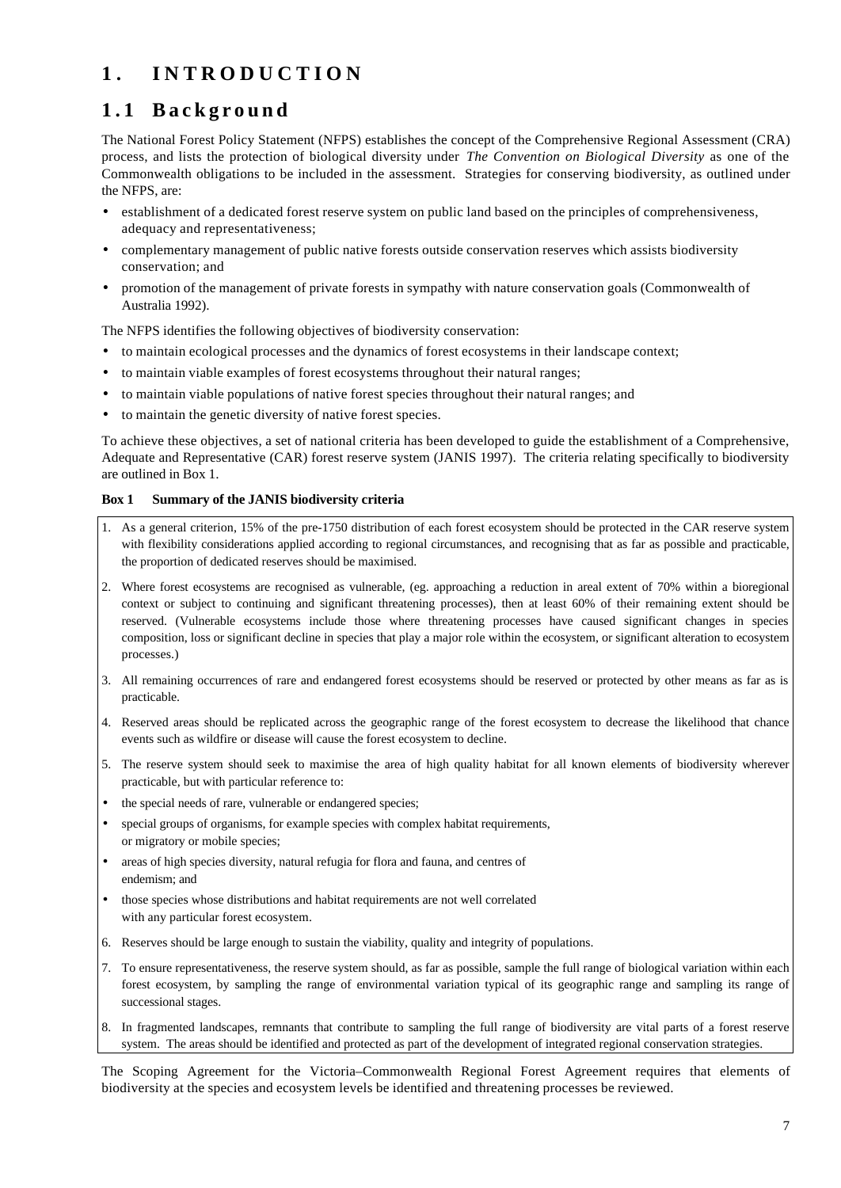# 1. INTRODUCTION

## 1.1 Background

The National Forest Policy Statement (NFPS) establishes the concept of the Comprehensive Regional Assessment (CRA) process, and lists the protection of biological diversity under *The Convention on Biological Diversity* as one of the Commonwealth obligations to be included in the assessment. Strategies for conserving biodiversity, as outlined under the NFPS, are:

- establishment of a dedicated forest reserve system on public land based on the principles of comprehensiveness, adequacy and representativeness;
- complementary management of public native forests outside conservation reserves which assists biodiversity conservation; and
- promotion of the management of private forests in sympathy with nature conservation goals (Commonwealth of Australia 1992).

The NFPS identifies the following objectives of biodiversity conservation:

- to maintain ecological processes and the dynamics of forest ecosystems in their landscape context;
- to maintain viable examples of forest ecosystems throughout their natural ranges;
- to maintain viable populations of native forest species throughout their natural ranges; and
- to maintain the genetic diversity of native forest species.

To achieve these objectives, a set of national criteria has been developed to guide the establishment of a Comprehensive, Adequate and Representative (CAR) forest reserve system (JANIS 1997). The criteria relating specifically to biodiversity are outlined in Box 1.

**Box 1 Summary of the JANIS biodiversity criteria**

1. As a general criterion, 15% of the pre-1750 distribution of each forest ecosystem should be protected in the CAR reserve system with flexibility considerations applied according to regional circumstances, and recognising that as far as possible and practicable, the proportion of dedicated reserves should be maximised.
2. Where forest ecosystems are recognised as vulnerable, (eg. approaching a reduction in areal extent of 70% within a bioregional context or subject to continuing and significant threatening processes), then at least 60% of their remaining extent should be reserved. (Vulnerable ecosystems include those where threatening processes have caused significant changes in species composition, loss or significant decline in species that play a major role within the ecosystem, or significant alteration to ecosystem processes.)
3. All remaining occurrences of rare and endangered forest ecosystems should be reserved or protected by other means as far as is practicable.
4. Reserved areas should be replicated across the geographic range of the forest ecosystem to decrease the likelihood that chance events such as wildfire or disease will cause the forest ecosystem to decline.
5. The reserve system should seek to maximise the area of high quality habitat for all known elements of biodiversity wherever practicable, but with particular reference to:
   - the special needs of rare, vulnerable or endangered species;
   - special groups of organisms, for example species with complex habitat requirements, or migratory or mobile species;
   - areas of high species diversity, natural refugia for flora and fauna, and centres of endemism; and
   - those species whose distributions and habitat requirements are not well correlated with any particular forest ecosystem.
6. Reserves should be large enough to sustain the viability, quality and integrity of populations.
7. To ensure representativeness, the reserve system should, as far as possible, sample the full range of biological variation within each forest ecosystem, by sampling the range of environmental variation typical of its geographic range and sampling its range of successional stages.
8. In fragmented landscapes, remnants that contribute to sampling the full range of biodiversity are vital parts of a forest reserve system. The areas should be identified and protected as part of the development of integrated regional conservation strategies.

The Scoping Agreement for the Victoria–Commonwealth Regional Forest Agreement requires that elements of biodiversity at the species and ecosystem levels be identified and threatening processes be reviewed.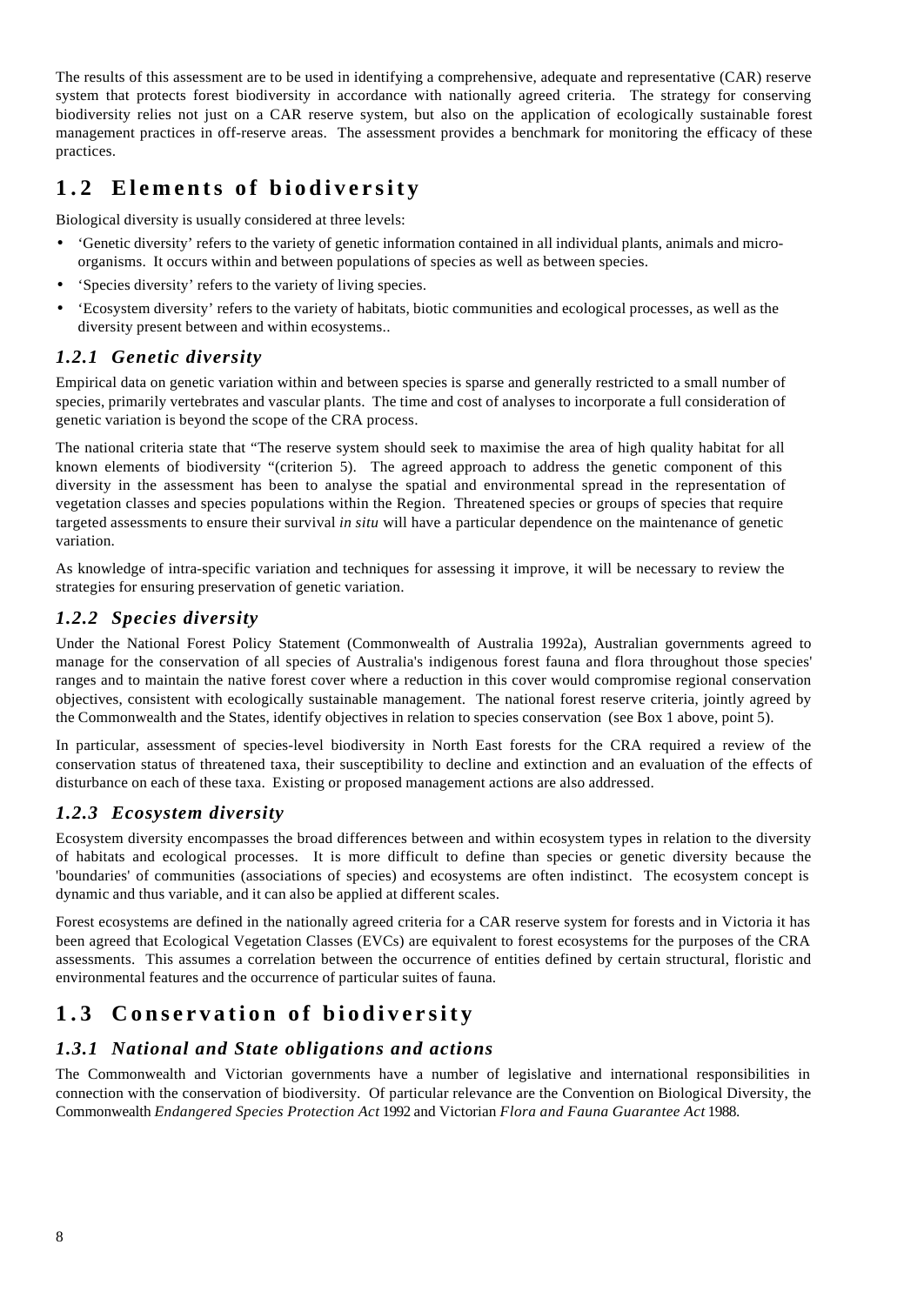The results of this assessment are to be used in identifying a comprehensive, adequate and representative (CAR) reserve system that protects forest biodiversity in accordance with nationally agreed criteria. The strategy for conserving biodiversity relies not just on a CAR reserve system, but also on the application of ecologically sustainable forest management practices in off-reserve areas. The assessment provides a benchmark for monitoring the efficacy of these practices.

## 1.2 Elements of biodiversity

Biological diversity is usually considered at three levels:

- 'Genetic diversity' refers to the variety of genetic information contained in all individual plants, animals and micro-organisms. It occurs within and between populations of species as well as between species.
- 'Species diversity' refers to the variety of living species.
- 'Ecosystem diversity' refers to the variety of habitats, biotic communities and ecological processes, as well as the diversity present between and within ecosystems..

### *1.2.1 Genetic diversity*

Empirical data on genetic variation within and between species is sparse and generally restricted to a small number of species, primarily vertebrates and vascular plants. The time and cost of analyses to incorporate a full consideration of genetic variation is beyond the scope of the CRA process.

The national criteria state that "The reserve system should seek to maximise the area of high quality habitat for all known elements of biodiversity "(criterion 5). The agreed approach to address the genetic component of this diversity in the assessment has been to analyse the spatial and environmental spread in the representation of vegetation classes and species populations within the Region. Threatened species or groups of species that require targeted assessments to ensure their survival *in situ* will have a particular dependence on the maintenance of genetic variation.

As knowledge of intra-specific variation and techniques for assessing it improve, it will be necessary to review the strategies for ensuring preservation of genetic variation.

### *1.2.2 Species diversity*

Under the National Forest Policy Statement (Commonwealth of Australia 1992a), Australian governments agreed to manage for the conservation of all species of Australia's indigenous forest fauna and flora throughout those species' ranges and to maintain the native forest cover where a reduction in this cover would compromise regional conservation objectives, consistent with ecologically sustainable management. The national forest reserve criteria, jointly agreed by the Commonwealth and the States, identify objectives in relation to species conservation (see Box 1 above, point 5).

In particular, assessment of species-level biodiversity in North East forests for the CRA required a review of the conservation status of threatened taxa, their susceptibility to decline and extinction and an evaluation of the effects of disturbance on each of these taxa. Existing or proposed management actions are also addressed.

### *1.2.3 Ecosystem diversity*

Ecosystem diversity encompasses the broad differences between and within ecosystem types in relation to the diversity of habitats and ecological processes. It is more difficult to define than species or genetic diversity because the 'boundaries' of communities (associations of species) and ecosystems are often indistinct. The ecosystem concept is dynamic and thus variable, and it can also be applied at different scales.

Forest ecosystems are defined in the nationally agreed criteria for a CAR reserve system for forests and in Victoria it has been agreed that Ecological Vegetation Classes (EVCs) are equivalent to forest ecosystems for the purposes of the CRA assessments. This assumes a correlation between the occurrence of entities defined by certain structural, floristic and environmental features and the occurrence of particular suites of fauna.

## 1.3 Conservation of biodiversity

### *1.3.1 National and State obligations and actions*

The Commonwealth and Victorian governments have a number of legislative and international responsibilities in connection with the conservation of biodiversity. Of particular relevance are the Convention on Biological Diversity, the Commonwealth *Endangered Species Protection Act* 1992 and Victorian *Flora and Fauna Guarantee Act* 1988.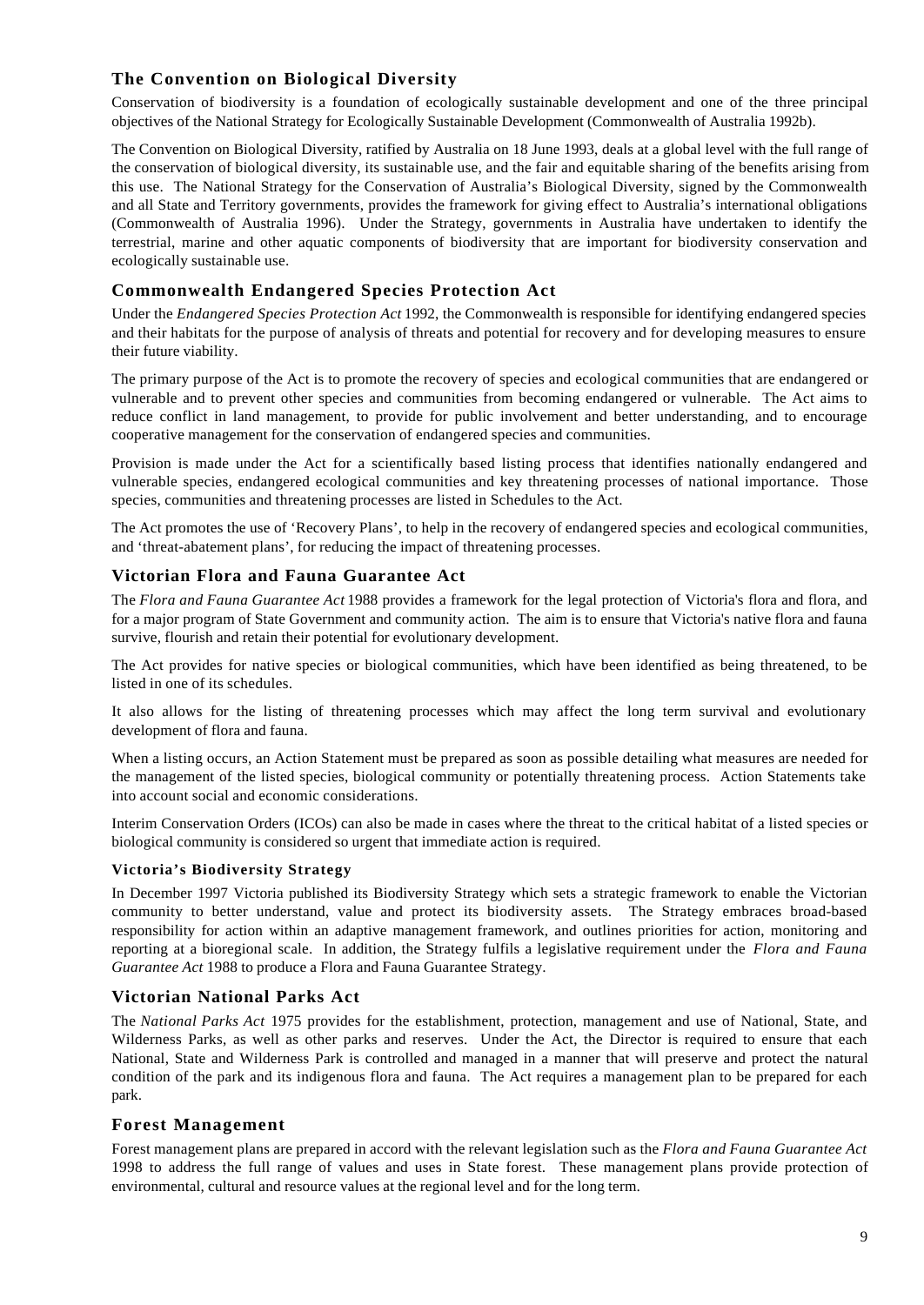## The Convention on Biological Diversity

Conservation of biodiversity is a foundation of ecologically sustainable development and one of the three principal objectives of the National Strategy for Ecologically Sustainable Development (Commonwealth of Australia 1992b).

The Convention on Biological Diversity, ratified by Australia on 18 June 1993, deals at a global level with the full range of the conservation of biological diversity, its sustainable use, and the fair and equitable sharing of the benefits arising from this use. The National Strategy for the Conservation of Australia's Biological Diversity, signed by the Commonwealth and all State and Territory governments, provides the framework for giving effect to Australia's international obligations (Commonwealth of Australia 1996). Under the Strategy, governments in Australia have undertaken to identify the terrestrial, marine and other aquatic components of biodiversity that are important for biodiversity conservation and ecologically sustainable use.

## Commonwealth Endangered Species Protection Act

Under the *Endangered Species Protection Act* 1992, the Commonwealth is responsible for identifying endangered species and their habitats for the purpose of analysis of threats and potential for recovery and for developing measures to ensure their future viability.

The primary purpose of the Act is to promote the recovery of species and ecological communities that are endangered or vulnerable and to prevent other species and communities from becoming endangered or vulnerable. The Act aims to reduce conflict in land management, to provide for public involvement and better understanding, and to encourage cooperative management for the conservation of endangered species and communities.

Provision is made under the Act for a scientifically based listing process that identifies nationally endangered and vulnerable species, endangered ecological communities and key threatening processes of national importance. Those species, communities and threatening processes are listed in Schedules to the Act.

The Act promotes the use of 'Recovery Plans', to help in the recovery of endangered species and ecological communities, and 'threat-abatement plans', for reducing the impact of threatening processes.

## Victorian Flora and Fauna Guarantee Act

The *Flora and Fauna Guarantee Act* 1988 provides a framework for the legal protection of Victoria's flora and flora, and for a major program of State Government and community action. The aim is to ensure that Victoria's native flora and fauna survive, flourish and retain their potential for evolutionary development.

The Act provides for native species or biological communities, which have been identified as being threatened, to be listed in one of its schedules.

It also allows for the listing of threatening processes which may affect the long term survival and evolutionary development of flora and fauna.

When a listing occurs, an Action Statement must be prepared as soon as possible detailing what measures are needed for the management of the listed species, biological community or potentially threatening process. Action Statements take into account social and economic considerations.

Interim Conservation Orders (ICOs) can also be made in cases where the threat to the critical habitat of a listed species or biological community is considered so urgent that immediate action is required.

### Victoria's Biodiversity Strategy

In December 1997 Victoria published its Biodiversity Strategy which sets a strategic framework to enable the Victorian community to better understand, value and protect its biodiversity assets. The Strategy embraces broad-based responsibility for action within an adaptive management framework, and outlines priorities for action, monitoring and reporting at a bioregional scale. In addition, the Strategy fulfils a legislative requirement under the *Flora and Fauna Guarantee Act* 1988 to produce a Flora and Fauna Guarantee Strategy.

## Victorian National Parks Act

The *National Parks Act* 1975 provides for the establishment, protection, management and use of National, State, and Wilderness Parks, as well as other parks and reserves. Under the Act, the Director is required to ensure that each National, State and Wilderness Park is controlled and managed in a manner that will preserve and protect the natural condition of the park and its indigenous flora and fauna. The Act requires a management plan to be prepared for each park.

## Forest Management

Forest management plans are prepared in accord with the relevant legislation such as the *Flora and Fauna Guarantee Act* 1998 to address the full range of values and uses in State forest. These management plans provide protection of environmental, cultural and resource values at the regional level and for the long term.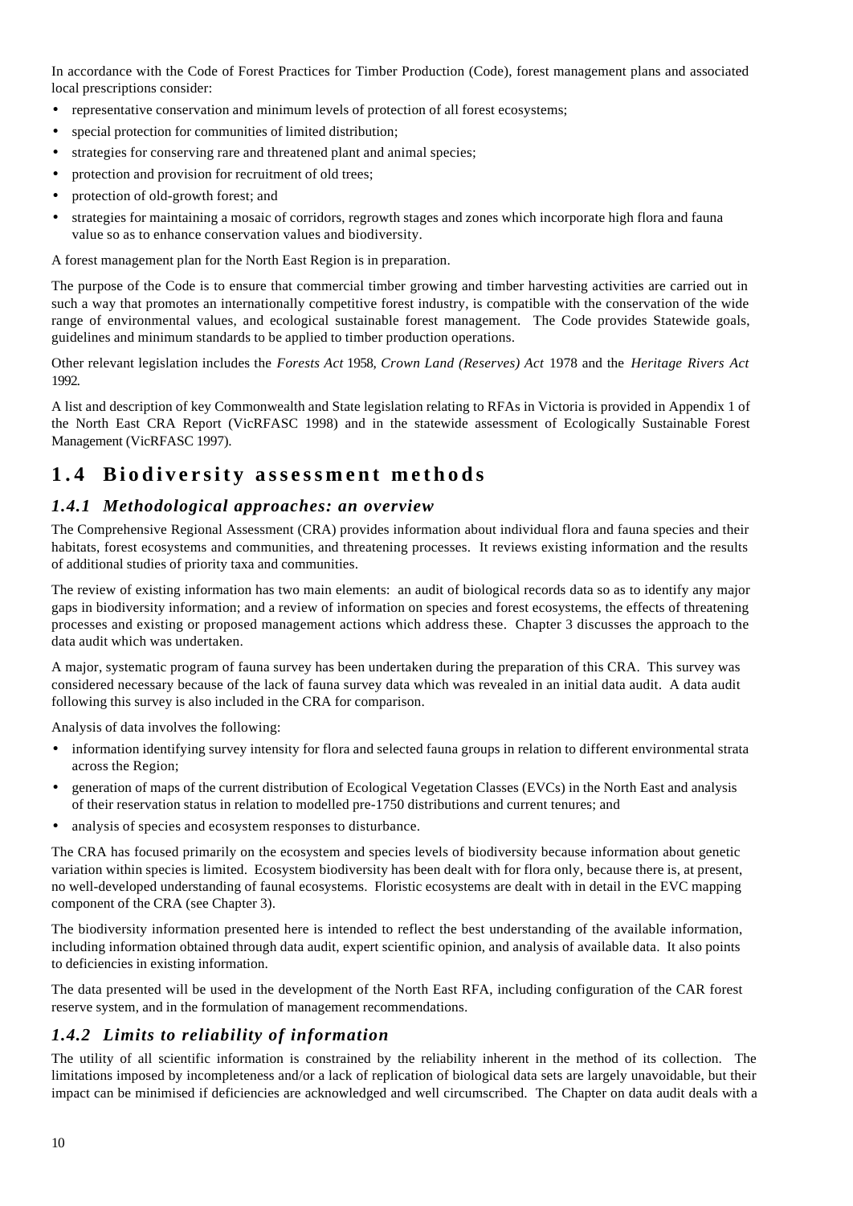In accordance with the Code of Forest Practices for Timber Production (Code), forest management plans and associated local prescriptions consider:

- representative conservation and minimum levels of protection of all forest ecosystems;
- special protection for communities of limited distribution;
- strategies for conserving rare and threatened plant and animal species;
- protection and provision for recruitment of old trees;
- protection of old-growth forest; and
- strategies for maintaining a mosaic of corridors, regrowth stages and zones which incorporate high flora and fauna value so as to enhance conservation values and biodiversity.

A forest management plan for the North East Region is in preparation.

The purpose of the Code is to ensure that commercial timber growing and timber harvesting activities are carried out in such a way that promotes an internationally competitive forest industry, is compatible with the conservation of the wide range of environmental values, and ecological sustainable forest management. The Code provides Statewide goals, guidelines and minimum standards to be applied to timber production operations.

Other relevant legislation includes the *Forests Act* 1958, *Crown Land (Reserves) Act* 1978 and the *Heritage Rivers Act* 1992.

A list and description of key Commonwealth and State legislation relating to RFAs in Victoria is provided in Appendix 1 of the North East CRA Report (VicRFASC 1998) and in the statewide assessment of Ecologically Sustainable Forest Management (VicRFASC 1997).

## 1.4 Biodiversity assessment methods

### *1.4.1 Methodological approaches: an overview*

The Comprehensive Regional Assessment (CRA) provides information about individual flora and fauna species and their habitats, forest ecosystems and communities, and threatening processes. It reviews existing information and the results of additional studies of priority taxa and communities.

The review of existing information has two main elements: an audit of biological records data so as to identify any major gaps in biodiversity information; and a review of information on species and forest ecosystems, the effects of threatening processes and existing or proposed management actions which address these. Chapter 3 discusses the approach to the data audit which was undertaken.

A major, systematic program of fauna survey has been undertaken during the preparation of this CRA. This survey was considered necessary because of the lack of fauna survey data which was revealed in an initial data audit. A data audit following this survey is also included in the CRA for comparison.

Analysis of data involves the following:

- information identifying survey intensity for flora and selected fauna groups in relation to different environmental strata across the Region;
- generation of maps of the current distribution of Ecological Vegetation Classes (EVCs) in the North East and analysis of their reservation status in relation to modelled pre-1750 distributions and current tenures; and
- analysis of species and ecosystem responses to disturbance.

The CRA has focused primarily on the ecosystem and species levels of biodiversity because information about genetic variation within species is limited. Ecosystem biodiversity has been dealt with for flora only, because there is, at present, no well-developed understanding of faunal ecosystems. Floristic ecosystems are dealt with in detail in the EVC mapping component of the CRA (see Chapter 3).

The biodiversity information presented here is intended to reflect the best understanding of the available information, including information obtained through data audit, expert scientific opinion, and analysis of available data. It also points to deficiencies in existing information.

The data presented will be used in the development of the North East RFA, including configuration of the CAR forest reserve system, and in the formulation of management recommendations.

### *1.4.2 Limits to reliability of information*

The utility of all scientific information is constrained by the reliability inherent in the method of its collection. The limitations imposed by incompleteness and/or a lack of replication of biological data sets are largely unavoidable, but their impact can be minimised if deficiencies are acknowledged and well circumscribed. The Chapter on data audit deals with a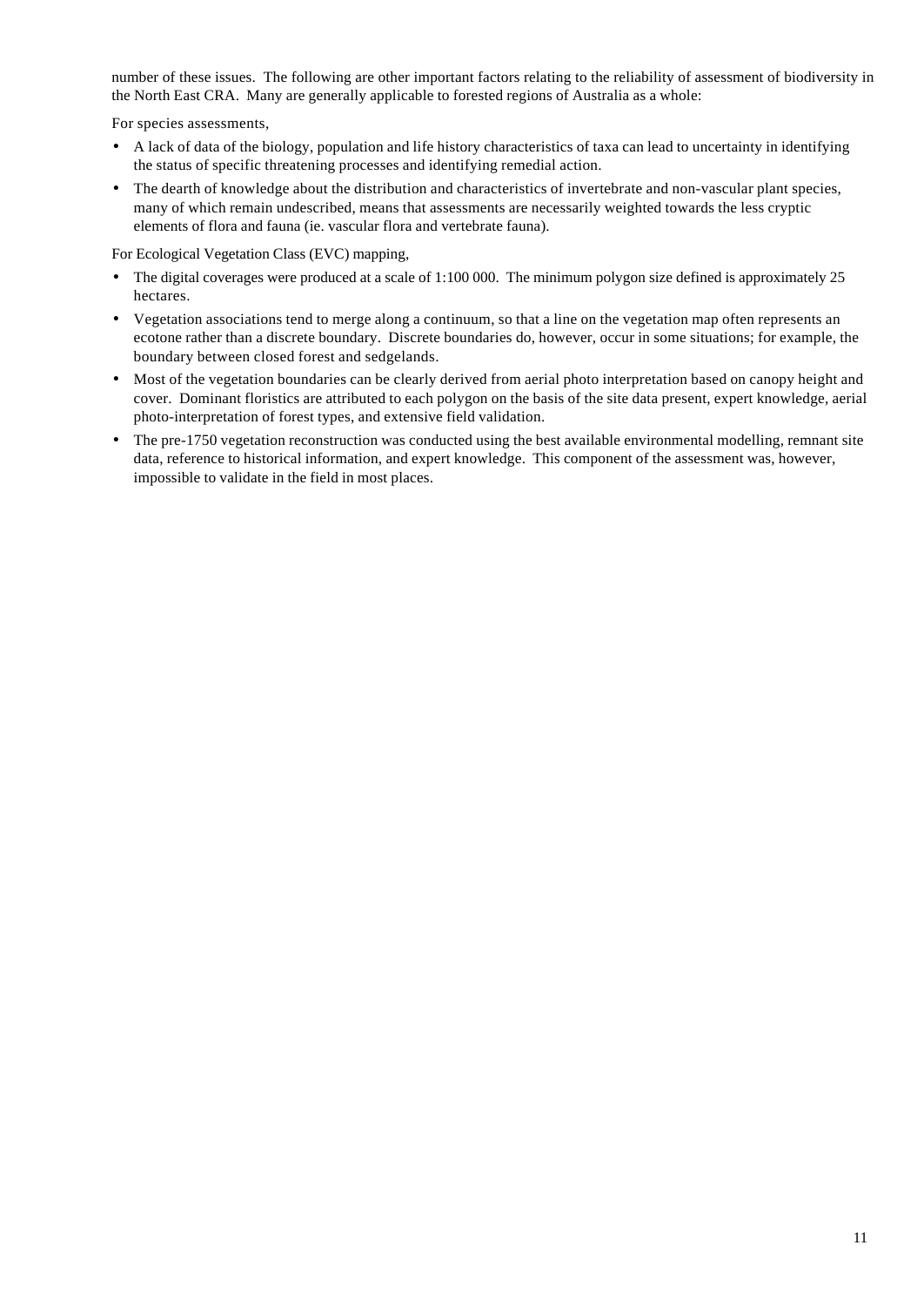number of these issues. The following are other important factors relating to the reliability of assessment of biodiversity in the North East CRA. Many are generally applicable to forested regions of Australia as a whole:

For species assessments,

- A lack of data of the biology, population and life history characteristics of taxa can lead to uncertainty in identifying the status of specific threatening processes and identifying remedial action.
- The dearth of knowledge about the distribution and characteristics of invertebrate and non-vascular plant species, many of which remain undescribed, means that assessments are necessarily weighted towards the less cryptic elements of flora and fauna (ie. vascular flora and vertebrate fauna).

For Ecological Vegetation Class (EVC) mapping,

- The digital coverages were produced at a scale of 1:100 000. The minimum polygon size defined is approximately 25 hectares.
- Vegetation associations tend to merge along a continuum, so that a line on the vegetation map often represents an ecotone rather than a discrete boundary. Discrete boundaries do, however, occur in some situations; for example, the boundary between closed forest and sedgelands.
- Most of the vegetation boundaries can be clearly derived from aerial photo interpretation based on canopy height and cover. Dominant floristics are attributed to each polygon on the basis of the site data present, expert knowledge, aerial photo-interpretation of forest types, and extensive field validation.
- The pre-1750 vegetation reconstruction was conducted using the best available environmental modelling, remnant site data, reference to historical information, and expert knowledge. This component of the assessment was, however, impossible to validate in the field in most places.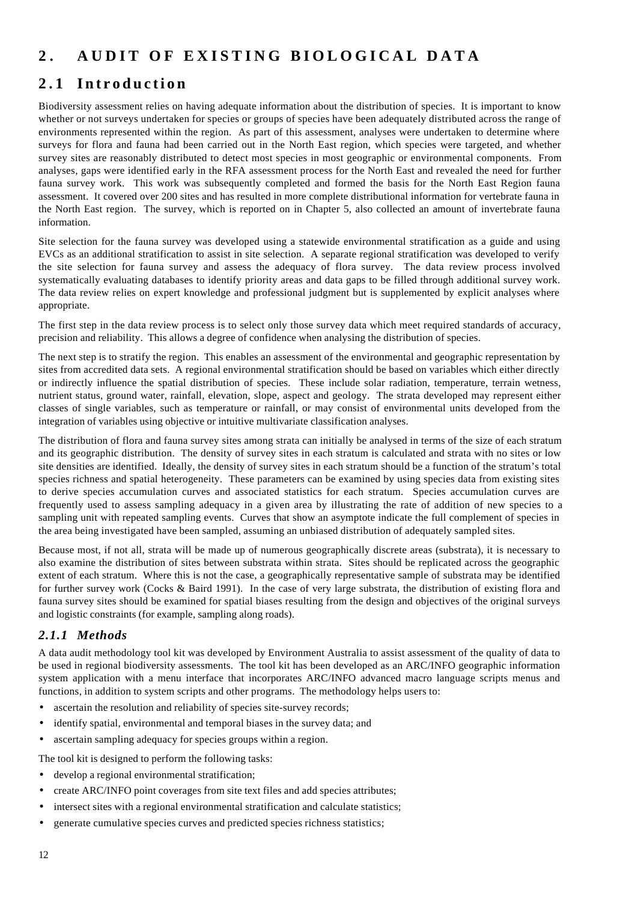# 2. AUDIT OF EXISTING BIOLOGICAL DATA

## 2.1 Introduction

Biodiversity assessment relies on having adequate information about the distribution of species. It is important to know whether or not surveys undertaken for species or groups of species have been adequately distributed across the range of environments represented within the region. As part of this assessment, analyses were undertaken to determine where surveys for flora and fauna had been carried out in the North East region, which species were targeted, and whether survey sites are reasonably distributed to detect most species in most geographic or environmental components. From analyses, gaps were identified early in the RFA assessment process for the North East and revealed the need for further fauna survey work. This work was subsequently completed and formed the basis for the North East Region fauna assessment. It covered over 200 sites and has resulted in more complete distributional information for vertebrate fauna in the North East region. The survey, which is reported on in Chapter 5, also collected an amount of invertebrate fauna information.

Site selection for the fauna survey was developed using a statewide environmental stratification as a guide and using EVCs as an additional stratification to assist in site selection. A separate regional stratification was developed to verify the site selection for fauna survey and assess the adequacy of flora survey. The data review process involved systematically evaluating databases to identify priority areas and data gaps to be filled through additional survey work. The data review relies on expert knowledge and professional judgment but is supplemented by explicit analyses where appropriate.

The first step in the data review process is to select only those survey data which meet required standards of accuracy, precision and reliability. This allows a degree of confidence when analysing the distribution of species.

The next step is to stratify the region. This enables an assessment of the environmental and geographic representation by sites from accredited data sets. A regional environmental stratification should be based on variables which either directly or indirectly influence the spatial distribution of species. These include solar radiation, temperature, terrain wetness, nutrient status, ground water, rainfall, elevation, slope, aspect and geology. The strata developed may represent either classes of single variables, such as temperature or rainfall, or may consist of environmental units developed from the integration of variables using objective or intuitive multivariate classification analyses.

The distribution of flora and fauna survey sites among strata can initially be analysed in terms of the size of each stratum and its geographic distribution. The density of survey sites in each stratum is calculated and strata with no sites or low site densities are identified. Ideally, the density of survey sites in each stratum should be a function of the stratum's total species richness and spatial heterogeneity. These parameters can be examined by using species data from existing sites to derive species accumulation curves and associated statistics for each stratum. Species accumulation curves are frequently used to assess sampling adequacy in a given area by illustrating the rate of addition of new species to a sampling unit with repeated sampling events. Curves that show an asymptote indicate the full complement of species in the area being investigated have been sampled, assuming an unbiased distribution of adequately sampled sites.

Because most, if not all, strata will be made up of numerous geographically discrete areas (substrata), it is necessary to also examine the distribution of sites between substrata within strata. Sites should be replicated across the geographic extent of each stratum. Where this is not the case, a geographically representative sample of substrata may be identified for further survey work (Cocks & Baird 1991). In the case of very large substrata, the distribution of existing flora and fauna survey sites should be examined for spatial biases resulting from the design and objectives of the original surveys and logistic constraints (for example, sampling along roads).

### *2.1.1 Methods*

A data audit methodology tool kit was developed by Environment Australia to assist assessment of the quality of data to be used in regional biodiversity assessments. The tool kit has been developed as an ARC/INFO geographic information system application with a menu interface that incorporates ARC/INFO advanced macro language scripts menus and functions, in addition to system scripts and other programs. The methodology helps users to:

- ascertain the resolution and reliability of species site-survey records;
- identify spatial, environmental and temporal biases in the survey data; and
- ascertain sampling adequacy for species groups within a region.

The tool kit is designed to perform the following tasks:

- develop a regional environmental stratification;
- create ARC/INFO point coverages from site text files and add species attributes;
- intersect sites with a regional environmental stratification and calculate statistics;
- generate cumulative species curves and predicted species richness statistics;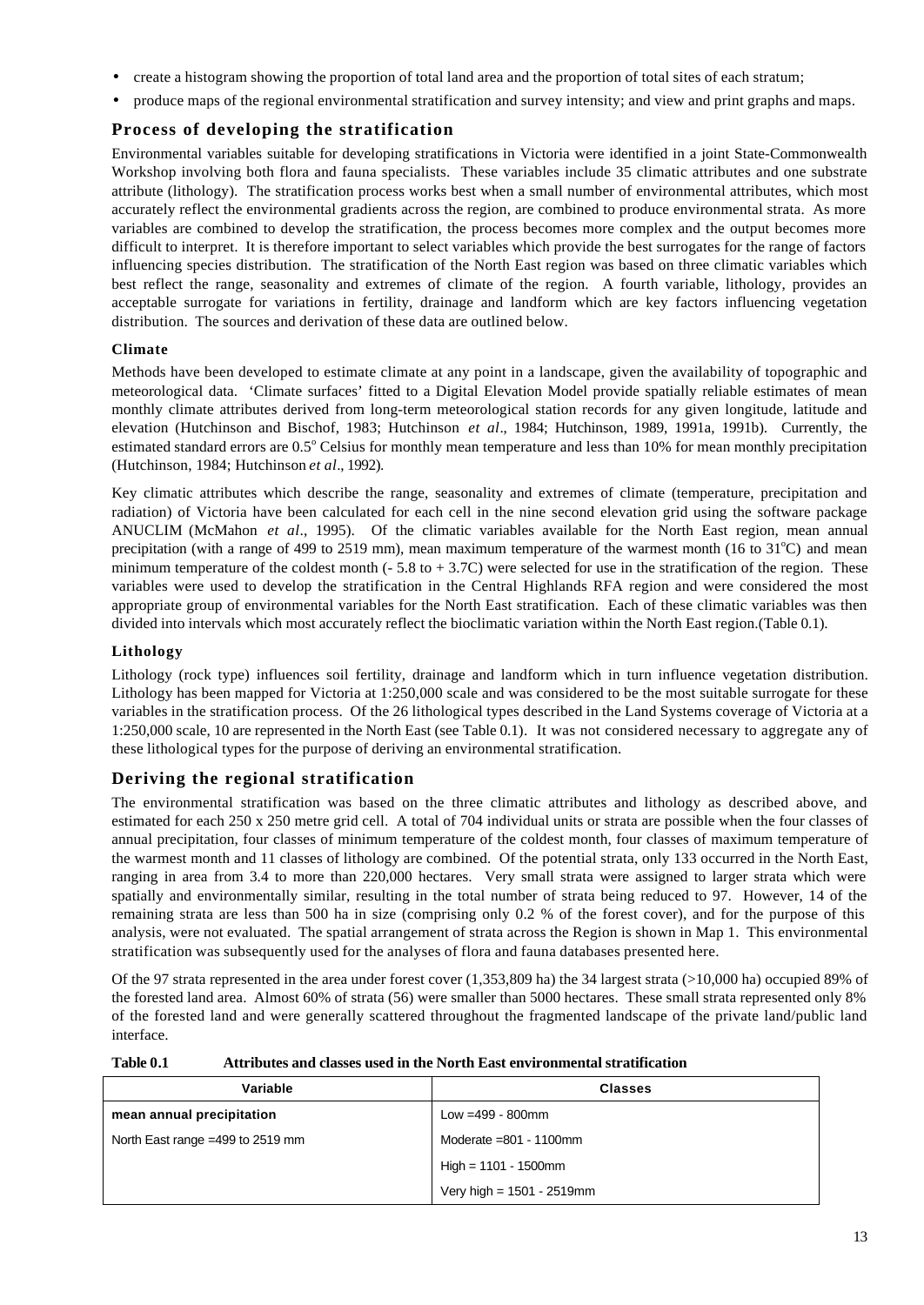- create a histogram showing the proportion of total land area and the proportion of total sites of each stratum;
- produce maps of the regional environmental stratification and survey intensity; and view and print graphs and maps.

## Process of developing the stratification

Environmental variables suitable for developing stratifications in Victoria were identified in a joint State-Commonwealth Workshop involving both flora and fauna specialists. These variables include 35 climatic attributes and one substrate attribute (lithology). The stratification process works best when a small number of environmental attributes, which most accurately reflect the environmental gradients across the region, are combined to produce environmental strata. As more variables are combined to develop the stratification, the process becomes more complex and the output becomes more difficult to interpret. It is therefore important to select variables which provide the best surrogates for the range of factors influencing species distribution. The stratification of the North East region was based on three climatic variables which best reflect the range, seasonality and extremes of climate of the region. A fourth variable, lithology, provides an acceptable surrogate for variations in fertility, drainage and landform which are key factors influencing vegetation distribution. The sources and derivation of these data are outlined below.

### Climate

Methods have been developed to estimate climate at any point in a landscape, given the availability of topographic and meteorological data. 'Climate surfaces' fitted to a Digital Elevation Model provide spatially reliable estimates of mean monthly climate attributes derived from long-term meteorological station records for any given longitude, latitude and elevation (Hutchinson and Bischof, 1983; Hutchinson *et al*., 1984; Hutchinson, 1989, 1991a, 1991b). Currently, the estimated standard errors are 0.5° Celsius for monthly mean temperature and less than 10% for mean monthly precipitation (Hutchinson, 1984; Hutchinson *et al*., 1992).

Key climatic attributes which describe the range, seasonality and extremes of climate (temperature, precipitation and radiation) of Victoria have been calculated for each cell in the nine second elevation grid using the software package ANUCLIM (McMahon *et al*., 1995). Of the climatic variables available for the North East region, mean annual precipitation (with a range of 499 to 2519 mm), mean maximum temperature of the warmest month (16 to 31°C) and mean minimum temperature of the coldest month (- 5.8 to + 3.7C) were selected for use in the stratification of the region. These variables were used to develop the stratification in the Central Highlands RFA region and were considered the most appropriate group of environmental variables for the North East stratification. Each of these climatic variables was then divided into intervals which most accurately reflect the bioclimatic variation within the North East region.(Table 0.1).

### Lithology

Lithology (rock type) influences soil fertility, drainage and landform which in turn influence vegetation distribution. Lithology has been mapped for Victoria at 1:250,000 scale and was considered to be the most suitable surrogate for these variables in the stratification process. Of the 26 lithological types described in the Land Systems coverage of Victoria at a 1:250,000 scale, 10 are represented in the North East (see Table 0.1). It was not considered necessary to aggregate any of these lithological types for the purpose of deriving an environmental stratification.

## Deriving the regional stratification

The environmental stratification was based on the three climatic attributes and lithology as described above, and estimated for each 250 x 250 metre grid cell. A total of 704 individual units or strata are possible when the four classes of annual precipitation, four classes of minimum temperature of the coldest month, four classes of maximum temperature of the warmest month and 11 classes of lithology are combined. Of the potential strata, only 133 occurred in the North East, ranging in area from 3.4 to more than 220,000 hectares. Very small strata were assigned to larger strata which were spatially and environmentally similar, resulting in the total number of strata being reduced to 97. However, 14 of the remaining strata are less than 500 ha in size (comprising only 0.2 % of the forest cover), and for the purpose of this analysis, were not evaluated. The spatial arrangement of strata across the Region is shown in Map 1. This environmental stratification was subsequently used for the analyses of flora and fauna databases presented here.

Of the 97 strata represented in the area under forest cover (1,353,809 ha) the 34 largest strata (>10,000 ha) occupied 89% of the forested land area. Almost 60% of strata (56) were smaller than 5000 hectares. These small strata represented only 8% of the forested land and were generally scattered throughout the fragmented landscape of the private land/public land interface.

**Table 0.1 Attributes and classes used in the North East environmental stratification**

| Variable | Classes |
|---|---|
| **mean annual precipitation** | Low =499 - 800mm |
| North East range =499 to 2519 mm | Moderate =801 - 1100mm |
| | High = 1101 - 1500mm |
| | Very high = 1501 - 2519mm |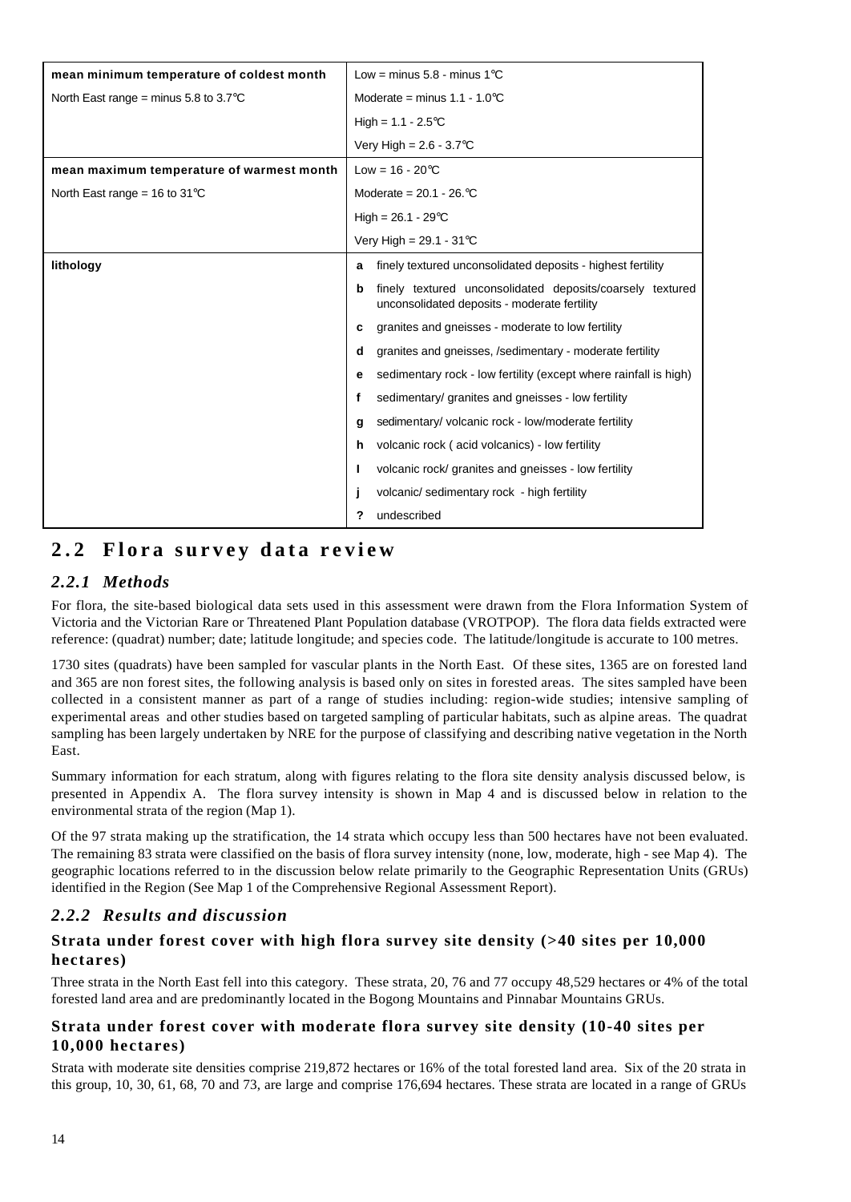| | |
|---|---|
| **mean minimum temperature of coldest month** | Low = minus 5.8 - minus 1°C |
| North East range = minus 5.8 to 3.7°C | Moderate = minus 1.1 - 1.0°C |
| | High = 1.1 - 2.5°C |
| | Very High = 2.6 - 3.7°C |
| **mean maximum temperature of warmest month** | Low = 16 - 20°C |
| North East range = 16 to 31°C | Moderate = 20.1 - 26.°C |
| | High = 26.1 - 29°C |
| | Very High = 29.1 - 31°C |
| **lithology** | **a** finely textured unconsolidated deposits - highest fertility |
| | **b** finely textured unconsolidated deposits/coarsely textured unconsolidated deposits - moderate fertility |
| | **c** granites and gneisses - moderate to low fertility |
| | **d** granites and gneisses, /sedimentary - moderate fertility |
| | **e** sedimentary rock - low fertility (except where rainfall is high) |
| | **f** sedimentary/ granites and gneisses - low fertility |
| | **g** sedimentary/ volcanic rock - low/moderate fertility |
| | **h** volcanic rock ( acid volcanics) - low fertility |
| | **I** volcanic rock/ granites and gneisses - low fertility |
| | **j** volcanic/ sedimentary rock - high fertility |
| | **?** undescribed |

## 2.2 Flora survey data review

### *2.2.1 Methods*

For flora, the site-based biological data sets used in this assessment were drawn from the Flora Information System of Victoria and the Victorian Rare or Threatened Plant Population database (VROTPOP). The flora data fields extracted were reference: (quadrat) number; date; latitude longitude; and species code. The latitude/longitude is accurate to 100 metres.

1730 sites (quadrats) have been sampled for vascular plants in the North East. Of these sites, 1365 are on forested land and 365 are non forest sites, the following analysis is based only on sites in forested areas. The sites sampled have been collected in a consistent manner as part of a range of studies including: region-wide studies; intensive sampling of experimental areas and other studies based on targeted sampling of particular habitats, such as alpine areas. The quadrat sampling has been largely undertaken by NRE for the purpose of classifying and describing native vegetation in the North East.

Summary information for each stratum, along with figures relating to the flora site density analysis discussed below, is presented in Appendix A. The flora survey intensity is shown in Map 4 and is discussed below in relation to the environmental strata of the region (Map 1).

Of the 97 strata making up the stratification, the 14 strata which occupy less than 500 hectares have not been evaluated. The remaining 83 strata were classified on the basis of flora survey intensity (none, low, moderate, high - see Map 4). The geographic locations referred to in the discussion below relate primarily to the Geographic Representation Units (GRUs) identified in the Region (See Map 1 of the Comprehensive Regional Assessment Report).

### *2.2.2 Results and discussion*

#### Strata under forest cover with high flora survey site density (>40 sites per 10,000 hectares)

Three strata in the North East fell into this category. These strata, 20, 76 and 77 occupy 48,529 hectares or 4% of the total forested land area and are predominantly located in the Bogong Mountains and Pinnabar Mountains GRUs.

#### Strata under forest cover with moderate flora survey site density (10-40 sites per 10,000 hectares)

Strata with moderate site densities comprise 219,872 hectares or 16% of the total forested land area. Six of the 20 strata in this group, 10, 30, 61, 68, 70 and 73, are large and comprise 176,694 hectares. These strata are located in a range of GRUs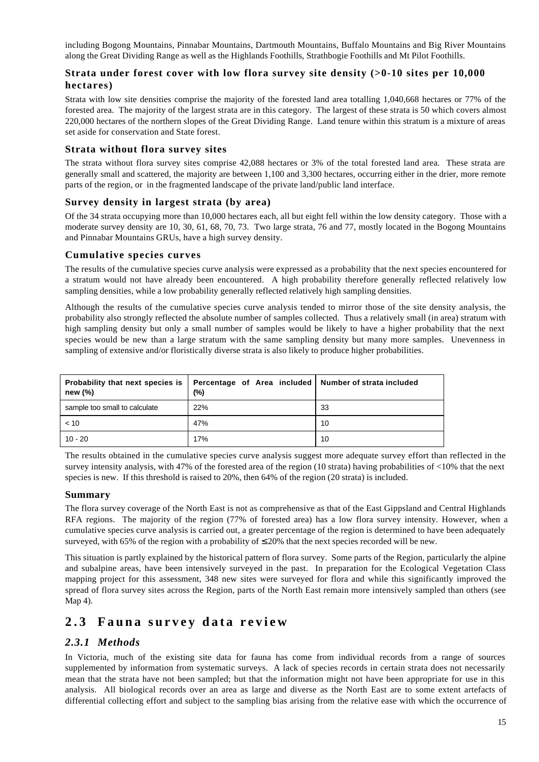including Bogong Mountains, Pinnabar Mountains, Dartmouth Mountains, Buffalo Mountains and Big River Mountains along the Great Dividing Range as well as the Highlands Foothills, Strathbogie Foothills and Mt Pilot Foothills.

### Strata under forest cover with low flora survey site density (>0-10 sites per 10,000 hectares)

Strata with low site densities comprise the majority of the forested land area totalling 1,040,668 hectares or 77% of the forested area. The majority of the largest strata are in this category. The largest of these strata is 50 which covers almost 220,000 hectares of the northern slopes of the Great Dividing Range. Land tenure within this stratum is a mixture of areas set aside for conservation and State forest.

### Strata without flora survey sites

The strata without flora survey sites comprise 42,088 hectares or 3% of the total forested land area. These strata are generally small and scattered, the majority are between 1,100 and 3,300 hectares, occurring either in the drier, more remote parts of the region, or in the fragmented landscape of the private land/public land interface.

### Survey density in largest strata (by area)

Of the 34 strata occupying more than 10,000 hectares each, all but eight fell within the low density category. Those with a moderate survey density are 10, 30, 61, 68, 70, 73. Two large strata, 76 and 77, mostly located in the Bogong Mountains and Pinnabar Mountains GRUs, have a high survey density.

### Cumulative species curves

The results of the cumulative species curve analysis were expressed as a probability that the next species encountered for a stratum would not have already been encountered. A high probability therefore generally reflected relatively low sampling densities, while a low probability generally reflected relatively high sampling densities.

Although the results of the cumulative species curve analysis tended to mirror those of the site density analysis, the probability also strongly reflected the absolute number of samples collected. Thus a relatively small (in area) stratum with high sampling density but only a small number of samples would be likely to have a higher probability that the next species would be new than a large stratum with the same sampling density but many more samples. Unevenness in sampling of extensive and/or floristically diverse strata is also likely to produce higher probabilities.

| Probability that next species is new (%) | Percentage of Area included (%) | Number of strata included |
|---|---|---|
| sample too small to calculate | 22% | 33 |
| < 10 | 47% | 10 |
| 10 - 20 | 17% | 10 |

The results obtained in the cumulative species curve analysis suggest more adequate survey effort than reflected in the survey intensity analysis, with 47% of the forested area of the region (10 strata) having probabilities of <10% that the next species is new. If this threshold is raised to 20%, then 64% of the region (20 strata) is included.

### Summary

The flora survey coverage of the North East is not as comprehensive as that of the East Gippsland and Central Highlands RFA regions. The majority of the region (77% of forested area) has a low flora survey intensity. However, when a cumulative species curve analysis is carried out, a greater percentage of the region is determined to have been adequately surveyed, with 65% of the region with a probability of ≤20% that the next species recorded will be new.

This situation is partly explained by the historical pattern of flora survey. Some parts of the Region, particularly the alpine and subalpine areas, have been intensively surveyed in the past. In preparation for the Ecological Vegetation Class mapping project for this assessment, 348 new sites were surveyed for flora and while this significantly improved the spread of flora survey sites across the Region, parts of the North East remain more intensively sampled than others (see Map 4).

# 2.3 Fauna survey data review

## *2.3.1 Methods*

In Victoria, much of the existing site data for fauna has come from individual records from a range of sources supplemented by information from systematic surveys. A lack of species records in certain strata does not necessarily mean that the strata have not been sampled; but that the information might not have been appropriate for use in this analysis. All biological records over an area as large and diverse as the North East are to some extent artefacts of differential collecting effort and subject to the sampling bias arising from the relative ease with which the occurrence of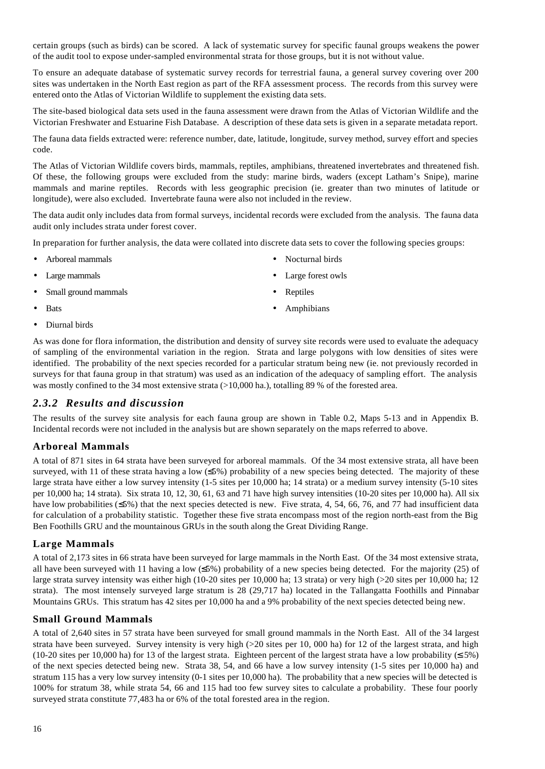certain groups (such as birds) can be scored. A lack of systematic survey for specific faunal groups weakens the power of the audit tool to expose under-sampled environmental strata for those groups, but it is not without value.

To ensure an adequate database of systematic survey records for terrestrial fauna, a general survey covering over 200 sites was undertaken in the North East region as part of the RFA assessment process. The records from this survey were entered onto the Atlas of Victorian Wildlife to supplement the existing data sets.

The site-based biological data sets used in the fauna assessment were drawn from the Atlas of Victorian Wildlife and the Victorian Freshwater and Estuarine Fish Database. A description of these data sets is given in a separate metadata report.

The fauna data fields extracted were: reference number, date, latitude, longitude, survey method, survey effort and species code.

The Atlas of Victorian Wildlife covers birds, mammals, reptiles, amphibians, threatened invertebrates and threatened fish. Of these, the following groups were excluded from the study: marine birds, waders (except Latham's Snipe), marine mammals and marine reptiles. Records with less geographic precision (ie. greater than two minutes of latitude or longitude), were also excluded. Invertebrate fauna were also not included in the review.

The data audit only includes data from formal surveys, incidental records were excluded from the analysis. The fauna data audit only includes strata under forest cover.

In preparation for further analysis, the data were collated into discrete data sets to cover the following species groups:

- Arboreal mammals
- Large mammals
- Small ground mammals
- Bats
- Diurnal birds
- Nocturnal birds
- Large forest owls
- Reptiles
- Amphibians

As was done for flora information, the distribution and density of survey site records were used to evaluate the adequacy of sampling of the environmental variation in the region. Strata and large polygons with low densities of sites were identified. The probability of the next species recorded for a particular stratum being new (ie. not previously recorded in surveys for that fauna group in that stratum) was used as an indication of the adequacy of sampling effort. The analysis was mostly confined to the 34 most extensive strata (>10,000 ha.), totalling 89 % of the forested area.

## *2.3.2 Results and discussion*

The results of the survey site analysis for each fauna group are shown in Table 0.2, Maps 5-13 and in Appendix B. Incidental records were not included in the analysis but are shown separately on the maps referred to above.

### Arboreal Mammals

A total of 871 sites in 64 strata have been surveyed for arboreal mammals. Of the 34 most extensive strata, all have been surveyed, with 11 of these strata having a low (≤5%) probability of a new species being detected. The majority of these large strata have either a low survey intensity (1-5 sites per 10,000 ha; 14 strata) or a medium survey intensity (5-10 sites per 10,000 ha; 14 strata). Six strata 10, 12, 30, 61, 63 and 71 have high survey intensities (10-20 sites per 10,000 ha). All six have low probabilities (≤5%) that the next species detected is new. Five strata, 4, 54, 66, 76, and 77 had insufficient data for calculation of a probability statistic. Together these five strata encompass most of the region north-east from the Big Ben Foothills GRU and the mountainous GRUs in the south along the Great Dividing Range.

### Large Mammals

A total of 2,173 sites in 66 strata have been surveyed for large mammals in the North East. Of the 34 most extensive strata, all have been surveyed with 11 having a low (≤5%) probability of a new species being detected. For the majority (25) of large strata survey intensity was either high (10-20 sites per 10,000 ha; 13 strata) or very high (>20 sites per 10,000 ha; 12 strata). The most intensely surveyed large stratum is 28 (29,717 ha) located in the Tallangatta Foothills and Pinnabar Mountains GRUs. This stratum has 42 sites per 10,000 ha and a 9% probability of the next species detected being new.

### Small Ground Mammals

A total of 2,640 sites in 57 strata have been surveyed for small ground mammals in the North East. All of the 34 largest strata have been surveyed. Survey intensity is very high (>20 sites per 10, 000 ha) for 12 of the largest strata, and high (10-20 sites per 10,000 ha) for 13 of the largest strata. Eighteen percent of the largest strata have a low probability (≤ 5%) of the next species detected being new. Strata 38, 54, and 66 have a low survey intensity (1-5 sites per 10,000 ha) and stratum 115 has a very low survey intensity (0-1 sites per 10,000 ha). The probability that a new species will be detected is 100% for stratum 38, while strata 54, 66 and 115 had too few survey sites to calculate a probability. These four poorly surveyed strata constitute 77,483 ha or 6% of the total forested area in the region.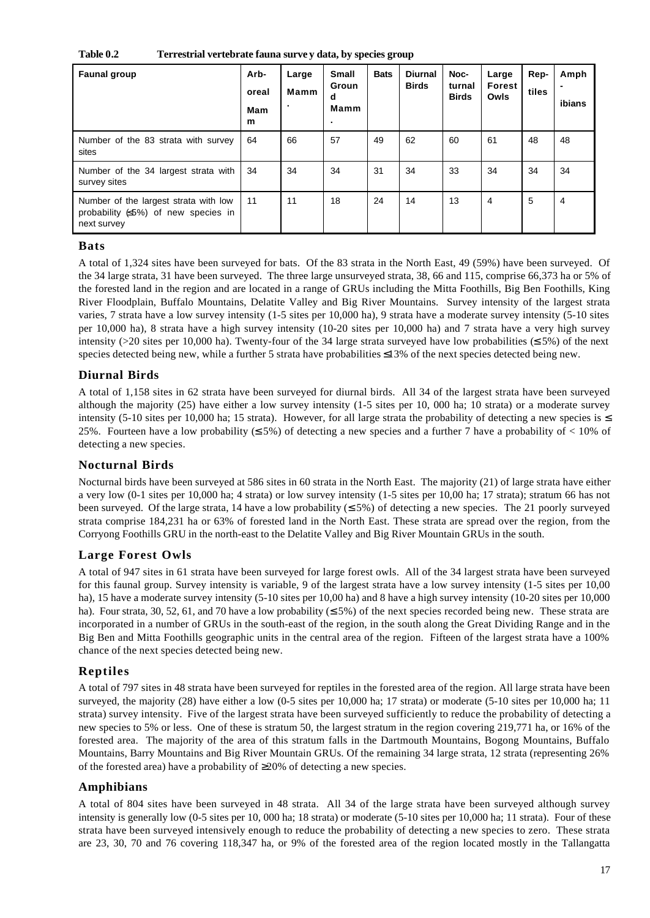**Table 0.2 Terrestrial vertebrate fauna survey data, by species group**

| Faunal group | Arboreal Mamm | Large Mamm. | Small Ground Mamm. | Bats | Diurnal Birds | Nocturnal Birds | Large Forest Owls | Reptiles | Amphibians |
|---|---|---|---|---|---|---|---|---|---|
| Number of the 83 strata with survey sites | 64 | 66 | 57 | 49 | 62 | 60 | 61 | 48 | 48 |
| Number of the 34 largest strata with survey sites | 34 | 34 | 34 | 31 | 34 | 33 | 34 | 34 | 34 |
| Number of the largest strata with low probability (≤5%) of new species in next survey | 11 | 11 | 18 | 24 | 14 | 13 | 4 | 5 | 4 |

## Bats

A total of 1,324 sites have been surveyed for bats. Of the 83 strata in the North East, 49 (59%) have been surveyed. Of the 34 large strata, 31 have been surveyed. The three large unsurveyed strata, 38, 66 and 115, comprise 66,373 ha or 5% of the forested land in the region and are located in a range of GRUs including the Mitta Foothills, Big Ben Foothills, King River Floodplain, Buffalo Mountains, Delatite Valley and Big River Mountains. Survey intensity of the largest strata varies, 7 strata have a low survey intensity (1-5 sites per 10,000 ha), 9 strata have a moderate survey intensity (5-10 sites per 10,000 ha), 8 strata have a high survey intensity (10-20 sites per 10,000 ha) and 7 strata have a very high survey intensity (>20 sites per 10,000 ha). Twenty-four of the 34 large strata surveyed have low probabilities (≤ 5%) of the next species detected being new, while a further 5 strata have probabilities ≤13% of the next species detected being new.

## Diurnal Birds

A total of 1,158 sites in 62 strata have been surveyed for diurnal birds. All 34 of the largest strata have been surveyed although the majority (25) have either a low survey intensity (1-5 sites per 10, 000 ha; 10 strata) or a moderate survey intensity (5-10 sites per 10,000 ha; 15 strata). However, for all large strata the probability of detecting a new species is ≤ 25%. Fourteen have a low probability (≤ 5%) of detecting a new species and a further 7 have a probability of < 10% of detecting a new species.

## Nocturnal Birds

Nocturnal birds have been surveyed at 586 sites in 60 strata in the North East. The majority (21) of large strata have either a very low (0-1 sites per 10,000 ha; 4 strata) or low survey intensity (1-5 sites per 10,00 ha; 17 strata); stratum 66 has not been surveyed. Of the large strata, 14 have a low probability (≤ 5%) of detecting a new species. The 21 poorly surveyed strata comprise 184,231 ha or 63% of forested land in the North East. These strata are spread over the region, from the Corryong Foothills GRU in the north-east to the Delatite Valley and Big River Mountain GRUs in the south.

## Large Forest Owls

A total of 947 sites in 61 strata have been surveyed for large forest owls. All of the 34 largest strata have been surveyed for this faunal group. Survey intensity is variable, 9 of the largest strata have a low survey intensity (1-5 sites per 10,00 ha), 15 have a moderate survey intensity (5-10 sites per 10,00 ha) and 8 have a high survey intensity (10-20 sites per 10,000 ha). Four strata, 30, 52, 61, and 70 have a low probability (≤ 5%) of the next species recorded being new. These strata are incorporated in a number of GRUs in the south-east of the region, in the south along the Great Dividing Range and in the Big Ben and Mitta Foothills geographic units in the central area of the region. Fifteen of the largest strata have a 100% chance of the next species detected being new.

## Reptiles

A total of 797 sites in 48 strata have been surveyed for reptiles in the forested area of the region. All large strata have been surveyed, the majority (28) have either a low (0-5 sites per 10,000 ha; 17 strata) or moderate (5-10 sites per 10,000 ha; 11 strata) survey intensity. Five of the largest strata have been surveyed sufficiently to reduce the probability of detecting a new species to 5% or less. One of these is stratum 50, the largest stratum in the region covering 219,771 ha, or 16% of the forested area. The majority of the area of this stratum falls in the Dartmouth Mountains, Bogong Mountains, Buffalo Mountains, Barry Mountains and Big River Mountain GRUs. Of the remaining 34 large strata, 12 strata (representing 26% of the forested area) have a probability of ≥20% of detecting a new species.

## Amphibians

A total of 804 sites have been surveyed in 48 strata. All 34 of the large strata have been surveyed although survey intensity is generally low (0-5 sites per 10, 000 ha; 18 strata) or moderate (5-10 sites per 10,000 ha; 11 strata). Four of these strata have been surveyed intensively enough to reduce the probability of detecting a new species to zero. These strata are 23, 30, 70 and 76 covering 118,347 ha, or 9% of the forested area of the region located mostly in the Tallangatta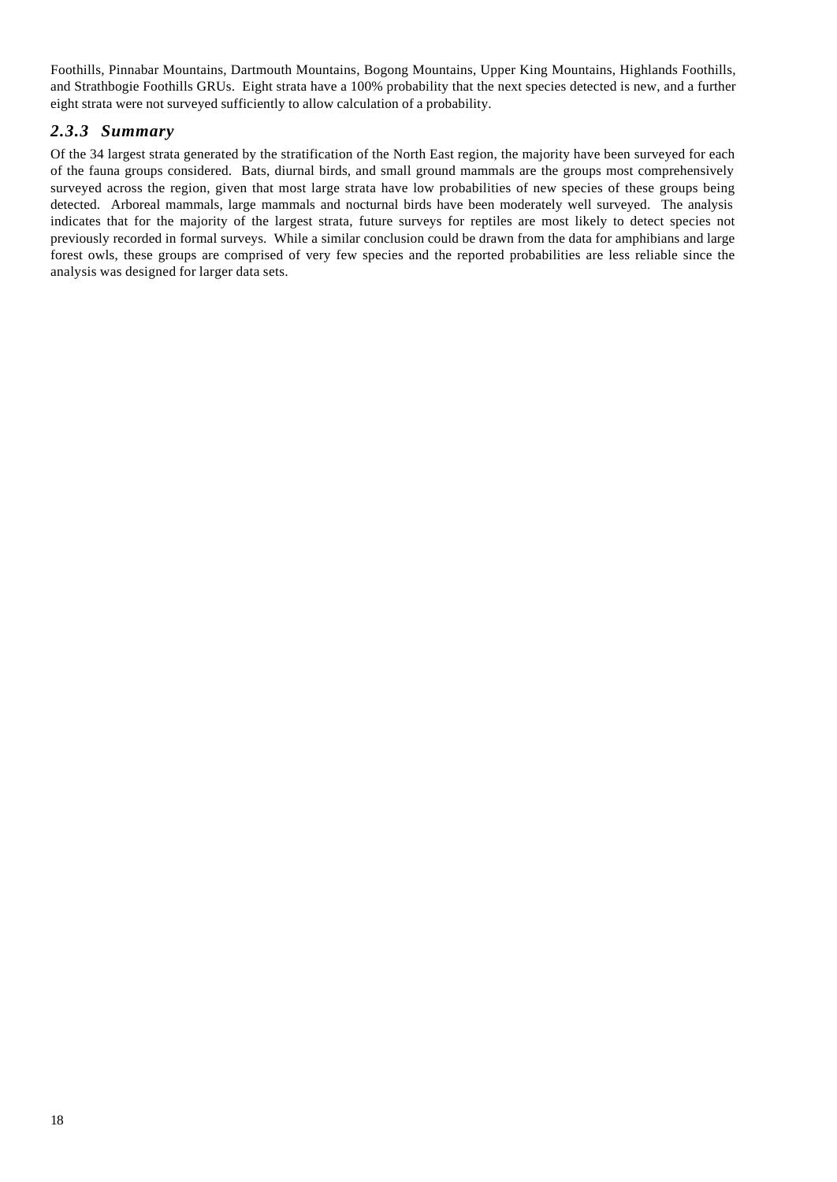Foothills, Pinnabar Mountains, Dartmouth Mountains, Bogong Mountains, Upper King Mountains, Highlands Foothills, and Strathbogie Foothills GRUs. Eight strata have a 100% probability that the next species detected is new, and a further eight strata were not surveyed sufficiently to allow calculation of a probability.

### *2.3.3 Summary*

Of the 34 largest strata generated by the stratification of the North East region, the majority have been surveyed for each of the fauna groups considered. Bats, diurnal birds, and small ground mammals are the groups most comprehensively surveyed across the region, given that most large strata have low probabilities of new species of these groups being detected. Arboreal mammals, large mammals and nocturnal birds have been moderately well surveyed. The analysis indicates that for the majority of the largest strata, future surveys for reptiles are most likely to detect species not previously recorded in formal surveys. While a similar conclusion could be drawn from the data for amphibians and large forest owls, these groups are comprised of very few species and the reported probabilities are less reliable since the analysis was designed for larger data sets.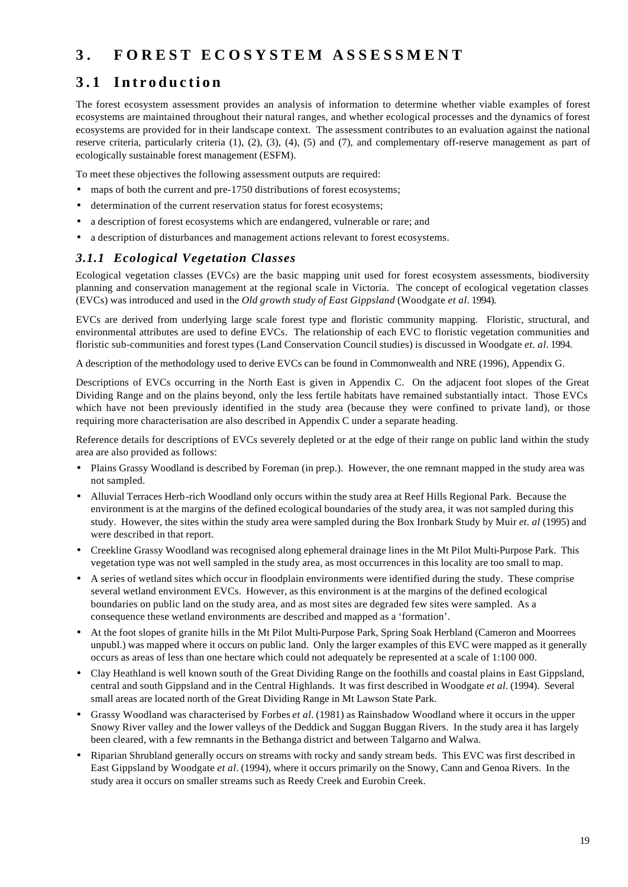# 3. FOREST ECOSYSTEM ASSESSMENT

## 3.1 Introduction

The forest ecosystem assessment provides an analysis of information to determine whether viable examples of forest ecosystems are maintained throughout their natural ranges, and whether ecological processes and the dynamics of forest ecosystems are provided for in their landscape context. The assessment contributes to an evaluation against the national reserve criteria, particularly criteria (1), (2), (3), (4), (5) and (7), and complementary off-reserve management as part of ecologically sustainable forest management (ESFM).

To meet these objectives the following assessment outputs are required:

- maps of both the current and pre-1750 distributions of forest ecosystems;
- determination of the current reservation status for forest ecosystems;
- a description of forest ecosystems which are endangered, vulnerable or rare; and
- a description of disturbances and management actions relevant to forest ecosystems.

### *3.1.1 Ecological Vegetation Classes*

Ecological vegetation classes (EVCs) are the basic mapping unit used for forest ecosystem assessments, biodiversity planning and conservation management at the regional scale in Victoria. The concept of ecological vegetation classes (EVCs) was introduced and used in the *Old growth study of East Gippsland* (Woodgate *et al*. 1994).

EVCs are derived from underlying large scale forest type and floristic community mapping. Floristic, structural, and environmental attributes are used to define EVCs. The relationship of each EVC to floristic vegetation communities and floristic sub-communities and forest types (Land Conservation Council studies) is discussed in Woodgate *et. al*. 1994.

A description of the methodology used to derive EVCs can be found in Commonwealth and NRE (1996), Appendix G.

Descriptions of EVCs occurring in the North East is given in Appendix C. On the adjacent foot slopes of the Great Dividing Range and on the plains beyond, only the less fertile habitats have remained substantially intact. Those EVCs which have not been previously identified in the study area (because they were confined to private land), or those requiring more characterisation are also described in Appendix C under a separate heading.

Reference details for descriptions of EVCs severely depleted or at the edge of their range on public land within the study area are also provided as follows:

- Plains Grassy Woodland is described by Foreman (in prep.). However, the one remnant mapped in the study area was not sampled.
- Alluvial Terraces Herb-rich Woodland only occurs within the study area at Reef Hills Regional Park. Because the environment is at the margins of the defined ecological boundaries of the study area, it was not sampled during this study. However, the sites within the study area were sampled during the Box Ironbark Study by Muir *et. al* (1995) and were described in that report.
- Creekline Grassy Woodland was recognised along ephemeral drainage lines in the Mt Pilot Multi-Purpose Park. This vegetation type was not well sampled in the study area, as most occurrences in this locality are too small to map.
- A series of wetland sites which occur in floodplain environments were identified during the study. These comprise several wetland environment EVCs. However, as this environment is at the margins of the defined ecological boundaries on public land on the study area, and as most sites are degraded few sites were sampled. As a consequence these wetland environments are described and mapped as a 'formation'.
- At the foot slopes of granite hills in the Mt Pilot Multi-Purpose Park, Spring Soak Herbland (Cameron and Moorrees unpubl.) was mapped where it occurs on public land. Only the larger examples of this EVC were mapped as it generally occurs as areas of less than one hectare which could not adequately be represented at a scale of 1:100 000.
- Clay Heathland is well known south of the Great Dividing Range on the foothills and coastal plains in East Gippsland, central and south Gippsland and in the Central Highlands. It was first described in Woodgate *et al*. (1994). Several small areas are located north of the Great Dividing Range in Mt Lawson State Park.
- Grassy Woodland was characterised by Forbes *et al*. (1981) as Rainshadow Woodland where it occurs in the upper Snowy River valley and the lower valleys of the Deddick and Suggan Buggan Rivers. In the study area it has largely been cleared, with a few remnants in the Bethanga district and between Talgarno and Walwa.
- Riparian Shrubland generally occurs on streams with rocky and sandy stream beds. This EVC was first described in East Gippsland by Woodgate *et al*. (1994), where it occurs primarily on the Snowy, Cann and Genoa Rivers. In the study area it occurs on smaller streams such as Reedy Creek and Eurobin Creek.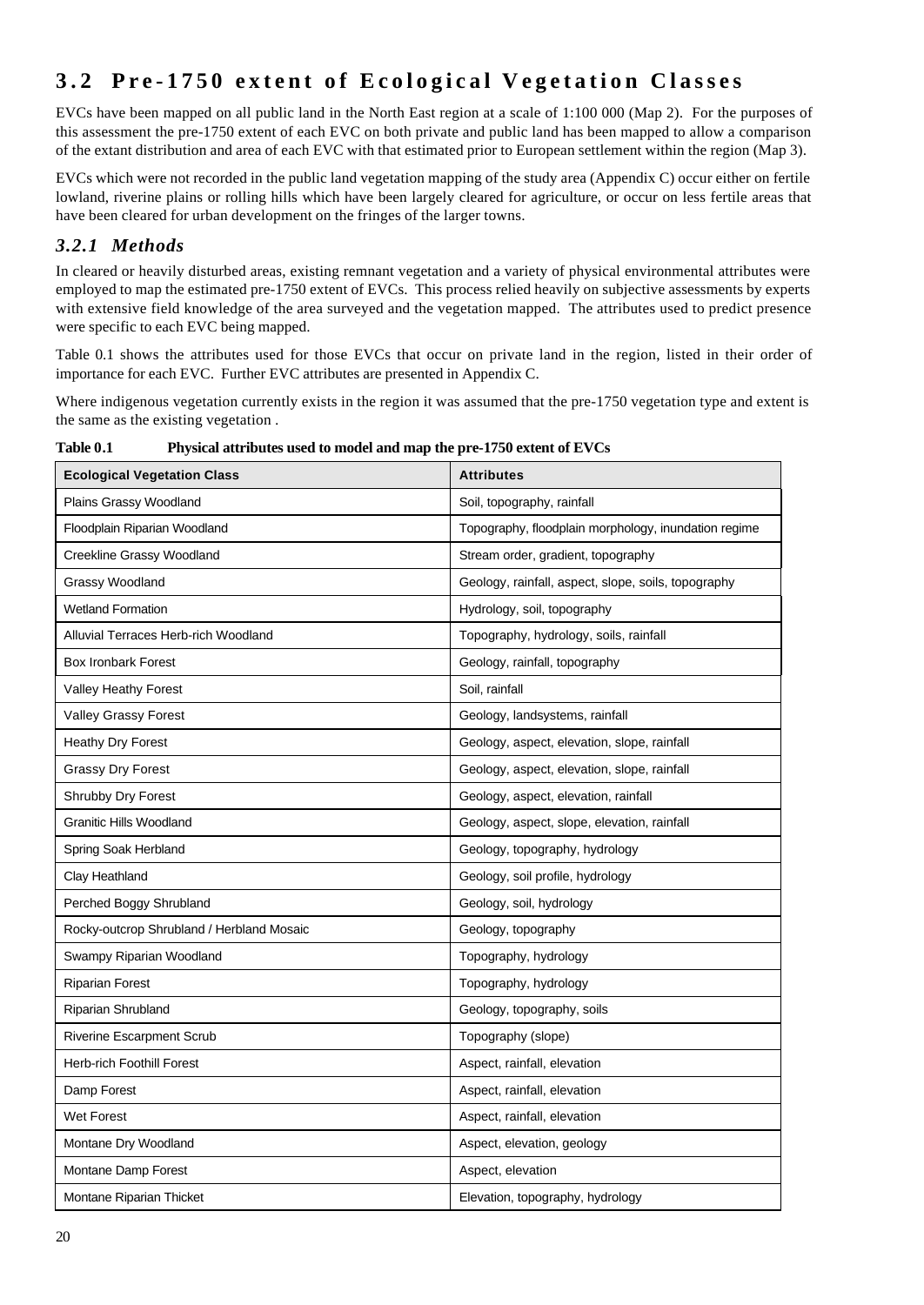## 3.2 Pre-1750 extent of Ecological Vegetation Classes

EVCs have been mapped on all public land in the North East region at a scale of 1:100 000 (Map 2). For the purposes of this assessment the pre-1750 extent of each EVC on both private and public land has been mapped to allow a comparison of the extant distribution and area of each EVC with that estimated prior to European settlement within the region (Map 3).

EVCs which were not recorded in the public land vegetation mapping of the study area (Appendix C) occur either on fertile lowland, riverine plains or rolling hills which have been largely cleared for agriculture, or occur on less fertile areas that have been cleared for urban development on the fringes of the larger towns.

### *3.2.1 Methods*

In cleared or heavily disturbed areas, existing remnant vegetation and a variety of physical environmental attributes were employed to map the estimated pre-1750 extent of EVCs. This process relied heavily on subjective assessments by experts with extensive field knowledge of the area surveyed and the vegetation mapped. The attributes used to predict presence were specific to each EVC being mapped.

Table 0.1 shows the attributes used for those EVCs that occur on private land in the region, listed in their order of importance for each EVC. Further EVC attributes are presented in Appendix C.

Where indigenous vegetation currently exists in the region it was assumed that the pre-1750 vegetation type and extent is the same as the existing vegetation .

**Table 0.1 Physical attributes used to model and map the pre-1750 extent of EVCs**

| Ecological Vegetation Class | Attributes |
|---|---|
| Plains Grassy Woodland | Soil, topography, rainfall |
| Floodplain Riparian Woodland | Topography, floodplain morphology, inundation regime |
| Creekline Grassy Woodland | Stream order, gradient, topography |
| Grassy Woodland | Geology, rainfall, aspect, slope, soils, topography |
| Wetland Formation | Hydrology, soil, topography |
| Alluvial Terraces Herb-rich Woodland | Topography, hydrology, soils, rainfall |
| Box Ironbark Forest | Geology, rainfall, topography |
| Valley Heathy Forest | Soil, rainfall |
| Valley Grassy Forest | Geology, landsystems, rainfall |
| Heathy Dry Forest | Geology, aspect, elevation, slope, rainfall |
| Grassy Dry Forest | Geology, aspect, elevation, slope, rainfall |
| Shrubby Dry Forest | Geology, aspect, elevation, rainfall |
| Granitic Hills Woodland | Geology, aspect, slope, elevation, rainfall |
| Spring Soak Herbland | Geology, topography, hydrology |
| Clay Heathland | Geology, soil profile, hydrology |
| Perched Boggy Shrubland | Geology, soil, hydrology |
| Rocky-outcrop Shrubland / Herbland Mosaic | Geology, topography |
| Swampy Riparian Woodland | Topography, hydrology |
| Riparian Forest | Topography, hydrology |
| Riparian Shrubland | Geology, topography, soils |
| Riverine Escarpment Scrub | Topography (slope) |
| Herb-rich Foothill Forest | Aspect, rainfall, elevation |
| Damp Forest | Aspect, rainfall, elevation |
| Wet Forest | Aspect, rainfall, elevation |
| Montane Dry Woodland | Aspect, elevation, geology |
| Montane Damp Forest | Aspect, elevation |
| Montane Riparian Thicket | Elevation, topography, hydrology |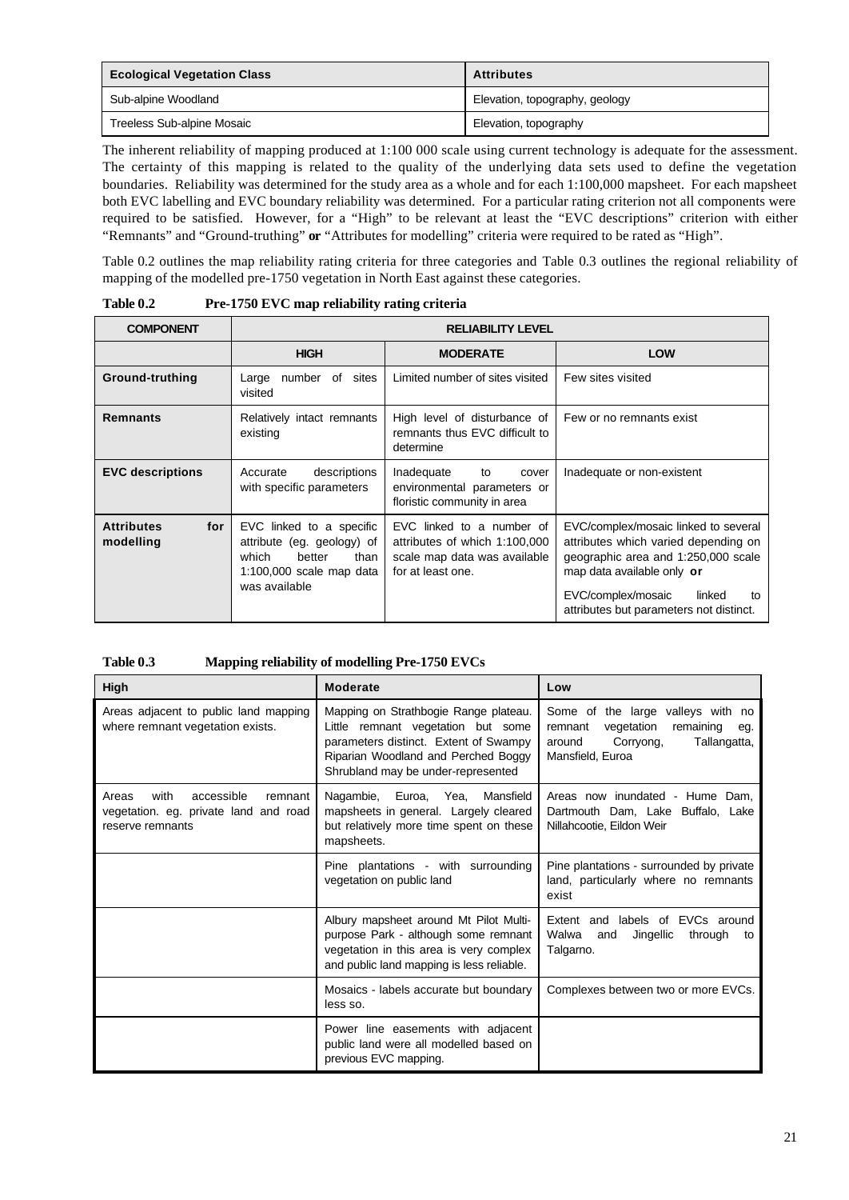| Ecological Vegetation Class | Attributes |
| --- | --- |
| Sub-alpine Woodland | Elevation, topography, geology |
| Treeless Sub-alpine Mosaic | Elevation, topography |

The inherent reliability of mapping produced at 1:100 000 scale using current technology is adequate for the assessment. The certainty of this mapping is related to the quality of the underlying data sets used to define the vegetation boundaries. Reliability was determined for the study area as a whole and for each 1:100,000 mapsheet. For each mapsheet both EVC labelling and EVC boundary reliability was determined. For a particular rating criterion not all components were required to be satisfied. However, for a "High" to be relevant at least the "EVC descriptions" criterion with either "Remnants" and "Ground-truthing" **or** "Attributes for modelling" criteria were required to be rated as "High".

Table 0.2 outlines the map reliability rating criteria for three categories and Table 0.3 outlines the regional reliability of mapping of the modelled pre-1750 vegetation in North East against these categories.

**Table 0.2 Pre-1750 EVC map reliability rating criteria**

| COMPONENT | RELIABILITY LEVEL | | |
| --- | --- | --- | --- |
| | **HIGH** | **MODERATE** | **LOW** |
| **Ground-truthing** | Large number of sites visited | Limited number of sites visited | Few sites visited |
| **Remnants** | Relatively intact remnants existing | High level of disturbance of remnants thus EVC difficult to determine | Few or no remnants exist |
| **EVC descriptions** | Accurate descriptions with specific parameters | Inadequate to cover environmental parameters or floristic community in area | Inadequate or non-existent |
| **Attributes for modelling** | EVC linked to a specific attribute (eg. geology) of which better than 1:100,000 scale map data was available | EVC linked to a number of attributes of which 1:100,000 scale map data was available for at least one. | EVC/complex/mosaic linked to several attributes which varied depending on geographic area and 1:250,000 scale map data available only **or** EVC/complex/mosaic linked to attributes but parameters not distinct. |

**Table 0.3 Mapping reliability of modelling Pre-1750 EVCs**

| High | Moderate | Low |
| --- | --- | --- |
| Areas adjacent to public land mapping where remnant vegetation exists. | Mapping on Strathbogie Range plateau. Little remnant vegetation but some parameters distinct. Extent of Swampy Riparian Woodland and Perched Boggy Shrubland may be under-represented | Some of the large valleys with no remnant vegetation remaining eg. around Corryong, Tallangatta, Mansfield, Euroa |
| Areas with accessible remnant vegetation. eg. private land and road reserve remnants | Nagambie, Euroa, Yea, Mansfield mapsheets in general. Largely cleared but relatively more time spent on these mapsheets. | Areas now inundated - Hume Dam, Dartmouth Dam, Lake Buffalo, Lake Nillahcootie, Eildon Weir |
| | Pine plantations - with surrounding vegetation on public land | Pine plantations - surrounded by private land, particularly where no remnants exist |
| | Albury mapsheet around Mt Pilot Multi-purpose Park - although some remnant vegetation in this area is very complex and public land mapping is less reliable. | Extent and labels of EVCs around Walwa and Jingellic through to Talgarno. |
| | Mosaics - labels accurate but boundary less so. | Complexes between two or more EVCs. |
| | Power line easements with adjacent public land were all modelled based on previous EVC mapping. | |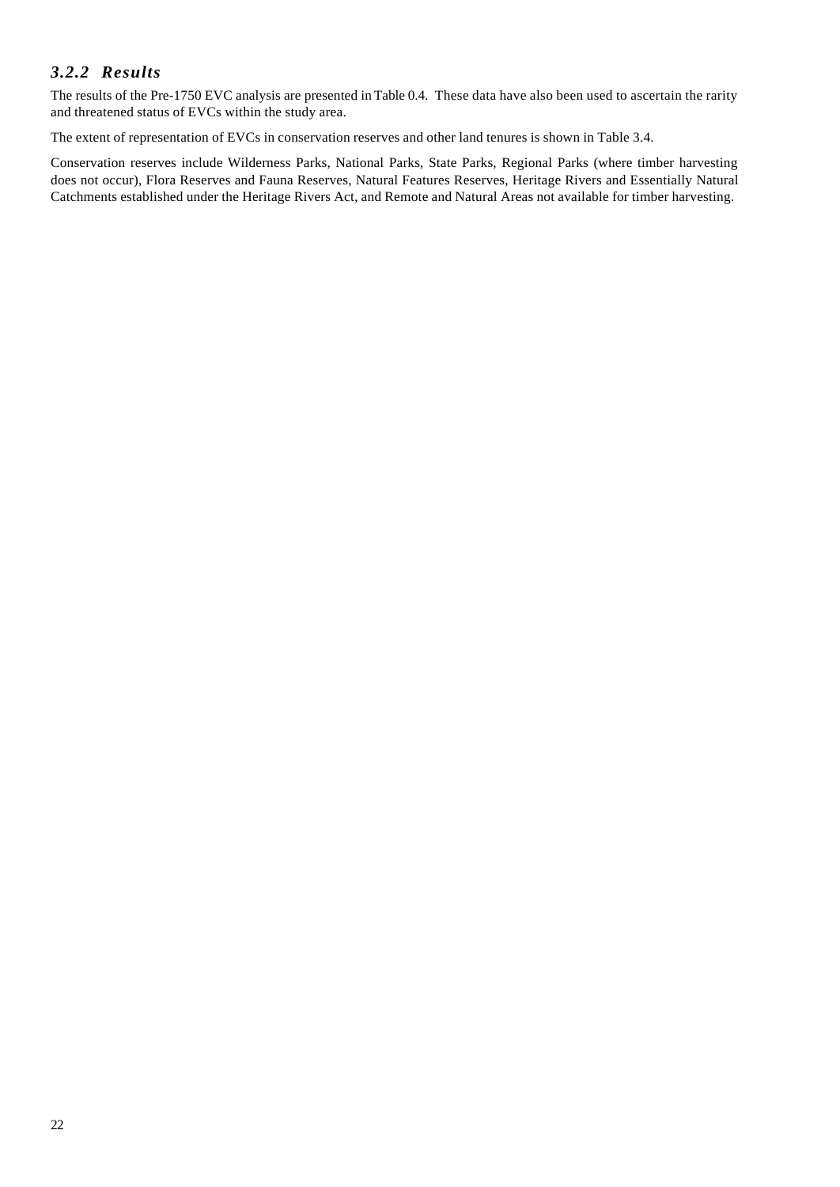### *3.2.2 Results*

The results of the Pre-1750 EVC analysis are presented in Table 0.4. These data have also been used to ascertain the rarity and threatened status of EVCs within the study area.

The extent of representation of EVCs in conservation reserves and other land tenures is shown in Table 3.4.

Conservation reserves include Wilderness Parks, National Parks, State Parks, Regional Parks (where timber harvesting does not occur), Flora Reserves and Fauna Reserves, Natural Features Reserves, Heritage Rivers and Essentially Natural Catchments established under the Heritage Rivers Act, and Remote and Natural Areas not available for timber harvesting.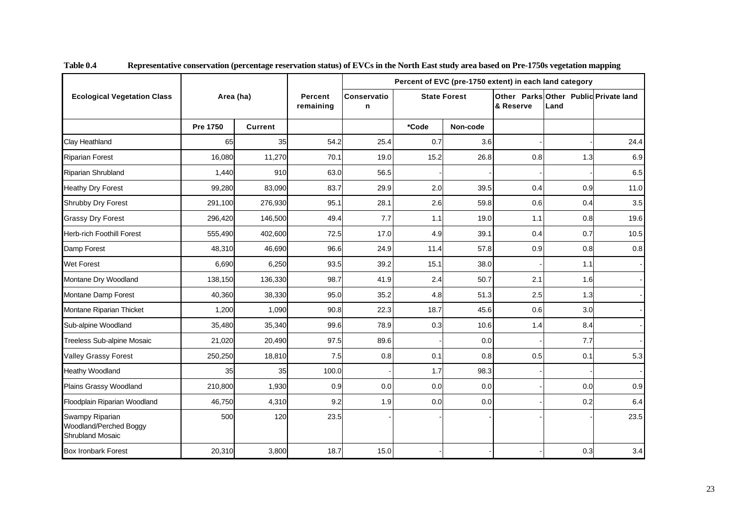**Table 0.4 Representative conservation (percentage reservation status) of EVCs in the North East study area based on Pre-1750s vegetation mapping**

| Ecological Vegetation Class | Area (ha) | | Percent remaining | Percent of EVC (pre-1750 extent) in each land category | | | | | |
|---|---|---|---|---|---|---|---|---|---|
| | | | | Conservation | State Forest | | Other Parks & Reserve | Other Public Land | Private land |
| | Pre 1750 | Current | | | *Code | Non-code | | | |
| Clay Heathland | 65 | 35 | 54.2 | 25.4 | 0.7 | 3.6 | - | - | 24.4 |
| Riparian Forest | 16,080 | 11,270 | 70.1 | 19.0 | 15.2 | 26.8 | 0.8 | 1.3 | 6.9 |
| Riparian Shrubland | 1,440 | 910 | 63.0 | 56.5 | - | - | - | - | 6.5 |
| Heathy Dry Forest | 99,280 | 83,090 | 83.7 | 29.9 | 2.0 | 39.5 | 0.4 | 0.9 | 11.0 |
| Shrubby Dry Forest | 291,100 | 276,930 | 95.1 | 28.1 | 2.6 | 59.8 | 0.6 | 0.4 | 3.5 |
| Grassy Dry Forest | 296,420 | 146,500 | 49.4 | 7.7 | 1.1 | 19.0 | 1.1 | 0.8 | 19.6 |
| Herb-rich Foothill Forest | 555,490 | 402,600 | 72.5 | 17.0 | 4.9 | 39.1 | 0.4 | 0.7 | 10.5 |
| Damp Forest | 48,310 | 46,690 | 96.6 | 24.9 | 11.4 | 57.8 | 0.9 | 0.8 | 0.8 |
| Wet Forest | 6,690 | 6,250 | 93.5 | 39.2 | 15.1 | 38.0 | - | 1.1 | - |
| Montane Dry Woodland | 138,150 | 136,330 | 98.7 | 41.9 | 2.4 | 50.7 | 2.1 | 1.6 | - |
| Montane Damp Forest | 40,360 | 38,330 | 95.0 | 35.2 | 4.8 | 51.3 | 2.5 | 1.3 | - |
| Montane Riparian Thicket | 1,200 | 1,090 | 90.8 | 22.3 | 18.7 | 45.6 | 0.6 | 3.0 | - |
| Sub-alpine Woodland | 35,480 | 35,340 | 99.6 | 78.9 | 0.3 | 10.6 | 1.4 | 8.4 | - |
| Treeless Sub-alpine Mosaic | 21,020 | 20,490 | 97.5 | 89.6 | - | 0.0 | - | 7.7 | - |
| Valley Grassy Forest | 250,250 | 18,810 | 7.5 | 0.8 | 0.1 | 0.8 | 0.5 | 0.1 | 5.3 |
| Heathy Woodland | 35 | 35 | 100.0 | - | 1.7 | 98.3 | - | - | - |
| Plains Grassy Woodland | 210,800 | 1,930 | 0.9 | 0.0 | 0.0 | 0.0 | - | 0.0 | 0.9 |
| Floodplain Riparian Woodland | 46,750 | 4,310 | 9.2 | 1.9 | 0.0 | 0.0 | - | 0.2 | 6.4 |
| Swampy Riparian Woodland/Perched Boggy Shrubland Mosaic | 500 | 120 | 23.5 | - | - | - | - | - | 23.5 |
| Box Ironbark Forest | 20,310 | 3,800 | 18.7 | 15.0 | - | - | - | 0.3 | 3.4 |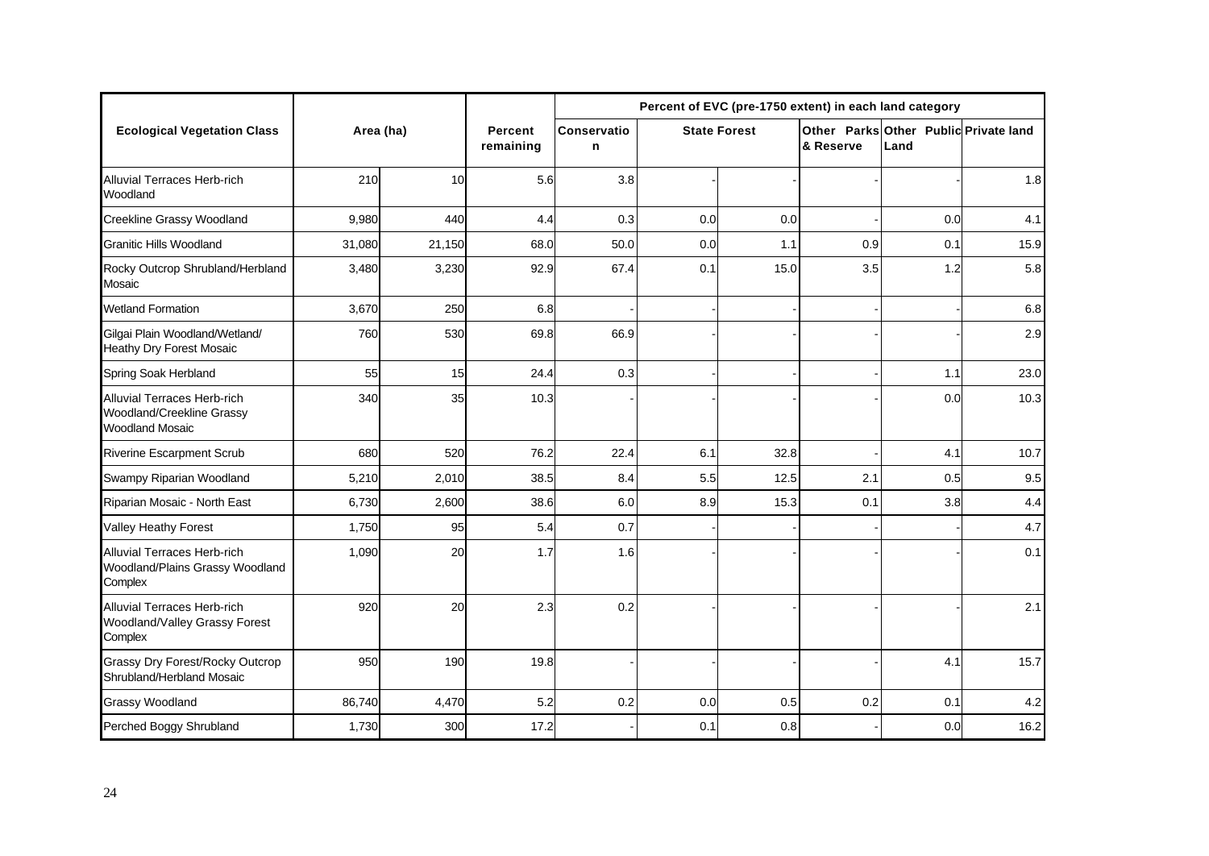| Ecological Vegetation Class | Area (ha) | | Percent remaining | Percent of EVC (pre-1750 extent) in each land category | | | | | |
|---|---|---|---|---|---|---|---|---|---|
| | | | | Conservation | State Forest | | Other Parks & Reserve | Other Public Land | Private land |
| Alluvial Terraces Herb-rich Woodland | 210 | 10 | 5.6 | 3.8 | - | - | - | - | 1.8 |
| Creekline Grassy Woodland | 9,980 | 440 | 4.4 | 0.3 | 0.0 | 0.0 | - | 0.0 | 4.1 |
| Granitic Hills Woodland | 31,080 | 21,150 | 68.0 | 50.0 | 0.0 | 1.1 | 0.9 | 0.1 | 15.9 |
| Rocky Outcrop Shrubland/Herbland Mosaic | 3,480 | 3,230 | 92.9 | 67.4 | 0.1 | 15.0 | 3.5 | 1.2 | 5.8 |
| Wetland Formation | 3,670 | 250 | 6.8 | - | - | - | - | - | 6.8 |
| Gilgai Plain Woodland/Wetland/ Heathy Dry Forest Mosaic | 760 | 530 | 69.8 | 66.9 | - | - | - | - | 2.9 |
| Spring Soak Herbland | 55 | 15 | 24.4 | 0.3 | - | - | - | 1.1 | 23.0 |
| Alluvial Terraces Herb-rich Woodland/Creekline Grassy Woodland Mosaic | 340 | 35 | 10.3 | - | - | - | - | 0.0 | 10.3 |
| Riverine Escarpment Scrub | 680 | 520 | 76.2 | 22.4 | 6.1 | 32.8 | - | 4.1 | 10.7 |
| Swampy Riparian Woodland | 5,210 | 2,010 | 38.5 | 8.4 | 5.5 | 12.5 | 2.1 | 0.5 | 9.5 |
| Riparian Mosaic - North East | 6,730 | 2,600 | 38.6 | 6.0 | 8.9 | 15.3 | 0.1 | 3.8 | 4.4 |
| Valley Heathy Forest | 1,750 | 95 | 5.4 | 0.7 | - | - | - | - | 4.7 |
| Alluvial Terraces Herb-rich Woodland/Plains Grassy Woodland Complex | 1,090 | 20 | 1.7 | 1.6 | - | - | - | - | 0.1 |
| Alluvial Terraces Herb-rich Woodland/Valley Grassy Forest Complex | 920 | 20 | 2.3 | 0.2 | - | - | - | - | 2.1 |
| Grassy Dry Forest/Rocky Outcrop Shrubland/Herbland Mosaic | 950 | 190 | 19.8 | - | - | - | - | 4.1 | 15.7 |
| Grassy Woodland | 86,740 | 4,470 | 5.2 | 0.2 | 0.0 | 0.5 | 0.2 | 0.1 | 4.2 |
| Perched Boggy Shrubland | 1,730 | 300 | 17.2 | - | 0.1 | 0.8 | - | 0.0 | 16.2 |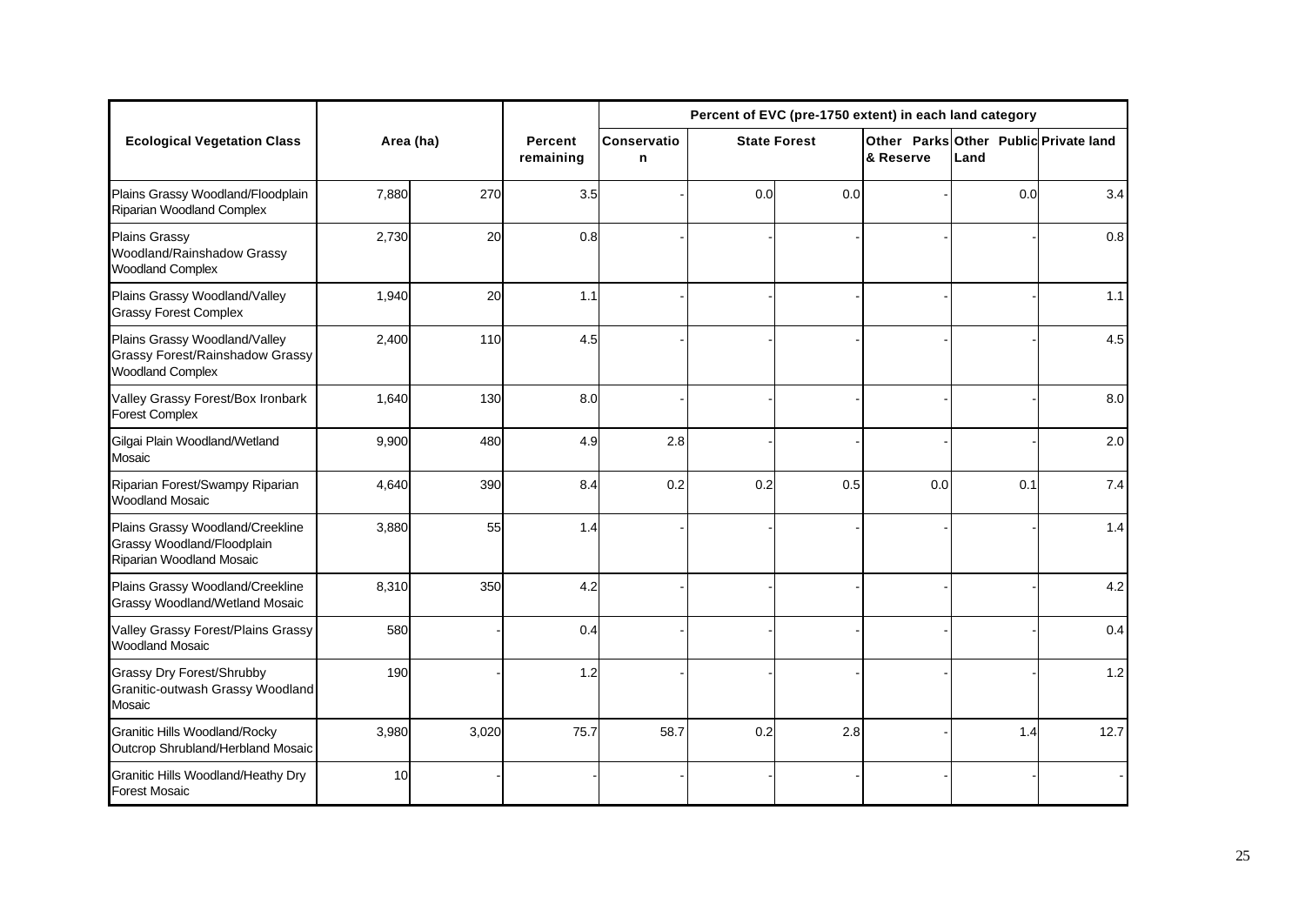| Ecological Vegetation Class | Area (ha) | | Percent remaining | Percent of EVC (pre-1750 extent) in each land category | | | | | |
|---|---|---|---|---|---|---|---|---|---|
| | | | | Conservation | State Forest | | Other Parks & Reserve | Other Public Land | Private land |
| Plains Grassy Woodland/Floodplain Riparian Woodland Complex | 7,880 | 270 | 3.5 | - | 0.0 | 0.0 | - | 0.0 | 3.4 |
| Plains Grassy Woodland/Rainshadow Grassy Woodland Complex | 2,730 | 20 | 0.8 | - | - | - | - | - | 0.8 |
| Plains Grassy Woodland/Valley Grassy Forest Complex | 1,940 | 20 | 1.1 | - | - | - | - | - | 1.1 |
| Plains Grassy Woodland/Valley Grassy Forest/Rainshadow Grassy Woodland Complex | 2,400 | 110 | 4.5 | - | - | - | - | - | 4.5 |
| Valley Grassy Forest/Box Ironbark Forest Complex | 1,640 | 130 | 8.0 | - | - | - | - | - | 8.0 |
| Gilgai Plain Woodland/Wetland Mosaic | 9,900 | 480 | 4.9 | 2.8 | - | - | - | - | 2.0 |
| Riparian Forest/Swampy Riparian Woodland Mosaic | 4,640 | 390 | 8.4 | 0.2 | 0.2 | 0.5 | 0.0 | 0.1 | 7.4 |
| Plains Grassy Woodland/Creekline Grassy Woodland/Floodplain Riparian Woodland Mosaic | 3,880 | 55 | 1.4 | - | - | - | - | - | 1.4 |
| Plains Grassy Woodland/Creekline Grassy Woodland/Wetland Mosaic | 8,310 | 350 | 4.2 | - | - | - | - | - | 4.2 |
| Valley Grassy Forest/Plains Grassy Woodland Mosaic | 580 | - | 0.4 | - | - | - | - | - | 0.4 |
| Grassy Dry Forest/Shrubby Granitic-outwash Grassy Woodland Mosaic | 190 | - | 1.2 | - | - | - | - | - | 1.2 |
| Granitic Hills Woodland/Rocky Outcrop Shrubland/Herbland Mosaic | 3,980 | 3,020 | 75.7 | 58.7 | 0.2 | 2.8 | - | 1.4 | 12.7 |
| Granitic Hills Woodland/Heathy Dry Forest Mosaic | 10 | - | - | - | - | - | - | - | - |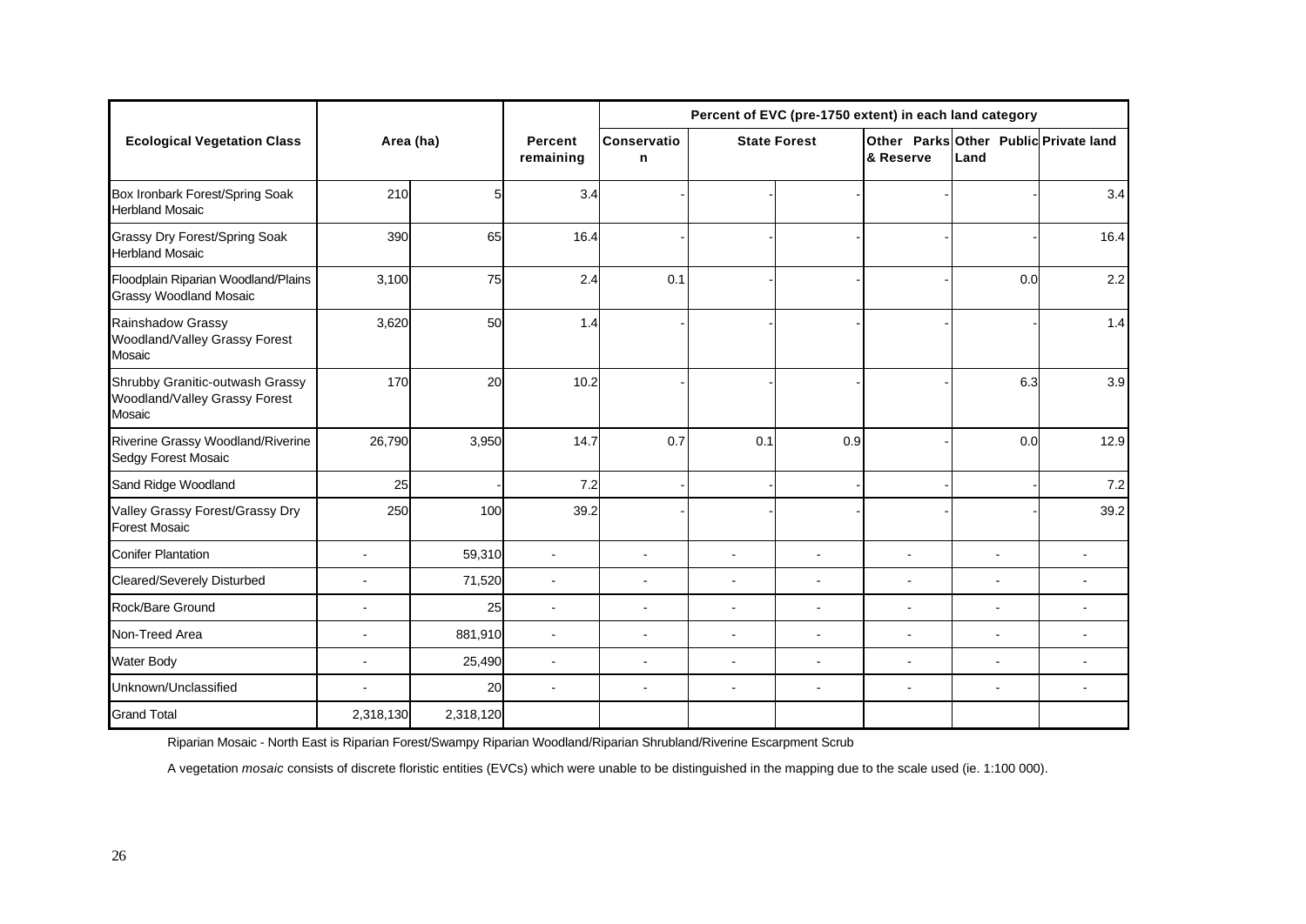| Ecological Vegetation Class | Area (ha) | | Percent remaining | Percent of EVC (pre-1750 extent) in each land category | | | | | |
|---|---|---|---|---|---|---|---|---|---|
| | | | | Conservation | State Forest | | Other Parks & Reserve | Other Public Land | Private land |
| Box Ironbark Forest/Spring Soak Herbland Mosaic | 210 | 5 | 3.4 | - | - | - | - | - | 3.4 |
| Grassy Dry Forest/Spring Soak Herbland Mosaic | 390 | 65 | 16.4 | - | - | - | - | - | 16.4 |
| Floodplain Riparian Woodland/Plains Grassy Woodland Mosaic | 3,100 | 75 | 2.4 | 0.1 | - | - | - | 0.0 | 2.2 |
| Rainshadow Grassy Woodland/Valley Grassy Forest Mosaic | 3,620 | 50 | 1.4 | - | - | - | - | - | 1.4 |
| Shrubby Granitic-outwash Grassy Woodland/Valley Grassy Forest Mosaic | 170 | 20 | 10.2 | - | - | - | - | 6.3 | 3.9 |
| Riverine Grassy Woodland/Riverine Sedgy Forest Mosaic | 26,790 | 3,950 | 14.7 | 0.7 | 0.1 | 0.9 | - | 0.0 | 12.9 |
| Sand Ridge Woodland | 25 | - | 7.2 | - | - | - | - | - | 7.2 |
| Valley Grassy Forest/Grassy Dry Forest Mosaic | 250 | 100 | 39.2 | - | - | - | - | - | 39.2 |
| Conifer Plantation | - | 59,310 | - | - | - | - | - | - | - |
| Cleared/Severely Disturbed | - | 71,520 | - | - | - | - | - | - | - |
| Rock/Bare Ground | - | 25 | - | - | - | - | - | - | - |
| Non-Treed Area | - | 881,910 | - | - | - | - | - | - | - |
| Water Body | - | 25,490 | - | - | - | - | - | - | - |
| Unknown/Unclassified | - | 20 | - | - | - | - | - | - | - |
| Grand Total | 2,318,130 | 2,318,120 | | | | | | | |

Riparian Mosaic - North East is Riparian Forest/Swampy Riparian Woodland/Riparian Shrubland/Riverine Escarpment Scrub

A vegetation *mosaic* consists of discrete floristic entities (EVCs) which were unable to be distinguished in the mapping due to the scale used (ie. 1:100 000).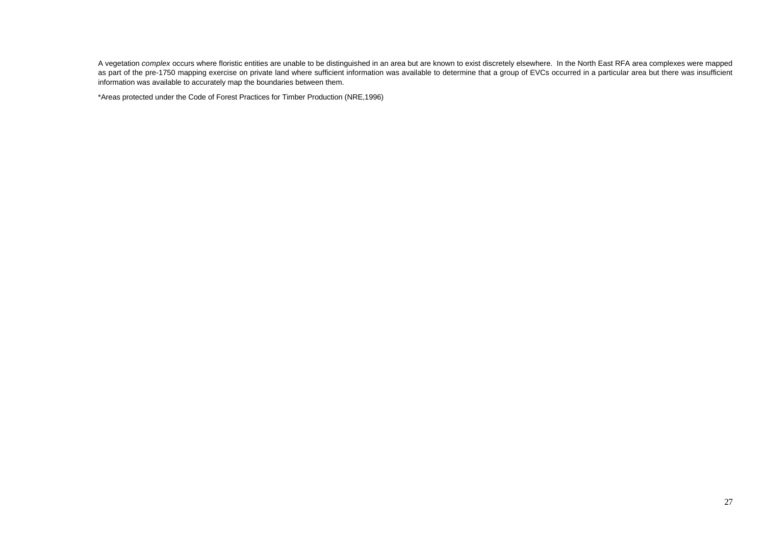A vegetation *complex* occurs where floristic entities are unable to be distinguished in an area but are known to exist discretely elsewhere. In the North East RFA area complexes were mapped as part of the pre-1750 mapping exercise on private land where sufficient information was available to determine that a group of EVCs occurred in a particular area but there was insufficient information was available to accurately map the boundaries between them.

*Areas protected under the Code of Forest Practices for Timber Production (NRE,1996)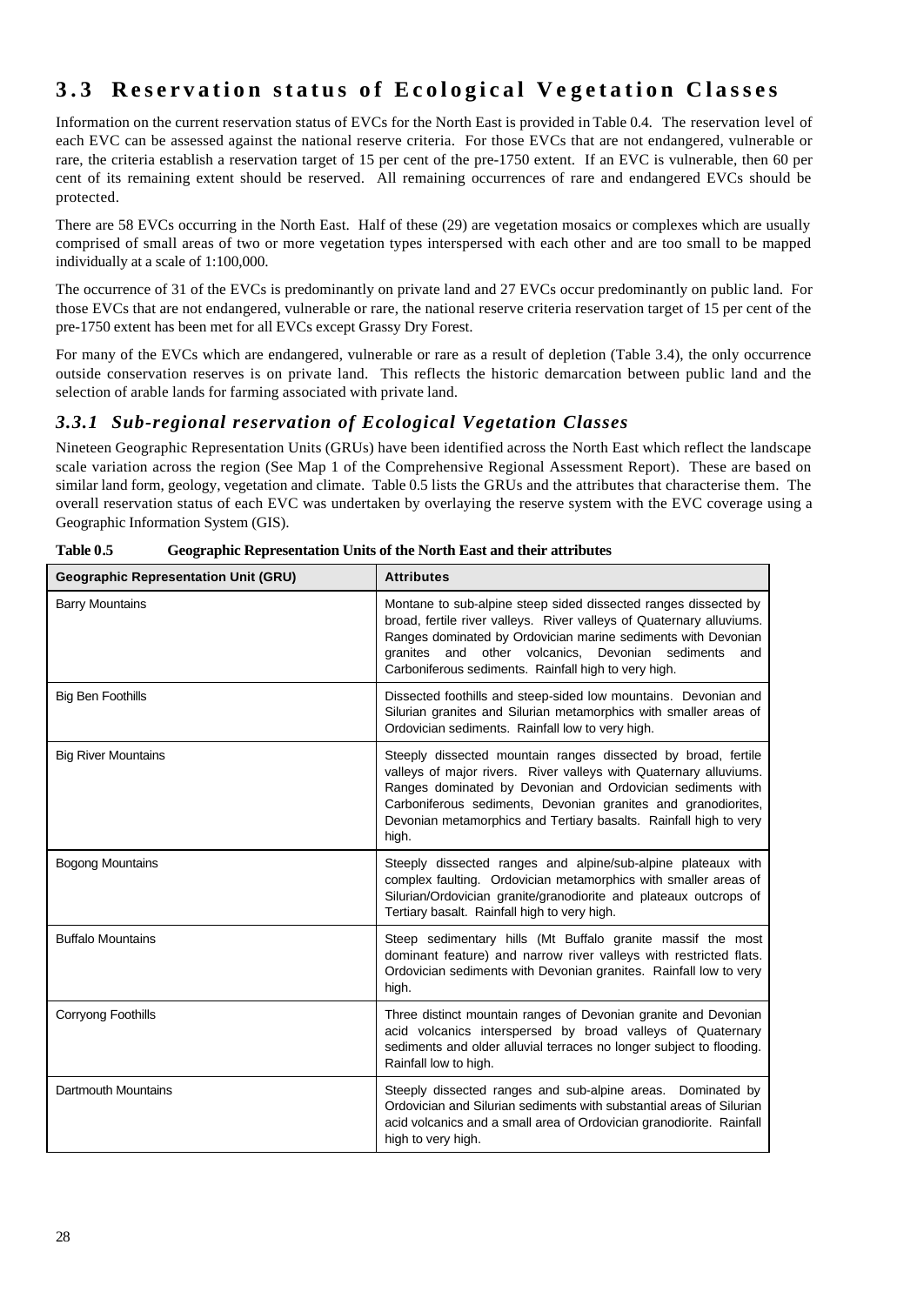## 3.3 Reservation status of Ecological Vegetation Classes

Information on the current reservation status of EVCs for the North East is provided in Table 0.4. The reservation level of each EVC can be assessed against the national reserve criteria. For those EVCs that are not endangered, vulnerable or rare, the criteria establish a reservation target of 15 per cent of the pre-1750 extent. If an EVC is vulnerable, then 60 per cent of its remaining extent should be reserved. All remaining occurrences of rare and endangered EVCs should be protected.

There are 58 EVCs occurring in the North East. Half of these (29) are vegetation mosaics or complexes which are usually comprised of small areas of two or more vegetation types interspersed with each other and are too small to be mapped individually at a scale of 1:100,000.

The occurrence of 31 of the EVCs is predominantly on private land and 27 EVCs occur predominantly on public land. For those EVCs that are not endangered, vulnerable or rare, the national reserve criteria reservation target of 15 per cent of the pre-1750 extent has been met for all EVCs except Grassy Dry Forest.

For many of the EVCs which are endangered, vulnerable or rare as a result of depletion (Table 3.4), the only occurrence outside conservation reserves is on private land. This reflects the historic demarcation between public land and the selection of arable lands for farming associated with private land.

### *3.3.1 Sub-regional reservation of Ecological Vegetation Classes*

Nineteen Geographic Representation Units (GRUs) have been identified across the North East which reflect the landscape scale variation across the region (See Map 1 of the Comprehensive Regional Assessment Report). These are based on similar land form, geology, vegetation and climate. Table 0.5 lists the GRUs and the attributes that characterise them. The overall reservation status of each EVC was undertaken by overlaying the reserve system with the EVC coverage using a Geographic Information System (GIS).

**Table 0.5 Geographic Representation Units of the North East and their attributes**

| Geographic Representation Unit (GRU) | Attributes |
| --- | --- |
| Barry Mountains | Montane to sub-alpine steep sided dissected ranges dissected by broad, fertile river valleys. River valleys of Quaternary alluviums. Ranges dominated by Ordovician marine sediments with Devonian granites and other volcanics, Devonian sediments and Carboniferous sediments. Rainfall high to very high. |
| Big Ben Foothills | Dissected foothills and steep-sided low mountains. Devonian and Silurian granites and Silurian metamorphics with smaller areas of Ordovician sediments. Rainfall low to very high. |
| Big River Mountains | Steeply dissected mountain ranges dissected by broad, fertile valleys of major rivers. River valleys with Quaternary alluviums. Ranges dominated by Devonian and Ordovician sediments with Carboniferous sediments, Devonian granites and granodiorites, Devonian metamorphics and Tertiary basalts. Rainfall high to very high. |
| Bogong Mountains | Steeply dissected ranges and alpine/sub-alpine plateaux with complex faulting. Ordovician metamorphics with smaller areas of Silurian/Ordovician granite/granodiorite and plateaux outcrops of Tertiary basalt. Rainfall high to very high. |
| Buffalo Mountains | Steep sedimentary hills (Mt Buffalo granite massif the most dominant feature) and narrow river valleys with restricted flats. Ordovician sediments with Devonian granites. Rainfall low to very high. |
| Corryong Foothills | Three distinct mountain ranges of Devonian granite and Devonian acid volcanics interspersed by broad valleys of Quaternary sediments and older alluvial terraces no longer subject to flooding. Rainfall low to high. |
| Dartmouth Mountains | Steeply dissected ranges and sub-alpine areas. Dominated by Ordovician and Silurian sediments with substantial areas of Silurian acid volcanics and a small area of Ordovician granodiorite. Rainfall high to very high. |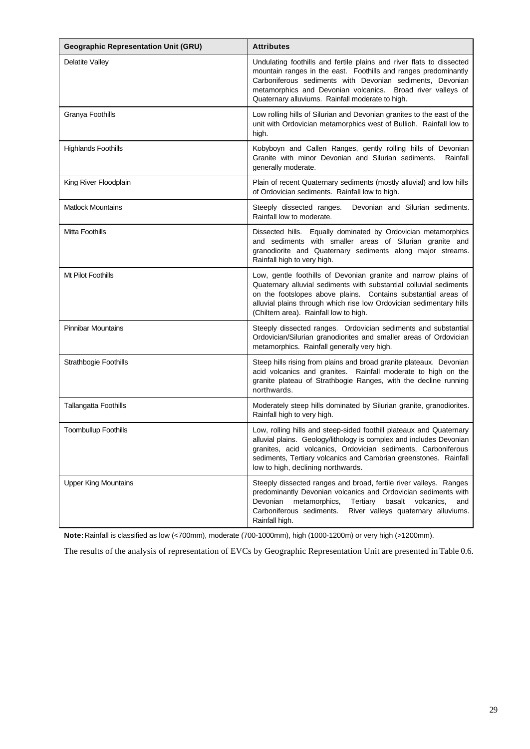| Geographic Representation Unit (GRU) | Attributes |
|---|---|
| Delatite Valley | Undulating foothills and fertile plains and river flats to dissected mountain ranges in the east. Foothills and ranges predominantly Carboniferous sediments with Devonian sediments, Devonian metamorphics and Devonian volcanics. Broad river valleys of Quaternary alluviums. Rainfall moderate to high. |
| Granya Foothills | Low rolling hills of Silurian and Devonian granites to the east of the unit with Ordovician metamorphics west of Bullioh. Rainfall low to high. |
| Highlands Foothills | Kobyboyn and Callen Ranges, gently rolling hills of Devonian Granite with minor Devonian and Silurian sediments. Rainfall generally moderate. |
| King River Floodplain | Plain of recent Quaternary sediments (mostly alluvial) and low hills of Ordovician sediments. Rainfall low to high. |
| Matlock Mountains | Steeply dissected ranges. Devonian and Silurian sediments. Rainfall low to moderate. |
| Mitta Foothills | Dissected hills. Equally dominated by Ordovician metamorphics and sediments with smaller areas of Silurian granite and granodiorite and Quaternary sediments along major streams. Rainfall high to very high. |
| Mt Pilot Foothills | Low, gentle foothills of Devonian granite and narrow plains of Quaternary alluvial sediments with substantial colluvial sediments on the footslopes above plains. Contains substantial areas of alluvial plains through which rise low Ordovician sedimentary hills (Chiltern area). Rainfall low to high. |
| Pinnibar Mountains | Steeply dissected ranges. Ordovician sediments and substantial Ordovician/Silurian granodiorites and smaller areas of Ordovician metamorphics. Rainfall generally very high. |
| Strathbogie Foothills | Steep hills rising from plains and broad granite plateaux. Devonian acid volcanics and granites. Rainfall moderate to high on the granite plateau of Strathbogie Ranges, with the decline running northwards. |
| Tallangatta Foothills | Moderately steep hills dominated by Silurian granite, granodiorites. Rainfall high to very high. |
| Toombullup Foothills | Low, rolling hills and steep-sided foothill plateaux and Quaternary alluvial plains. Geology/lithology is complex and includes Devonian granites, acid volcanics, Ordovician sediments, Carboniferous sediments, Tertiary volcanics and Cambrian greenstones. Rainfall low to high, declining northwards. |
| Upper King Mountains | Steeply dissected ranges and broad, fertile river valleys. Ranges predominantly Devonian volcanics and Ordovician sediments with Devonian metamorphics, Tertiary basalt volcanics, and Carboniferous sediments. River valleys quaternary alluviums. Rainfall high. |

**Note:** Rainfall is classified as low (<700mm), moderate (700-1000mm), high (1000-1200m) or very high (>1200mm).

The results of the analysis of representation of EVCs by Geographic Representation Unit are presented in Table 0.6.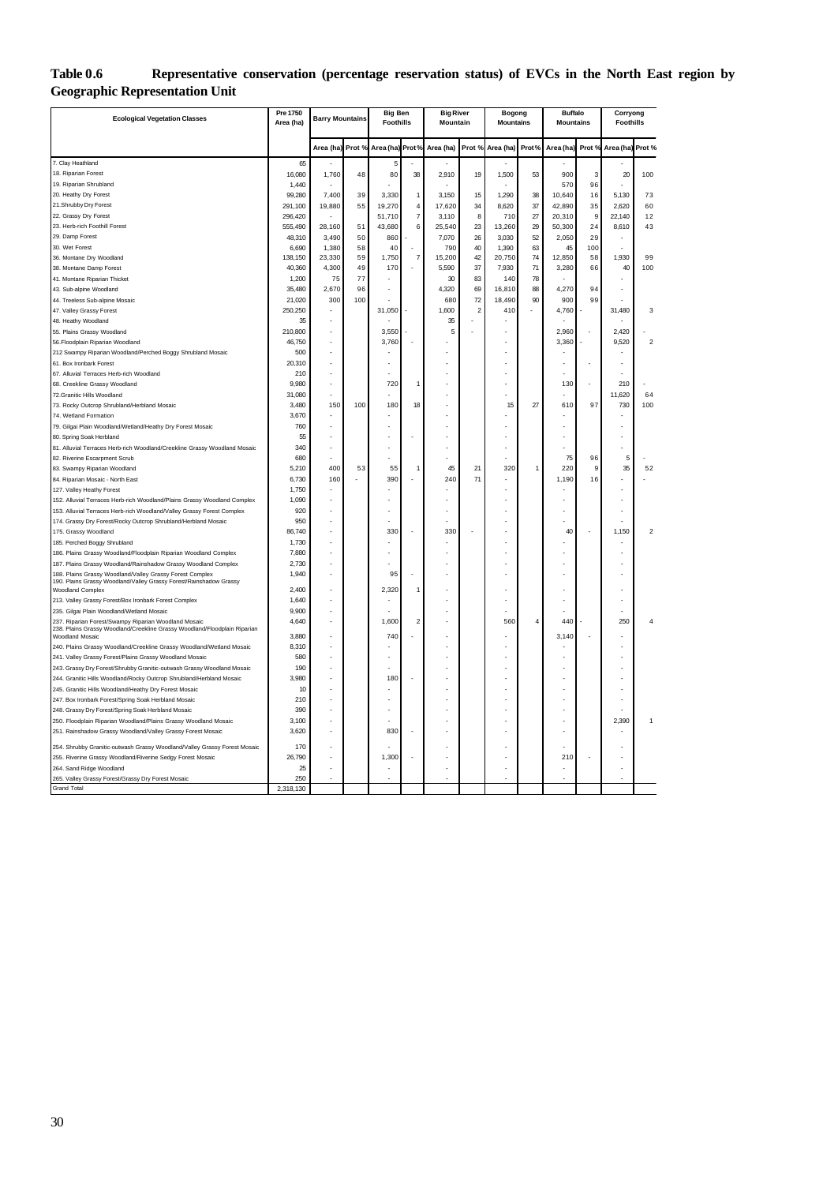**Table 0.6 Representative conservation (percentage reservation status) of EVCs in the North East region by Geographic Representation Unit**

| Ecological Vegetation Classes | Pre 1750 Area (ha) | Barry Mountains | | Big Ben Foothills | | Big River Mountain | | Bogong Mountains | | Buffalo Mountains | | Corryong Foothills | |
|---|---|---|---|---|---|---|---|---|---|---|---|---|---|
| | | Area (ha) | Prot % | Area (ha) | Prot % | Area (ha) | Prot % | Area (ha) | Prot % | Area (ha) | Prot % | Area (ha) | Prot % |
| 7. Clay Heathland | 65 | - | | 5 | - | - | | - | | - | | - | |
| 18. Riparian Forest | 16,080 | 1,760 | 48 | 80 | 38 | 2,910 | 19 | 1,500 | 53 | 900 | 3 | 20 | 100 |
| 19. Riparian Shrubland | 1,440 | - | | - | | - | | - | | 570 | 96 | - | |
| 20. Heathy Dry Forest | 99,280 | 7,400 | 39 | 3,330 | 1 | 3,150 | 15 | 1,290 | 38 | 10,640 | 16 | 5,130 | 73 |
| 21.Shrubby Dry Forest | 291,100 | 19,880 | 55 | 19,270 | 4 | 17,620 | 34 | 8,620 | 37 | 42,890 | 35 | 2,620 | 60 |
| 22. Grassy Dry Forest | 296,420 | - | | 51,710 | 7 | 3,110 | 8 | 710 | 27 | 20,310 | 9 | 22,140 | 12 |
| 23. Herb-rich Foothill Forest | 555,490 | 28,160 | 51 | 43,680 | 6 | 25,540 | 23 | 13,260 | 29 | 50,300 | 24 | 8,610 | 43 |
| 29. Damp Forest | 48,310 | 3,490 | 50 | 860 | - | 7,070 | 26 | 3,030 | 52 | 2,050 | 29 | - | |
| 30. Wet Forest | 6,690 | 1,380 | 58 | 40 | - | 790 | 40 | 1,390 | 63 | 45 | 100 | - | |
| 36. Montane Dry Woodland | 138,150 | 23,330 | 59 | 1,750 | 7 | 15,200 | 42 | 20,750 | 74 | 12,850 | 58 | 1,930 | 99 |
| 38. Montane Damp Forest | 40,360 | 4,300 | 49 | 170 | - | 5,590 | 37 | 7,930 | 71 | 3,280 | 66 | 40 | 100 |
| 41. Montane Riparian Thicket | 1,200 | 75 | 77 | - | | 30 | 83 | 140 | 78 | - | | - | |
| 43. Sub-alpine Woodland | 35,480 | 2,670 | 96 | - | | 4,320 | 69 | 16,810 | 88 | 4,270 | 94 | - | |
| 44. Treeless Sub-alpine Mosaic | 21,020 | 300 | 100 | - | | 680 | 72 | 18,490 | 90 | 900 | 99 | - | |
| 47. Valley Grassy Forest | 250,250 | - | | 31,050 | - | 1,600 | 2 | 410 | - | 4,760 | - | 31,480 | 3 |
| 48. Heathy Woodland | 35 | - | | - | | 35 | - | - | | - | | - | |
| 55. Plains Grassy Woodland | 210,800 | - | | 3,550 | - | 5 | - | - | | 2,960 | - | 2,420 | - |
| 56.Floodplain Riparian Woodland | 46,750 | - | | 3,760 | - | - | | - | | 3,360 | - | 9,520 | 2 |
| 212 Swampy Riparian Woodland/Perched Boggy Shrubland Mosaic | 500 | - | | - | | - | | - | | - | | - | |
| 61. Box Ironbark Forest | 20,310 | - | | - | | - | | - | | - | - | - | |
| 67. Alluvial Terraces Herb-rich Woodland | 210 | - | | - | | - | | - | | - | | - | |
| 68. Creekline Grassy Woodland | 9,980 | - | | 720 | 1 | - | | - | | 130 | - | 210 | - |
| 72.Granitic Hills Woodland | 31,080 | - | | - | | - | | - | | - | | 11,620 | 64 |
| 73. Rocky Outcrop Shrubland/Herbland Mosaic | 3,480 | 150 | 100 | 180 | 18 | - | | 15 | 27 | 610 | 97 | 730 | 100 |
| 74. Wetland Formation | 3,670 | - | | - | | - | | - | | - | | - | |
| 79. Gilgai Plain Woodland/Wetland/Heathy Dry Forest Mosaic | 760 | - | | - | | - | | - | | - | | - | |
| 80. Spring Soak Herbland | 55 | - | | - | - | - | | - | | - | | - | |
| 81. Alluvial Terraces Herb-rich Woodland/Creekline Grassy Woodland Mosaic | 340 | - | | - | | - | | - | | - | | - | |
| 82. Riverine Escarpment Scrub | 680 | - | | - | | - | | - | | 75 | 96 | 5 | - |
| 83. Swampy Riparian Woodland | 5,210 | 400 | 53 | 55 | 1 | 45 | 21 | 320 | 1 | 220 | 9 | 35 | 52 |
| 84. Riparian Mosaic - North East | 6,730 | 160 | - | 390 | - | 240 | 71 | - | | 1,190 | 16 | - | - |
| 127. Valley Heathy Forest | 1,750 | - | | - | | - | | - | | - | | - | |
| 152. Alluvial Terraces Herb-rich Woodland/Plains Grassy Woodland Complex | 1,090 | - | | - | | - | | - | | - | | - | |
| 153. Alluvial Terraces Herb-rich Woodland/Valley Grassy Forest Complex | 920 | - | | - | | - | | - | | - | | - | |
| 174. Grassy Dry Forest/Rocky Outcrop Shrubland/Herbland Mosaic | 950 | - | | - | | - | | - | | - | | - | |
| 175. Grassy Woodland | 86,740 | - | | 330 | - | 330 | - | - | | 40 | - | 1,150 | 2 |
| 185. Perched Boggy Shrubland | 1,730 | - | | - | | - | | - | | - | | - | |
| 186. Plains Grassy Woodland/Floodplain Riparian Woodland Complex | 7,880 | - | | - | | - | | - | | - | | - | |
| 187. Plains Grassy Woodland/Rainshadow Grassy Woodland Complex | 2,730 | - | | - | | - | | - | | - | | - | |
| 188. Plains Grassy Woodland/Valley Grassy Forest Complex | 1,940 | - | | 95 | - | - | | - | | - | | - | |
| 190. Plains Grassy Woodland/Valley Grassy Forest/Rainshadow Grassy Woodland Complex | 2,400 | - | | 2,320 | 1 | - | | - | | - | | - | |
| 213. Valley Grassy Forest/Box Ironbark Forest Complex | 1,640 | - | | - | | - | | - | | - | | - | |
| 235. Gilgai Plain Woodland/Wetland Mosaic | 9,900 | - | | - | | - | | - | | - | | - | |
| 237. Riparian Forest/Swampy Riparian Woodland Mosaic | 4,640 | - | | 1,600 | 2 | - | | 560 | 4 | 440 | - | 250 | 4 |
| 238. Plains Grassy Woodland/Creekline Grassy Woodland/Floodplain Riparian Woodland Mosaic | 3,880 | - | | 740 | - | - | | - | | 3,140 | - | - | |
| 240. Plains Grassy Woodland/Creekline Grassy Woodland/Wetland Mosaic | 8,310 | - | | - | | - | | - | | - | | - | |
| 241. Valley Grassy Forest/Plains Grassy Woodland Mosaic | 580 | - | | - | | - | | - | | - | | - | |
| 243. Grassy Dry Forest/Shrubby Granitic-outwash Grassy Woodland Mosaic | 190 | - | | - | | - | | - | | - | | - | |
| 244. Granitic Hills Woodland/Rocky Outcrop Shrubland/Herbland Mosaic | 3,980 | - | | 180 | - | - | | - | | - | | - | |
| 245. Granitic Hills Woodland/Heathy Dry Forest Mosaic | 10 | - | | - | | - | | - | | - | | - | |
| 247. Box Ironbark Forest/Spring Soak Herbland Mosaic | 210 | - | | - | | - | | - | | - | | - | |
| 248. Grassy Dry Forest/Spring Soak Herbland Mosaic | 390 | - | | - | | - | | - | | - | | - | |
| 250. Floodplain Riparian Woodland/Plains Grassy Woodland Mosaic | 3,100 | - | | - | | - | | - | | - | | 2,390 | 1 |
| 251. Rainshadow Grassy Woodland/Valley Grassy Forest Mosaic | 3,620 | - | | 830 | - | - | | - | | - | | - | |
| 254. Shrubby Granitic-outwash Grassy Woodland/Valley Grassy Forest Mosaic | 170 | - | | - | | - | | - | | - | | - | |
| 255. Riverine Grassy Woodland/Riverine Sedgy Forest Mosaic | 26,790 | - | | 1,300 | - | - | | - | | 210 | - | - | |
| 264. Sand Ridge Woodland | 25 | - | | - | | - | | - | | - | | - | |
| 265. Valley Grassy Forest/Grassy Dry Forest Mosaic | 250 | - | | - | | - | | - | | - | | - | |
| Grand Total | 2,318,130 | | | | | | | | | | | | |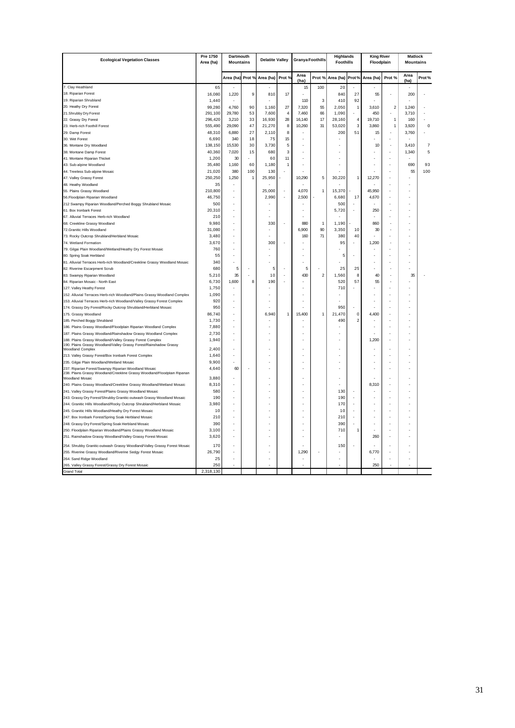| Ecological Vegetation Classes | Pre 1750 Area (ha) | Dartmouth Mountains | | Delatite Valley | | Granya Foothills | | Highlands Foothills | | King River Floodplain | | Matlock Mountains | |
|---|---|---|---|---|---|---|---|---|---|---|---|---|---|
| | | Area (ha) | Prot % | Area (ha) | Prot % | Area (ha) | Prot % | Area (ha) | Prot % | Area (ha) | Prot % | Area (ha) | Prot % |
| 7. Clay Heathland | 65 | - | | - | | 15 | 100 | 20 | - | - | | - | |
| 18. Riparian Forest | 16,080 | 1,220 | 9 | 810 | 17 | - | | 840 | 27 | 55 | - | 200 | - |
| 19. Riparian Shrubland | 1,440 | - | | - | | 110 | 3 | 410 | 92 | - | | - | |
| 20. Heathy Dry Forest | 99,280 | 4,760 | 90 | 1,160 | 27 | 7,320 | 55 | 2,050 | 1 | 3,610 | 2 | 1,240 | - |
| 21.Shrubby Dry Forest | 291,100 | 29,780 | 53 | 7,600 | 4 | 7,460 | 66 | 1,090 | - | 450 | - | 3,710 | - |
| 22. Grassy Dry Forest | 296,420 | 3,210 | 33 | 16,930 | 28 | 16,140 | 17 | 28,160 | 4 | 19,710 | 1 | 160 | - |
| 23. Herb-rich Foothill Forest | 555,490 | 29,090 | 47 | 21,270 | 8 | 10,260 | 31 | 53,020 | 3 | 3,860 | 1 | 3,920 | 0 |
| 29. Damp Forest | 48,310 | 6,880 | 27 | 2,110 | 8 | - | | 200 | 51 | 15 | - | 3,760 | - |
| 30. Wet Forest | 6,690 | 340 | 18 | 75 | 15 | - | | - | | - | - | - | |
| 36. Montane Dry Woodland | 138,150 | 15,530 | 30 | 3,730 | 5 | - | | - | | 10 | - | 3,410 | 7 |
| 38. Montane Damp Forest | 40,360 | 7,020 | 15 | 680 | 3 | - | | - | | - | - | 1,340 | 5 |
| 41. Montane Riparian Thicket | 1,200 | 30 | - | 60 | 11 | - | | - | | - | - | - | |
| 43. Sub-alpine Woodland | 35,480 | 1,160 | 60 | 1,180 | 1 | - | | - | | - | - | 690 | 93 |
| 44. Treeless Sub-alpine Mosaic | 21,020 | 380 | 100 | 130 | - | - | | - | | - | - | 55 | 100 |
| 47. Valley Grassy Forest | 250,250 | 1,250 | 1 | 25,950 | - | 10,290 | 5 | 30,220 | 1 | 12,270 | - | - | |
| 48. Heathy Woodland | 35 | - | | - | | - | | - | | - | - | - | |
| 55. Plains Grassy Woodland | 210,800 | - | | 25,000 | - | 4,070 | 1 | 15,370 | - | 45,950 | - | - | |
| 56.Floodplain Riparian Woodland | 46,750 | - | | 2,990 | - | 2,500 | - | 6,680 | 17 | 4,670 | - | - | |
| 212 Swampy Riparian Woodland/Perched Boggy Shrubland Mosaic | 500 | - | | - | | - | | 500 | - | - | - | - | |
| 61. Box Ironbark Forest | 20,310 | - | | - | | - | | 5,720 | - | 250 | - | - | |
| 67. Alluvial Terraces Herb-rich Woodland | 210 | - | | - | | - | | - | | - | - | - | |
| 68. Creekline Grassy Woodland | 9,980 | - | | 330 | - | 880 | 1 | 1,190 | - | 860 | - | - | |
| 72.Granitic Hills Woodland | 31,080 | - | | - | | 6,900 | 90 | 3,350 | 10 | 30 | - | - | |
| 73. Rocky Outcrop Shrubland/Herbland Mosaic | 3,480 | - | | - | | 160 | 71 | 380 | 40 | - | - | - | |
| 74. Wetland Formation | 3,670 | - | | 300 | - | - | | 95 | - | 1,200 | - | - | |
| 79. Gilgai Plain Woodland/Wetland/Heathy Dry Forest Mosaic | 760 | - | | - | | - | | - | | - | - | - | |
| 80. Spring Soak Herbland | 55 | - | | - | | - | | 5 | - | - | - | - | |
| 81. Alluvial Terraces Herb-rich Woodland/Creekline Grassy Woodland Mosaic | 340 | - | | - | | - | | - | | - | - | - | |
| 82. Riverine Escarpment Scrub | 680 | 5 | - | 5 | - | 5 | - | 25 | 25 | - | - | - | |
| 83. Swampy Riparian Woodland | 5,210 | 35 | - | 10 | - | 430 | 2 | 1,560 | 8 | 40 | - | 35 | - |
| 84. Riparian Mosaic - North East | 6,730 | 1,600 | 8 | 190 | - | - | | 520 | 57 | 55 | - | - | |
| 127. Valley Heathy Forest | 1,750 | - | | - | | - | | 710 | - | - | - | - | |
| 152. Alluvial Terraces Herb-rich Woodland/Plains Grassy Woodland Complex | 1,090 | - | | - | | - | | - | | - | - | - | |
| 153. Alluvial Terraces Herb-rich Woodland/Valley Grassy Forest Complex | 920 | - | | - | | - | | - | | - | - | - | |
| 174. Grassy Dry Forest/Rocky Outcrop Shrubland/Herbland Mosaic | 950 | - | | - | | - | | 950 | - | - | - | - | |
| 175. Grassy Woodland | 86,740 | - | | 6,940 | 1 | 15,400 | 1 | 21,470 | 0 | 4,400 | - | - | |
| 185. Perched Boggy Shrubland | 1,730 | - | | - | | - | | 490 | 2 | - | - | - | |
| 186. Plains Grassy Woodland/Floodplain Riparian Woodland Complex | 7,880 | - | | - | | - | | - | | - | - | - | |
| 187. Plains Grassy Woodland/Rainshadow Grassy Woodland Complex | 2,730 | - | | - | | - | | - | | - | - | - | |
| 188. Plains Grassy Woodland/Valley Grassy Forest Complex | 1,940 | - | | - | | - | | - | | 1,200 | - | - | |
| 190. Plains Grassy Woodland/Valley Grassy Forest/Rainshadow Grassy Woodland Complex | 2,400 | - | | - | | - | | - | | - | - | - | |
| 213. Valley Grassy Forest/Box Ironbark Forest Complex | 1,640 | - | | - | | - | | - | | - | - | - | |
| 235. Gilgai Plain Woodland/Wetland Mosaic | 9,900 | - | | - | | - | | - | | - | - | - | |
| 237. Riparian Forest/Swampy Riparian Woodland Mosaic | 4,640 | 60 | - | - | | - | | - | | - | - | - | |
| 238. Plains Grassy Woodland/Creekline Grassy Woodland/Floodplain Riparian Woodland Mosaic | 3,880 | - | | - | | - | | - | | - | - | - | |
| 240. Plains Grassy Woodland/Creekline Grassy Woodland/Wetland Mosaic | 8,310 | - | | - | | - | | - | | 8,310 | - | - | |
| 241. Valley Grassy Forest/Plains Grassy Woodland Mosaic | 580 | - | | - | | - | | 130 | - | - | - | - | |
| 243. Grassy Dry Forest/Shrubby Granitic-outwash Grassy Woodland Mosaic | 190 | - | | - | | - | | 190 | - | - | - | - | |
| 244. Granitic Hills Woodland/Rocky Outcrop Shrubland/Herbland Mosaic | 3,980 | - | | - | | - | | 170 | - | - | - | - | |
| 245. Granitic Hills Woodland/Heathy Dry Forest Mosaic | 10 | - | | - | | - | | 10 | - | - | - | - | |
| 247. Box Ironbark Forest/Spring Soak Herbland Mosaic | 210 | - | | - | | - | | 210 | - | - | - | - | |
| 248. Grassy Dry Forest/Spring Soak Herbland Mosaic | 390 | - | | - | | - | | 390 | - | - | - | - | |
| 250. Floodplain Riparian Woodland/Plains Grassy Woodland Mosaic | 3,100 | - | | - | | - | | 710 | 1 | - | - | - | |
| 251. Rainshadow Grassy Woodland/Valley Grassy Forest Mosaic | 3,620 | - | | - | | - | | - | | 260 | - | - | |
| 254. Shrubby Granitic-outwash Grassy Woodland/Valley Grassy Forest Mosaic | 170 | - | | - | | - | | 150 | - | - | - | - | |
| 255. Riverine Grassy Woodland/Riverine Sedgy Forest Mosaic | 26,790 | - | | - | | 1,290 | - | - | | 6,770 | - | - | |
| 264. Sand Ridge Woodland | 25 | - | | - | | - | | - | | - | - | - | |
| 265. Valley Grassy Forest/Grassy Dry Forest Mosaic | 250 | - | | - | | - | | - | | 250 | - | - | |
| Grand Total | 2,318,130 | | | | | | | | | | | | |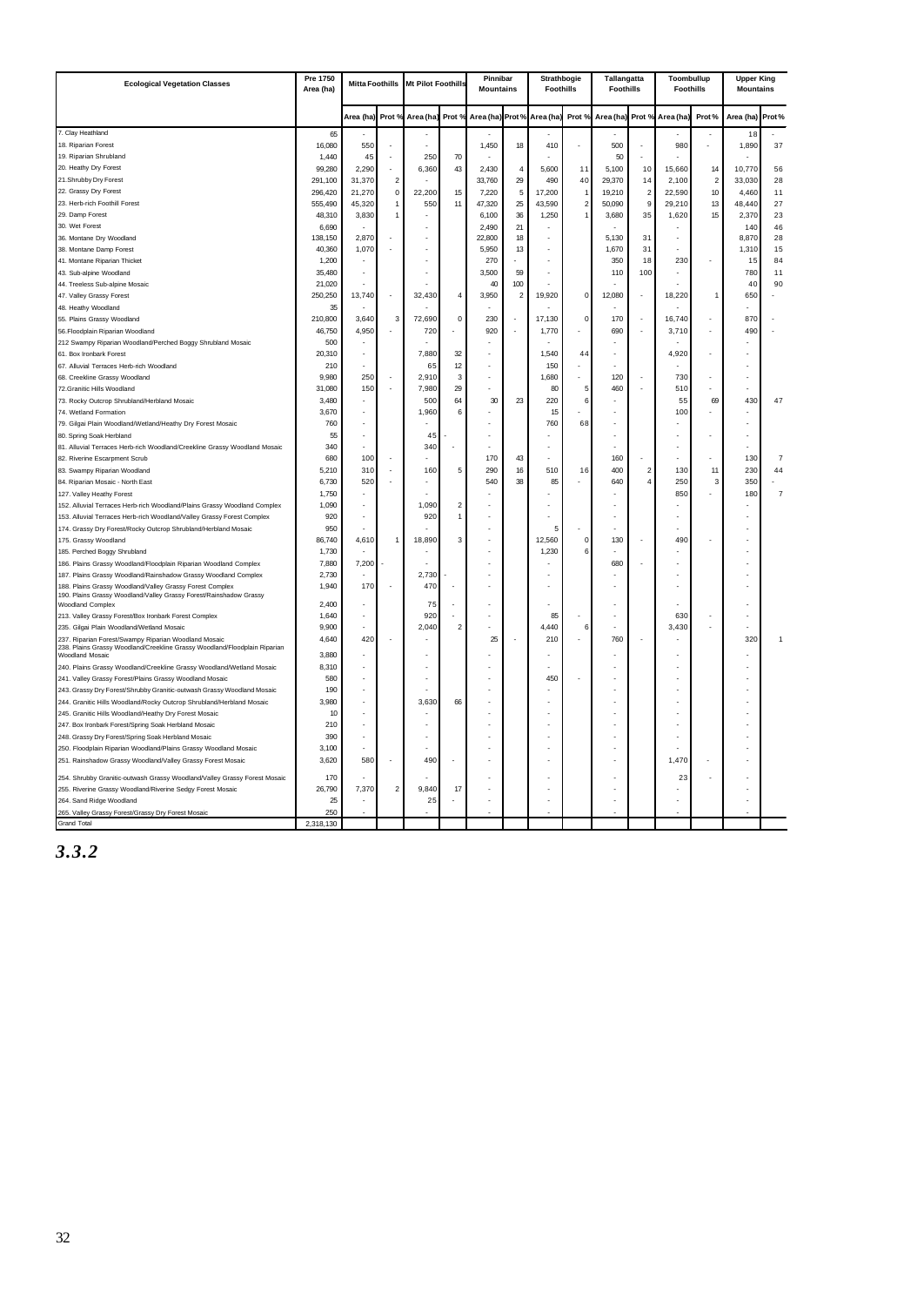| Ecological Vegetation Classes | Pre 1750 Area (ha) | Mitta Foothills | | Mt Pilot Foothills | | Pinnibar Mountains | | Strathbogie Foothills | | Tallangatta Foothills | | Toombullup Foothills | | Upper King Mountains | |
|---|---|---|---|---|---|---|---|---|---|---|---|---|---|---|---|
| | | Area (ha) | Prot % | Area (ha) | Prot % | Area (ha) | Prot % | Area (ha) | Prot % | Area (ha) | Prot % | Area (ha) | Prot % | Area (ha) | Prot % |
| 7. Clay Heathland | 65 | - | | - | | - | | - | | - | | - | - | 18 | - |
| 18. Riparian Forest | 16,080 | 550 | - | - | | 1,450 | 18 | 410 | - | 500 | - | 980 | - | 1,890 | 37 |
| 19. Riparian Shrubland | 1,440 | 45 | - | 250 | 70 | - | | - | | 50 | - | - | | - | |
| 20. Heathy Dry Forest | 99,280 | 2,290 | - | 6,360 | 43 | 2,430 | 4 | 5,600 | 11 | 5,100 | 10 | 15,660 | 14 | 10,770 | 56 |
| 21.Shrubby Dry Forest | 291,100 | 31,370 | 2 | - | | 33,760 | 29 | 490 | 40 | 29,370 | 14 | 2,100 | 2 | 33,030 | 28 |
| 22. Grassy Dry Forest | 296,420 | 21,270 | 0 | 22,200 | 15 | 7,220 | 5 | 17,200 | 1 | 19,210 | 2 | 22,590 | 10 | 4,460 | 11 |
| 23. Herb-rich Foothill Forest | 555,490 | 45,320 | 1 | 550 | 11 | 47,320 | 25 | 43,590 | 2 | 50,090 | 9 | 29,210 | 13 | 48,440 | 27 |
| 29. Damp Forest | 48,310 | 3,830 | 1 | - | | 6,100 | 36 | 1,250 | 1 | 3,680 | 35 | 1,620 | 15 | 2,370 | 23 |
| 30. Wet Forest | 6,690 | - | | - | | 2,490 | 21 | - | | - | | - | | 140 | 46 |
| 36. Montane Dry Woodland | 138,150 | 2,870 | - | - | | 22,800 | 18 | - | | 5,130 | 31 | - | | 8,870 | 28 |
| 38. Montane Damp Forest | 40,360 | 1,070 | - | - | | 5,950 | 13 | - | | 1,670 | 31 | - | | 1,310 | 15 |
| 41. Montane Riparian Thicket | 1,200 | - | | - | | 270 | - | - | | 350 | 18 | 230 | - | 15 | 84 |
| 43. Sub-alpine Woodland | 35,480 | - | | - | | 3,500 | 59 | - | | 110 | 100 | - | | 780 | 11 |
| 44. Treeless Sub-alpine Mosaic | 21,020 | - | | - | | 40 | 100 | - | | - | | - | | 40 | 90 |
| 47. Valley Grassy Forest | 250,250 | 13,740 | - | 32,430 | 4 | 3,950 | 2 | 19,920 | 0 | 12,080 | - | 18,220 | 1 | 650 | - |
| 48. Heathy Woodland | 35 | - | | - | | - | | - | | - | | - | | - | |
| 55. Plains Grassy Woodland | 210,800 | 3,640 | 3 | 72,690 | 0 | 230 | - | 17,130 | 0 | 170 | - | 16,740 | - | 870 | - |
| 56.Floodplain Riparian Woodland | 46,750 | 4,950 | - | 720 | - | 920 | - | 1,770 | - | 690 | - | 3,710 | - | 490 | - |
| 212 Swampy Riparian Woodland/Perched Boggy Shrubland Mosaic | 500 | - | | - | | - | | - | | - | | - | | - | |
| 61. Box Ironbark Forest | 20,310 | - | | 7,880 | 32 | - | | 1,540 | 44 | - | | 4,920 | - | - | |
| 67. Alluvial Terraces Herb-rich Woodland | 210 | - | | 65 | 12 | - | | 150 | - | - | | - | | - | |
| 68. Creekline Grassy Woodland | 9,980 | 250 | - | 2,910 | 3 | - | | 1,680 | - | 120 | - | 730 | - | - | |
| 72.Granitic Hills Woodland | 31,080 | 150 | - | 7,980 | 29 | - | | 80 | 5 | 460 | - | 510 | - | - | |
| 73. Rocky Outcrop Shrubland/Herbland Mosaic | 3,480 | - | | 500 | 64 | 30 | 23 | 220 | 6 | - | | 55 | 69 | 430 | 47 |
| 74. Wetland Formation | 3,670 | - | | 1,960 | 6 | - | | 15 | - | - | | 100 | - | - | |
| 79. Gilgai Plain Woodland/Wetland/Heathy Dry Forest Mosaic | 760 | - | | - | | - | | 760 | 68 | - | | - | | - | |
| 80. Spring Soak Herbland | 55 | - | | 45 | - | - | | - | | - | | - | - | - | |
| 81. Alluvial Terraces Herb-rich Woodland/Creekline Grassy Woodland Mosaic | 340 | - | | 340 | - | - | | - | | - | | - | | - | |
| 82. Riverine Escarpment Scrub | 680 | 100 | - | - | | 170 | 43 | - | | 160 | - | - | - | 130 | 7 |
| 83. Swampy Riparian Woodland | 5,210 | 310 | - | 160 | 5 | 290 | 16 | 510 | 16 | 400 | 2 | 130 | 11 | 230 | 44 |
| 84. Riparian Mosaic - North East | 6,730 | 520 | - | - | | 540 | 38 | 85 | - | 640 | 4 | 250 | 3 | 350 | - |
| 127. Valley Heathy Forest | 1,750 | - | | - | | - | | - | | - | | 850 | - | 180 | 7 |
| 152. Alluvial Terraces Herb-rich Woodland/Plains Grassy Woodland Complex | 1,090 | - | | 1,090 | 2 | - | | - | | - | | - | | - | |
| 153. Alluvial Terraces Herb-rich Woodland/Valley Grassy Forest Complex | 920 | - | | 920 | 1 | - | | - | | - | | - | | - | |
| 174. Grassy Dry Forest/Rocky Outcrop Shrubland/Herbland Mosaic | 950 | - | | - | | - | | 5 | - | - | | - | | - | |
| 175. Grassy Woodland | 86,740 | 4,610 | 1 | 18,890 | 3 | - | | 12,560 | 0 | 130 | - | 490 | - | - | |
| 185. Perched Boggy Shrubland | 1,730 | - | | - | | - | | 1,230 | 6 | - | | - | | - | |
| 186. Plains Grassy Woodland/Floodplain Riparian Woodland Complex | 7,880 | 7,200 | - | - | | - | | - | | 680 | - | - | | - | |
| 187. Plains Grassy Woodland/Rainshadow Grassy Woodland Complex | 2,730 | - | | 2,730 | - | - | | - | | - | | - | | - | |
| 188. Plains Grassy Woodland/Valley Grassy Forest Complex | 1,940 | 170 | - | 470 | - | - | | - | | - | | - | | - | |
| 190. Plains Grassy Woodland/Valley Grassy Forest/Rainshadow Grassy Woodland Complex | 2,400 | - | | 75 | - | - | | - | | - | | - | | - | |
| 213. Valley Grassy Forest/Box Ironbark Forest Complex | 1,640 | - | | 920 | - | - | | 85 | - | - | | 630 | - | - | |
| 235. Gilgai Plain Woodland/Wetland Mosaic | 9,900 | - | | 2,040 | 2 | - | | 4,440 | 6 | - | | 3,430 | - | - | |
| 237. Riparian Forest/Swampy Riparian Woodland Mosaic | 4,640 | 420 | - | - | | 25 | - | 210 | - | 760 | - | - | | 320 | 1 |
| 238. Plains Grassy Woodland/Creekline Grassy Woodland/Floodplain Riparian Woodland Mosaic | 3,880 | - | | - | | - | | - | | - | | - | | - | |
| 240. Plains Grassy Woodland/Creekline Grassy Woodland/Wetland Mosaic | 8,310 | - | | - | | - | | - | | - | | - | | - | |
| 241. Valley Grassy Forest/Plains Grassy Woodland Mosaic | 580 | - | | - | | - | | 450 | - | - | | - | | - | |
| 243. Grassy Dry Forest/Shrubby Granitic-outwash Grassy Woodland Mosaic | 190 | - | | - | | - | | - | | - | | - | | - | |
| 244. Granitic Hills Woodland/Rocky Outcrop Shrubland/Herbland Mosaic | 3,980 | - | | 3,630 | 66 | - | | - | | - | | - | | - | |
| 245. Granitic Hills Woodland/Heathy Dry Forest Mosaic | 10 | - | | - | | - | | - | | - | | - | | - | |
| 247. Box Ironbark Forest/Spring Soak Herbland Mosaic | 210 | - | | - | | - | | - | | - | | - | | - | |
| 248. Grassy Dry Forest/Spring Soak Herbland Mosaic | 390 | - | | - | | - | | - | | - | | - | | - | |
| 250. Floodplain Riparian Woodland/Plains Grassy Woodland Mosaic | 3,100 | - | | - | | - | | - | | - | | - | | - | |
| 251. Rainshadow Grassy Woodland/Valley Grassy Forest Mosaic | 3,620 | 580 | - | 490 | - | - | | - | | - | | 1,470 | - | - | |
| 254. Shrubby Granitic-outwash Grassy Woodland/Valley Grassy Forest Mosaic | 170 | - | | - | | - | | - | | - | | 23 | - | - | |
| 255. Riverine Grassy Woodland/Riverine Sedgy Forest Mosaic | 26,790 | 7,370 | 2 | 9,840 | 17 | - | | - | | - | | - | | - | |
| 264. Sand Ridge Woodland | 25 | - | | 25 | - | - | | - | | - | | - | | - | |
| 265. Valley Grassy Forest/Grassy Dry Forest Mosaic | 250 | - | | - | | - | | - | | - | | - | | - | |
| Grand Total | 2,318,130 | | | | | | | | | | | | | | |

***3.3.2***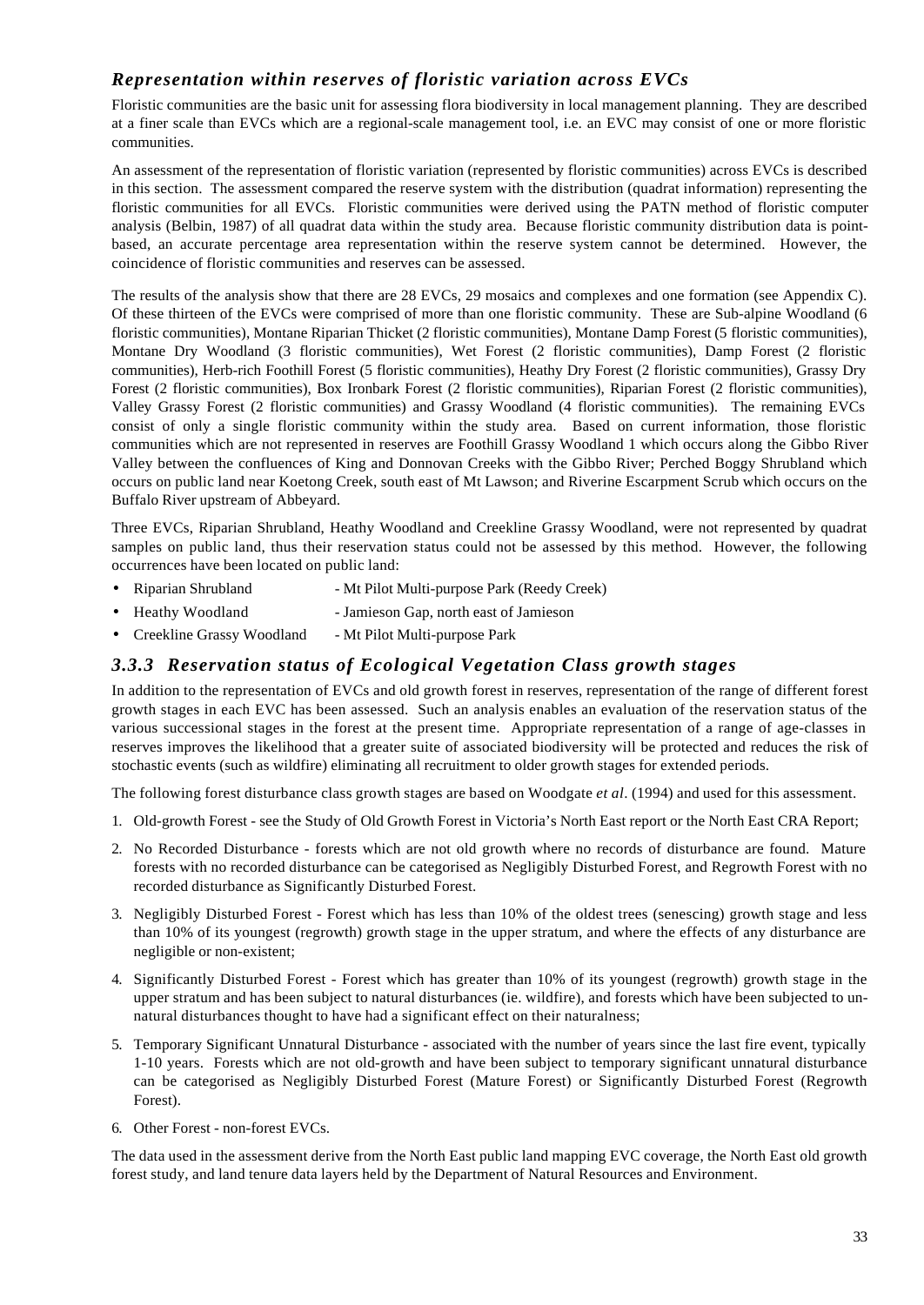### *Representation within reserves of floristic variation across EVCs*

Floristic communities are the basic unit for assessing flora biodiversity in local management planning. They are described at a finer scale than EVCs which are a regional-scale management tool, i.e. an EVC may consist of one or more floristic communities.

An assessment of the representation of floristic variation (represented by floristic communities) across EVCs is described in this section. The assessment compared the reserve system with the distribution (quadrat information) representing the floristic communities for all EVCs. Floristic communities were derived using the PATN method of floristic computer analysis (Belbin, 1987) of all quadrat data within the study area. Because floristic community distribution data is point-based, an accurate percentage area representation within the reserve system cannot be determined. However, the coincidence of floristic communities and reserves can be assessed.

The results of the analysis show that there are 28 EVCs, 29 mosaics and complexes and one formation (see Appendix C). Of these thirteen of the EVCs were comprised of more than one floristic community. These are Sub-alpine Woodland (6 floristic communities), Montane Riparian Thicket (2 floristic communities), Montane Damp Forest (5 floristic communities), Montane Dry Woodland (3 floristic communities), Wet Forest (2 floristic communities), Damp Forest (2 floristic communities), Herb-rich Foothill Forest (5 floristic communities), Heathy Dry Forest (2 floristic communities), Grassy Dry Forest (2 floristic communities), Box Ironbark Forest (2 floristic communities), Riparian Forest (2 floristic communities), Valley Grassy Forest (2 floristic communities) and Grassy Woodland (4 floristic communities). The remaining EVCs consist of only a single floristic community within the study area. Based on current information, those floristic communities which are not represented in reserves are Foothill Grassy Woodland 1 which occurs along the Gibbo River Valley between the confluences of King and Donnovan Creeks with the Gibbo River; Perched Boggy Shrubland which occurs on public land near Koetong Creek, south east of Mt Lawson; and Riverine Escarpment Scrub which occurs on the Buffalo River upstream of Abbeyard.

Three EVCs, Riparian Shrubland, Heathy Woodland and Creekline Grassy Woodland, were not represented by quadrat samples on public land, thus their reservation status could not be assessed by this method. However, the following occurrences have been located on public land:

- Riparian Shrubland - Mt Pilot Multi-purpose Park (Reedy Creek)
- Heathy Woodland - Jamieson Gap, north east of Jamieson
- Creekline Grassy Woodland - Mt Pilot Multi-purpose Park

### *3.3.3 Reservation status of Ecological Vegetation Class growth stages*

In addition to the representation of EVCs and old growth forest in reserves, representation of the range of different forest growth stages in each EVC has been assessed. Such an analysis enables an evaluation of the reservation status of the various successional stages in the forest at the present time. Appropriate representation of a range of age-classes in reserves improves the likelihood that a greater suite of associated biodiversity will be protected and reduces the risk of stochastic events (such as wildfire) eliminating all recruitment to older growth stages for extended periods.

The following forest disturbance class growth stages are based on Woodgate *et al*. (1994) and used for this assessment.

1. Old-growth Forest - see the Study of Old Growth Forest in Victoria's North East report or the North East CRA Report;
2. No Recorded Disturbance - forests which are not old growth where no records of disturbance are found. Mature forests with no recorded disturbance can be categorised as Negligibly Disturbed Forest, and Regrowth Forest with no recorded disturbance as Significantly Disturbed Forest.
3. Negligibly Disturbed Forest - Forest which has less than 10% of the oldest trees (senescing) growth stage and less than 10% of its youngest (regrowth) growth stage in the upper stratum, and where the effects of any disturbance are negligible or non-existent;
4. Significantly Disturbed Forest - Forest which has greater than 10% of its youngest (regrowth) growth stage in the upper stratum and has been subject to natural disturbances (ie. wildfire), and forests which have been subjected to un-natural disturbances thought to have had a significant effect on their naturalness;
5. Temporary Significant Unnatural Disturbance - associated with the number of years since the last fire event, typically 1-10 years. Forests which are not old-growth and have been subject to temporary significant unnatural disturbance can be categorised as Negligibly Disturbed Forest (Mature Forest) or Significantly Disturbed Forest (Regrowth Forest).
6. Other Forest - non-forest EVCs.

The data used in the assessment derive from the North East public land mapping EVC coverage, the North East old growth forest study, and land tenure data layers held by the Department of Natural Resources and Environment.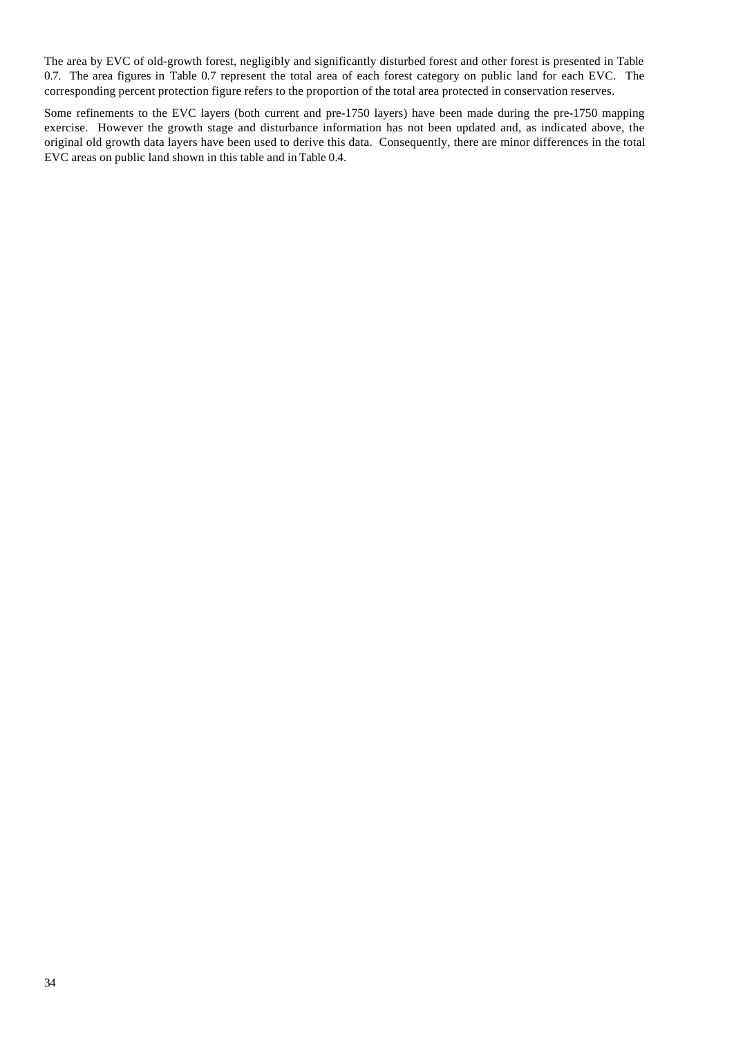The area by EVC of old-growth forest, negligibly and significantly disturbed forest and other forest is presented in Table 0.7. The area figures in Table 0.7 represent the total area of each forest category on public land for each EVC. The corresponding percent protection figure refers to the proportion of the total area protected in conservation reserves.

Some refinements to the EVC layers (both current and pre-1750 layers) have been made during the pre-1750 mapping exercise. However the growth stage and disturbance information has not been updated and, as indicated above, the original old growth data layers have been used to derive this data. Consequently, there are minor differences in the total EVC areas on public land shown in this table and in Table 0.4.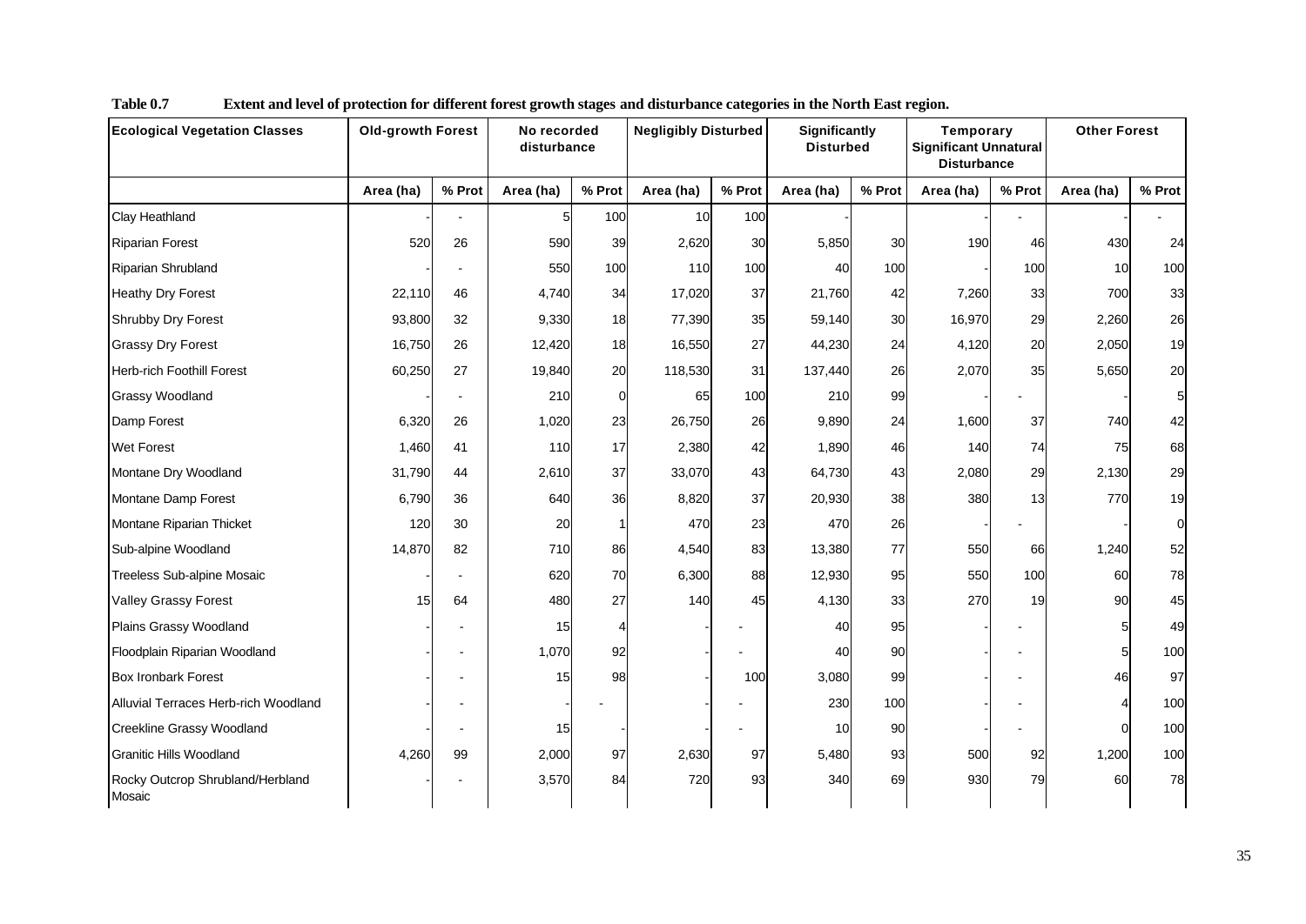**Table 0.7 Extent and level of protection for different forest growth stages and disturbance categories in the North East region.**

| Ecological Vegetation Classes | Old-growth Forest | | No recorded disturbance | | Negligibly Disturbed | | Significantly Disturbed | | Temporary Significant Unnatural Disturbance | | Other Forest | |
|---|---|---|---|---|---|---|---|---|---|---|---|---|
| | Area (ha) | % Prot | Area (ha) | % Prot | Area (ha) | % Prot | Area (ha) | % Prot | Area (ha) | % Prot | Area (ha) | % Prot |
| Clay Heathland | - | - | 5 | 100 | 10 | 100 | - | | - | - | - | - |
| Riparian Forest | 520 | 26 | 590 | 39 | 2,620 | 30 | 5,850 | 30 | 190 | 46 | 430 | 24 |
| Riparian Shrubland | - | - | 550 | 100 | 110 | 100 | 40 | 100 | - | 100 | 10 | 100 |
| Heathy Dry Forest | 22,110 | 46 | 4,740 | 34 | 17,020 | 37 | 21,760 | 42 | 7,260 | 33 | 700 | 33 |
| Shrubby Dry Forest | 93,800 | 32 | 9,330 | 18 | 77,390 | 35 | 59,140 | 30 | 16,970 | 29 | 2,260 | 26 |
| Grassy Dry Forest | 16,750 | 26 | 12,420 | 18 | 16,550 | 27 | 44,230 | 24 | 4,120 | 20 | 2,050 | 19 |
| Herb-rich Foothill Forest | 60,250 | 27 | 19,840 | 20 | 118,530 | 31 | 137,440 | 26 | 2,070 | 35 | 5,650 | 20 |
| Grassy Woodland | - | - | 210 | 0 | 65 | 100 | 210 | 99 | - | - | - | 5 |
| Damp Forest | 6,320 | 26 | 1,020 | 23 | 26,750 | 26 | 9,890 | 24 | 1,600 | 37 | 740 | 42 |
| Wet Forest | 1,460 | 41 | 110 | 17 | 2,380 | 42 | 1,890 | 46 | 140 | 74 | 75 | 68 |
| Montane Dry Woodland | 31,790 | 44 | 2,610 | 37 | 33,070 | 43 | 64,730 | 43 | 2,080 | 29 | 2,130 | 29 |
| Montane Damp Forest | 6,790 | 36 | 640 | 36 | 8,820 | 37 | 20,930 | 38 | 380 | 13 | 770 | 19 |
| Montane Riparian Thicket | 120 | 30 | 20 | 1 | 470 | 23 | 470 | 26 | - | - | - | 0 |
| Sub-alpine Woodland | 14,870 | 82 | 710 | 86 | 4,540 | 83 | 13,380 | 77 | 550 | 66 | 1,240 | 52 |
| Treeless Sub-alpine Mosaic | - | - | 620 | 70 | 6,300 | 88 | 12,930 | 95 | 550 | 100 | 60 | 78 |
| Valley Grassy Forest | 15 | 64 | 480 | 27 | 140 | 45 | 4,130 | 33 | 270 | 19 | 90 | 45 |
| Plains Grassy Woodland | - | - | 15 | 4 | - | - | 40 | 95 | - | - | 5 | 49 |
| Floodplain Riparian Woodland | - | - | 1,070 | 92 | - | - | 40 | 90 | - | - | 5 | 100 |
| Box Ironbark Forest | - | - | 15 | 98 | - | 100 | 3,080 | 99 | - | - | 46 | 97 |
| Alluvial Terraces Herb-rich Woodland | - | - | - | - | - | - | 230 | 100 | - | - | 4 | 100 |
| Creekline Grassy Woodland | - | - | 15 | - | - | - | 10 | 90 | - | - | 0 | 100 |
| Granitic Hills Woodland | 4,260 | 99 | 2,000 | 97 | 2,630 | 97 | 5,480 | 93 | 500 | 92 | 1,200 | 100 |
| Rocky Outcrop Shrubland/Herbland Mosaic | - | - | 3,570 | 84 | 720 | 93 | 340 | 69 | 930 | 79 | 60 | 78 |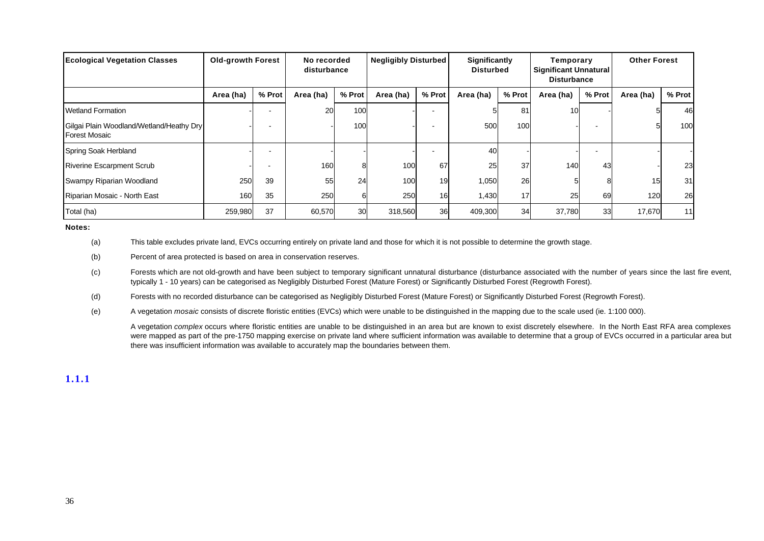| Ecological Vegetation Classes | Old-growth Forest | | No recorded disturbance | | Negligibly Disturbed | | Significantly Disturbed | | Temporary Significant Unnatural Disturbance | | Other Forest | |
|---|---|---|---|---|---|---|---|---|---|---|---|---|
| | Area (ha) | % Prot | Area (ha) | % Prot | Area (ha) | % Prot | Area (ha) | % Prot | Area (ha) | % Prot | Area (ha) | % Prot |
| Wetland Formation | - | - | 20 | 100 | - | - | 5 | 81 | 10 | - | 5 | 46 |
| Gilgai Plain Woodland/Wetland/Heathy Dry Forest Mosaic | - | - | - | 100 | - | - | 500 | 100 | - | - | 5 | 100 |
| Spring Soak Herbland | - | - | - | - | - | - | 40 | - | - | - | - | - |
| Riverine Escarpment Scrub | - | - | 160 | 8 | 100 | 67 | 25 | 37 | 140 | 43 | - | 23 |
| Swampy Riparian Woodland | 250 | 39 | 55 | 24 | 100 | 19 | 1,050 | 26 | 5 | 8 | 15 | 31 |
| Riparian Mosaic - North East | 160 | 35 | 250 | 6 | 250 | 16 | 1,430 | 17 | 25 | 69 | 120 | 26 |
| Total (ha) | 259,980 | 37 | 60,570 | 30 | 318,560 | 36 | 409,300 | 34 | 37,780 | 33 | 17,670 | 11 |

**Notes:**

(a) This table excludes private land, EVCs occurring entirely on private land and those for which it is not possible to determine the growth stage.

(b) Percent of area protected is based on area in conservation reserves.

(c) Forests which are not old-growth and have been subject to temporary significant unnatural disturbance (disturbance associated with the number of years since the last fire event, typically 1 - 10 years) can be categorised as Negligibly Disturbed Forest (Mature Forest) or Significantly Disturbed Forest (Regrowth Forest).

(d) Forests with no recorded disturbance can be categorised as Negligibly Disturbed Forest (Mature Forest) or Significantly Disturbed Forest (Regrowth Forest).

(e) A vegetation *mosaic* consists of discrete floristic entities (EVCs) which were unable to be distinguished in the mapping due to the scale used (ie. 1:100 000).

A vegetation *complex* occurs where floristic entities are unable to be distinguished in an area but are known to exist discretely elsewhere. In the North East RFA area complexes were mapped as part of the pre-1750 mapping exercise on private land where sufficient information was available to determine that a group of EVCs occurred in a particular area but there was insufficient information was available to accurately map the boundaries between them.

### 1.1.1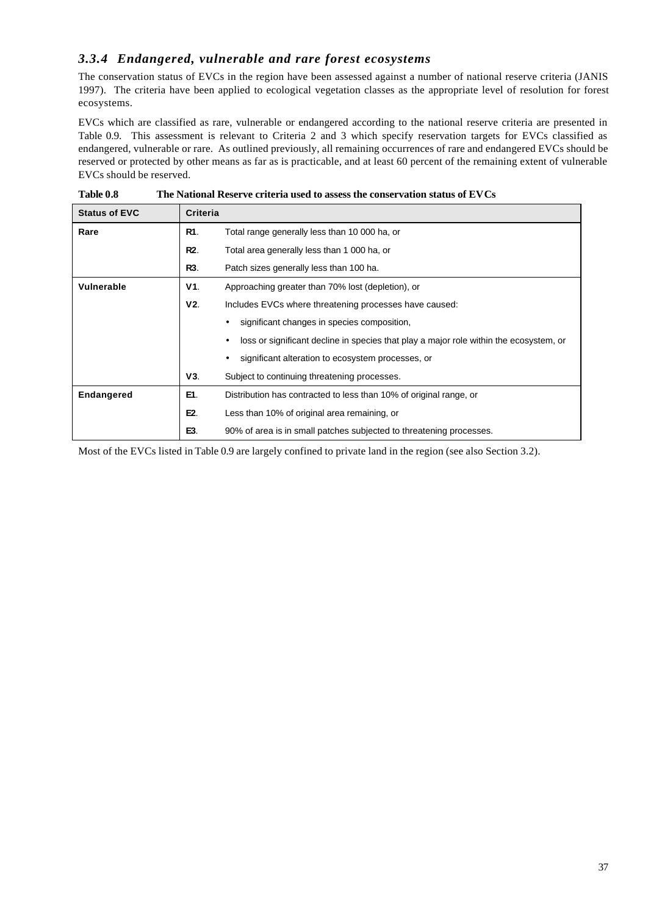### *3.3.4 Endangered, vulnerable and rare forest ecosystems*

The conservation status of EVCs in the region have been assessed against a number of national reserve criteria (JANIS 1997). The criteria have been applied to ecological vegetation classes as the appropriate level of resolution for forest ecosystems.

EVCs which are classified as rare, vulnerable or endangered according to the national reserve criteria are presented in Table 0.9. This assessment is relevant to Criteria 2 and 3 which specify reservation targets for EVCs classified as endangered, vulnerable or rare. As outlined previously, all remaining occurrences of rare and endangered EVCs should be reserved or protected by other means as far as is practicable, and at least 60 percent of the remaining extent of vulnerable EVCs should be reserved.

**Table 0.8 The National Reserve criteria used to assess the conservation status of EVCs**

| Status of EVC | Criteria | |
|---|---|---|
| **Rare** | **R1**. | Total range generally less than 10 000 ha, or |
| | **R2**. | Total area generally less than 1 000 ha, or |
| | **R3**. | Patch sizes generally less than 100 ha. |
| **Vulnerable** | **V1**. | Approaching greater than 70% lost (depletion), or |
| | **V2**. | Includes EVCs where threatening processes have caused: |
| | | • significant changes in species composition, |
| | | • loss or significant decline in species that play a major role within the ecosystem, or |
| | | • significant alteration to ecosystem processes, or |
| | **V3**. | Subject to continuing threatening processes. |
| **Endangered** | **E1**. | Distribution has contracted to less than 10% of original range, or |
| | **E2**. | Less than 10% of original area remaining, or |
| | **E3**. | 90% of area is in small patches subjected to threatening processes. |

Most of the EVCs listed in Table 0.9 are largely confined to private land in the region (see also Section 3.2).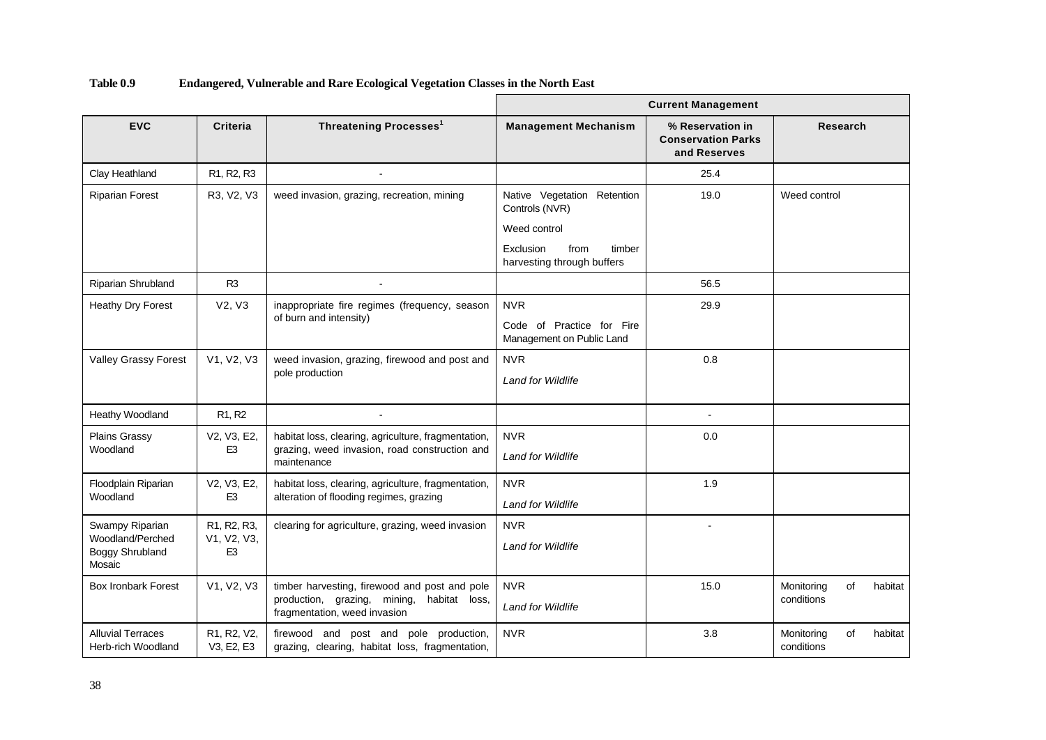**Table 0.9 Endangered, Vulnerable and Rare Ecological Vegetation Classes in the North East**

| | | | Current Management | | |
|---|---|---|---|---|---|
| **EVC** | **Criteria** | **Threatening Processes[1]** | **Management Mechanism** | **% Reservation in Conservation Parks and Reserves** | **Research** |
| Clay Heathland | R1, R2, R3 | - | | 25.4 | |
| Riparian Forest | R3, V2, V3 | weed invasion, grazing, recreation, mining | Native Vegetation Retention Controls (NVR)<br>Weed control<br>Exclusion from timber harvesting through buffers | 19.0 | Weed control |
| Riparian Shrubland | R3 | - | | 56.5 | |
| Heathy Dry Forest | V2, V3 | inappropriate fire regimes (frequency, season of burn and intensity) | NVR<br>Code of Practice for Fire Management on Public Land | 29.9 | |
| Valley Grassy Forest | V1, V2, V3 | weed invasion, grazing, firewood and post and pole production | NVR<br>*Land for Wildlife* | 0.8 | |
| Heathy Woodland | R1, R2 | - | | - | |
| Plains Grassy Woodland | V2, V3, E2, E3 | habitat loss, clearing, agriculture, fragmentation, grazing, weed invasion, road construction and maintenance | NVR<br>*Land for Wildlife* | 0.0 | |
| Floodplain Riparian Woodland | V2, V3, E2, E3 | habitat loss, clearing, agriculture, fragmentation, alteration of flooding regimes, grazing | NVR<br>*Land for Wildlife* | 1.9 | |
| Swampy Riparian Woodland/Perched Boggy Shrubland Mosaic | R1, R2, R3, V1, V2, V3, E3 | clearing for agriculture, grazing, weed invasion | NVR<br>*Land for Wildlife* | - | |
| Box Ironbark Forest | V1, V2, V3 | timber harvesting, firewood and post and pole production, grazing, mining, habitat loss, fragmentation, weed invasion | NVR<br>*Land for Wildlife* | 15.0 | Monitoring of habitat conditions |
| Alluvial Terraces Herb-rich Woodland | R1, R2, V2, V3, E2, E3 | firewood and post and pole production, grazing, clearing, habitat loss, fragmentation, | NVR | 3.8 | Monitoring of habitat conditions |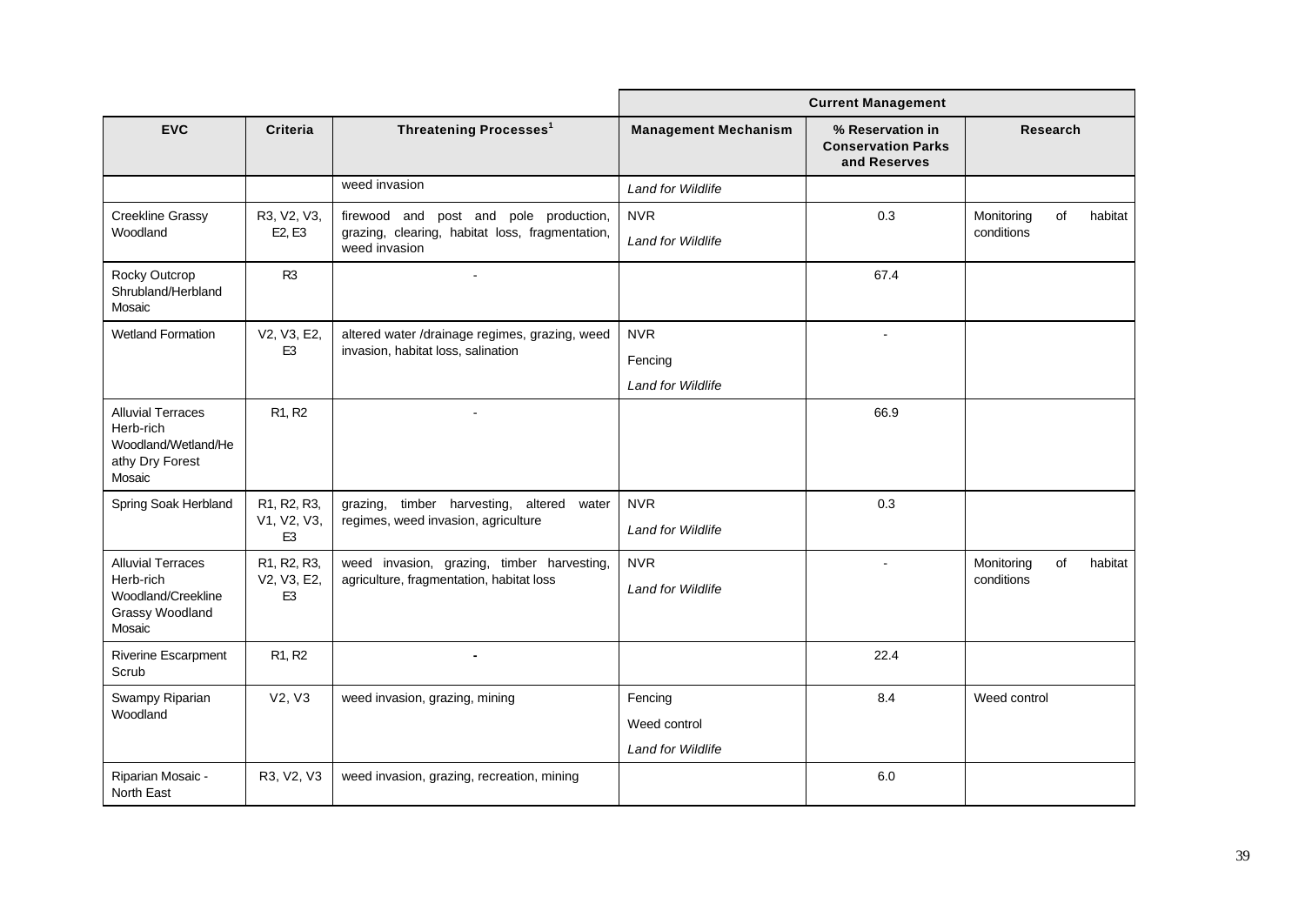| | | | Current Management | | |
|---|---|---|---|---|---|
| **EVC** | **Criteria** | **Threatening Processes[1]** | **Management Mechanism** | **% Reservation in Conservation Parks and Reserves** | **Research** |
| | | weed invasion | *Land for Wildlife* | | |
| Creekline Grassy Woodland | R3, V2, V3, E2, E3 | firewood and post and pole production, grazing, clearing, habitat loss, fragmentation, weed invasion | NVR<br>*Land for Wildlife* | 0.3 | Monitoring of habitat conditions |
| Rocky Outcrop Shrubland/Herbland Mosaic | R3 | - | | 67.4 | |
| Wetland Formation | V2, V3, E2, E3 | altered water /drainage regimes, grazing, weed invasion, habitat loss, salination | NVR<br>Fencing<br>*Land for Wildlife* | - | |
| Alluvial Terraces Herb-rich Woodland/Wetland/Heathy Dry Forest Mosaic | R1, R2 | - | | 66.9 | |
| Spring Soak Herbland | R1, R2, R3, V1, V2, V3, E3 | grazing, timber harvesting, altered water regimes, weed invasion, agriculture | NVR<br>*Land for Wildlife* | 0.3 | |
| Alluvial Terraces Herb-rich Woodland/Creekline Grassy Woodland Mosaic | R1, R2, R3, V2, V3, E2, E3 | weed invasion, grazing, timber harvesting, agriculture, fragmentation, habitat loss | NVR<br>*Land for Wildlife* | - | Monitoring of habitat conditions |
| Riverine Escarpment Scrub | R1, R2 | - | | 22.4 | |
| Swampy Riparian Woodland | V2, V3 | weed invasion, grazing, mining | Fencing<br>Weed control<br>*Land for Wildlife* | 8.4 | Weed control |
| Riparian Mosaic - North East | R3, V2, V3 | weed invasion, grazing, recreation, mining | | 6.0 | |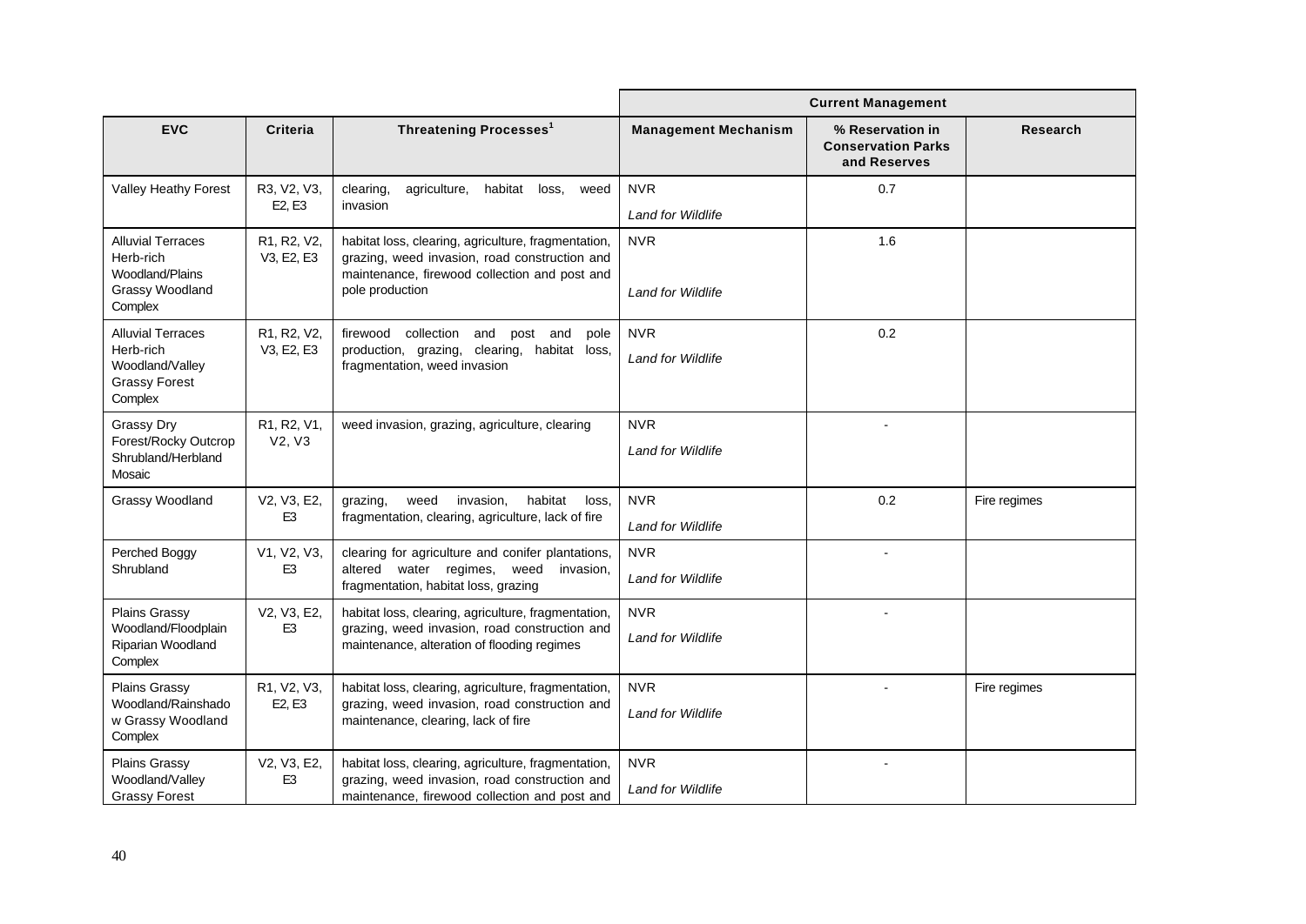| | | | Current Management | | |
|---|---|---|---|---|---|
| **EVC** | **Criteria** | **Threatening Processes[1]** | **Management Mechanism** | **% Reservation in Conservation Parks and Reserves** | **Research** |
| Valley Heathy Forest | R3, V2, V3, E2, E3 | clearing, agriculture, habitat loss, weed invasion | NVR<br>*Land for Wildlife* | 0.7 | |
| Alluvial Terraces Herb-rich Woodland/Plains Grassy Woodland Complex | R1, R2, V2, V3, E2, E3 | habitat loss, clearing, agriculture, fragmentation, grazing, weed invasion, road construction and maintenance, firewood collection and post and pole production | NVR<br>*Land for Wildlife* | 1.6 | |
| Alluvial Terraces Herb-rich Woodland/Valley Grassy Forest Complex | R1, R2, V2, V3, E2, E3 | firewood collection and post and pole production, grazing, clearing, habitat loss, fragmentation, weed invasion | NVR<br>*Land for Wildlife* | 0.2 | |
| Grassy Dry Forest/Rocky Outcrop Shrubland/Herbland Mosaic | R1, R2, V1, V2, V3 | weed invasion, grazing, agriculture, clearing | NVR<br>*Land for Wildlife* | - | |
| Grassy Woodland | V2, V3, E2, E3 | grazing, weed invasion, habitat loss, fragmentation, clearing, agriculture, lack of fire | NVR<br>*Land for Wildlife* | 0.2 | Fire regimes |
| Perched Boggy Shrubland | V1, V2, V3, E3 | clearing for agriculture and conifer plantations, altered water regimes, weed invasion, fragmentation, habitat loss, grazing | NVR<br>*Land for Wildlife* | - | |
| Plains Grassy Woodland/Floodplain Riparian Woodland Complex | V2, V3, E2, E3 | habitat loss, clearing, agriculture, fragmentation, grazing, weed invasion, road construction and maintenance, alteration of flooding regimes | NVR<br>*Land for Wildlife* | - | |
| Plains Grassy Woodland/Rainshadow Grassy Woodland Complex | R1, V2, V3, E2, E3 | habitat loss, clearing, agriculture, fragmentation, grazing, weed invasion, road construction and maintenance, clearing, lack of fire | NVR<br>*Land for Wildlife* | - | Fire regimes |
| Plains Grassy Woodland/Valley Grassy Forest | V2, V3, E2, E3 | habitat loss, clearing, agriculture, fragmentation, grazing, weed invasion, road construction and maintenance, firewood collection and post and | NVR<br>*Land for Wildlife* | - | |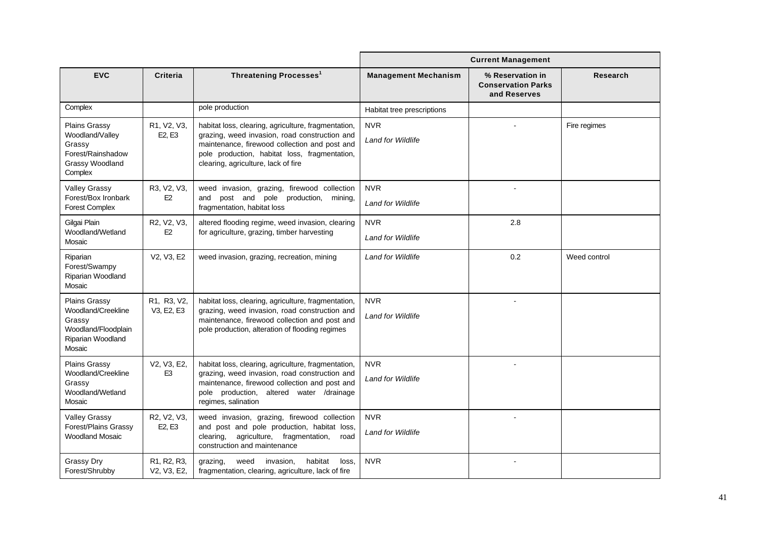| | | | Current Management | | |
|---|---|---|---|---|---|
| **EVC** | **Criteria** | **Threatening Processes**[1] | **Management Mechanism** | **% Reservation in Conservation Parks and Reserves** | **Research** |
| Complex | | pole production | Habitat tree prescriptions | | |
| Plains Grassy Woodland/Valley Grassy Forest/Rainshadow Grassy Woodland Complex | R1, V2, V3, E2, E3 | habitat loss, clearing, agriculture, fragmentation, grazing, weed invasion, road construction and maintenance, firewood collection and post and pole production, habitat loss, fragmentation, clearing, agriculture, lack of fire | NVR *Land for Wildlife* | - | Fire regimes |
| Valley Grassy Forest/Box Ironbark Forest Complex | R3, V2, V3, E2 | weed invasion, grazing, firewood collection and post and pole production, mining, fragmentation, habitat loss | NVR *Land for Wildlife* | - | |
| Gilgai Plain Woodland/Wetland Mosaic | R2, V2, V3, E2 | altered flooding regime, weed invasion, clearing for agriculture, grazing, timber harvesting | NVR *Land for Wildlife* | 2.8 | |
| Riparian Forest/Swampy Riparian Woodland Mosaic | V2, V3, E2 | weed invasion, grazing, recreation, mining | *Land for Wildlife* | 0.2 | Weed control |
| Plains Grassy Woodland/Creekline Grassy Woodland/Floodplain Riparian Woodland Mosaic | R1, R3, V2, V3, E2, E3 | habitat loss, clearing, agriculture, fragmentation, grazing, weed invasion, road construction and maintenance, firewood collection and post and pole production, alteration of flooding regimes | NVR *Land for Wildlife* | - | |
| Plains Grassy Woodland/Creekline Grassy Woodland/Wetland Mosaic | V2, V3, E2, E3 | habitat loss, clearing, agriculture, fragmentation, grazing, weed invasion, road construction and maintenance, firewood collection and post and pole production, altered water /drainage regimes, salination | NVR *Land for Wildlife* | - | |
| Valley Grassy Forest/Plains Grassy Woodland Mosaic | R2, V2, V3, E2, E3 | weed invasion, grazing, firewood collection and post and pole production, habitat loss, clearing, agriculture, fragmentation, road construction and maintenance | NVR *Land for Wildlife* | - | |
| Grassy Dry Forest/Shrubby | R1, R2, R3, V2, V3, E2, | grazing, weed invasion, habitat loss, fragmentation, clearing, agriculture, lack of fire | NVR | - | |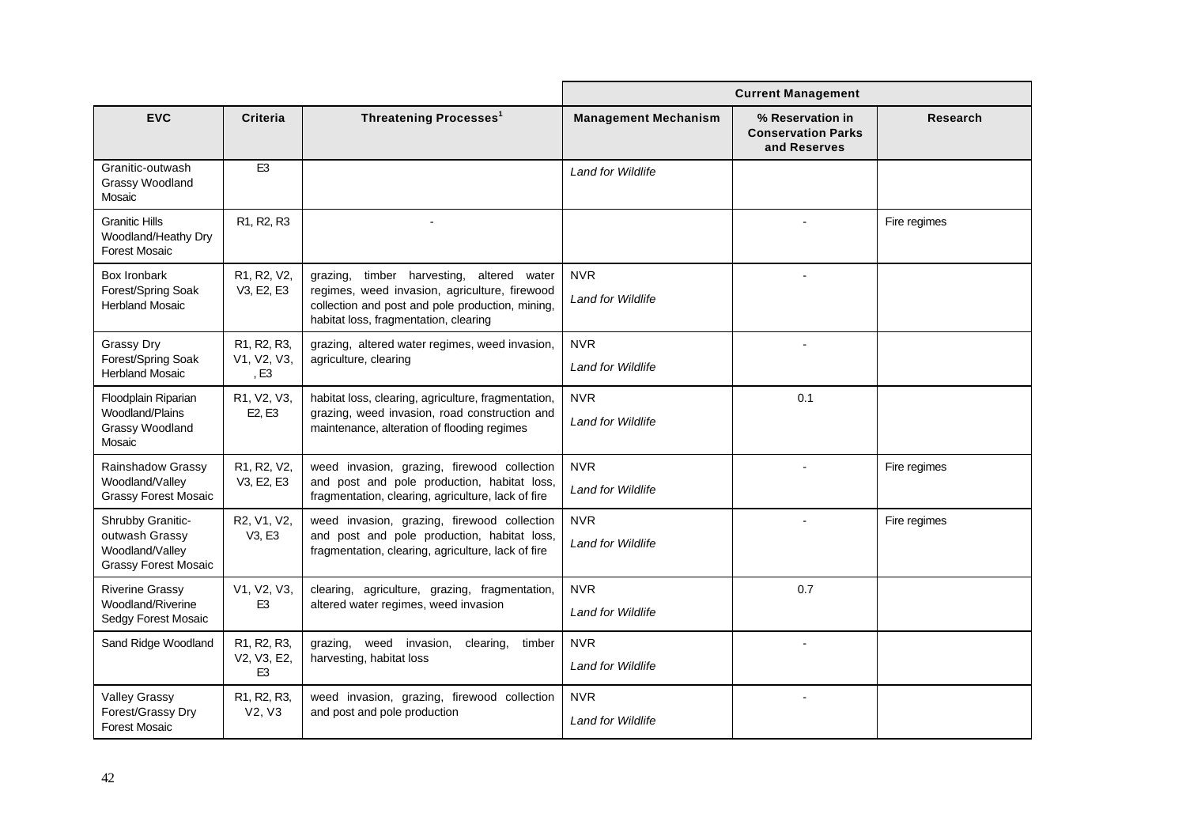| | | | Current Management | | |
|---|---|---|---|---|---|
| **EVC** | **Criteria** | **Threatening Processes[1]** | **Management Mechanism** | **% Reservation in Conservation Parks and Reserves** | **Research** |
| Granitic-outwash Grassy Woodland Mosaic | E3 | | *Land for Wildlife* | | |
| Granitic Hills Woodland/Heathy Dry Forest Mosaic | R1, R2, R3 | - | | - | Fire regimes |
| Box Ironbark Forest/Spring Soak Herbland Mosaic | R1, R2, V2, V3, E2, E3 | grazing, timber harvesting, altered water regimes, weed invasion, agriculture, firewood collection and post and pole production, mining, habitat loss, fragmentation, clearing | NVR<br>*Land for Wildlife* | - | |
| Grassy Dry Forest/Spring Soak Herbland Mosaic | R1, R2, R3, V1, V2, V3, , E3 | grazing, altered water regimes, weed invasion, agriculture, clearing | NVR<br>*Land for Wildlife* | - | |
| Floodplain Riparian Woodland/Plains Grassy Woodland Mosaic | R1, V2, V3, E2, E3 | habitat loss, clearing, agriculture, fragmentation, grazing, weed invasion, road construction and maintenance, alteration of flooding regimes | NVR<br>*Land for Wildlife* | 0.1 | |
| Rainshadow Grassy Woodland/Valley Grassy Forest Mosaic | R1, R2, V2, V3, E2, E3 | weed invasion, grazing, firewood collection and post and pole production, habitat loss, fragmentation, clearing, agriculture, lack of fire | NVR<br>*Land for Wildlife* | - | Fire regimes |
| Shrubby Granitic-outwash Grassy Woodland/Valley Grassy Forest Mosaic | R2, V1, V2, V3, E3 | weed invasion, grazing, firewood collection and post and pole production, habitat loss, fragmentation, clearing, agriculture, lack of fire | NVR<br>*Land for Wildlife* | - | Fire regimes |
| Riverine Grassy Woodland/Riverine Sedgy Forest Mosaic | V1, V2, V3, E3 | clearing, agriculture, grazing, fragmentation, altered water regimes, weed invasion | NVR<br>*Land for Wildlife* | 0.7 | |
| Sand Ridge Woodland | R1, R2, R3, V2, V3, E2, E3 | grazing, weed invasion, clearing, timber harvesting, habitat loss | NVR<br>*Land for Wildlife* | - | |
| Valley Grassy Forest/Grassy Dry Forest Mosaic | R1, R2, R3, V2, V3 | weed invasion, grazing, firewood collection and post and pole production | NVR<br>*Land for Wildlife* | - | |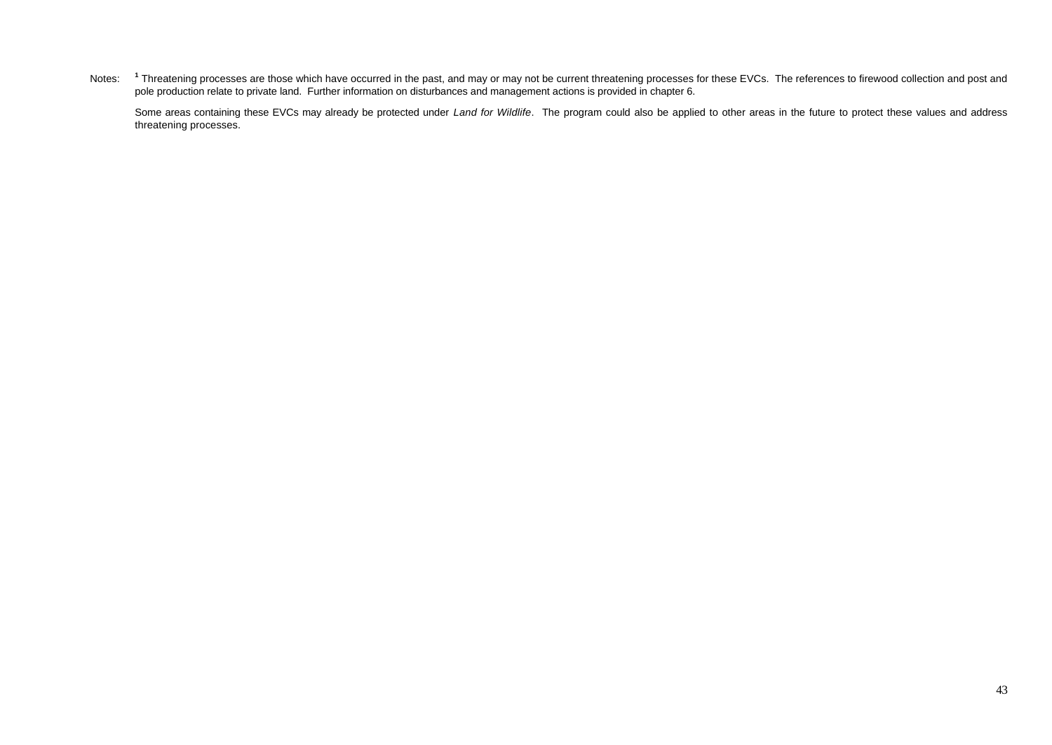Notes: [1] Threatening processes are those which have occurred in the past, and may or may not be current threatening processes for these EVCs. The references to firewood collection and post and pole production relate to private land. Further information on disturbances and management actions is provided in chapter 6.

Some areas containing these EVCs may already be protected under *Land for Wildlife*. The program could also be applied to other areas in the future to protect these values and address threatening processes.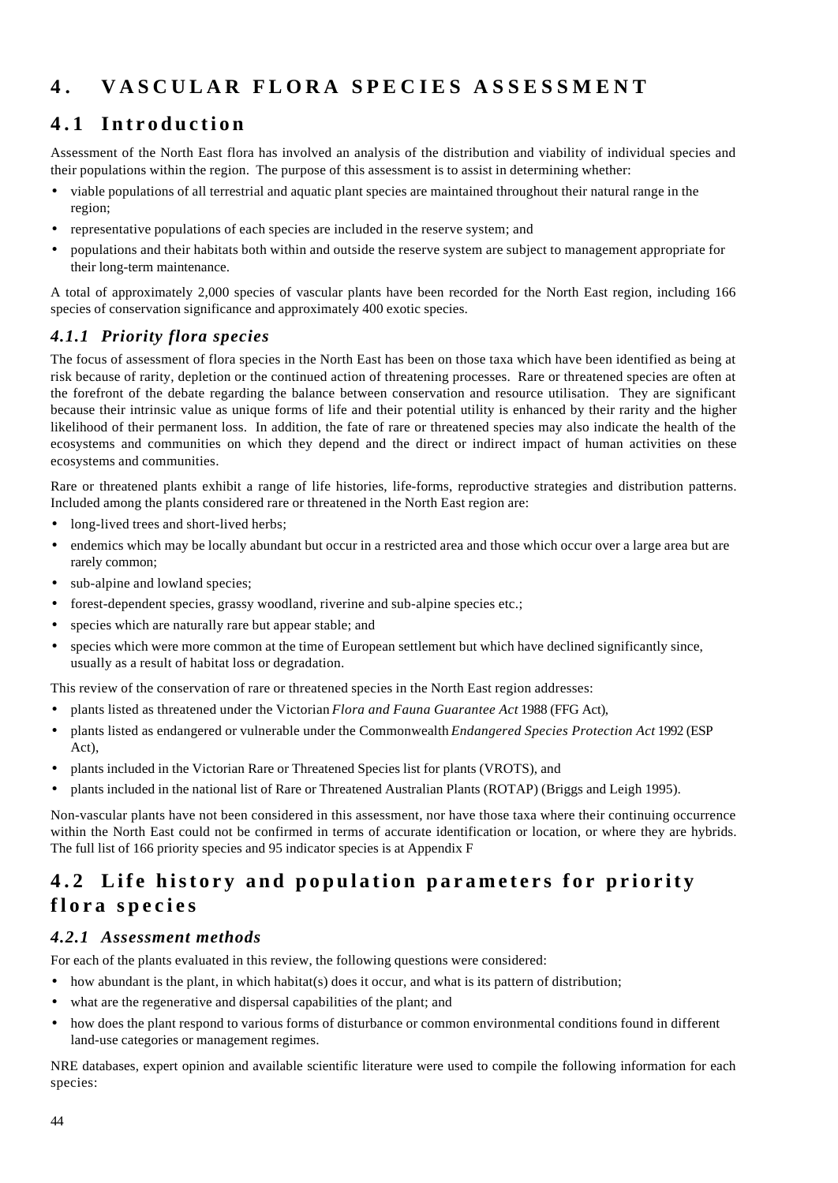# 4. VASCULAR FLORA SPECIES ASSESSMENT

## 4.1 Introduction

Assessment of the North East flora has involved an analysis of the distribution and viability of individual species and their populations within the region. The purpose of this assessment is to assist in determining whether:

- viable populations of all terrestrial and aquatic plant species are maintained throughout their natural range in the region;
- representative populations of each species are included in the reserve system; and
- populations and their habitats both within and outside the reserve system are subject to management appropriate for their long-term maintenance.

A total of approximately 2,000 species of vascular plants have been recorded for the North East region, including 166 species of conservation significance and approximately 400 exotic species.

### *4.1.1 Priority flora species*

The focus of assessment of flora species in the North East has been on those taxa which have been identified as being at risk because of rarity, depletion or the continued action of threatening processes. Rare or threatened species are often at the forefront of the debate regarding the balance between conservation and resource utilisation. They are significant because their intrinsic value as unique forms of life and their potential utility is enhanced by their rarity and the higher likelihood of their permanent loss. In addition, the fate of rare or threatened species may also indicate the health of the ecosystems and communities on which they depend and the direct or indirect impact of human activities on these ecosystems and communities.

Rare or threatened plants exhibit a range of life histories, life-forms, reproductive strategies and distribution patterns. Included among the plants considered rare or threatened in the North East region are:

- long-lived trees and short-lived herbs;
- endemics which may be locally abundant but occur in a restricted area and those which occur over a large area but are rarely common;
- sub-alpine and lowland species;
- forest-dependent species, grassy woodland, riverine and sub-alpine species etc.;
- species which are naturally rare but appear stable; and
- species which were more common at the time of European settlement but which have declined significantly since, usually as a result of habitat loss or degradation.

This review of the conservation of rare or threatened species in the North East region addresses:

- plants listed as threatened under the Victorian *Flora and Fauna Guarantee Act* 1988 (FFG Act),
- plants listed as endangered or vulnerable under the Commonwealth *Endangered Species Protection Act* 1992 (ESP Act),
- plants included in the Victorian Rare or Threatened Species list for plants (VROTS), and
- plants included in the national list of Rare or Threatened Australian Plants (ROTAP) (Briggs and Leigh 1995).

Non-vascular plants have not been considered in this assessment, nor have those taxa where their continuing occurrence within the North East could not be confirmed in terms of accurate identification or location, or where they are hybrids. The full list of 166 priority species and 95 indicator species is at Appendix F

## 4.2 Life history and population parameters for priority flora species

### *4.2.1 Assessment methods*

For each of the plants evaluated in this review, the following questions were considered:

- how abundant is the plant, in which habitat(s) does it occur, and what is its pattern of distribution;
- what are the regenerative and dispersal capabilities of the plant; and
- how does the plant respond to various forms of disturbance or common environmental conditions found in different land-use categories or management regimes.

NRE databases, expert opinion and available scientific literature were used to compile the following information for each species: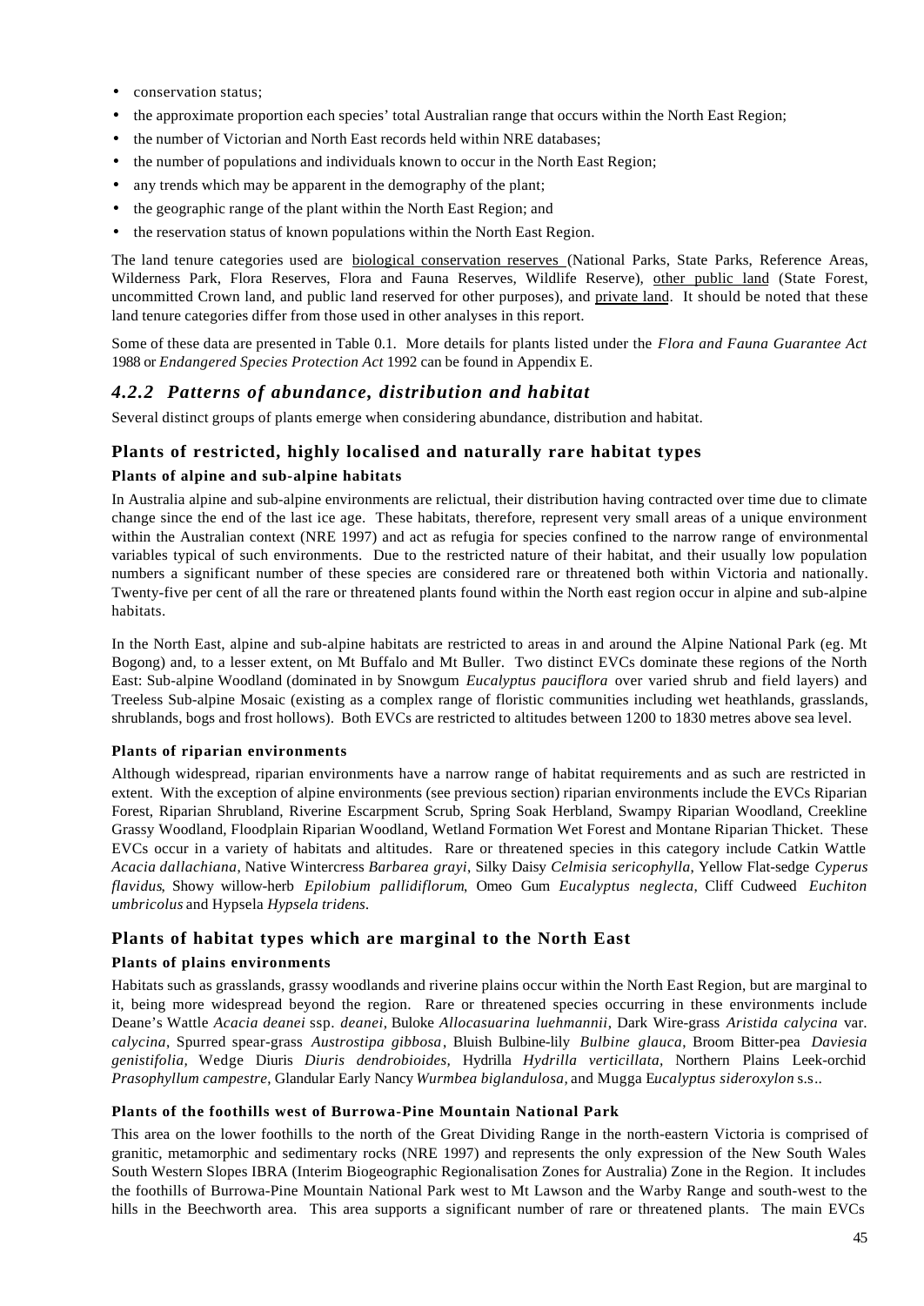- conservation status;
- the approximate proportion each species' total Australian range that occurs within the North East Region;
- the number of Victorian and North East records held within NRE databases;
- the number of populations and individuals known to occur in the North East Region;
- any trends which may be apparent in the demography of the plant;
- the geographic range of the plant within the North East Region; and
- the reservation status of known populations within the North East Region.

The land tenure categories used are biological conservation reserves (National Parks, State Parks, Reference Areas, Wilderness Park, Flora Reserves, Flora and Fauna Reserves, Wildlife Reserve), other public land (State Forest, uncommitted Crown land, and public land reserved for other purposes), and private land. It should be noted that these land tenure categories differ from those used in other analyses in this report.

Some of these data are presented in Table 0.1. More details for plants listed under the *Flora and Fauna Guarantee Act* 1988 or *Endangered Species Protection Act* 1992 can be found in Appendix E.

## *4.2.2 Patterns of abundance, distribution and habitat*

Several distinct groups of plants emerge when considering abundance, distribution and habitat.

### Plants of restricted, highly localised and naturally rare habitat types

#### Plants of alpine and sub-alpine habitats

In Australia alpine and sub-alpine environments are relictual, their distribution having contracted over time due to climate change since the end of the last ice age. These habitats, therefore, represent very small areas of a unique environment within the Australian context (NRE 1997) and act as refugia for species confined to the narrow range of environmental variables typical of such environments. Due to the restricted nature of their habitat, and their usually low population numbers a significant number of these species are considered rare or threatened both within Victoria and nationally. Twenty-five per cent of all the rare or threatened plants found within the North east region occur in alpine and sub-alpine habitats.

In the North East, alpine and sub-alpine habitats are restricted to areas in and around the Alpine National Park (eg. Mt Bogong) and, to a lesser extent, on Mt Buffalo and Mt Buller. Two distinct EVCs dominate these regions of the North East: Sub-alpine Woodland (dominated in by Snowgum *Eucalyptus pauciflora* over varied shrub and field layers) and Treeless Sub-alpine Mosaic (existing as a complex range of floristic communities including wet heathlands, grasslands, shrublands, bogs and frost hollows). Both EVCs are restricted to altitudes between 1200 to 1830 metres above sea level.

#### Plants of riparian environments

Although widespread, riparian environments have a narrow range of habitat requirements and as such are restricted in extent. With the exception of alpine environments (see previous section) riparian environments include the EVCs Riparian Forest, Riparian Shrubland, Riverine Escarpment Scrub, Spring Soak Herbland, Swampy Riparian Woodland, Creekline Grassy Woodland, Floodplain Riparian Woodland, Wetland Formation Wet Forest and Montane Riparian Thicket. These EVCs occur in a variety of habitats and altitudes. Rare or threatened species in this category include Catkin Wattle *Acacia dallachiana*, Native Wintercress *Barbarea grayi*, Silky Daisy *Celmisia sericophylla*, Yellow Flat-sedge *Cyperus flavidus*, Showy willow-herb *Epilobium pallidiflorum*, Omeo Gum *Eucalyptus neglecta*, Cliff Cudweed *Euchiton umbricolus* and Hypsela *Hypsela tridens*.

### Plants of habitat types which are marginal to the North East

#### Plants of plains environments

Habitats such as grasslands, grassy woodlands and riverine plains occur within the North East Region, but are marginal to it, being more widespread beyond the region. Rare or threatened species occurring in these environments include Deane's Wattle *Acacia deanei* ssp. *deanei*, Buloke *Allocasuarina luehmannii*, Dark Wire-grass *Aristida calycina* var. *calycina*, Spurred spear-grass *Austrostipa gibbosa*, Bluish Bulbine-lily *Bulbine glauca*, Broom Bitter-pea *Daviesia genistifolia*, Wedge Diuris *Diuris dendrobioides*, Hydrilla *Hydrilla verticillata*, Northern Plains Leek-orchid *Prasophyllum campestre*, Glandular Early Nancy *Wurmbea biglandulosa*, and Mugga E*ucalyptus sideroxylon* s.s..

#### Plants of the foothills west of Burrowa-Pine Mountain National Park

This area on the lower foothills to the north of the Great Dividing Range in the north-eastern Victoria is comprised of granitic, metamorphic and sedimentary rocks (NRE 1997) and represents the only expression of the New South Wales South Western Slopes IBRA (Interim Biogeographic Regionalisation Zones for Australia) Zone in the Region. It includes the foothills of Burrowa-Pine Mountain National Park west to Mt Lawson and the Warby Range and south-west to the hills in the Beechworth area. This area supports a significant number of rare or threatened plants. The main EVCs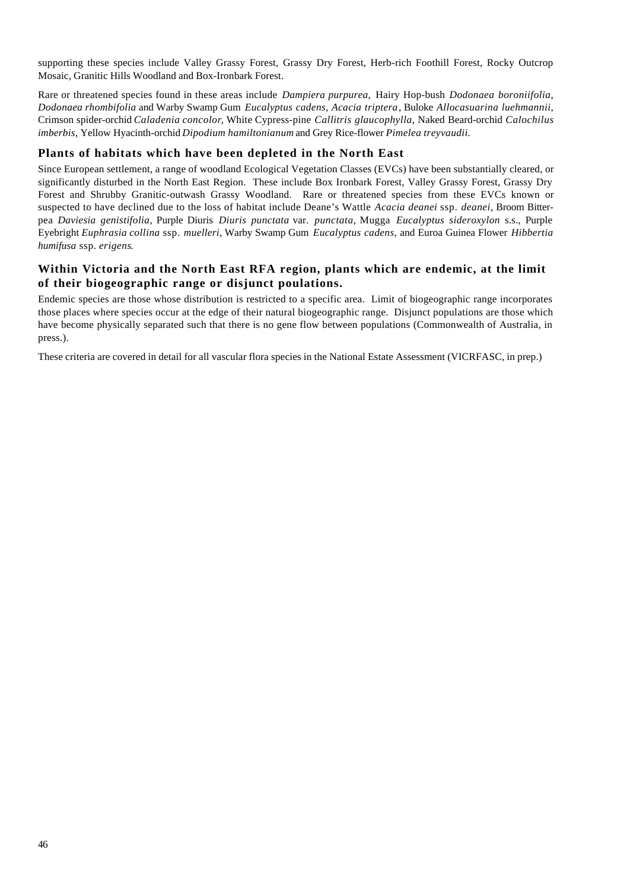supporting these species include Valley Grassy Forest, Grassy Dry Forest, Herb-rich Foothill Forest, Rocky Outcrop Mosaic, Granitic Hills Woodland and Box-Ironbark Forest.

Rare or threatened species found in these areas include *Dampiera purpurea,* Hairy Hop-bush *Dodonaea boroniifolia*, *Dodonaea rhombifolia* and Warby Swamp Gum *Eucalyptus cadens, Acacia triptera*, Buloke *Allocasuarina luehmannii*, Crimson spider-orchid *Caladenia concolor*, White Cypress-pine *Callitris glaucophylla*, Naked Beard-orchid *Calochilus imberbis*, Yellow Hyacinth-orchid *Dipodium hamiltonianum* and Grey Rice-flower *Pimelea treyvaudii.*

### Plants of habitats which have been depleted in the North East

Since European settlement, a range of woodland Ecological Vegetation Classes (EVCs) have been substantially cleared, or significantly disturbed in the North East Region. These include Box Ironbark Forest, Valley Grassy Forest, Grassy Dry Forest and Shrubby Granitic-outwash Grassy Woodland. Rare or threatened species from these EVCs known or suspected to have declined due to the loss of habitat include Deane's Wattle *Acacia deanei* ssp. *deanei*, Broom Bitter-pea *Daviesia genistifolia,* Purple Diuris *Diuris punctata* var. *punctata*, Mugga *Eucalyptus sideroxylon* s.s., Purple Eyebright *Euphrasia collina* ssp. *muelleri*, Warby Swamp Gum *Eucalyptus cadens,* and Euroa Guinea Flower *Hibbertia humifusa* ssp. *erigens*.

### Within Victoria and the North East RFA region, plants which are endemic, at the limit of their biogeographic range or disjunct poulations.

Endemic species are those whose distribution is restricted to a specific area. Limit of biogeographic range incorporates those places where species occur at the edge of their natural biogeographic range. Disjunct populations are those which have become physically separated such that there is no gene flow between populations (Commonwealth of Australia, in press.).

These criteria are covered in detail for all vascular flora species in the National Estate Assessment (VICRFASC, in prep.)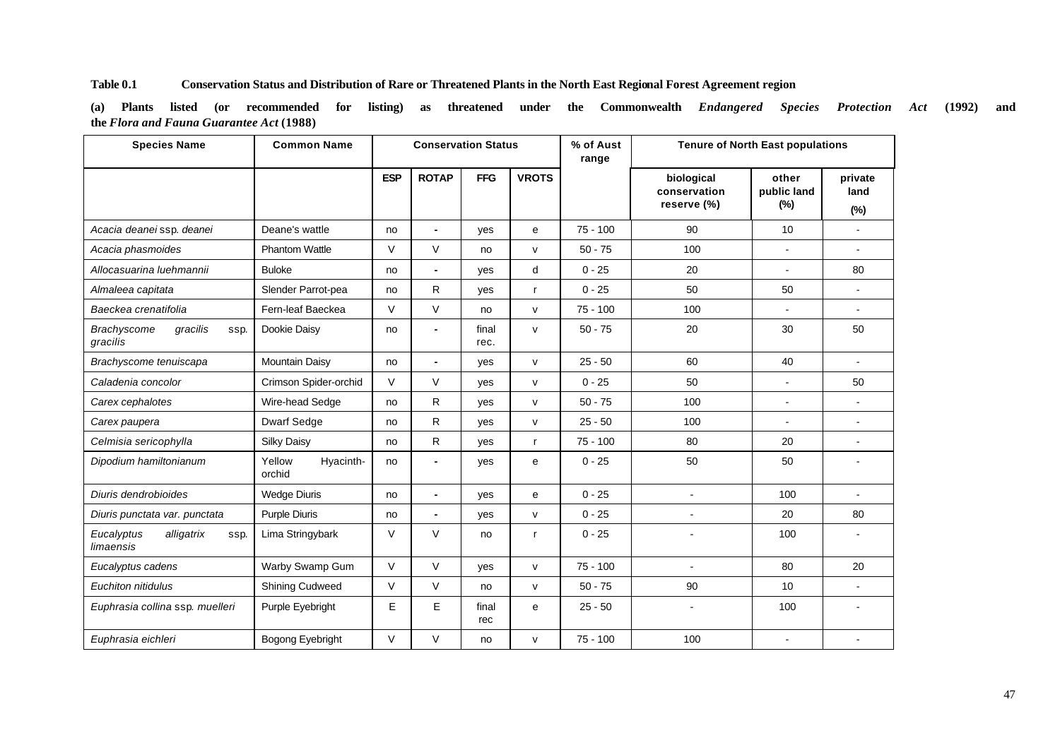**Table 0.1 Conservation Status and Distribution of Rare or Threatened Plants in the North East Regional Forest Agreement region**

**(a) Plants listed (or recommended for listing) as threatened under the Commonwealth *Endangered Species Protection Act* (1992) and the *Flora and Fauna Guarantee Act* (1988)**

| Species Name | Common Name | Conservation Status | | | | % of Aust range | Tenure of North East populations | | |
|---|---|---|---|---|---|---|---|---|---|
| | | ESP | ROTAP | FFG | VROTS | | biological conservation reserve (%) | other public land (%) | private land (%) |
| *Acacia deanei* ssp. *deanei* | Deane's wattle | no | - | yes | e | 75 - 100 | 90 | 10 | - |
| *Acacia phasmoides* | Phantom Wattle | V | V | no | v | 50 - 75 | 100 | - | - |
| *Allocasuarina luehmannii* | Buloke | no | - | yes | d | 0 - 25 | 20 | - | 80 |
| *Almaleea capitata* | Slender Parrot-pea | no | R | yes | r | 0 - 25 | 50 | 50 | - |
| *Baeckea crenatifolia* | Fern-leaf Baeckea | V | V | no | v | 75 - 100 | 100 | - | - |
| *Brachyscome gracilis* ssp. *gracilis* | Dookie Daisy | no | - | final rec. | v | 50 - 75 | 20 | 30 | 50 |
| *Brachyscome tenuiscapa* | Mountain Daisy | no | - | yes | v | 25 - 50 | 60 | 40 | - |
| *Caladenia concolor* | Crimson Spider-orchid | V | V | yes | v | 0 - 25 | 50 | - | 50 |
| *Carex cephalotes* | Wire-head Sedge | no | R | yes | v | 50 - 75 | 100 | - | - |
| *Carex paupera* | Dwarf Sedge | no | R | yes | v | 25 - 50 | 100 | - | - |
| *Celmisia sericophylla* | Silky Daisy | no | R | yes | r | 75 - 100 | 80 | 20 | - |
| *Dipodium hamiltonianum* | Yellow Hyacinth-orchid | no | - | yes | e | 0 - 25 | 50 | 50 | - |
| *Diuris dendrobioides* | Wedge Diuris | no | - | yes | e | 0 - 25 | - | 100 | - |
| *Diuris punctata var. punctata* | Purple Diuris | no | - | yes | v | 0 - 25 | - | 20 | 80 |
| *Eucalyptus alligatrix* ssp. *limaensis* | Lima Stringybark | V | V | no | r | 0 - 25 | - | 100 | - |
| *Eucalyptus cadens* | Warby Swamp Gum | V | V | yes | v | 75 - 100 | - | 80 | 20 |
| *Euchiton nitidulus* | Shining Cudweed | V | V | no | v | 50 - 75 | 90 | 10 | - |
| *Euphrasia collina* ssp. *muelleri* | Purple Eyebright | E | E | final rec | e | 25 - 50 | - | 100 | - |
| *Euphrasia eichleri* | Bogong Eyebright | V | V | no | v | 75 - 100 | 100 | - | - |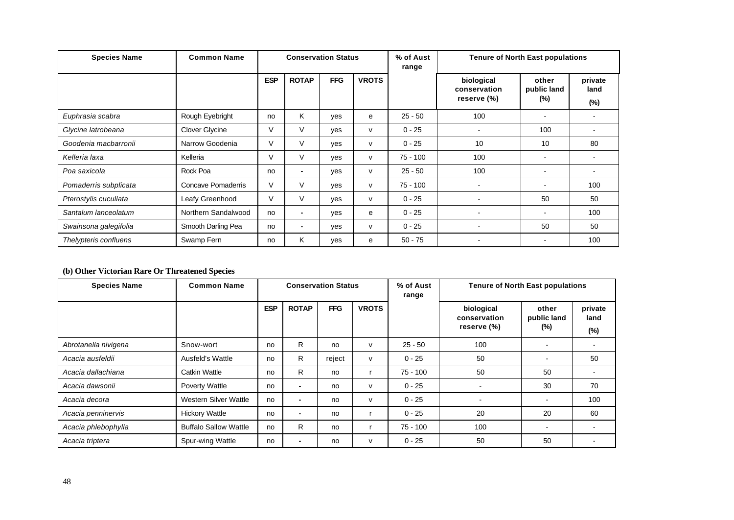| Species Name | Common Name | Conservation Status | | | | % of Aust range | Tenure of North East populations | | |
|---|---|---|---|---|---|---|---|---|---|
| | | ESP | ROTAP | FFG | VROTS | | biological conservation reserve (%) | other public land (%) | private land (%) |
| *Euphrasia scabra* | Rough Eyebright | no | K | yes | e | 25 - 50 | 100 | - | - |
| *Glycine latrobeana* | Clover Glycine | V | V | yes | v | 0 - 25 | - | 100 | - |
| *Goodenia macbarronii* | Narrow Goodenia | V | V | yes | v | 0 - 25 | 10 | 10 | 80 |
| *Kelleria laxa* | Kelleria | V | V | yes | v | 75 - 100 | 100 | - | - |
| *Poa saxicola* | Rock Poa | no | - | yes | v | 25 - 50 | 100 | - | - |
| *Pomaderris subplicata* | Concave Pomaderris | V | V | yes | v | 75 - 100 | - | - | 100 |
| *Pterostylis cucullata* | Leafy Greenhood | V | V | yes | v | 0 - 25 | - | 50 | 50 |
| *Santalum lanceolatum* | Northern Sandalwood | no | - | yes | e | 0 - 25 | - | - | 100 |
| *Swainsona galegifolia* | Smooth Darling Pea | no | - | yes | v | 0 - 25 | - | 50 | 50 |
| *Thelypteris confluens* | Swamp Fern | no | K | yes | e | 50 - 75 | - | - | 100 |

**(b) Other Victorian Rare Or Threatened Species**

| Species Name | Common Name | Conservation Status | | | | % of Aust range | Tenure of North East populations | | |
|---|---|---|---|---|---|---|---|---|---|
| | | ESP | ROTAP | FFG | VROTS | | biological conservation reserve (%) | other public land (%) | private land (%) |
| *Abrotanella nivigena* | Snow-wort | no | R | no | v | 25 - 50 | 100 | - | - |
| *Acacia ausfeldii* | Ausfeld's Wattle | no | R | reject | v | 0 - 25 | 50 | - | 50 |
| *Acacia dallachiana* | Catkin Wattle | no | R | no | r | 75 - 100 | 50 | 50 | - |
| *Acacia dawsonii* | Poverty Wattle | no | - | no | v | 0 - 25 | - | 30 | 70 |
| *Acacia decora* | Western Silver Wattle | no | - | no | v | 0 - 25 | - | - | 100 |
| *Acacia penninervis* | Hickory Wattle | no | - | no | r | 0 - 25 | 20 | 20 | 60 |
| *Acacia phlebophylla* | Buffalo Sallow Wattle | no | R | no | r | 75 - 100 | 100 | - | - |
| *Acacia triptera* | Spur-wing Wattle | no | - | no | v | 0 - 25 | 50 | 50 | - |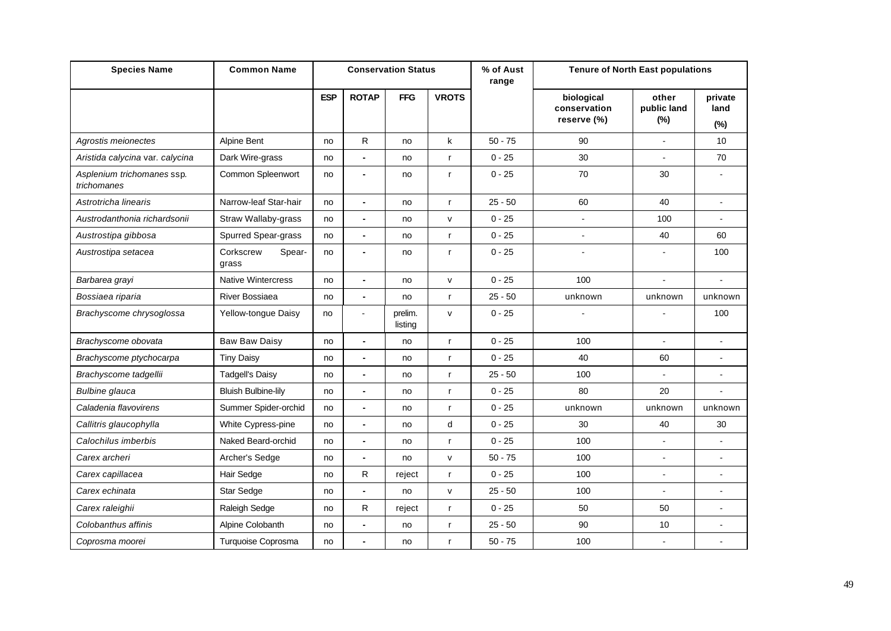| Species Name | Common Name | Conservation Status | | | | % of Aust range | Tenure of North East populations | | |
|---|---|---|---|---|---|---|---|---|---|
| | | ESP | ROTAP | FFG | VROTS | | biological conservation reserve (%) | other public land (%) | private land (%) |
| *Agrostis meionectes* | Alpine Bent | no | R | no | k | 50 - 75 | 90 | - | 10 |
| *Aristida calycina* var. *calycina* | Dark Wire-grass | no | - | no | r | 0 - 25 | 30 | - | 70 |
| *Asplenium trichomanes* ssp. *trichomanes* | Common Spleenwort | no | - | no | r | 0 - 25 | 70 | 30 | - |
| *Astrotricha linearis* | Narrow-leaf Star-hair | no | - | no | r | 25 - 50 | 60 | 40 | - |
| *Austrodanthonia richardsonii* | Straw Wallaby-grass | no | - | no | v | 0 - 25 | - | 100 | - |
| *Austrostipa gibbosa* | Spurred Spear-grass | no | - | no | r | 0 - 25 | - | 40 | 60 |
| *Austrostipa setacea* | Corkscrew Spear-grass | no | - | no | r | 0 - 25 | - | - | 100 |
| *Barbarea grayi* | Native Wintercress | no | - | no | v | 0 - 25 | 100 | - | - |
| *Bossiaea riparia* | River Bossiaea | no | - | no | r | 25 - 50 | unknown | unknown | unknown |
| *Brachyscome chrysoglossa* | Yellow-tongue Daisy | no | - | prelim. listing | v | 0 - 25 | - | - | 100 |
| *Brachyscome obovata* | Baw Baw Daisy | no | - | no | r | 0 - 25 | 100 | - | - |
| *Brachyscome ptychocarpa* | Tiny Daisy | no | - | no | r | 0 - 25 | 40 | 60 | - |
| *Brachyscome tadgellii* | Tadgell's Daisy | no | - | no | r | 25 - 50 | 100 | - | - |
| *Bulbine glauca* | Bluish Bulbine-lily | no | - | no | r | 0 - 25 | 80 | 20 | - |
| *Caladenia flavovirens* | Summer Spider-orchid | no | - | no | r | 0 - 25 | unknown | unknown | unknown |
| *Callitris glaucophylla* | White Cypress-pine | no | - | no | d | 0 - 25 | 30 | 40 | 30 |
| *Calochilus imberbis* | Naked Beard-orchid | no | - | no | r | 0 - 25 | 100 | - | - |
| *Carex archeri* | Archer's Sedge | no | - | no | v | 50 - 75 | 100 | - | - |
| *Carex capillacea* | Hair Sedge | no | R | reject | r | 0 - 25 | 100 | - | - |
| *Carex echinata* | Star Sedge | no | - | no | v | 25 - 50 | 100 | - | - |
| *Carex raleighii* | Raleigh Sedge | no | R | reject | r | 0 - 25 | 50 | 50 | - |
| *Colobanthus affinis* | Alpine Colobanth | no | - | no | r | 25 - 50 | 90 | 10 | - |
| *Coprosma moorei* | Turquoise Coprosma | no | - | no | r | 50 - 75 | 100 | - | - |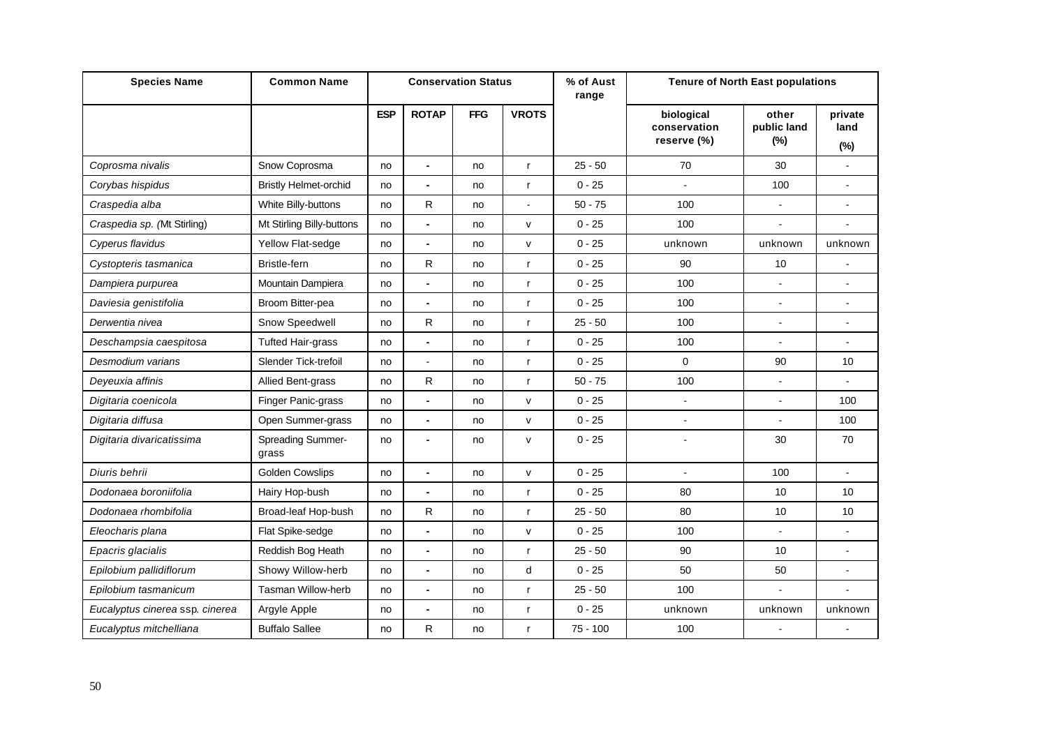| Species Name | Common Name | Conservation Status | | | | % of Aust range | Tenure of North East populations | | |
|---|---|---|---|---|---|---|---|---|---|
| | | ESP | ROTAP | FFG | VROTS | | biological conservation reserve (%) | other public land (%) | private land (%) |
| *Coprosma nivalis* | Snow Coprosma | no | - | no | r | 25 - 50 | 70 | 30 | - |
| *Corybas hispidus* | Bristly Helmet-orchid | no | - | no | r | 0 - 25 | - | 100 | - |
| *Craspedia alba* | White Billy-buttons | no | R | no | - | 50 - 75 | 100 | - | - |
| *Craspedia sp. (*Mt Stirling) | Mt Stirling Billy-buttons | no | - | no | v | 0 - 25 | 100 | - | - |
| *Cyperus flavidus* | Yellow Flat-sedge | no | - | no | v | 0 - 25 | unknown | unknown | unknown |
| *Cystopteris tasmanica* | Bristle-fern | no | R | no | r | 0 - 25 | 90 | 10 | - |
| *Dampiera purpurea* | Mountain Dampiera | no | - | no | r | 0 - 25 | 100 | - | - |
| *Daviesia genistifolia* | Broom Bitter-pea | no | - | no | r | 0 - 25 | 100 | - | - |
| *Derwentia nivea* | Snow Speedwell | no | R | no | r | 25 - 50 | 100 | - | - |
| *Deschampsia caespitosa* | Tufted Hair-grass | no | - | no | r | 0 - 25 | 100 | - | - |
| *Desmodium varians* | Slender Tick-trefoil | no | - | no | r | 0 - 25 | 0 | 90 | 10 |
| *Deyeuxia affinis* | Allied Bent-grass | no | R | no | r | 50 - 75 | 100 | - | - |
| *Digitaria coenicola* | Finger Panic-grass | no | - | no | v | 0 - 25 | - | - | 100 |
| *Digitaria diffusa* | Open Summer-grass | no | - | no | v | 0 - 25 | - | - | 100 |
| *Digitaria divaricatissima* | Spreading Summer-grass | no | - | no | v | 0 - 25 | - | 30 | 70 |
| *Diuris behrii* | Golden Cowslips | no | - | no | v | 0 - 25 | - | 100 | - |
| *Dodonaea boroniifolia* | Hairy Hop-bush | no | - | no | r | 0 - 25 | 80 | 10 | 10 |
| *Dodonaea rhombifolia* | Broad-leaf Hop-bush | no | R | no | r | 25 - 50 | 80 | 10 | 10 |
| *Eleocharis plana* | Flat Spike-sedge | no | - | no | v | 0 - 25 | 100 | - | - |
| *Epacris glacialis* | Reddish Bog Heath | no | - | no | r | 25 - 50 | 90 | 10 | - |
| *Epilobium pallidiflorum* | Showy Willow-herb | no | - | no | d | 0 - 25 | 50 | 50 | - |
| *Epilobium tasmanicum* | Tasman Willow-herb | no | - | no | r | 25 - 50 | 100 | - | - |
| *Eucalyptus cinerea* ssp. *cinerea* | Argyle Apple | no | - | no | r | 0 - 25 | unknown | unknown | unknown |
| *Eucalyptus mitchelliana* | Buffalo Sallee | no | R | no | r | 75 - 100 | 100 | - | - |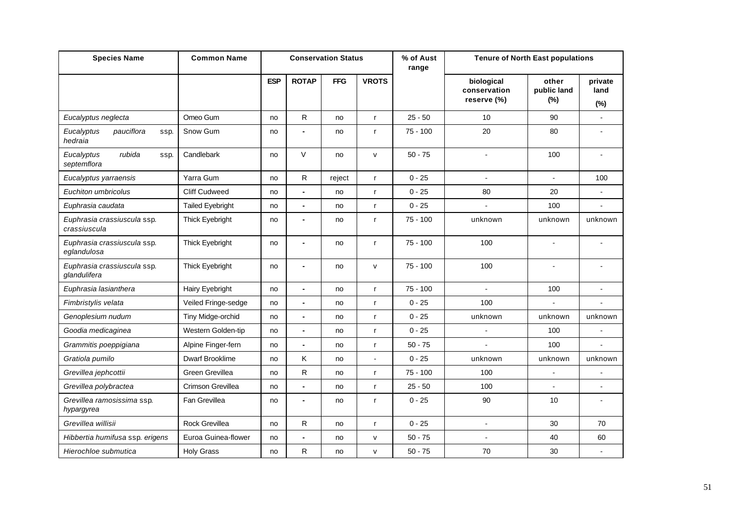| Species Name | Common Name | Conservation Status | | | | % of Aust range | Tenure of North East populations | | |
|---|---|---|---|---|---|---|---|---|---|
| | | ESP | ROTAP | FFG | VROTS | | biological conservation reserve (%) | other public land (%) | private land (%) |
| *Eucalyptus neglecta* | Omeo Gum | no | R | no | r | 25 - 50 | 10 | 90 | - |
| *Eucalyptus pauciflora* ssp. *hedraia* | Snow Gum | no | - | no | r | 75 - 100 | 20 | 80 | - |
| *Eucalyptus rubida* ssp. *septemflora* | Candlebark | no | V | no | v | 50 - 75 | - | 100 | - |
| *Eucalyptus yarraensis* | Yarra Gum | no | R | reject | r | 0 - 25 | - | - | 100 |
| *Euchiton umbricolus* | Cliff Cudweed | no | - | no | r | 0 - 25 | 80 | 20 | - |
| *Euphrasia caudata* | Tailed Eyebright | no | - | no | r | 0 - 25 | - | 100 | - |
| *Euphrasia crassiuscula* ssp. *crassiuscula* | Thick Eyebright | no | - | no | r | 75 - 100 | unknown | unknown | unknown |
| *Euphrasia crassiuscula* ssp. *eglandulosa* | Thick Eyebright | no | - | no | r | 75 - 100 | 100 | - | - |
| *Euphrasia crassiuscula* ssp. *glandulifera* | Thick Eyebright | no | - | no | v | 75 - 100 | 100 | - | - |
| *Euphrasia lasianthera* | Hairy Eyebright | no | - | no | r | 75 - 100 | - | 100 | - |
| *Fimbristylis velata* | Veiled Fringe-sedge | no | - | no | r | 0 - 25 | 100 | - | - |
| *Genoplesium nudum* | Tiny Midge-orchid | no | - | no | r | 0 - 25 | unknown | unknown | unknown |
| *Goodia medicaginea* | Western Golden-tip | no | - | no | r | 0 - 25 | - | 100 | - |
| *Grammitis poeppigiana* | Alpine Finger-fern | no | - | no | r | 50 - 75 | - | 100 | - |
| *Gratiola pumilo* | Dwarf Brooklime | no | K | no | - | 0 - 25 | unknown | unknown | unknown |
| *Grevillea jephcottii* | Green Grevillea | no | R | no | r | 75 - 100 | 100 | - | - |
| *Grevillea polybractea* | Crimson Grevillea | no | - | no | r | 25 - 50 | 100 | - | - |
| *Grevillea ramosissima* ssp. *hypargyrea* | Fan Grevillea | no | - | no | r | 0 - 25 | 90 | 10 | - |
| *Grevillea willisii* | Rock Grevillea | no | R | no | r | 0 - 25 | - | 30 | 70 |
| *Hibbertia humifusa* ssp. *erigens* | Euroa Guinea-flower | no | - | no | v | 50 - 75 | - | 40 | 60 |
| *Hierochloe submutica* | Holy Grass | no | R | no | v | 50 - 75 | 70 | 30 | - |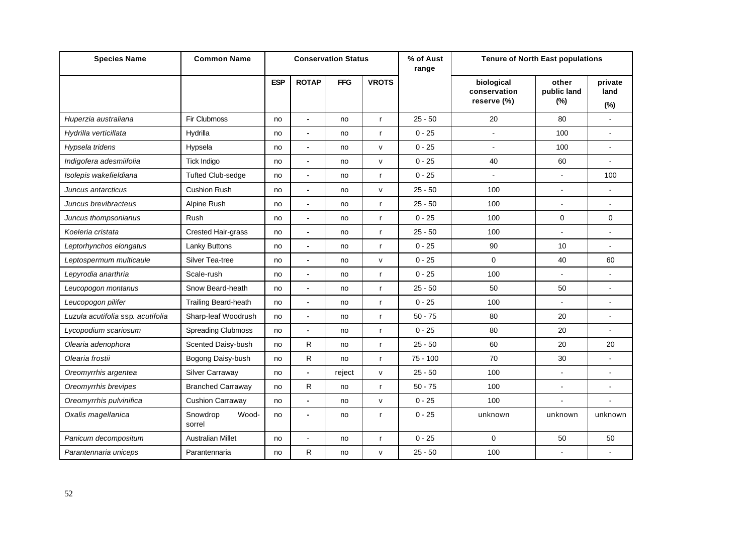| Species Name | Common Name | Conservation Status | | | | % of Aust range | Tenure of North East populations | | |
|---|---|---|---|---|---|---|---|---|---|
| | | ESP | ROTAP | FFG | VROTS | | biological conservation reserve (%) | other public land (%) | private land (%) |
| *Huperzia australiana* | Fir Clubmoss | no | - | no | r | 25 - 50 | 20 | 80 | - |
| *Hydrilla verticillata* | Hydrilla | no | - | no | r | 0 - 25 | - | 100 | - |
| *Hypsela tridens* | Hypsela | no | - | no | v | 0 - 25 | - | 100 | - |
| *Indigofera adesmiifolia* | Tick Indigo | no | - | no | v | 0 - 25 | 40 | 60 | - |
| *Isolepis wakefieldiana* | Tufted Club-sedge | no | - | no | r | 0 - 25 | - | - | 100 |
| *Juncus antarcticus* | Cushion Rush | no | - | no | v | 25 - 50 | 100 | - | - |
| *Juncus brevibracteus* | Alpine Rush | no | - | no | r | 25 - 50 | 100 | - | - |
| *Juncus thompsonianus* | Rush | no | - | no | r | 0 - 25 | 100 | 0 | 0 |
| *Koeleria cristata* | Crested Hair-grass | no | - | no | r | 25 - 50 | 100 | - | - |
| *Leptorhynchos elongatus* | Lanky Buttons | no | - | no | r | 0 - 25 | 90 | 10 | - |
| *Leptospermum multicaule* | Silver Tea-tree | no | - | no | v | 0 - 25 | 0 | 40 | 60 |
| *Lepyrodia anarthria* | Scale-rush | no | - | no | r | 0 - 25 | 100 | - | - |
| *Leucopogon montanus* | Snow Beard-heath | no | - | no | r | 25 - 50 | 50 | 50 | - |
| *Leucopogon pilifer* | Trailing Beard-heath | no | - | no | r | 0 - 25 | 100 | - | - |
| *Luzula acutifolia* ssp. *acutifolia* | Sharp-leaf Woodrush | no | - | no | r | 50 - 75 | 80 | 20 | - |
| *Lycopodium scariosum* | Spreading Clubmoss | no | - | no | r | 0 - 25 | 80 | 20 | - |
| *Olearia adenophora* | Scented Daisy-bush | no | R | no | r | 25 - 50 | 60 | 20 | 20 |
| *Olearia frostii* | Bogong Daisy-bush | no | R | no | r | 75 - 100 | 70 | 30 | - |
| *Oreomyrrhis argentea* | Silver Carraway | no | - | reject | v | 25 - 50 | 100 | - | - |
| *Oreomyrrhis brevipes* | Branched Carraway | no | R | no | r | 50 - 75 | 100 | - | - |
| *Oreomyrrhis pulvinifica* | Cushion Carraway | no | - | no | v | 0 - 25 | 100 | - | - |
| *Oxalis magellanica* | Snowdrop Wood-sorrel | no | - | no | r | 0 - 25 | unknown | unknown | unknown |
| *Panicum decompositum* | Australian Millet | no | - | no | r | 0 - 25 | 0 | 50 | 50 |
| *Parantennaria uniceps* | Parantennaria | no | R | no | v | 25 - 50 | 100 | - | - |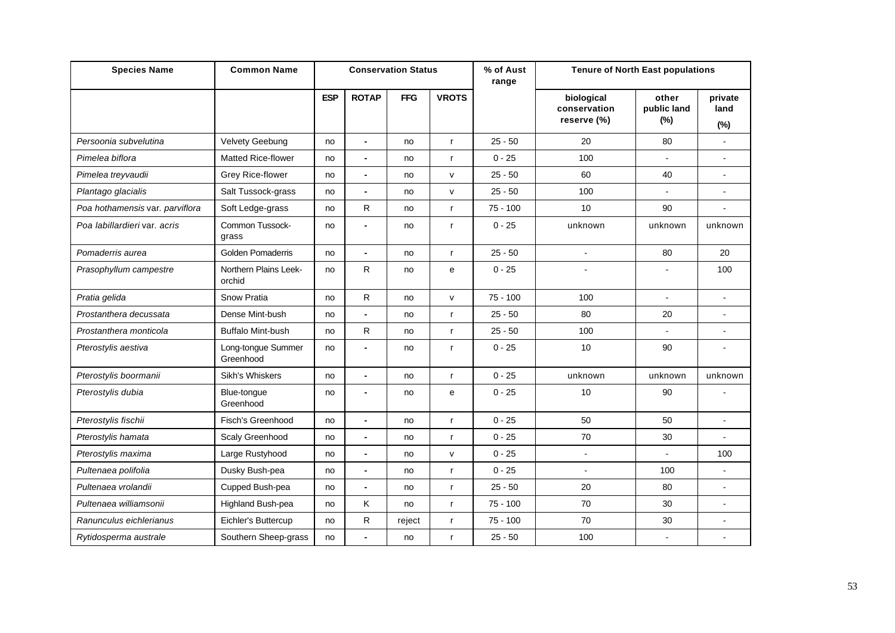| Species Name | Common Name | Conservation Status | | | | % of Aust range | Tenure of North East populations | | |
|---|---|---|---|---|---|---|---|---|---|
| | | ESP | ROTAP | FFG | VROTS | | biological conservation reserve (%) | other public land (%) | private land (%) |
| *Persoonia subvelutina* | Velvety Geebung | no | - | no | r | 25 - 50 | 20 | 80 | - |
| *Pimelea biflora* | Matted Rice-flower | no | - | no | r | 0 - 25 | 100 | - | - |
| *Pimelea treyvaudii* | Grey Rice-flower | no | - | no | v | 25 - 50 | 60 | 40 | - |
| *Plantago glacialis* | Salt Tussock-grass | no | - | no | v | 25 - 50 | 100 | - | - |
| *Poa hothamensis* var. *parviflora* | Soft Ledge-grass | no | R | no | r | 75 - 100 | 10 | 90 | - |
| *Poa labillardieri* var. *acris* | Common Tussock-grass | no | - | no | r | 0 - 25 | unknown | unknown | unknown |
| *Pomaderris aurea* | Golden Pomaderris | no | - | no | r | 25 - 50 | - | 80 | 20 |
| *Prasophyllum campestre* | Northern Plains Leek-orchid | no | R | no | e | 0 - 25 | - | - | 100 |
| *Pratia gelida* | Snow Pratia | no | R | no | v | 75 - 100 | 100 | - | - |
| *Prostanthera decussata* | Dense Mint-bush | no | - | no | r | 25 - 50 | 80 | 20 | - |
| *Prostanthera monticola* | Buffalo Mint-bush | no | R | no | r | 25 - 50 | 100 | - | - |
| *Pterostylis aestiva* | Long-tongue Summer Greenhood | no | - | no | r | 0 - 25 | 10 | 90 | - |
| *Pterostylis boormanii* | Sikh's Whiskers | no | - | no | r | 0 - 25 | unknown | unknown | unknown |
| *Pterostylis dubia* | Blue-tongue Greenhood | no | - | no | e | 0 - 25 | 10 | 90 | - |
| *Pterostylis fischii* | Fisch's Greenhood | no | - | no | r | 0 - 25 | 50 | 50 | - |
| *Pterostylis hamata* | Scaly Greenhood | no | - | no | r | 0 - 25 | 70 | 30 | - |
| *Pterostylis maxima* | Large Rustyhood | no | - | no | v | 0 - 25 | - | - | 100 |
| *Pultenaea polifolia* | Dusky Bush-pea | no | - | no | r | 0 - 25 | - | 100 | - |
| *Pultenaea vrolandii* | Cupped Bush-pea | no | - | no | r | 25 - 50 | 20 | 80 | - |
| *Pultenaea williamsonii* | Highland Bush-pea | no | K | no | r | 75 - 100 | 70 | 30 | - |
| *Ranunculus eichlerianus* | Eichler's Buttercup | no | R | reject | r | 75 - 100 | 70 | 30 | - |
| *Rytidosperma australe* | Southern Sheep-grass | no | - | no | r | 25 - 50 | 100 | - | - |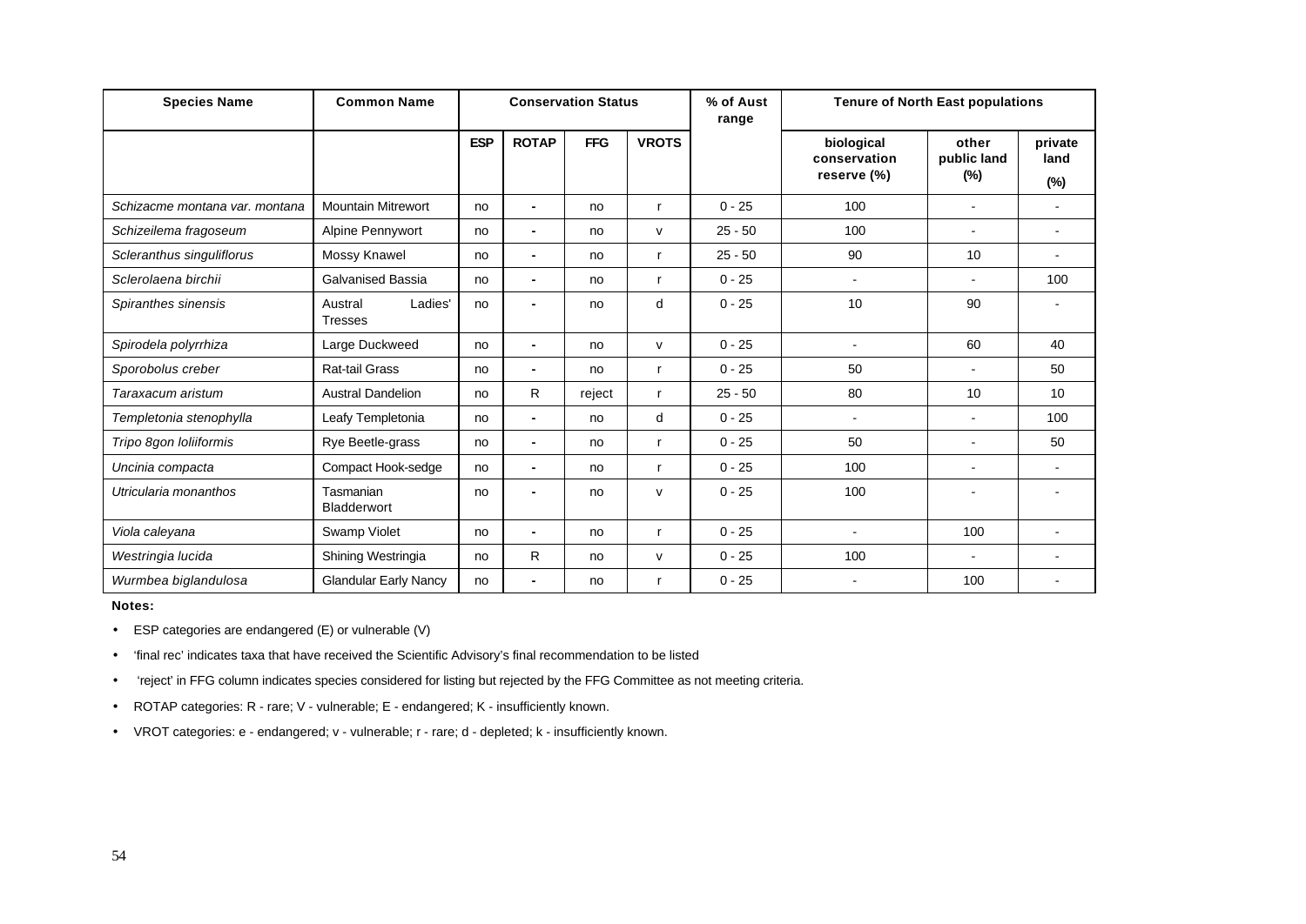| Species Name | Common Name | Conservation Status | | | | % of Aust range | Tenure of North East populations | | |
|---|---|---|---|---|---|---|---|---|---|
| | | ESP | ROTAP | FFG | VROTS | | biological conservation reserve (%) | other public land (%) | private land (%) |
| *Schizacme montana var. montana* | Mountain Mitrewort | no | - | no | r | 0 - 25 | 100 | - | - |
| *Schizeilema fragoseum* | Alpine Pennywort | no | - | no | v | 25 - 50 | 100 | - | - |
| *Scleranthus singuliflorus* | Mossy Knawel | no | - | no | r | 25 - 50 | 90 | 10 | - |
| *Sclerolaena birchii* | Galvanised Bassia | no | - | no | r | 0 - 25 | - | - | 100 |
| *Spiranthes sinensis* | Austral Ladies' Tresses | no | - | no | d | 0 - 25 | 10 | 90 | - |
| *Spirodela polyrrhiza* | Large Duckweed | no | - | no | v | 0 - 25 | - | 60 | 40 |
| *Sporobolus creber* | Rat-tail Grass | no | - | no | r | 0 - 25 | 50 | - | 50 |
| *Taraxacum aristum* | Austral Dandelion | no | R | reject | r | 25 - 50 | 80 | 10 | 10 |
| *Templetonia stenophylla* | Leafy Templetonia | no | - | no | d | 0 - 25 | - | - | 100 |
| *Tripo 8gon loliiformis* | Rye Beetle-grass | no | - | no | r | 0 - 25 | 50 | - | 50 |
| *Uncinia compacta* | Compact Hook-sedge | no | - | no | r | 0 - 25 | 100 | - | - |
| *Utricularia monanthos* | Tasmanian Bladderwort | no | - | no | v | 0 - 25 | 100 | - | - |
| *Viola caleyana* | Swamp Violet | no | - | no | r | 0 - 25 | - | 100 | - |
| *Westringia lucida* | Shining Westringia | no | R | no | v | 0 - 25 | 100 | - | - |
| *Wurmbea biglandulosa* | Glandular Early Nancy | no | - | no | r | 0 - 25 | - | 100 | - |

**Notes:**

- ESP categories are endangered (E) or vulnerable (V)
- 'final rec' indicates taxa that have received the Scientific Advisory's final recommendation to be listed
- 'reject' in FFG column indicates species considered for listing but rejected by the FFG Committee as not meeting criteria.
- ROTAP categories: R - rare; V - vulnerable; E - endangered; K - insufficiently known.
- VROT categories: e - endangered; v - vulnerable; r - rare; d - depleted; k - insufficiently known.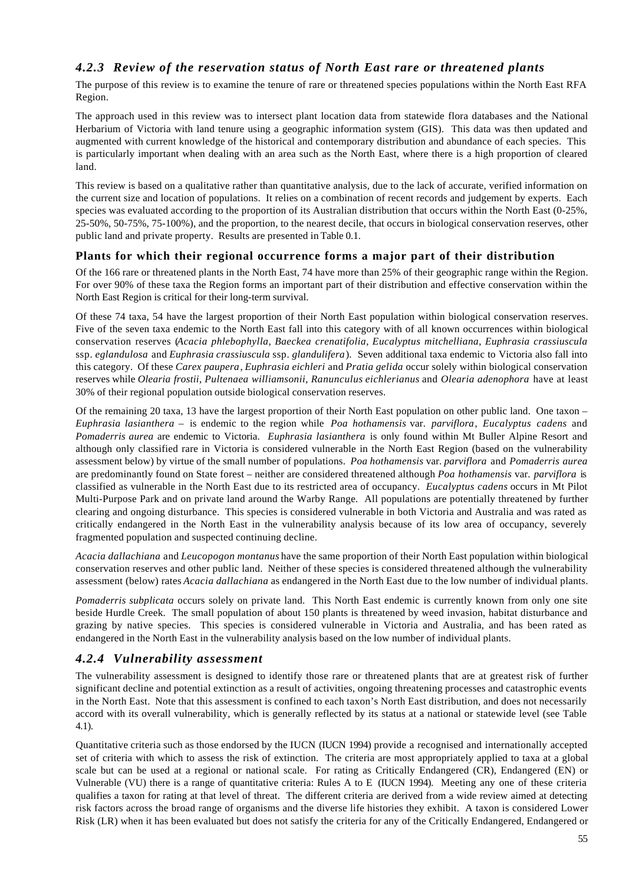### *4.2.3 Review of the reservation status of North East rare or threatened plants*

The purpose of this review is to examine the tenure of rare or threatened species populations within the North East RFA Region.

The approach used in this review was to intersect plant location data from statewide flora databases and the National Herbarium of Victoria with land tenure using a geographic information system (GIS). This data was then updated and augmented with current knowledge of the historical and contemporary distribution and abundance of each species. This is particularly important when dealing with an area such as the North East, where there is a high proportion of cleared land.

This review is based on a qualitative rather than quantitative analysis, due to the lack of accurate, verified information on the current size and location of populations. It relies on a combination of recent records and judgement by experts. Each species was evaluated according to the proportion of its Australian distribution that occurs within the North East (0-25%, 25-50%, 50-75%, 75-100%), and the proportion, to the nearest decile, that occurs in biological conservation reserves, other public land and private property. Results are presented in Table 0.1.

#### Plants for which their regional occurrence forms a major part of their distribution

Of the 166 rare or threatened plants in the North East, 74 have more than 25% of their geographic range within the Region. For over 90% of these taxa the Region forms an important part of their distribution and effective conservation within the North East Region is critical for their long-term survival.

Of these 74 taxa, 54 have the largest proportion of their North East population within biological conservation reserves. Five of the seven taxa endemic to the North East fall into this category with of all known occurrences within biological conservation reserves (*Acacia phlebophylla*, *Baeckea crenatifolia*, *Eucalyptus mitchelliana*, *Euphrasia crassiuscula* ssp. *eglandulosa* and *Euphrasia crassiuscula* ssp. *glandulifera*). Seven additional taxa endemic to Victoria also fall into this category. Of these *Carex paupera*, *Euphrasia eichleri* and *Pratia gelida* occur solely within biological conservation reserves while *Olearia frostii*, *Pultenaea williamsonii*, *Ranunculus eichlerianus* and *Olearia adenophora* have at least 30% of their regional population outside biological conservation reserves.

Of the remaining 20 taxa, 13 have the largest proportion of their North East population on other public land. One taxon – *Euphrasia lasianthera* – is endemic to the region while *Poa hothamensis* var. *parviflora*, *Eucalyptus cadens* and *Pomaderris aurea* are endemic to Victoria. *Euphrasia lasianthera* is only found within Mt Buller Alpine Resort and although only classified rare in Victoria is considered vulnerable in the North East Region (based on the vulnerability assessment below) by virtue of the small number of populations. *Poa hothamensis* var. *parviflora* and *Pomaderris aurea* are predominantly found on State forest – neither are considered threatened although *Poa hothamensis* var. *parviflora* is classified as vulnerable in the North East due to its restricted area of occupancy. *Eucalyptus cadens* occurs in Mt Pilot Multi-Purpose Park and on private land around the Warby Range. All populations are potentially threatened by further clearing and ongoing disturbance. This species is considered vulnerable in both Victoria and Australia and was rated as critically endangered in the North East in the vulnerability analysis because of its low area of occupancy, severely fragmented population and suspected continuing decline.

*Acacia dallachiana* and *Leucopogon montanus* have the same proportion of their North East population within biological conservation reserves and other public land. Neither of these species is considered threatened although the vulnerability assessment (below) rates *Acacia dallachiana* as endangered in the North East due to the low number of individual plants.

*Pomaderris subplicata* occurs solely on private land. This North East endemic is currently known from only one site beside Hurdle Creek. The small population of about 150 plants is threatened by weed invasion, habitat disturbance and grazing by native species. This species is considered vulnerable in Victoria and Australia, and has been rated as endangered in the North East in the vulnerability analysis based on the low number of individual plants.

### *4.2.4 Vulnerability assessment*

The vulnerability assessment is designed to identify those rare or threatened plants that are at greatest risk of further significant decline and potential extinction as a result of activities, ongoing threatening processes and catastrophic events in the North East. Note that this assessment is confined to each taxon's North East distribution, and does not necessarily accord with its overall vulnerability, which is generally reflected by its status at a national or statewide level (see Table 4.1).

Quantitative criteria such as those endorsed by the IUCN (IUCN 1994) provide a recognised and internationally accepted set of criteria with which to assess the risk of extinction. The criteria are most appropriately applied to taxa at a global scale but can be used at a regional or national scale. For rating as Critically Endangered (CR), Endangered (EN) or Vulnerable (VU) there is a range of quantitative criteria: Rules A to E (IUCN 1994). Meeting any one of these criteria qualifies a taxon for rating at that level of threat. The different criteria are derived from a wide review aimed at detecting risk factors across the broad range of organisms and the diverse life histories they exhibit. A taxon is considered Lower Risk (LR) when it has been evaluated but does not satisfy the criteria for any of the Critically Endangered, Endangered or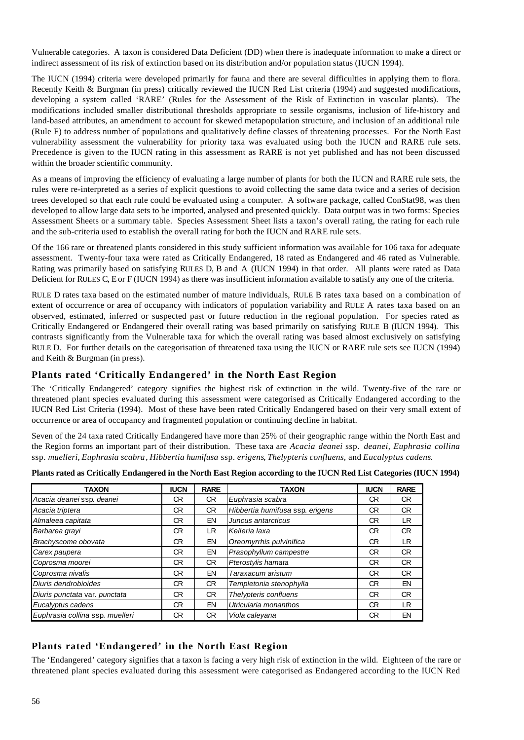Vulnerable categories. A taxon is considered Data Deficient (DD) when there is inadequate information to make a direct or indirect assessment of its risk of extinction based on its distribution and/or population status (IUCN 1994).

The IUCN (1994) criteria were developed primarily for fauna and there are several difficulties in applying them to flora. Recently Keith & Burgman (in press) critically reviewed the IUCN Red List criteria (1994) and suggested modifications, developing a system called 'RARE' (Rules for the Assessment of the Risk of Extinction in vascular plants). The modifications included smaller distributional thresholds appropriate to sessile organisms, inclusion of life-history and land-based attributes, an amendment to account for skewed metapopulation structure, and inclusion of an additional rule (Rule F) to address number of populations and qualitatively define classes of threatening processes. For the North East vulnerability assessment the vulnerability for priority taxa was evaluated using both the IUCN and RARE rule sets. Precedence is given to the IUCN rating in this assessment as RARE is not yet published and has not been discussed within the broader scientific community.

As a means of improving the efficiency of evaluating a large number of plants for both the IUCN and RARE rule sets, the rules were re-interpreted as a series of explicit questions to avoid collecting the same data twice and a series of decision trees developed so that each rule could be evaluated using a computer. A software package, called ConStat98, was then developed to allow large data sets to be imported, analysed and presented quickly. Data output was in two forms: Species Assessment Sheets or a summary table. Species Assessment Sheet lists a taxon's overall rating, the rating for each rule and the sub-criteria used to establish the overall rating for both the IUCN and RARE rule sets.

Of the 166 rare or threatened plants considered in this study sufficient information was available for 106 taxa for adequate assessment. Twenty-four taxa were rated as Critically Endangered, 18 rated as Endangered and 46 rated as Vulnerable. Rating was primarily based on satisfying RULES D, B and A (IUCN 1994) in that order. All plants were rated as Data Deficient for RULES C, E or F (IUCN 1994) as there was insufficient information available to satisfy any one of the criteria.

RULE D rates taxa based on the estimated number of mature individuals, RULE B rates taxa based on a combination of extent of occurrence or area of occupancy with indicators of population variability and RULE A rates taxa based on an observed, estimated, inferred or suspected past or future reduction in the regional population. For species rated as Critically Endangered or Endangered their overall rating was based primarily on satisfying RULE B (IUCN 1994). This contrasts significantly from the Vulnerable taxa for which the overall rating was based almost exclusively on satisfying RULE D. For further details on the categorisation of threatened taxa using the IUCN or RARE rule sets see IUCN (1994) and Keith & Burgman (in press).

## Plants rated 'Critically Endangered' in the North East Region

The 'Critically Endangered' category signifies the highest risk of extinction in the wild. Twenty-five of the rare or threatened plant species evaluated during this assessment were categorised as Critically Endangered according to the IUCN Red List Criteria (1994). Most of these have been rated Critically Endangered based on their very small extent of occurrence or area of occupancy and fragmented population or continuing decline in habitat.

Seven of the 24 taxa rated Critically Endangered have more than 25% of their geographic range within the North East and the Region forms an important part of their distribution. These taxa are *Acacia deanei* ssp. *deanei*, *Euphrasia collina* ssp. *muelleri*, *Euphrasia scabra*, *Hibbertia humifusa* ssp. *erigens*, *Thelypteris confluens*, and *Eucalyptus cadens*.

**Plants rated as Critically Endangered in the North East Region according to the IUCN Red List Categories (IUCN 1994)**

| TAXON | IUCN | RARE | TAXON | IUCN | RARE |
|---|---|---|---|---|---|
| *Acacia deanei* ssp. *deanei* | CR | CR | *Euphrasia scabra* | CR | CR |
| *Acacia triptera* | CR | CR | *Hibbertia humifusa* ssp. *erigens* | CR | CR |
| *Almaleea capitata* | CR | EN | *Juncus antarcticus* | CR | LR |
| *Barbarea grayi* | CR | LR | *Kelleria laxa* | CR | CR |
| *Brachyscome obovata* | CR | EN | *Oreomyrrhis pulvinifica* | CR | LR |
| *Carex paupera* | CR | EN | *Prasophyllum campestre* | CR | CR |
| *Coprosma moorei* | CR | CR | *Pterostylis hamata* | CR | CR |
| *Coprosma nivalis* | CR | EN | *Taraxacum aristum* | CR | CR |
| *Diuris dendrobioides* | CR | CR | *Templetonia stenophylla* | CR | EN |
| *Diuris punctata* var. *punctata* | CR | CR | *Thelypteris confluens* | CR | CR |
| *Eucalyptus cadens* | CR | EN | *Utricularia monanthos* | CR | LR |
| *Euphrasia collina* ssp. *muelleri* | CR | CR | *Viola caleyana* | CR | EN |

## Plants rated 'Endangered' in the North East Region

The 'Endangered' category signifies that a taxon is facing a very high risk of extinction in the wild. Eighteen of the rare or threatened plant species evaluated during this assessment were categorised as Endangered according to the IUCN Red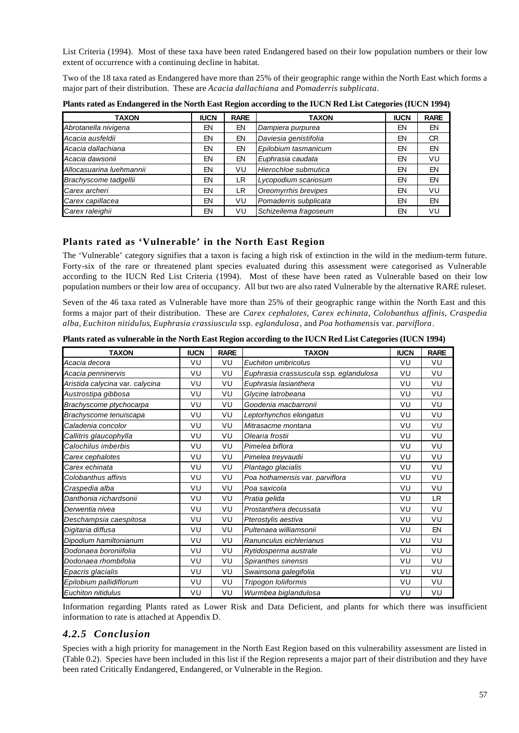List Criteria (1994). Most of these taxa have been rated Endangered based on their low population numbers or their low extent of occurrence with a continuing decline in habitat.

Two of the 18 taxa rated as Endangered have more than 25% of their geographic range within the North East which forms a major part of their distribution. These are *Acacia dallachiana* and *Pomaderris subplicata*.

**Plants rated as Endangered in the North East Region according to the IUCN Red List Categories (IUCN 1994)**

| TAXON | IUCN | RARE | TAXON | IUCN | RARE |
|---|---|---|---|---|---|
| *Abrotanella nivigena* | EN | EN | *Dampiera purpurea* | EN | EN |
| *Acacia ausfeldii* | EN | EN | *Daviesia genistifolia* | EN | CR |
| *Acacia dallachiana* | EN | EN | *Epilobium tasmanicum* | EN | EN |
| *Acacia dawsonii* | EN | EN | *Euphrasia caudata* | EN | VU |
| *Allocasuarina luehmannii* | EN | VU | *Hierochloe submutica* | EN | EN |
| *Brachyscome tadgellii* | EN | LR | *Lycopodium scariosum* | EN | EN |
| *Carex archeri* | EN | LR | *Oreomyrrhis brevipes* | EN | VU |
| *Carex capillacea* | EN | VU | *Pomaderris subplicata* | EN | EN |
| *Carex raleighii* | EN | VU | *Schizeilema fragoseum* | EN | VU |

## Plants rated as 'Vulnerable' in the North East Region

The 'Vulnerable' category signifies that a taxon is facing a high risk of extinction in the wild in the medium-term future. Forty-six of the rare or threatened plant species evaluated during this assessment were categorised as Vulnerable according to the IUCN Red List Criteria (1994). Most of these have been rated as Vulnerable based on their low population numbers or their low area of occupancy. All but two are also rated Vulnerable by the alternative RARE ruleset.

Seven of the 46 taxa rated as Vulnerable have more than 25% of their geographic range within the North East and this forms a major part of their distribution. These are *Carex cephalotes*, *Carex echinata*, *Colobanthus affinis*, *Craspedia alba*, *Euchiton nitidulus*, *Euphrasia crassiuscula* ssp. *eglandulosa*, and *Poa hothamensis* var. *parviflora*.

**Plants rated as vulnerable in the North East Region according to the IUCN Red List Categories (IUCN 1994)**

| TAXON | IUCN | RARE | TAXON | IUCN | RARE |
|---|---|---|---|---|---|
| *Acacia decora* | VU | VU | *Euchiton umbricolus* | VU | VU |
| *Acacia penninervis* | VU | VU | *Euphrasia crassiuscula* ssp. *eglandulosa* | VU | VU |
| *Aristida calycina* var. *calycina* | VU | VU | *Euphrasia lasianthera* | VU | VU |
| *Austrostipa gibbosa* | VU | VU | *Glycine latrobeana* | VU | VU |
| *Brachyscome ptychocarpa* | VU | VU | *Goodenia macbarronii* | VU | VU |
| *Brachyscome tenuiscapa* | VU | VU | *Leptorhynchos elongatus* | VU | VU |
| *Caladenia concolor* | VU | VU | *Mitrasacme montana* | VU | VU |
| *Callitris glaucophylla* | VU | VU | *Olearia frostii* | VU | VU |
| *Calochilus imberbis* | VU | VU | *Pimelea biflora* | VU | VU |
| *Carex cephalotes* | VU | VU | *Pimelea treyvaudii* | VU | VU |
| *Carex echinata* | VU | VU | *Plantago glacialis* | VU | VU |
| *Colobanthus affinis* | VU | VU | *Poa hothamensis* var. *parviflora* | VU | VU |
| *Craspedia alba* | VU | VU | *Poa saxicola* | VU | VU |
| *Danthonia richardsonii* | VU | VU | *Pratia gelida* | VU | LR |
| *Derwentia nivea* | VU | VU | *Prostanthera decussata* | VU | VU |
| *Deschampsia caespitosa* | VU | VU | *Pterostylis aestiva* | VU | VU |
| *Digitaria diffusa* | VU | VU | *Pultenaea williamsonii* | VU | EN |
| *Dipodium hamiltonianum* | VU | VU | *Ranunculus eichlerianus* | VU | VU |
| *Dodonaea boroniifolia* | VU | VU | *Rytidosperma australe* | VU | VU |
| *Dodonaea rhombifolia* | VU | VU | *Spiranthes sinensis* | VU | VU |
| *Epacris glacialis* | VU | VU | *Swainsona galegifolia* | VU | VU |
| *Epilobium pallidiflorum* | VU | VU | *Tripogon loliiformis* | VU | VU |
| *Euchiton nitidulus* | VU | VU | *Wurmbea biglandulosa* | VU | VU |

Information regarding Plants rated as Lower Risk and Data Deficient, and plants for which there was insufficient information to rate is attached at Appendix D.

### *4.2.5 Conclusion*

Species with a high priority for management in the North East Region based on this vulnerability assessment are listed in (Table 0.2). Species have been included in this list if the Region represents a major part of their distribution and they have been rated Critically Endangered, Endangered, or Vulnerable in the Region.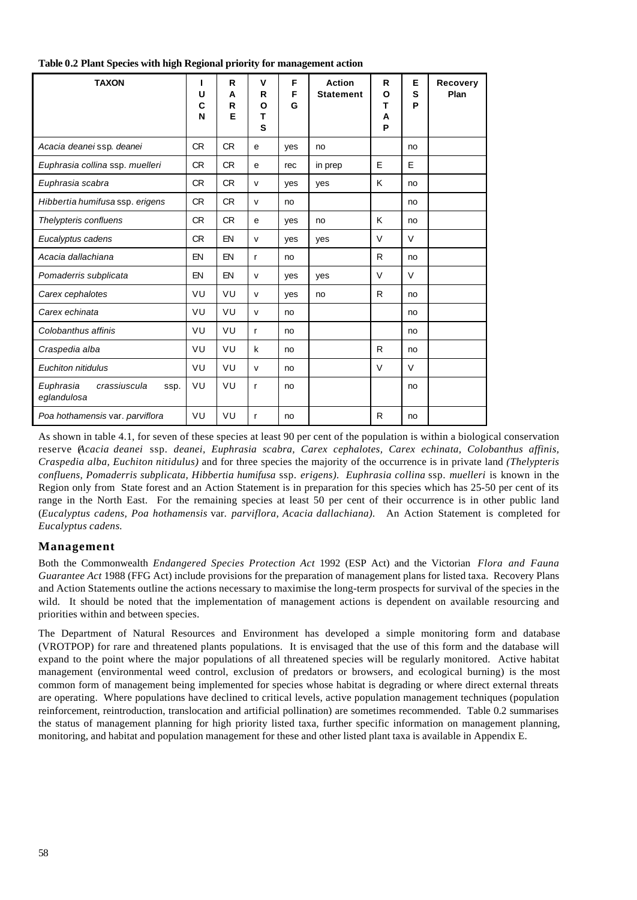**Table 0.2 Plant Species with high Regional priority for management action**

| TAXON | IUCN | RARE | VROTS | FFG | Action Statement | ROTAP | ESP | Recovery Plan |
|---|---|---|---|---|---|---|---|---|
| *Acacia deanei* ssp. *deanei* | CR | CR | e | yes | no | | no | |
| *Euphrasia collina* ssp. *muelleri* | CR | CR | e | rec | in prep | E | E | |
| *Euphrasia scabra* | CR | CR | v | yes | yes | K | no | |
| *Hibbertia humifusa* ssp. *erigens* | CR | CR | v | no | | | no | |
| *Thelypteris confluens* | CR | CR | e | yes | no | K | no | |
| *Eucalyptus cadens* | CR | EN | v | yes | yes | V | V | |
| *Acacia dallachiana* | EN | EN | r | no | | R | no | |
| *Pomaderris subplicata* | EN | EN | v | yes | yes | V | V | |
| *Carex cephalotes* | VU | VU | v | yes | no | R | no | |
| *Carex echinata* | VU | VU | v | no | | | no | |
| *Colobanthus affinis* | VU | VU | r | no | | | no | |
| *Craspedia alba* | VU | VU | k | no | | R | no | |
| *Euchiton nitidulus* | VU | VU | v | no | | V | V | |
| *Euphrasia crassiuscula* ssp. *eglandulosa* | VU | VU | r | no | | | no | |
| *Poa hothamensis* var. *parviflora* | VU | VU | r | no | | R | no | |

As shown in table 4.1, for seven of these species at least 90 per cent of the population is within a biological conservation reserve (*Acacia deanei* ssp. *deanei*, *Euphrasia scabra, Carex cephalotes, Carex echinata, Colobanthus affinis, Craspedia alba, Euchiton nitidulus)* and for three species the majority of the occurrence is in private land *(Thelypteris confluens, Pomaderris subplicata, Hibbertia humifusa* ssp. *erigens)*. *Euphrasia collina* ssp. *muelleri* is known in the Region only from State forest and an Action Statement is in preparation for this species which has 25-50 per cent of its range in the North East. For the remaining species at least 50 per cent of their occurrence is in other public land (*Eucalyptus cadens, Poa hothamensis* var. *parviflora, Acacia dallachiana)*. An Action Statement is completed for *Eucalyptus cadens.*

## Management

Both the Commonwealth *Endangered Species Protection Act* 1992 (ESP Act) and the Victorian *Flora and Fauna Guarantee Act* 1988 (FFG Act) include provisions for the preparation of management plans for listed taxa. Recovery Plans and Action Statements outline the actions necessary to maximise the long-term prospects for survival of the species in the wild. It should be noted that the implementation of management actions is dependent on available resourcing and priorities within and between species.

The Department of Natural Resources and Environment has developed a simple monitoring form and database (VROTPOP) for rare and threatened plants populations. It is envisaged that the use of this form and the database will expand to the point where the major populations of all threatened species will be regularly monitored. Active habitat management (environmental weed control, exclusion of predators or browsers, and ecological burning) is the most common form of management being implemented for species whose habitat is degrading or where direct external threats are operating. Where populations have declined to critical levels, active population management techniques (population reinforcement, reintroduction, translocation and artificial pollination) are sometimes recommended. Table 0.2 summarises the status of management planning for high priority listed taxa, further specific information on management planning, monitoring, and habitat and population management for these and other listed plant taxa is available in Appendix E.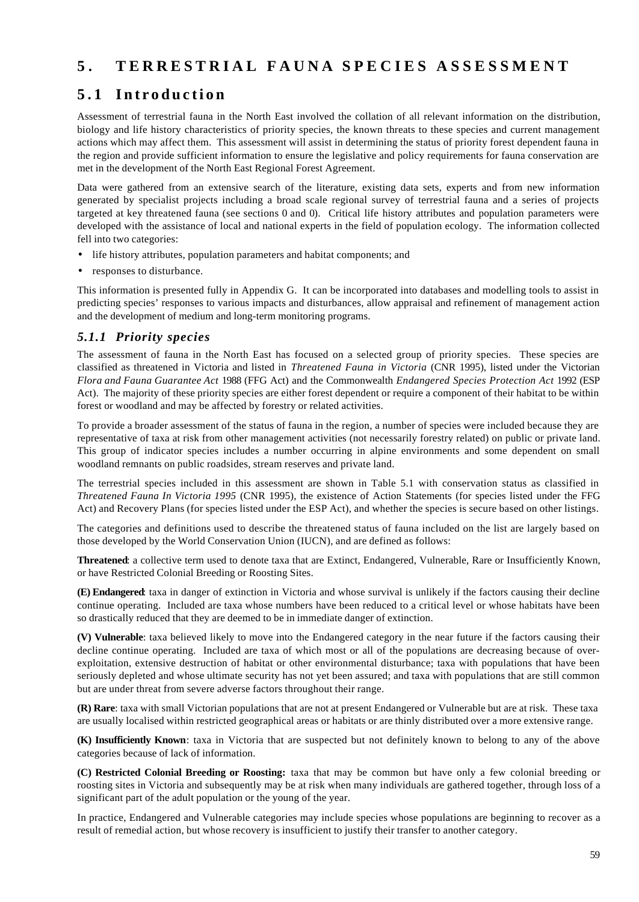# 5. TERRESTRIAL FAUNA SPECIES ASSESSMENT

## 5.1 Introduction

Assessment of terrestrial fauna in the North East involved the collation of all relevant information on the distribution, biology and life history characteristics of priority species, the known threats to these species and current management actions which may affect them. This assessment will assist in determining the status of priority forest dependent fauna in the region and provide sufficient information to ensure the legislative and policy requirements for fauna conservation are met in the development of the North East Regional Forest Agreement.

Data were gathered from an extensive search of the literature, existing data sets, experts and from new information generated by specialist projects including a broad scale regional survey of terrestrial fauna and a series of projects targeted at key threatened fauna (see sections 0 and 0). Critical life history attributes and population parameters were developed with the assistance of local and national experts in the field of population ecology. The information collected fell into two categories:

- life history attributes, population parameters and habitat components; and
- responses to disturbance.

This information is presented fully in Appendix G. It can be incorporated into databases and modelling tools to assist in predicting species' responses to various impacts and disturbances, allow appraisal and refinement of management action and the development of medium and long-term monitoring programs.

### *5.1.1 Priority species*

The assessment of fauna in the North East has focused on a selected group of priority species. These species are classified as threatened in Victoria and listed in *Threatened Fauna in Victoria* (CNR 1995), listed under the Victorian *Flora and Fauna Guarantee Act* 1988 (FFG Act) and the Commonwealth *Endangered Species Protection Act* 1992 (ESP Act). The majority of these priority species are either forest dependent or require a component of their habitat to be within forest or woodland and may be affected by forestry or related activities.

To provide a broader assessment of the status of fauna in the region, a number of species were included because they are representative of taxa at risk from other management activities (not necessarily forestry related) on public or private land. This group of indicator species includes a number occurring in alpine environments and some dependent on small woodland remnants on public roadsides, stream reserves and private land.

The terrestrial species included in this assessment are shown in Table 5.1 with conservation status as classified in *Threatened Fauna In Victoria 1995* (CNR 1995), the existence of Action Statements (for species listed under the FFG Act) and Recovery Plans (for species listed under the ESP Act), and whether the species is secure based on other listings.

The categories and definitions used to describe the threatened status of fauna included on the list are largely based on those developed by the World Conservation Union (IUCN), and are defined as follows:

**Threatened**: a collective term used to denote taxa that are Extinct, Endangered, Vulnerable, Rare or Insufficiently Known, or have Restricted Colonial Breeding or Roosting Sites.

**(E) Endangered**: taxa in danger of extinction in Victoria and whose survival is unlikely if the factors causing their decline continue operating. Included are taxa whose numbers have been reduced to a critical level or whose habitats have been so drastically reduced that they are deemed to be in immediate danger of extinction.

**(V) Vulnerable**: taxa believed likely to move into the Endangered category in the near future if the factors causing their decline continue operating. Included are taxa of which most or all of the populations are decreasing because of over-exploitation, extensive destruction of habitat or other environmental disturbance; taxa with populations that have been seriously depleted and whose ultimate security has not yet been assured; and taxa with populations that are still common but are under threat from severe adverse factors throughout their range.

**(R) Rare**: taxa with small Victorian populations that are not at present Endangered or Vulnerable but are at risk. These taxa are usually localised within restricted geographical areas or habitats or are thinly distributed over a more extensive range.

**(K) Insufficiently Known**: taxa in Victoria that are suspected but not definitely known to belong to any of the above categories because of lack of information.

**(C) Restricted Colonial Breeding or Roosting:** taxa that may be common but have only a few colonial breeding or roosting sites in Victoria and subsequently may be at risk when many individuals are gathered together, through loss of a significant part of the adult population or the young of the year.

In practice, Endangered and Vulnerable categories may include species whose populations are beginning to recover as a result of remedial action, but whose recovery is insufficient to justify their transfer to another category.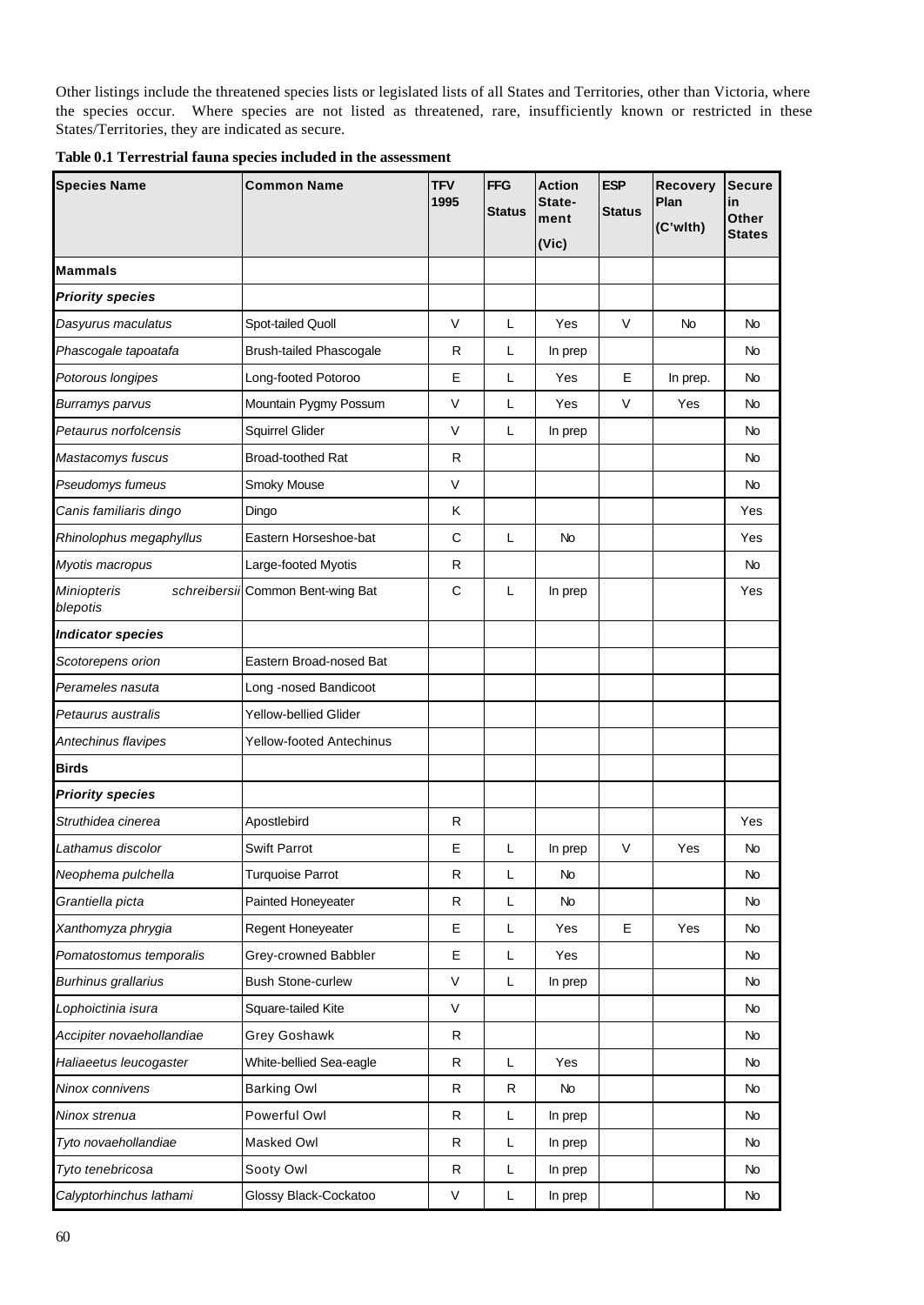Other listings include the threatened species lists or legislated lists of all States and Territories, other than Victoria, where the species occur. Where species are not listed as threatened, rare, insufficiently known or restricted in these States/Territories, they are indicated as secure.

**Table 0.1 Terrestrial fauna species included in the assessment**

| Species Name | Common Name | TFV 1995 | FFG Status | Action Statement (Vic) | ESP Status | Recovery Plan (C'wlth) | Secure in Other States |
|---|---|---|---|---|---|---|---|
| **Mammals** | | | | | | | |
| ***Priority species*** | | | | | | | |
| *Dasyurus maculatus* | Spot-tailed Quoll | V | L | Yes | V | No | No |
| *Phascogale tapoatafa* | Brush-tailed Phascogale | R | L | In prep | | | No |
| *Potorous longipes* | Long-footed Potoroo | E | L | Yes | E | In prep. | No |
| *Burramys parvus* | Mountain Pygmy Possum | V | L | Yes | V | Yes | No |
| *Petaurus norfolcensis* | Squirrel Glider | V | L | In prep | | | No |
| *Mastacomys fuscus* | Broad-toothed Rat | R | | | | | No |
| *Pseudomys fumeus* | Smoky Mouse | V | | | | | No |
| *Canis familiaris dingo* | Dingo | K | | | | | Yes |
| *Rhinolophus megaphyllus* | Eastern Horseshoe-bat | C | L | No | | | Yes |
| *Myotis macropus* | Large-footed Myotis | R | | | | | No |
| *Miniopteris schreibersii blepotis* | Common Bent-wing Bat | C | L | In prep | | | Yes |
| ***Indicator species*** | | | | | | | |
| *Scotorepens orion* | Eastern Broad-nosed Bat | | | | | | |
| *Perameles nasuta* | Long -nosed Bandicoot | | | | | | |
| *Petaurus australis* | Yellow-bellied Glider | | | | | | |
| *Antechinus flavipes* | Yellow-footed Antechinus | | | | | | |
| **Birds** | | | | | | | |
| ***Priority species*** | | | | | | | |
| *Struthidea cinerea* | Apostlebird | R | | | | | Yes |
| *Lathamus discolor* | Swift Parrot | E | L | In prep | V | Yes | No |
| *Neophema pulchella* | Turquoise Parrot | R | L | No | | | No |
| *Grantiella picta* | Painted Honeyeater | R | L | No | | | No |
| *Xanthomyza phrygia* | Regent Honeyeater | E | L | Yes | E | Yes | No |
| *Pomatostomus temporalis* | Grey-crowned Babbler | E | L | Yes | | | No |
| *Burhinus grallarius* | Bush Stone-curlew | V | L | In prep | | | No |
| *Lophoictinia isura* | Square-tailed Kite | V | | | | | No |
| *Accipiter novaehollandiae* | Grey Goshawk | R | | | | | No |
| *Haliaeetus leucogaster* | White-bellied Sea-eagle | R | L | Yes | | | No |
| *Ninox connivens* | Barking Owl | R | R | No | | | No |
| *Ninox strenua* | Powerful Owl | R | L | In prep | | | No |
| *Tyto novaehollandiae* | Masked Owl | R | L | In prep | | | No |
| *Tyto tenebricosa* | Sooty Owl | R | L | In prep | | | No |
| *Calyptorhinchus lathami* | Glossy Black-Cockatoo | V | L | In prep | | | No |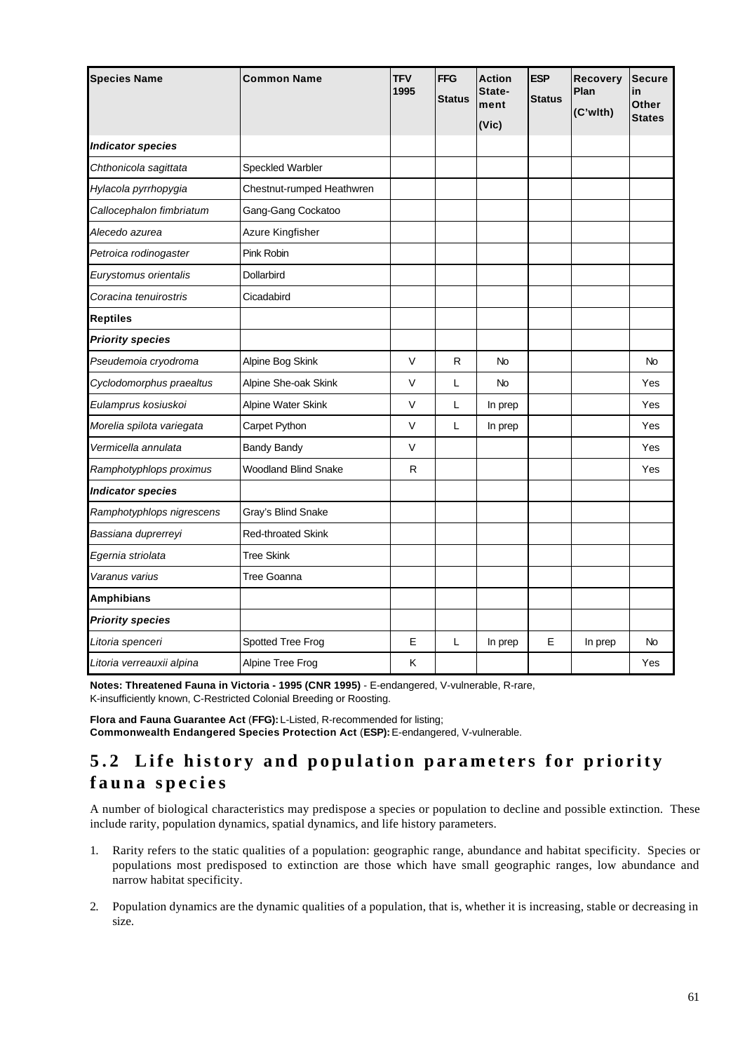| Species Name | Common Name | TFV 1995 | FFG Status | Action Statement (Vic) | ESP Status | Recovery Plan (C'wlth) | Secure in Other States |
|---|---|---|---|---|---|---|---|
| ***Indicator species*** | | | | | | | |
| *Chthonicola sagittata* | Speckled Warbler | | | | | | |
| *Hylacola pyrrhopygia* | Chestnut-rumped Heathwren | | | | | | |
| *Callocephalon fimbriatum* | Gang-Gang Cockatoo | | | | | | |
| *Alecedo azurea* | Azure Kingfisher | | | | | | |
| *Petroica rodinogaster* | Pink Robin | | | | | | |
| *Eurystomus orientalis* | Dollarbird | | | | | | |
| *Coracina tenuirostris* | Cicadabird | | | | | | |
| **Reptiles** | | | | | | | |
| ***Priority species*** | | | | | | | |
| *Pseudemoia cryodroma* | Alpine Bog Skink | V | R | No | | | No |
| *Cyclodomorphus praealtus* | Alpine She-oak Skink | V | L | No | | | Yes |
| *Eulamprus kosiuskoi* | Alpine Water Skink | V | L | In prep | | | Yes |
| *Morelia spilota variegata* | Carpet Python | V | L | In prep | | | Yes |
| *Vermicella annulata* | Bandy Bandy | V | | | | | Yes |
| *Ramphotyphlops proximus* | Woodland Blind Snake | R | | | | | Yes |
| ***Indicator species*** | | | | | | | |
| *Ramphotyphlops nigrescens* | Gray's Blind Snake | | | | | | |
| *Bassiana duprerreyi* | Red-throated Skink | | | | | | |
| *Egernia striolata* | Tree Skink | | | | | | |
| *Varanus varius* | Tree Goanna | | | | | | |
| **Amphibians** | | | | | | | |
| ***Priority species*** | | | | | | | |
| *Litoria spenceri* | Spotted Tree Frog | E | L | In prep | E | In prep | No |
| *Litoria verreauxii alpina* | Alpine Tree Frog | K | | | | | Yes |

**Notes: Threatened Fauna in Victoria - 1995 (CNR 1995)** - E-endangered, V-vulnerable, R-rare, K-insufficiently known, C-Restricted Colonial Breeding or Roosting.

**Flora and Fauna Guarantee Act** (**FFG):** L-Listed, R-recommended for listing;
**Commonwealth Endangered Species Protection Act** (**ESP):** E-endangered, V-vulnerable.

## 5.2 Life history and population parameters for priority fauna species

A number of biological characteristics may predispose a species or population to decline and possible extinction. These include rarity, population dynamics, spatial dynamics, and life history parameters.

1. Rarity refers to the static qualities of a population: geographic range, abundance and habitat specificity. Species or populations most predisposed to extinction are those which have small geographic ranges, low abundance and narrow habitat specificity.

2. Population dynamics are the dynamic qualities of a population, that is, whether it is increasing, stable or decreasing in size.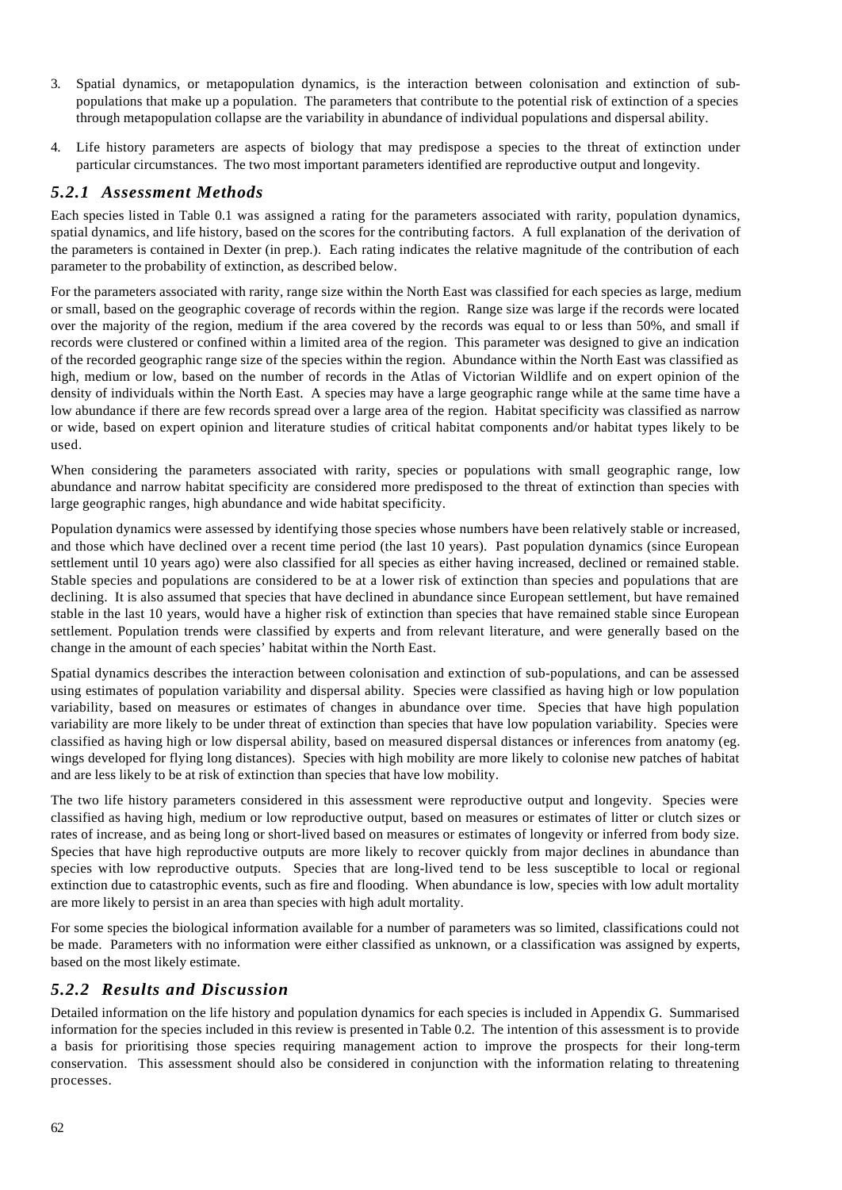3. Spatial dynamics, or metapopulation dynamics, is the interaction between colonisation and extinction of sub-populations that make up a population. The parameters that contribute to the potential risk of extinction of a species through metapopulation collapse are the variability in abundance of individual populations and dispersal ability.

4. Life history parameters are aspects of biology that may predispose a species to the threat of extinction under particular circumstances. The two most important parameters identified are reproductive output and longevity.

### *5.2.1 Assessment Methods*

Each species listed in Table 0.1 was assigned a rating for the parameters associated with rarity, population dynamics, spatial dynamics, and life history, based on the scores for the contributing factors. A full explanation of the derivation of the parameters is contained in Dexter (in prep.). Each rating indicates the relative magnitude of the contribution of each parameter to the probability of extinction, as described below.

For the parameters associated with rarity, range size within the North East was classified for each species as large, medium or small, based on the geographic coverage of records within the region. Range size was large if the records were located over the majority of the region, medium if the area covered by the records was equal to or less than 50%, and small if records were clustered or confined within a limited area of the region. This parameter was designed to give an indication of the recorded geographic range size of the species within the region. Abundance within the North East was classified as high, medium or low, based on the number of records in the Atlas of Victorian Wildlife and on expert opinion of the density of individuals within the North East. A species may have a large geographic range while at the same time have a low abundance if there are few records spread over a large area of the region. Habitat specificity was classified as narrow or wide, based on expert opinion and literature studies of critical habitat components and/or habitat types likely to be used.

When considering the parameters associated with rarity, species or populations with small geographic range, low abundance and narrow habitat specificity are considered more predisposed to the threat of extinction than species with large geographic ranges, high abundance and wide habitat specificity.

Population dynamics were assessed by identifying those species whose numbers have been relatively stable or increased, and those which have declined over a recent time period (the last 10 years). Past population dynamics (since European settlement until 10 years ago) were also classified for all species as either having increased, declined or remained stable. Stable species and populations are considered to be at a lower risk of extinction than species and populations that are declining. It is also assumed that species that have declined in abundance since European settlement, but have remained stable in the last 10 years, would have a higher risk of extinction than species that have remained stable since European settlement. Population trends were classified by experts and from relevant literature, and were generally based on the change in the amount of each species' habitat within the North East.

Spatial dynamics describes the interaction between colonisation and extinction of sub-populations, and can be assessed using estimates of population variability and dispersal ability. Species were classified as having high or low population variability, based on measures or estimates of changes in abundance over time. Species that have high population variability are more likely to be under threat of extinction than species that have low population variability. Species were classified as having high or low dispersal ability, based on measured dispersal distances or inferences from anatomy (eg. wings developed for flying long distances). Species with high mobility are more likely to colonise new patches of habitat and are less likely to be at risk of extinction than species that have low mobility.

The two life history parameters considered in this assessment were reproductive output and longevity. Species were classified as having high, medium or low reproductive output, based on measures or estimates of litter or clutch sizes or rates of increase, and as being long or short-lived based on measures or estimates of longevity or inferred from body size. Species that have high reproductive outputs are more likely to recover quickly from major declines in abundance than species with low reproductive outputs. Species that are long-lived tend to be less susceptible to local or regional extinction due to catastrophic events, such as fire and flooding. When abundance is low, species with low adult mortality are more likely to persist in an area than species with high adult mortality.

For some species the biological information available for a number of parameters was so limited, classifications could not be made. Parameters with no information were either classified as unknown, or a classification was assigned by experts, based on the most likely estimate.

### *5.2.2 Results and Discussion*

Detailed information on the life history and population dynamics for each species is included in Appendix G. Summarised information for the species included in this review is presented in Table 0.2. The intention of this assessment is to provide a basis for prioritising those species requiring management action to improve the prospects for their long-term conservation. This assessment should also be considered in conjunction with the information relating to threatening processes.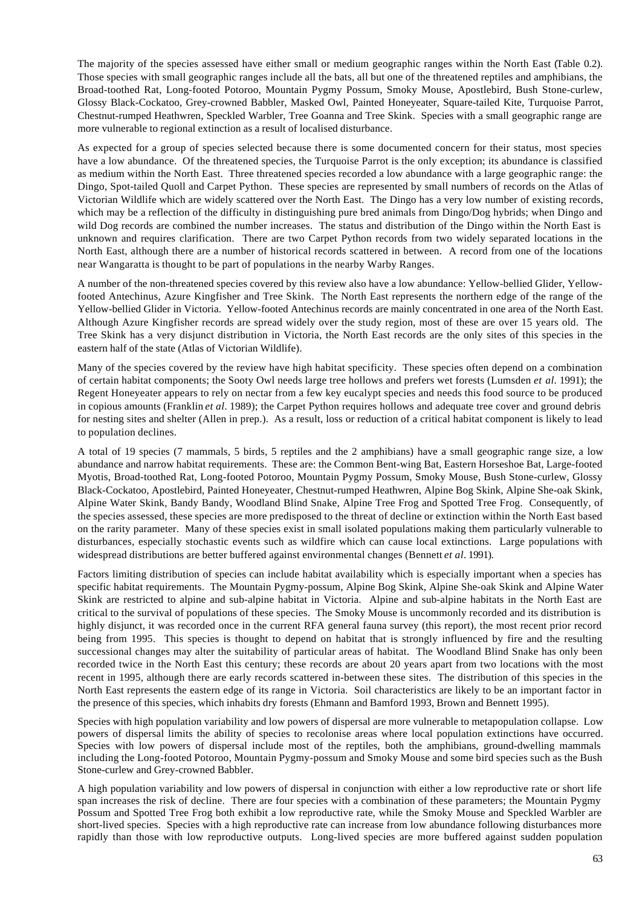The majority of the species assessed have either small or medium geographic ranges within the North East (Table 0.2). Those species with small geographic ranges include all the bats, all but one of the threatened reptiles and amphibians, the Broad-toothed Rat, Long-footed Potoroo, Mountain Pygmy Possum, Smoky Mouse, Apostlebird, Bush Stone-curlew, Glossy Black-Cockatoo, Grey-crowned Babbler, Masked Owl, Painted Honeyeater, Square-tailed Kite, Turquoise Parrot, Chestnut-rumped Heathwren, Speckled Warbler, Tree Goanna and Tree Skink. Species with a small geographic range are more vulnerable to regional extinction as a result of localised disturbance.

As expected for a group of species selected because there is some documented concern for their status, most species have a low abundance. Of the threatened species, the Turquoise Parrot is the only exception; its abundance is classified as medium within the North East. Three threatened species recorded a low abundance with a large geographic range: the Dingo, Spot-tailed Quoll and Carpet Python. These species are represented by small numbers of records on the Atlas of Victorian Wildlife which are widely scattered over the North East. The Dingo has a very low number of existing records, which may be a reflection of the difficulty in distinguishing pure bred animals from Dingo/Dog hybrids; when Dingo and wild Dog records are combined the number increases. The status and distribution of the Dingo within the North East is unknown and requires clarification. There are two Carpet Python records from two widely separated locations in the North East, although there are a number of historical records scattered in between. A record from one of the locations near Wangaratta is thought to be part of populations in the nearby Warby Ranges.

A number of the non-threatened species covered by this review also have a low abundance: Yellow-bellied Glider, Yellow-footed Antechinus, Azure Kingfisher and Tree Skink. The North East represents the northern edge of the range of the Yellow-bellied Glider in Victoria. Yellow-footed Antechinus records are mainly concentrated in one area of the North East. Although Azure Kingfisher records are spread widely over the study region, most of these are over 15 years old. The Tree Skink has a very disjunct distribution in Victoria, the North East records are the only sites of this species in the eastern half of the state (Atlas of Victorian Wildlife).

Many of the species covered by the review have high habitat specificity. These species often depend on a combination of certain habitat components; the Sooty Owl needs large tree hollows and prefers wet forests (Lumsden *et al*. 1991); the Regent Honeyeater appears to rely on nectar from a few key eucalypt species and needs this food source to be produced in copious amounts (Franklin *et al*. 1989); the Carpet Python requires hollows and adequate tree cover and ground debris for nesting sites and shelter (Allen in prep.). As a result, loss or reduction of a critical habitat component is likely to lead to population declines.

A total of 19 species (7 mammals, 5 birds, 5 reptiles and the 2 amphibians) have a small geographic range size, a low abundance and narrow habitat requirements. These are: the Common Bent-wing Bat, Eastern Horseshoe Bat, Large-footed Myotis, Broad-toothed Rat, Long-footed Potoroo, Mountain Pygmy Possum, Smoky Mouse, Bush Stone-curlew, Glossy Black-Cockatoo, Apostlebird, Painted Honeyeater, Chestnut-rumped Heathwren, Alpine Bog Skink, Alpine She-oak Skink, Alpine Water Skink, Bandy Bandy, Woodland Blind Snake, Alpine Tree Frog and Spotted Tree Frog. Consequently, of the species assessed, these species are more predisposed to the threat of decline or extinction within the North East based on the rarity parameter. Many of these species exist in small isolated populations making them particularly vulnerable to disturbances, especially stochastic events such as wildfire which can cause local extinctions. Large populations with widespread distributions are better buffered against environmental changes (Bennett *et al*. 1991).

Factors limiting distribution of species can include habitat availability which is especially important when a species has specific habitat requirements. The Mountain Pygmy-possum, Alpine Bog Skink, Alpine She-oak Skink and Alpine Water Skink are restricted to alpine and sub-alpine habitat in Victoria. Alpine and sub-alpine habitats in the North East are critical to the survival of populations of these species. The Smoky Mouse is uncommonly recorded and its distribution is highly disjunct, it was recorded once in the current RFA general fauna survey (this report), the most recent prior record being from 1995. This species is thought to depend on habitat that is strongly influenced by fire and the resulting successional changes may alter the suitability of particular areas of habitat. The Woodland Blind Snake has only been recorded twice in the North East this century; these records are about 20 years apart from two locations with the most recent in 1995, although there are early records scattered in-between these sites. The distribution of this species in the North East represents the eastern edge of its range in Victoria. Soil characteristics are likely to be an important factor in the presence of this species, which inhabits dry forests (Ehmann and Bamford 1993, Brown and Bennett 1995).

Species with high population variability and low powers of dispersal are more vulnerable to metapopulation collapse. Low powers of dispersal limits the ability of species to recolonise areas where local population extinctions have occurred. Species with low powers of dispersal include most of the reptiles, both the amphibians, ground-dwelling mammals including the Long-footed Potoroo, Mountain Pygmy-possum and Smoky Mouse and some bird species such as the Bush Stone-curlew and Grey-crowned Babbler.

A high population variability and low powers of dispersal in conjunction with either a low reproductive rate or short life span increases the risk of decline. There are four species with a combination of these parameters; the Mountain Pygmy Possum and Spotted Tree Frog both exhibit a low reproductive rate, while the Smoky Mouse and Speckled Warbler are short-lived species. Species with a high reproductive rate can increase from low abundance following disturbances more rapidly than those with low reproductive outputs. Long-lived species are more buffered against sudden population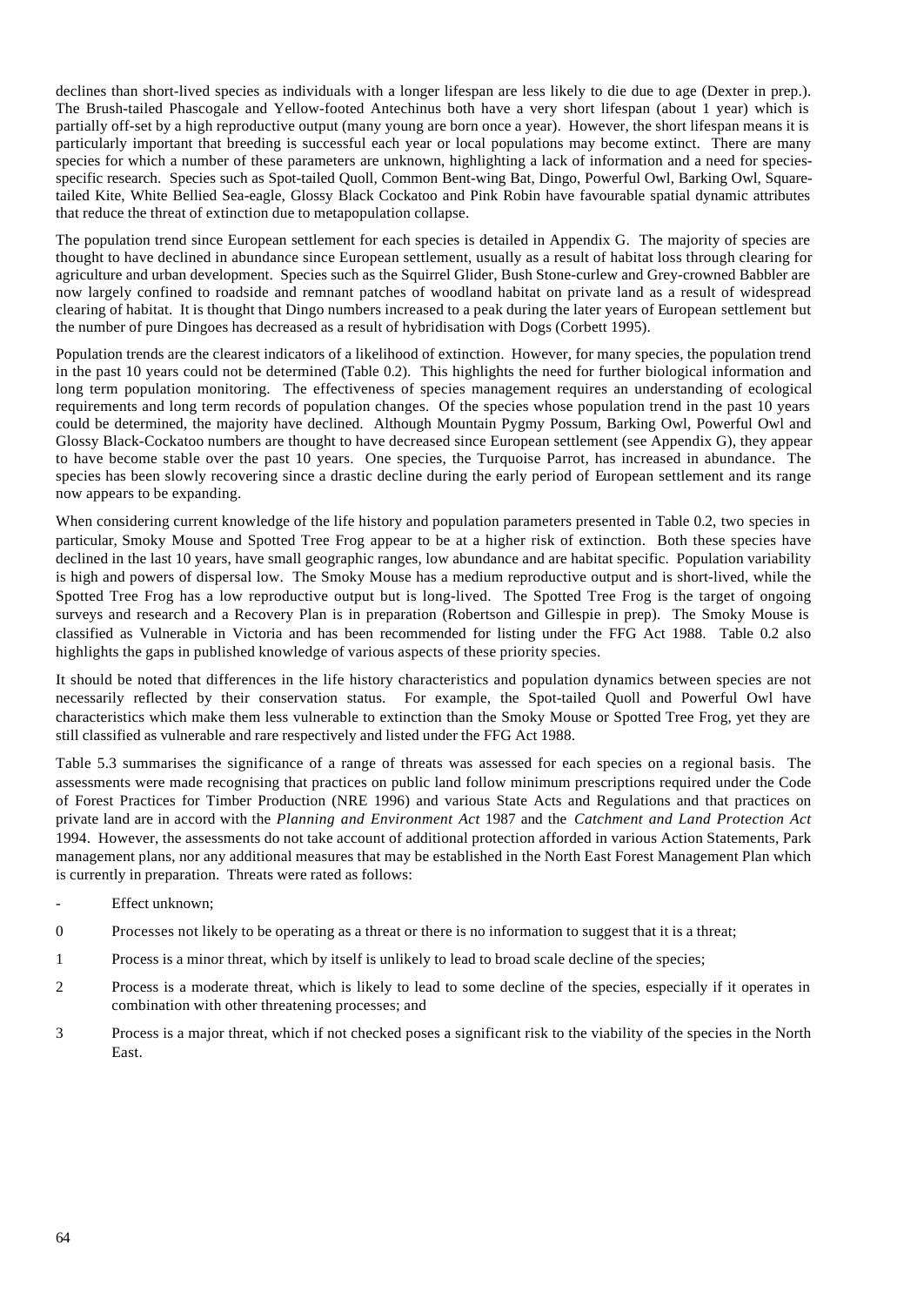declines than short-lived species as individuals with a longer lifespan are less likely to die due to age (Dexter in prep.). The Brush-tailed Phascogale and Yellow-footed Antechinus both have a very short lifespan (about 1 year) which is partially off-set by a high reproductive output (many young are born once a year). However, the short lifespan means it is particularly important that breeding is successful each year or local populations may become extinct. There are many species for which a number of these parameters are unknown, highlighting a lack of information and a need for species-specific research. Species such as Spot-tailed Quoll, Common Bent-wing Bat, Dingo, Powerful Owl, Barking Owl, Square-tailed Kite, White Bellied Sea-eagle, Glossy Black Cockatoo and Pink Robin have favourable spatial dynamic attributes that reduce the threat of extinction due to metapopulation collapse.

The population trend since European settlement for each species is detailed in Appendix G. The majority of species are thought to have declined in abundance since European settlement, usually as a result of habitat loss through clearing for agriculture and urban development. Species such as the Squirrel Glider, Bush Stone-curlew and Grey-crowned Babbler are now largely confined to roadside and remnant patches of woodland habitat on private land as a result of widespread clearing of habitat. It is thought that Dingo numbers increased to a peak during the later years of European settlement but the number of pure Dingoes has decreased as a result of hybridisation with Dogs (Corbett 1995).

Population trends are the clearest indicators of a likelihood of extinction. However, for many species, the population trend in the past 10 years could not be determined (Table 0.2). This highlights the need for further biological information and long term population monitoring. The effectiveness of species management requires an understanding of ecological requirements and long term records of population changes. Of the species whose population trend in the past 10 years could be determined, the majority have declined. Although Mountain Pygmy Possum, Barking Owl, Powerful Owl and Glossy Black-Cockatoo numbers are thought to have decreased since European settlement (see Appendix G), they appear to have become stable over the past 10 years. One species, the Turquoise Parrot, has increased in abundance. The species has been slowly recovering since a drastic decline during the early period of European settlement and its range now appears to be expanding.

When considering current knowledge of the life history and population parameters presented in Table 0.2, two species in particular, Smoky Mouse and Spotted Tree Frog appear to be at a higher risk of extinction. Both these species have declined in the last 10 years, have small geographic ranges, low abundance and are habitat specific. Population variability is high and powers of dispersal low. The Smoky Mouse has a medium reproductive output and is short-lived, while the Spotted Tree Frog has a low reproductive output but is long-lived. The Spotted Tree Frog is the target of ongoing surveys and research and a Recovery Plan is in preparation (Robertson and Gillespie in prep). The Smoky Mouse is classified as Vulnerable in Victoria and has been recommended for listing under the FFG Act 1988. Table 0.2 also highlights the gaps in published knowledge of various aspects of these priority species.

It should be noted that differences in the life history characteristics and population dynamics between species are not necessarily reflected by their conservation status. For example, the Spot-tailed Quoll and Powerful Owl have characteristics which make them less vulnerable to extinction than the Smoky Mouse or Spotted Tree Frog, yet they are still classified as vulnerable and rare respectively and listed under the FFG Act 1988.

Table 5.3 summarises the significance of a range of threats was assessed for each species on a regional basis. The assessments were made recognising that practices on public land follow minimum prescriptions required under the Code of Forest Practices for Timber Production (NRE 1996) and various State Acts and Regulations and that practices on private land are in accord with the *Planning and Environment Act* 1987 and the *Catchment and Land Protection Act* 1994. However, the assessments do not take account of additional protection afforded in various Action Statements, Park management plans, nor any additional measures that may be established in the North East Forest Management Plan which is currently in preparation. Threats were rated as follows:

- Effect unknown;

0 Processes not likely to be operating as a threat or there is no information to suggest that it is a threat;

1 Process is a minor threat, which by itself is unlikely to lead to broad scale decline of the species;

2 Process is a moderate threat, which is likely to lead to some decline of the species, especially if it operates in combination with other threatening processes; and

3 Process is a major threat, which if not checked poses a significant risk to the viability of the species in the North East.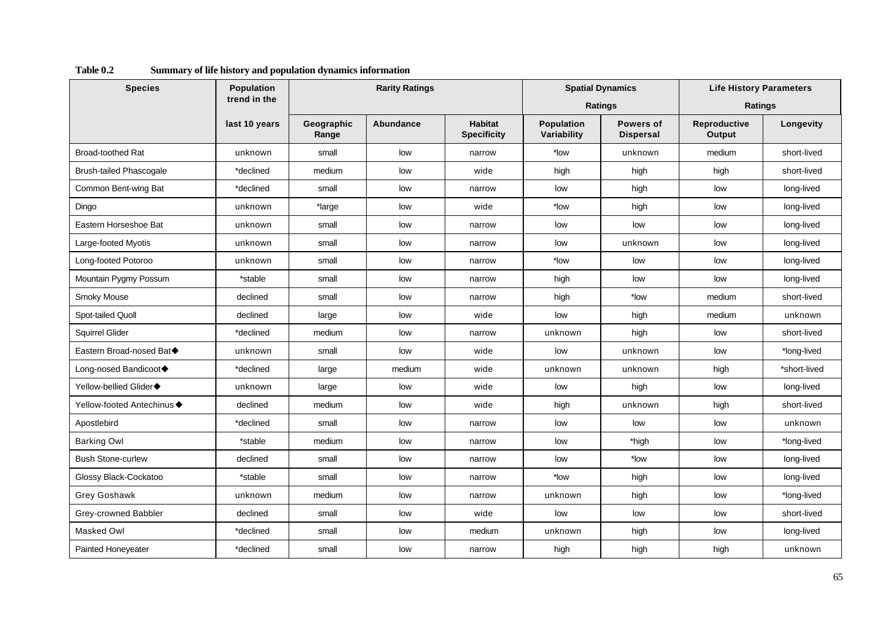**Table 0.2 Summary of life history and population dynamics information**

| Species | Population trend in the | Rarity Ratings | | | Spatial Dynamics Ratings | | Life History Parameters Ratings | |
|---|---|---|---|---|---|---|---|---|
| | last 10 years | Geographic Range | Abundance | Habitat Specificity | Population Variability | Powers of Dispersal | Reproductive Output | Longevity |
| Broad-toothed Rat | unknown | small | low | narrow | *low | unknown | medium | short-lived |
| Brush-tailed Phascogale | *declined | medium | low | wide | high | high | high | short-lived |
| Common Bent-wing Bat | *declined | small | low | narrow | low | high | low | long-lived |
| Dingo | unknown | *large | low | wide | *low | high | low | long-lived |
| Eastern Horseshoe Bat | unknown | small | low | narrow | low | low | low | long-lived |
| Large-footed Myotis | unknown | small | low | narrow | low | unknown | low | long-lived |
| Long-footed Potoroo | unknown | small | low | narrow | *low | low | low | long-lived |
| Mountain Pygmy Possum | *stable | small | low | narrow | high | low | low | long-lived |
| Smoky Mouse | declined | small | low | narrow | high | *low | medium | short-lived |
| Spot-tailed Quoll | declined | large | low | wide | low | high | medium | unknown |
| Squirrel Glider | *declined | medium | low | narrow | unknown | high | low | short-lived |
| Eastern Broad-nosed Bat◆ | unknown | small | low | wide | low | unknown | low | *long-lived |
| Long-nosed Bandicoot◆ | *declined | large | medium | wide | unknown | unknown | high | *short-lived |
| Yellow-bellied Glider◆ | unknown | large | low | wide | low | high | low | long-lived |
| Yellow-footed Antechinus◆ | declined | medium | low | wide | high | unknown | high | short-lived |
| Apostlebird | *declined | small | low | narrow | low | low | low | unknown |
| Barking Owl | *stable | medium | low | narrow | low | *high | low | *long-lived |
| Bush Stone-curlew | declined | small | low | narrow | low | *low | low | long-lived |
| Glossy Black-Cockatoo | *stable | small | low | narrow | *low | high | low | long-lived |
| Grey Goshawk | unknown | medium | low | narrow | unknown | high | low | *long-lived |
| Grey-crowned Babbler | declined | small | low | wide | low | low | low | short-lived |
| Masked Owl | *declined | small | low | medium | unknown | high | low | long-lived |
| Painted Honeyeater | *declined | small | low | narrow | high | high | high | unknown |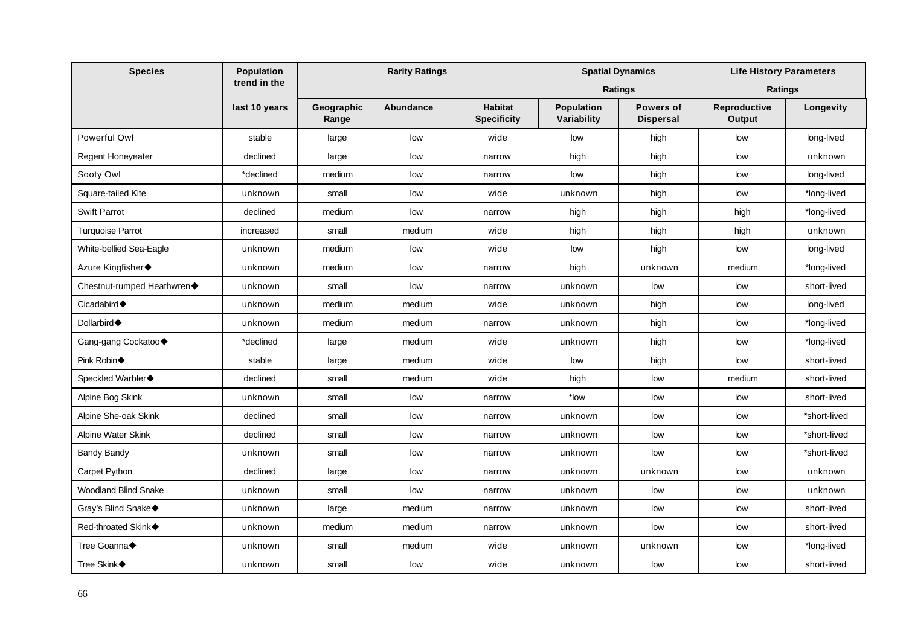| Species | Population trend in the last 10 years | Rarity Ratings | | | Spatial Dynamics Ratings | | Life History Parameters Ratings | |
|---|---|---|---|---|---|---|---|---|
| | | Geographic Range | Abundance | Habitat Specificity | Population Variability | Powers of Dispersal | Reproductive Output | Longevity |
| Powerful Owl | stable | large | low | wide | low | high | low | long-lived |
| Regent Honeyeater | declined | large | low | narrow | high | high | low | unknown |
| Sooty Owl | *declined | medium | low | narrow | low | high | low | long-lived |
| Square-tailed Kite | unknown | small | low | wide | unknown | high | low | *long-lived |
| Swift Parrot | declined | medium | low | narrow | high | high | high | *long-lived |
| Turquoise Parrot | increased | small | medium | wide | high | high | high | unknown |
| White-bellied Sea-Eagle | unknown | medium | low | wide | low | high | low | long-lived |
| Azure Kingfisher◆ | unknown | medium | low | narrow | high | unknown | medium | *long-lived |
| Chestnut-rumped Heathwren◆ | unknown | small | low | narrow | unknown | low | low | short-lived |
| Cicadabird◆ | unknown | medium | medium | wide | unknown | high | low | long-lived |
| Dollarbird◆ | unknown | medium | medium | narrow | unknown | high | low | *long-lived |
| Gang-gang Cockatoo◆ | *declined | large | medium | wide | unknown | high | low | *long-lived |
| Pink Robin◆ | stable | large | medium | wide | low | high | low | short-lived |
| Speckled Warbler◆ | declined | small | medium | wide | high | low | medium | short-lived |
| Alpine Bog Skink | unknown | small | low | narrow | *low | low | low | short-lived |
| Alpine She-oak Skink | declined | small | low | narrow | unknown | low | low | *short-lived |
| Alpine Water Skink | declined | small | low | narrow | unknown | low | low | *short-lived |
| Bandy Bandy | unknown | small | low | narrow | unknown | low | low | *short-lived |
| Carpet Python | declined | large | low | narrow | unknown | unknown | low | unknown |
| Woodland Blind Snake | unknown | small | low | narrow | unknown | low | low | unknown |
| Gray's Blind Snake◆ | unknown | large | medium | narrow | unknown | low | low | short-lived |
| Red-throated Skink◆ | unknown | medium | medium | narrow | unknown | low | low | short-lived |
| Tree Goanna◆ | unknown | small | medium | wide | unknown | unknown | low | *long-lived |
| Tree Skink◆ | unknown | small | low | wide | unknown | low | low | short-lived |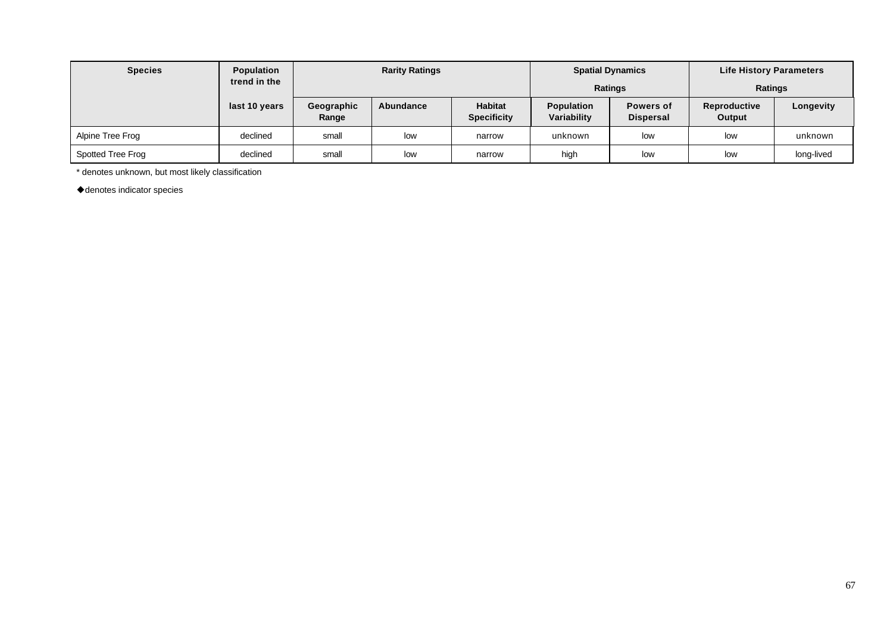| Species | Population trend in the last 10 years | Rarity Ratings | | | Spatial Dynamics Ratings | | Life History Parameters Ratings | |
|---|---|---|---|---|---|---|---|---|
| | | Geographic Range | Abundance | Habitat Specificity | Population Variability | Powers of Dispersal | Reproductive Output | Longevity |
| Alpine Tree Frog | declined | small | low | narrow | unknown | low | low | unknown |
| Spotted Tree Frog | declined | small | low | narrow | high | low | low | long-lived |

* denotes unknown, but most likely classification

◆denotes indicator species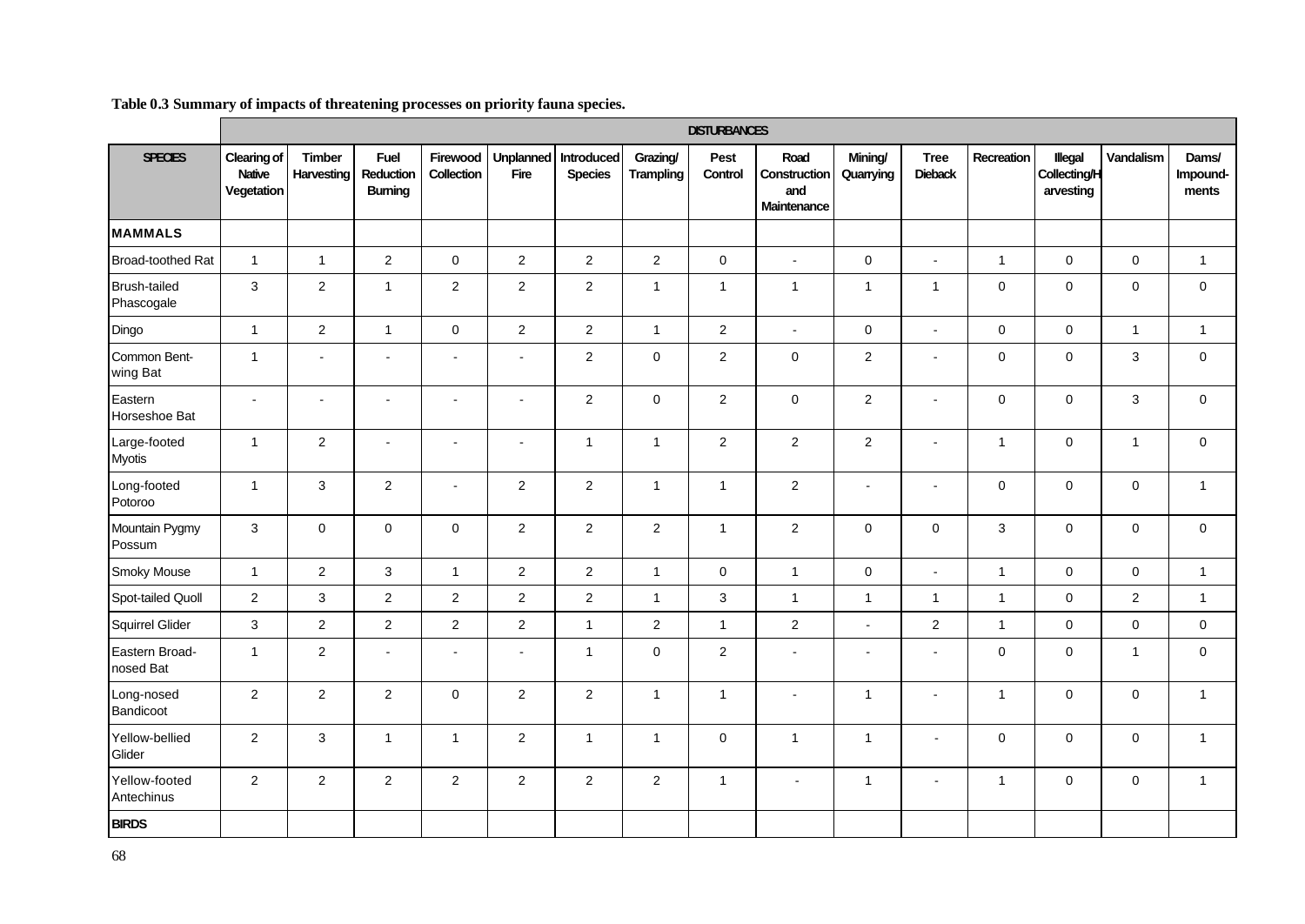**Table 0.3 Summary of impacts of threatening processes on priority fauna species.**

| | DISTURBANCES | | | | | | | | | | | | | | |
|---|---|---|---|---|---|---|---|---|---|---|---|---|---|---|---|
| SPECIES | Clearing of Native Vegetation | Timber Harvesting | Fuel Reduction Burning | Firewood Collection | Unplanned Fire | Introduced Species | Grazing/ Trampling | Pest Control | Road Construction and Maintenance | Mining/ Quarrying | Tree Dieback | Recreation | Illegal Collecting/Harvesting | Vandalism | Dams/ Impound-ments |
| **MAMMALS** | | | | | | | | | | | | | | | |
| Broad-toothed Rat | 1 | 1 | 2 | 0 | 2 | 2 | 2 | 0 | - | 0 | - | 1 | 0 | 0 | 1 |
| Brush-tailed Phascogale | 3 | 2 | 1 | 2 | 2 | 2 | 1 | 1 | 1 | 1 | 1 | 0 | 0 | 0 | 0 |
| Dingo | 1 | 2 | 1 | 0 | 2 | 2 | 1 | 2 | - | 0 | - | 0 | 0 | 1 | 1 |
| Common Bent-wing Bat | 1 | - | - | - | - | 2 | 0 | 2 | 0 | 2 | - | 0 | 0 | 3 | 0 |
| Eastern Horseshoe Bat | - | - | - | - | - | 2 | 0 | 2 | 0 | 2 | - | 0 | 0 | 3 | 0 |
| Large-footed Myotis | 1 | 2 | - | - | - | 1 | 1 | 2 | 2 | 2 | - | 1 | 0 | 1 | 0 |
| Long-footed Potoroo | 1 | 3 | 2 | - | 2 | 2 | 1 | 1 | 2 | - | - | 0 | 0 | 0 | 1 |
| Mountain Pygmy Possum | 3 | 0 | 0 | 0 | 2 | 2 | 2 | 1 | 2 | 0 | 0 | 3 | 0 | 0 | 0 |
| Smoky Mouse | 1 | 2 | 3 | 1 | 2 | 2 | 1 | 0 | 1 | 0 | - | 1 | 0 | 0 | 1 |
| Spot-tailed Quoll | 2 | 3 | 2 | 2 | 2 | 2 | 1 | 3 | 1 | 1 | 1 | 1 | 0 | 2 | 1 |
| Squirrel Glider | 3 | 2 | 2 | 2 | 2 | 1 | 2 | 1 | 2 | - | 2 | 1 | 0 | 0 | 0 |
| Eastern Broad-nosed Bat | 1 | 2 | - | - | - | 1 | 0 | 2 | - | - | - | 0 | 0 | 1 | 0 |
| Long-nosed Bandicoot | 2 | 2 | 2 | 0 | 2 | 2 | 1 | 1 | - | 1 | - | 1 | 0 | 0 | 1 |
| Yellow-bellied Glider | 2 | 3 | 1 | 1 | 2 | 1 | 1 | 0 | 1 | 1 | - | 0 | 0 | 0 | 1 |
| Yellow-footed Antechinus | 2 | 2 | 2 | 2 | 2 | 2 | 2 | 1 | - | 1 | - | 1 | 0 | 0 | 1 |
| **BIRDS** | | | | | | | | | | | | | | | |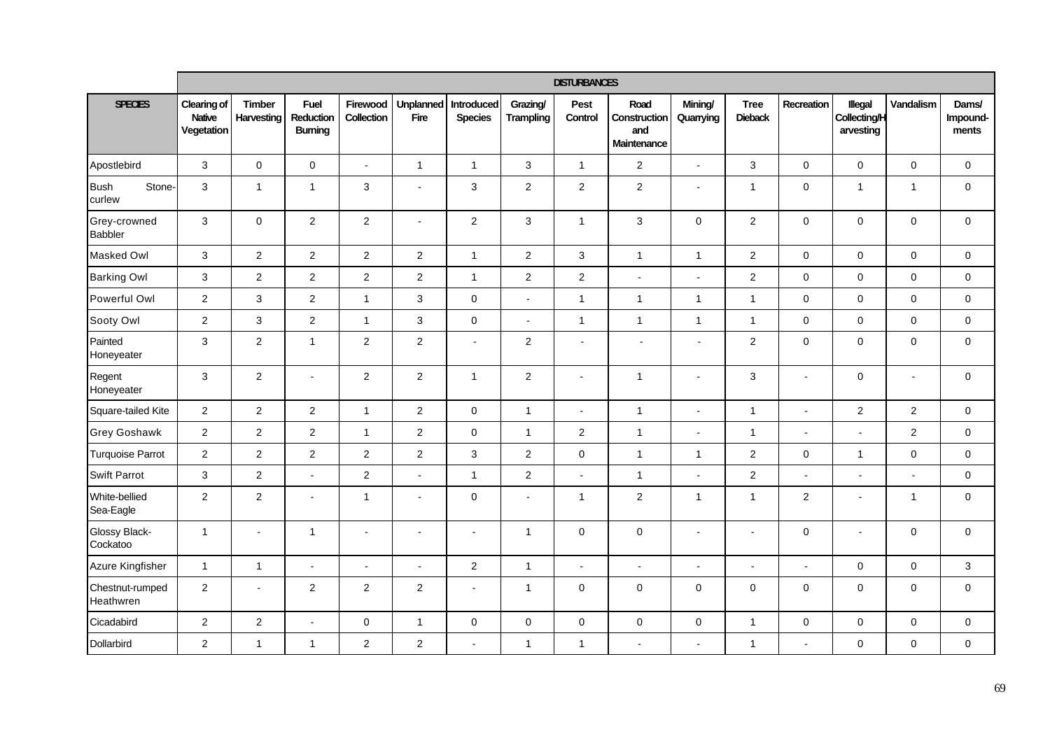| SPECIES | DISTURBANCES | | | | | | | | | | | | | | |
|---|---|---|---|---|---|---|---|---|---|---|---|---|---|---|---|
| | Clearing of Native Vegetation | Timber Harvesting | Fuel Reduction Burning | Firewood Collection | Unplanned Fire | Introduced Species | Grazing/ Trampling | Pest Control | Road Construction and Maintenance | Mining/ Quarrying | Tree Dieback | Recreation | Illegal Collecting/Harvesting | Vandalism | Dams/ Impound-ments |
| Apostlebird | 3 | 0 | 0 | - | 1 | 1 | 3 | 1 | 2 | - | 3 | 0 | 0 | 0 | 0 |
| Bush Stone-curlew | 3 | 1 | 1 | 3 | - | 3 | 2 | 2 | 2 | - | 1 | 0 | 1 | 1 | 0 |
| Grey-crowned Babbler | 3 | 0 | 2 | 2 | - | 2 | 3 | 1 | 3 | 0 | 2 | 0 | 0 | 0 | 0 |
| Masked Owl | 3 | 2 | 2 | 2 | 2 | 1 | 2 | 3 | 1 | 1 | 2 | 0 | 0 | 0 | 0 |
| Barking Owl | 3 | 2 | 2 | 2 | 2 | 1 | 2 | 2 | - | - | 2 | 0 | 0 | 0 | 0 |
| Powerful Owl | 2 | 3 | 2 | 1 | 3 | 0 | - | 1 | 1 | 1 | 1 | 0 | 0 | 0 | 0 |
| Sooty Owl | 2 | 3 | 2 | 1 | 3 | 0 | - | 1 | 1 | 1 | 1 | 0 | 0 | 0 | 0 |
| Painted Honeyeater | 3 | 2 | 1 | 2 | 2 | - | 2 | - | - | - | 2 | 0 | 0 | 0 | 0 |
| Regent Honeyeater | 3 | 2 | - | 2 | 2 | 1 | 2 | - | 1 | - | 3 | - | 0 | - | 0 |
| Square-tailed Kite | 2 | 2 | 2 | 1 | 2 | 0 | 1 | - | 1 | - | 1 | - | 2 | 2 | 0 |
| Grey Goshawk | 2 | 2 | 2 | 1 | 2 | 0 | 1 | 2 | 1 | - | 1 | - | - | 2 | 0 |
| Turquoise Parrot | 2 | 2 | 2 | 2 | 2 | 3 | 2 | 0 | 1 | 1 | 2 | 0 | 1 | 0 | 0 |
| Swift Parrot | 3 | 2 | - | 2 | - | 1 | 2 | - | 1 | - | 2 | - | - | - | 0 |
| White-bellied Sea-Eagle | 2 | 2 | - | 1 | - | 0 | - | 1 | 2 | 1 | 1 | 2 | - | 1 | 0 |
| Glossy Black-Cockatoo | 1 | - | 1 | - | - | - | 1 | 0 | 0 | - | - | 0 | - | 0 | 0 |
| Azure Kingfisher | 1 | 1 | - | - | - | 2 | 1 | - | - | - | - | - | 0 | 0 | 3 |
| Chestnut-rumped Heathwren | 2 | - | 2 | 2 | 2 | - | 1 | 0 | 0 | 0 | 0 | 0 | 0 | 0 | 0 |
| Cicadabird | 2 | 2 | - | 0 | 1 | 0 | 0 | 0 | 0 | 0 | 1 | 0 | 0 | 0 | 0 |
| Dollarbird | 2 | 1 | 1 | 2 | 2 | - | 1 | 1 | - | - | 1 | - | 0 | 0 | 0 |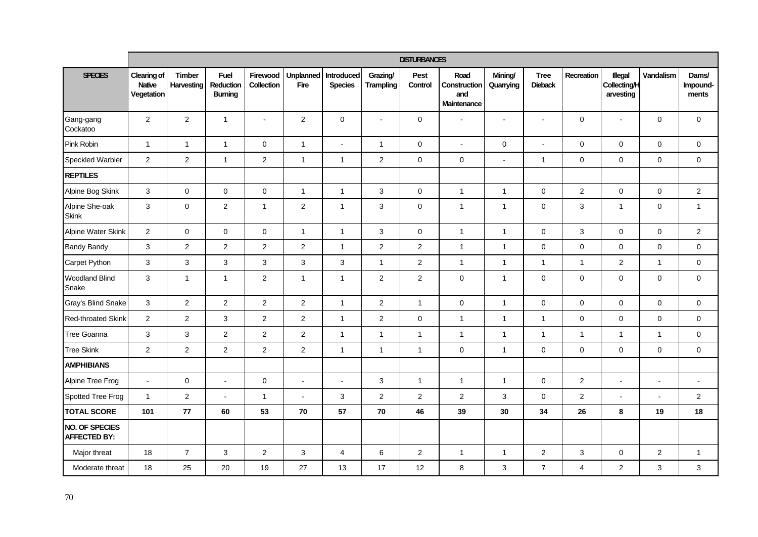| | DISTURBANCES | | | | | | | | | | | | | | |
|---|---|---|---|---|---|---|---|---|---|---|---|---|---|---|---|
| **SPECIES** | **Clearing of Native Vegetation** | **Timber Harvesting** | **Fuel Reduction Burning** | **Firewood Collection** | **Unplanned Fire** | **Introduced Species** | **Grazing/ Trampling** | **Pest Control** | **Road Construction and Maintenance** | **Mining/ Quarrying** | **Tree Dieback** | **Recreation** | **Illegal Collecting/Harvesting** | **Vandalism** | **Dams/ Impound-ments** |
| Gang-gang Cockatoo | 2 | 2 | 1 | - | 2 | 0 | - | 0 | - | - | - | 0 | - | 0 | 0 |
| Pink Robin | 1 | 1 | 1 | 0 | 1 | - | 1 | 0 | - | 0 | - | 0 | 0 | 0 | 0 |
| Speckled Warbler | 2 | 2 | 1 | 2 | 1 | 1 | 2 | 0 | 0 | - | 1 | 0 | 0 | 0 | 0 |
| **REPTILES** | | | | | | | | | | | | | | | |
| Alpine Bog Skink | 3 | 0 | 0 | 0 | 1 | 1 | 3 | 0 | 1 | 1 | 0 | 2 | 0 | 0 | 2 |
| Alpine She-oak Skink | 3 | 0 | 2 | 1 | 2 | 1 | 3 | 0 | 1 | 1 | 0 | 3 | 1 | 0 | 1 |
| Alpine Water Skink | 2 | 0 | 0 | 0 | 1 | 1 | 3 | 0 | 1 | 1 | 0 | 3 | 0 | 0 | 2 |
| Bandy Bandy | 3 | 2 | 2 | 2 | 2 | 1 | 2 | 2 | 1 | 1 | 0 | 0 | 0 | 0 | 0 |
| Carpet Python | 3 | 3 | 3 | 3 | 3 | 3 | 1 | 2 | 1 | 1 | 1 | 1 | 2 | 1 | 0 |
| Woodland Blind Snake | 3 | 1 | 1 | 2 | 1 | 1 | 2 | 2 | 0 | 1 | 0 | 0 | 0 | 0 | 0 |
| Gray's Blind Snake | 3 | 2 | 2 | 2 | 2 | 1 | 2 | 1 | 0 | 1 | 0 | 0 | 0 | 0 | 0 |
| Red-throated Skink | 2 | 2 | 3 | 2 | 2 | 1 | 2 | 0 | 1 | 1 | 1 | 0 | 0 | 0 | 0 |
| Tree Goanna | 3 | 3 | 2 | 2 | 2 | 1 | 1 | 1 | 1 | 1 | 1 | 1 | 1 | 1 | 0 |
| Tree Skink | 2 | 2 | 2 | 2 | 2 | 1 | 1 | 1 | 0 | 1 | 0 | 0 | 0 | 0 | 0 |
| **AMPHIBIANS** | | | | | | | | | | | | | | | |
| Alpine Tree Frog | - | 0 | - | 0 | - | - | 3 | 1 | 1 | 1 | 0 | 2 | - | - | - |
| Spotted Tree Frog | 1 | 2 | - | 1 | - | 3 | 2 | 2 | 2 | 3 | 0 | 2 | - | - | 2 |
| **TOTAL SCORE** | **101** | **77** | **60** | **53** | **70** | **57** | **70** | **46** | **39** | **30** | **34** | **26** | **8** | **19** | **18** |
| **NO. OF SPECIES AFFECTED BY:** | | | | | | | | | | | | | | | |
| Major threat | 18 | 7 | 3 | 2 | 3 | 4 | 6 | 2 | 1 | 1 | 2 | 3 | 0 | 2 | 1 |
| Moderate threat | 18 | 25 | 20 | 19 | 27 | 13 | 17 | 12 | 8 | 3 | 7 | 4 | 2 | 3 | 3 |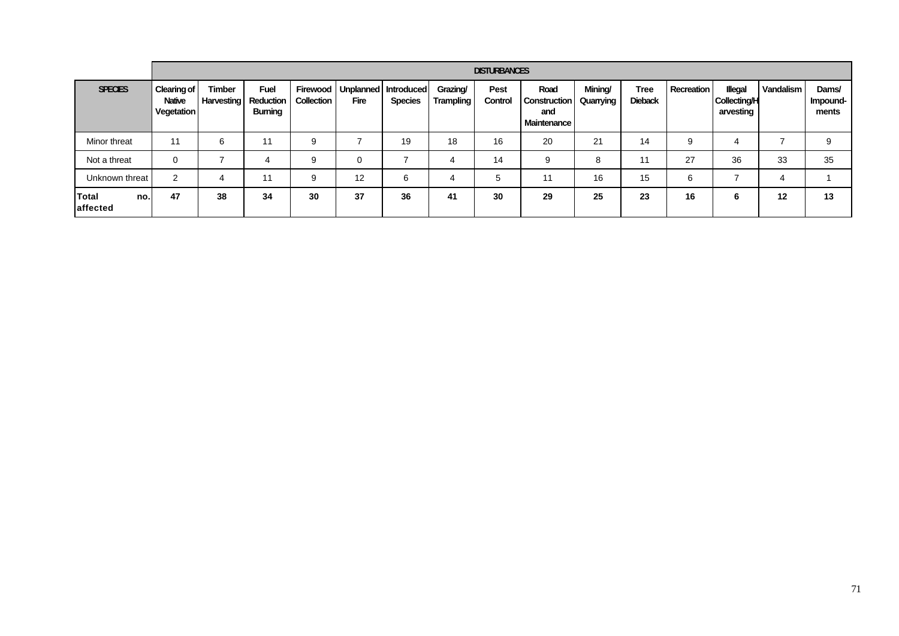| | DISTURBANCES | | | | | | | | | | | | | | |
|---|---|---|---|---|---|---|---|---|---|---|---|---|---|---|---|
| **SPECIES** | **Clearing of Native Vegetation** | **Timber Harvesting** | **Fuel Reduction Burning** | **Firewood Collection** | **Unplanned Fire** | **Introduced Species** | **Grazing/ Trampling** | **Pest Control** | **Road Construction and Maintenance** | **Mining/ Quarrying** | **Tree Dieback** | **Recreation** | **Illegal Collecting/Harvesting** | **Vandalism** | **Dams/ Impound-ments** |
| Minor threat | 11 | 6 | 11 | 9 | 7 | 19 | 18 | 16 | 20 | 21 | 14 | 9 | 4 | 7 | 9 |
| Not a threat | 0 | 7 | 4 | 9 | 0 | 7 | 4 | 14 | 9 | 8 | 11 | 27 | 36 | 33 | 35 |
| Unknown threat | 2 | 4 | 11 | 9 | 12 | 6 | 4 | 5 | 11 | 16 | 15 | 6 | 7 | 4 | 1 |
| **Total no. affected** | **47** | **38** | **34** | **30** | **37** | **36** | **41** | **30** | **29** | **25** | **23** | **16** | **6** | **12** | **13** |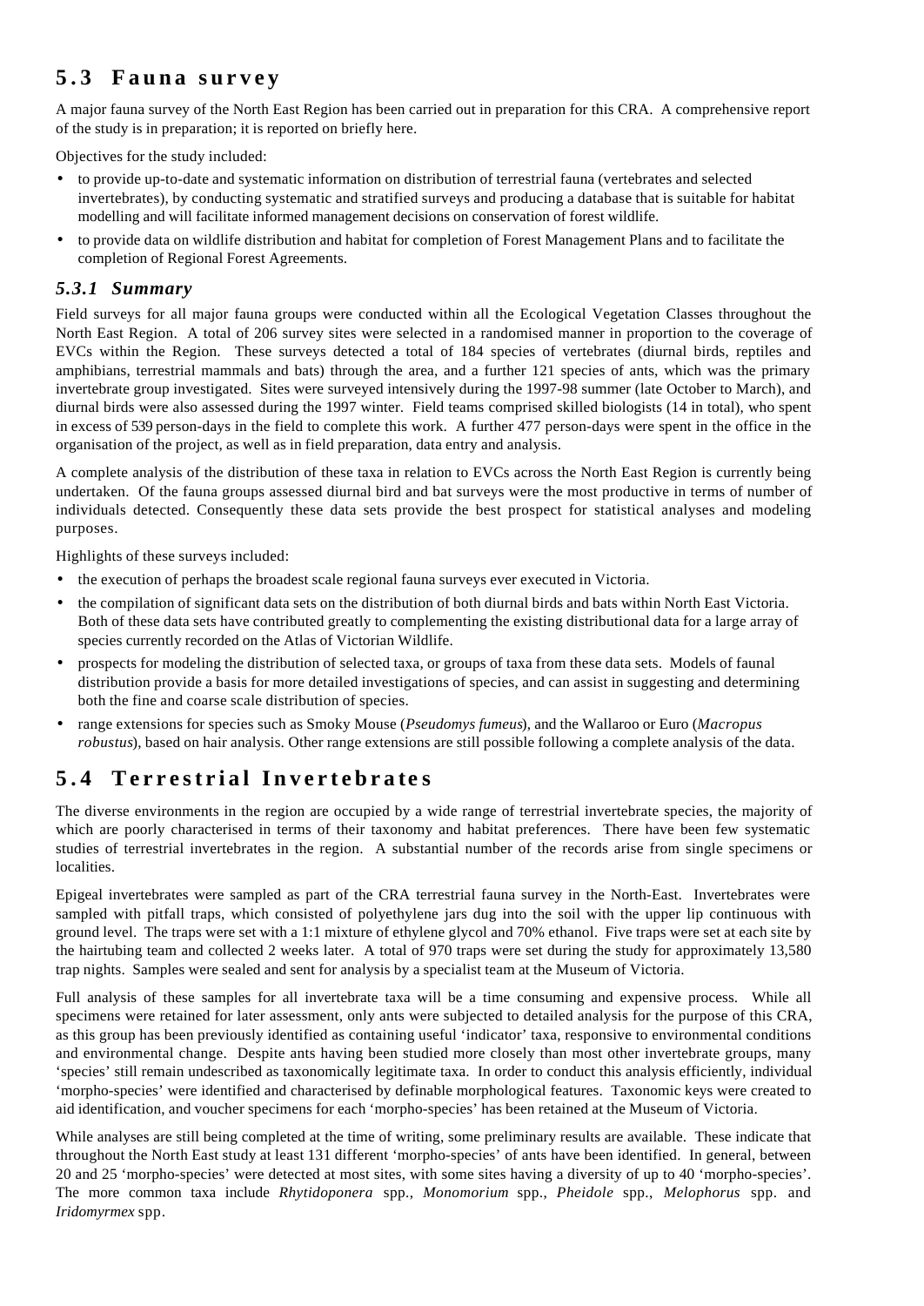## 5.3 Fauna survey

A major fauna survey of the North East Region has been carried out in preparation for this CRA. A comprehensive report of the study is in preparation; it is reported on briefly here.

Objectives for the study included:

- to provide up-to-date and systematic information on distribution of terrestrial fauna (vertebrates and selected invertebrates), by conducting systematic and stratified surveys and producing a database that is suitable for habitat modelling and will facilitate informed management decisions on conservation of forest wildlife.
- to provide data on wildlife distribution and habitat for completion of Forest Management Plans and to facilitate the completion of Regional Forest Agreements.

### *5.3.1 Summary*

Field surveys for all major fauna groups were conducted within all the Ecological Vegetation Classes throughout the North East Region. A total of 206 survey sites were selected in a randomised manner in proportion to the coverage of EVCs within the Region. These surveys detected a total of 184 species of vertebrates (diurnal birds, reptiles and amphibians, terrestrial mammals and bats) through the area, and a further 121 species of ants, which was the primary invertebrate group investigated. Sites were surveyed intensively during the 1997-98 summer (late October to March), and diurnal birds were also assessed during the 1997 winter. Field teams comprised skilled biologists (14 in total), who spent in excess of 539 person-days in the field to complete this work. A further 477 person-days were spent in the office in the organisation of the project, as well as in field preparation, data entry and analysis.

A complete analysis of the distribution of these taxa in relation to EVCs across the North East Region is currently being undertaken. Of the fauna groups assessed diurnal bird and bat surveys were the most productive in terms of number of individuals detected. Consequently these data sets provide the best prospect for statistical analyses and modeling purposes.

Highlights of these surveys included:

- the execution of perhaps the broadest scale regional fauna surveys ever executed in Victoria.
- the compilation of significant data sets on the distribution of both diurnal birds and bats within North East Victoria. Both of these data sets have contributed greatly to complementing the existing distributional data for a large array of species currently recorded on the Atlas of Victorian Wildlife.
- prospects for modeling the distribution of selected taxa, or groups of taxa from these data sets. Models of faunal distribution provide a basis for more detailed investigations of species, and can assist in suggesting and determining both the fine and coarse scale distribution of species.
- range extensions for species such as Smoky Mouse (*Pseudomys fumeus*), and the Wallaroo or Euro (*Macropus robustus*), based on hair analysis. Other range extensions are still possible following a complete analysis of the data.

## 5.4 Terrestrial Invertebrates

The diverse environments in the region are occupied by a wide range of terrestrial invertebrate species, the majority of which are poorly characterised in terms of their taxonomy and habitat preferences. There have been few systematic studies of terrestrial invertebrates in the region. A substantial number of the records arise from single specimens or localities.

Epigeal invertebrates were sampled as part of the CRA terrestrial fauna survey in the North-East. Invertebrates were sampled with pitfall traps, which consisted of polyethylene jars dug into the soil with the upper lip continuous with ground level. The traps were set with a 1:1 mixture of ethylene glycol and 70% ethanol. Five traps were set at each site by the hairtubing team and collected 2 weeks later. A total of 970 traps were set during the study for approximately 13,580 trap nights. Samples were sealed and sent for analysis by a specialist team at the Museum of Victoria.

Full analysis of these samples for all invertebrate taxa will be a time consuming and expensive process. While all specimens were retained for later assessment, only ants were subjected to detailed analysis for the purpose of this CRA, as this group has been previously identified as containing useful 'indicator' taxa, responsive to environmental conditions and environmental change. Despite ants having been studied more closely than most other invertebrate groups, many 'species' still remain undescribed as taxonomically legitimate taxa. In order to conduct this analysis efficiently, individual 'morpho-species' were identified and characterised by definable morphological features. Taxonomic keys were created to aid identification, and voucher specimens for each 'morpho-species' has been retained at the Museum of Victoria.

While analyses are still being completed at the time of writing, some preliminary results are available. These indicate that throughout the North East study at least 131 different 'morpho-species' of ants have been identified. In general, between 20 and 25 'morpho-species' were detected at most sites, with some sites having a diversity of up to 40 'morpho-species'. The more common taxa include *Rhytidoponera* spp., *Monomorium* spp., *Pheidole* spp., *Melophorus* spp. and *Iridomyrmex* spp.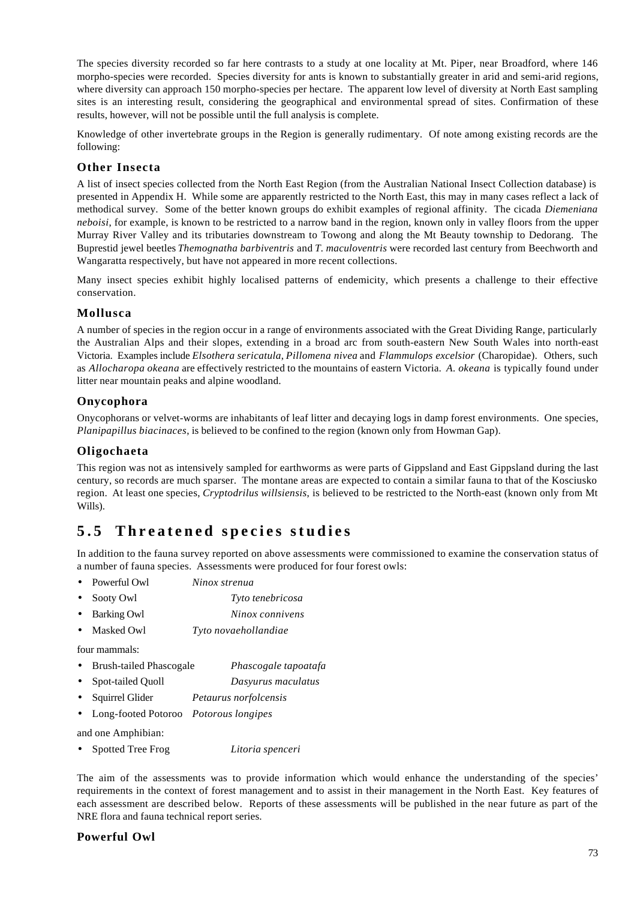The species diversity recorded so far here contrasts to a study at one locality at Mt. Piper, near Broadford, where 146 morpho-species were recorded. Species diversity for ants is known to substantially greater in arid and semi-arid regions, where diversity can approach 150 morpho-species per hectare. The apparent low level of diversity at North East sampling sites is an interesting result, considering the geographical and environmental spread of sites. Confirmation of these results, however, will not be possible until the full analysis is complete.

Knowledge of other invertebrate groups in the Region is generally rudimentary. Of note among existing records are the following:

### Other Insecta

A list of insect species collected from the North East Region (from the Australian National Insect Collection database) is presented in Appendix H. While some are apparently restricted to the North East, this may in many cases reflect a lack of methodical survey. Some of the better known groups do exhibit examples of regional affinity. The cicada *Diemeniana neboisi*, for example, is known to be restricted to a narrow band in the region, known only in valley floors from the upper Murray River Valley and its tributaries downstream to Towong and along the Mt Beauty township to Dedorang. The Buprestid jewel beetles *Themognatha barbiventris* and *T. maculoventris* were recorded last century from Beechworth and Wangaratta respectively, but have not appeared in more recent collections.

Many insect species exhibit highly localised patterns of endemicity, which presents a challenge to their effective conservation.

### Mollusca

A number of species in the region occur in a range of environments associated with the Great Dividing Range, particularly the Australian Alps and their slopes, extending in a broad arc from south-eastern New South Wales into north-east Victoria. Examples include *Elsothera sericatula, Pillomena nivea* and *Flammulops excelsior* (Charopidae). Others, such as *Allocharopa okeana* are effectively restricted to the mountains of eastern Victoria. *A. okeana* is typically found under litter near mountain peaks and alpine woodland.

### Onycophora

Onycophorans or velvet-worms are inhabitants of leaf litter and decaying logs in damp forest environments. One species, *Planipapillus biacinaces*, is believed to be confined to the region (known only from Howman Gap).

### Oligochaeta

This region was not as intensively sampled for earthworms as were parts of Gippsland and East Gippsland during the last century, so records are much sparser. The montane areas are expected to contain a similar fauna to that of the Kosciusko region. At least one species, *Cryptodrilus willsiensis*, is believed to be restricted to the North-east (known only from Mt Wills).

## 5.5 Threatened species studies

In addition to the fauna survey reported on above assessments were commissioned to examine the conservation status of a number of fauna species. Assessments were produced for four forest owls:

- Powerful Owl *Ninox strenua*
- Sooty Owl *Tyto tenebricosa*
- Barking Owl *Ninox connivens*
- Masked Owl *Tyto novaehollandiae*

four mammals:

- Brush-tailed Phascogale *Phascogale tapoatafa*
- Spot-tailed Quoll *Dasyurus maculatus*
- Squirrel Glider *Petaurus norfolcensis*
- Long-footed Potoroo *Potorous longipes*

and one Amphibian:

- Spotted Tree Frog *Litoria spenceri*

The aim of the assessments was to provide information which would enhance the understanding of the species' requirements in the context of forest management and to assist in their management in the North East. Key features of each assessment are described below. Reports of these assessments will be published in the near future as part of the NRE flora and fauna technical report series.

### Powerful Owl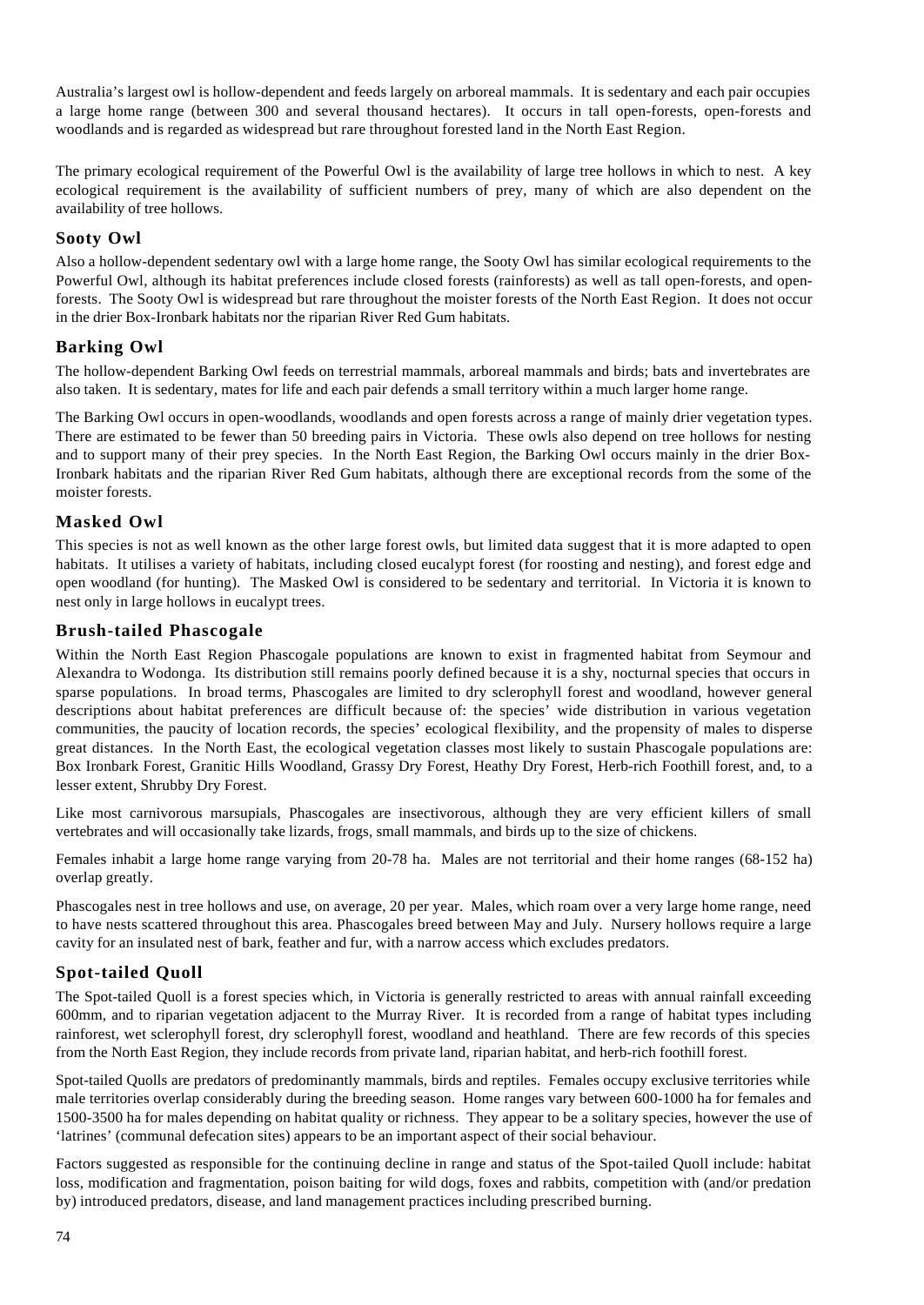Australia's largest owl is hollow-dependent and feeds largely on arboreal mammals. It is sedentary and each pair occupies a large home range (between 300 and several thousand hectares). It occurs in tall open-forests, open-forests and woodlands and is regarded as widespread but rare throughout forested land in the North East Region.

The primary ecological requirement of the Powerful Owl is the availability of large tree hollows in which to nest. A key ecological requirement is the availability of sufficient numbers of prey, many of which are also dependent on the availability of tree hollows.

### Sooty Owl

Also a hollow-dependent sedentary owl with a large home range, the Sooty Owl has similar ecological requirements to the Powerful Owl, although its habitat preferences include closed forests (rainforests) as well as tall open-forests, and open-forests. The Sooty Owl is widespread but rare throughout the moister forests of the North East Region. It does not occur in the drier Box-Ironbark habitats nor the riparian River Red Gum habitats.

### Barking Owl

The hollow-dependent Barking Owl feeds on terrestrial mammals, arboreal mammals and birds; bats and invertebrates are also taken. It is sedentary, mates for life and each pair defends a small territory within a much larger home range.

The Barking Owl occurs in open-woodlands, woodlands and open forests across a range of mainly drier vegetation types. There are estimated to be fewer than 50 breeding pairs in Victoria. These owls also depend on tree hollows for nesting and to support many of their prey species. In the North East Region, the Barking Owl occurs mainly in the drier Box-Ironbark habitats and the riparian River Red Gum habitats, although there are exceptional records from the some of the moister forests.

### Masked Owl

This species is not as well known as the other large forest owls, but limited data suggest that it is more adapted to open habitats. It utilises a variety of habitats, including closed eucalypt forest (for roosting and nesting), and forest edge and open woodland (for hunting). The Masked Owl is considered to be sedentary and territorial. In Victoria it is known to nest only in large hollows in eucalypt trees.

### Brush-tailed Phascogale

Within the North East Region Phascogale populations are known to exist in fragmented habitat from Seymour and Alexandra to Wodonga. Its distribution still remains poorly defined because it is a shy, nocturnal species that occurs in sparse populations. In broad terms, Phascogales are limited to dry sclerophyll forest and woodland, however general descriptions about habitat preferences are difficult because of: the species' wide distribution in various vegetation communities, the paucity of location records, the species' ecological flexibility, and the propensity of males to disperse great distances. In the North East, the ecological vegetation classes most likely to sustain Phascogale populations are: Box Ironbark Forest, Granitic Hills Woodland, Grassy Dry Forest, Heathy Dry Forest, Herb-rich Foothill forest, and, to a lesser extent, Shrubby Dry Forest.

Like most carnivorous marsupials, Phascogales are insectivorous, although they are very efficient killers of small vertebrates and will occasionally take lizards, frogs, small mammals, and birds up to the size of chickens.

Females inhabit a large home range varying from 20-78 ha. Males are not territorial and their home ranges (68-152 ha) overlap greatly.

Phascogales nest in tree hollows and use, on average, 20 per year. Males, which roam over a very large home range, need to have nests scattered throughout this area. Phascogales breed between May and July. Nursery hollows require a large cavity for an insulated nest of bark, feather and fur, with a narrow access which excludes predators.

### Spot-tailed Quoll

The Spot-tailed Quoll is a forest species which, in Victoria is generally restricted to areas with annual rainfall exceeding 600mm, and to riparian vegetation adjacent to the Murray River. It is recorded from a range of habitat types including rainforest, wet sclerophyll forest, dry sclerophyll forest, woodland and heathland. There are few records of this species from the North East Region, they include records from private land, riparian habitat, and herb-rich foothill forest.

Spot-tailed Quolls are predators of predominantly mammals, birds and reptiles. Females occupy exclusive territories while male territories overlap considerably during the breeding season. Home ranges vary between 600-1000 ha for females and 1500-3500 ha for males depending on habitat quality or richness. They appear to be a solitary species, however the use of 'latrines' (communal defecation sites) appears to be an important aspect of their social behaviour.

Factors suggested as responsible for the continuing decline in range and status of the Spot-tailed Quoll include: habitat loss, modification and fragmentation, poison baiting for wild dogs, foxes and rabbits, competition with (and/or predation by) introduced predators, disease, and land management practices including prescribed burning.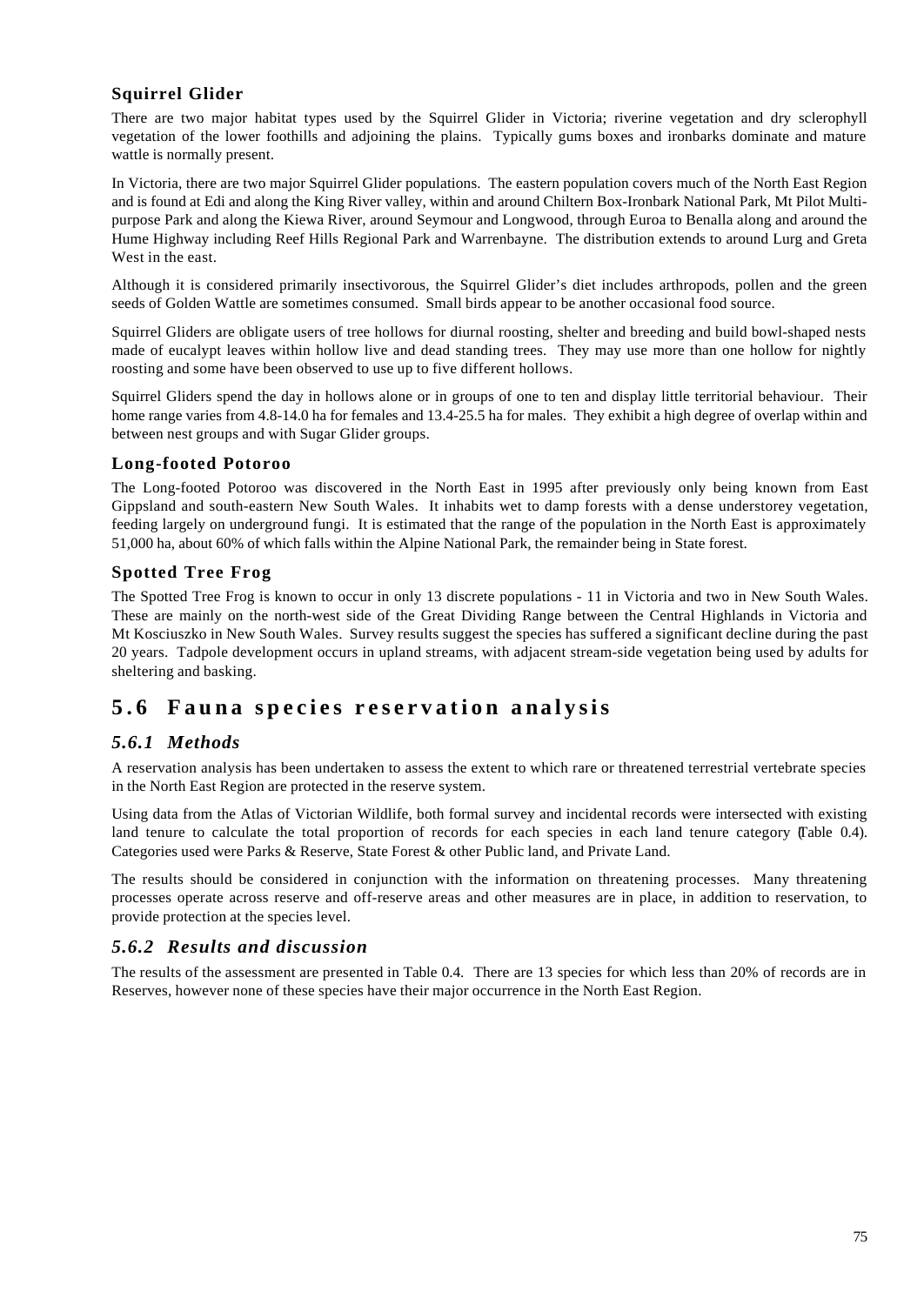### Squirrel Glider

There are two major habitat types used by the Squirrel Glider in Victoria; riverine vegetation and dry sclerophyll vegetation of the lower foothills and adjoining the plains. Typically gums boxes and ironbarks dominate and mature wattle is normally present.

In Victoria, there are two major Squirrel Glider populations. The eastern population covers much of the North East Region and is found at Edi and along the King River valley, within and around Chiltern Box-Ironbark National Park, Mt Pilot Multi-purpose Park and along the Kiewa River, around Seymour and Longwood, through Euroa to Benalla along and around the Hume Highway including Reef Hills Regional Park and Warrenbayne. The distribution extends to around Lurg and Greta West in the east.

Although it is considered primarily insectivorous, the Squirrel Glider's diet includes arthropods, pollen and the green seeds of Golden Wattle are sometimes consumed. Small birds appear to be another occasional food source.

Squirrel Gliders are obligate users of tree hollows for diurnal roosting, shelter and breeding and build bowl-shaped nests made of eucalypt leaves within hollow live and dead standing trees. They may use more than one hollow for nightly roosting and some have been observed to use up to five different hollows.

Squirrel Gliders spend the day in hollows alone or in groups of one to ten and display little territorial behaviour. Their home range varies from 4.8-14.0 ha for females and 13.4-25.5 ha for males. They exhibit a high degree of overlap within and between nest groups and with Sugar Glider groups.

### Long-footed Potoroo

The Long-footed Potoroo was discovered in the North East in 1995 after previously only being known from East Gippsland and south-eastern New South Wales. It inhabits wet to damp forests with a dense understorey vegetation, feeding largely on underground fungi. It is estimated that the range of the population in the North East is approximately 51,000 ha, about 60% of which falls within the Alpine National Park, the remainder being in State forest.

### Spotted Tree Frog

The Spotted Tree Frog is known to occur in only 13 discrete populations - 11 in Victoria and two in New South Wales. These are mainly on the north-west side of the Great Dividing Range between the Central Highlands in Victoria and Mt Kosciuszko in New South Wales. Survey results suggest the species has suffered a significant decline during the past 20 years. Tadpole development occurs in upland streams, with adjacent stream-side vegetation being used by adults for sheltering and basking.

## 5.6 Fauna species reservation analysis

### *5.6.1 Methods*

A reservation analysis has been undertaken to assess the extent to which rare or threatened terrestrial vertebrate species in the North East Region are protected in the reserve system.

Using data from the Atlas of Victorian Wildlife, both formal survey and incidental records were intersected with existing land tenure to calculate the total proportion of records for each species in each land tenure category (Table 0.4). Categories used were Parks & Reserve, State Forest & other Public land, and Private Land.

The results should be considered in conjunction with the information on threatening processes. Many threatening processes operate across reserve and off-reserve areas and other measures are in place, in addition to reservation, to provide protection at the species level.

### *5.6.2 Results and discussion*

The results of the assessment are presented in Table 0.4. There are 13 species for which less than 20% of records are in Reserves, however none of these species have their major occurrence in the North East Region.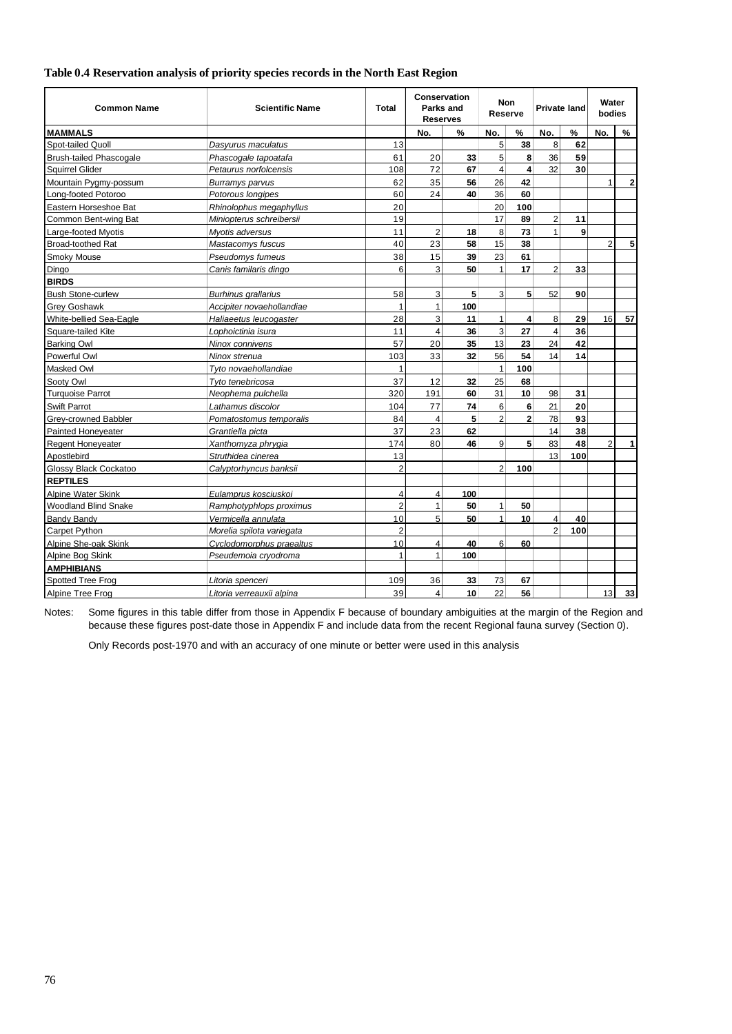**Table 0.4 Reservation analysis of priority species records in the North East Region**

| Common Name | Scientific Name | Total | Conservation Parks and Reserves | | Non Reserve | | Private land | | Water bodies | |
|---|---|---|---|---|---|---|---|---|---|---|
| **MAMMALS** | | | No. | % | No. | % | No. | % | No. | % |
| Spot-tailed Quoll | *Dasyurus maculatus* | 13 | | | 5 | **38** | 8 | **62** | | |
| Brush-tailed Phascogale | *Phascogale tapoatafa* | 61 | 20 | **33** | 5 | **8** | 36 | **59** | | |
| Squirrel Glider | *Petaurus norfolcensis* | 108 | 72 | **67** | 4 | **4** | 32 | **30** | | |
| Mountain Pygmy-possum | *Burramys parvus* | 62 | 35 | **56** | 26 | **42** | | | 1 | **2** |
| Long-footed Potoroo | *Potorous longipes* | 60 | 24 | **40** | 36 | **60** | | | | |
| Eastern Horseshoe Bat | *Rhinolophus megaphyllus* | 20 | | | 20 | **100** | | | | |
| Common Bent-wing Bat | *Miniopterus schreibersii* | 19 | | | 17 | **89** | 2 | **11** | | |
| Large-footed Myotis | *Myotis adversus* | 11 | 2 | **18** | 8 | **73** | 1 | **9** | | |
| Broad-toothed Rat | *Mastacomys fuscus* | 40 | 23 | **58** | 15 | **38** | | | 2 | **5** |
| Smoky Mouse | *Pseudomys fumeus* | 38 | 15 | **39** | 23 | **61** | | | | |
| Dingo | *Canis familaris dingo* | 6 | 3 | **50** | 1 | **17** | 2 | **33** | | |
| **BIRDS** | | | | | | | | | | |
| Bush Stone-curlew | *Burhinus grallarius* | 58 | 3 | **5** | 3 | **5** | 52 | **90** | | |
| Grey Goshawk | *Accipiter novaehollandiae* | 1 | 1 | **100** | | | | | | |
| White-bellied Sea-Eagle | *Haliaeetus leucogaster* | 28 | 3 | **11** | 1 | **4** | 8 | **29** | 16 | **57** |
| Square-tailed Kite | *Lophoictinia isura* | 11 | 4 | **36** | 3 | **27** | 4 | **36** | | |
| Barking Owl | *Ninox connivens* | 57 | 20 | **35** | 13 | **23** | 24 | **42** | | |
| Powerful Owl | *Ninox strenua* | 103 | 33 | **32** | 56 | **54** | 14 | **14** | | |
| Masked Owl | *Tyto novaehollandiae* | 1 | | | 1 | **100** | | | | |
| Sooty Owl | *Tyto tenebricosa* | 37 | 12 | **32** | 25 | **68** | | | | |
| Turquoise Parrot | *Neophema pulchella* | 320 | 191 | **60** | 31 | **10** | 98 | **31** | | |
| Swift Parrot | *Lathamus discolor* | 104 | 77 | **74** | 6 | **6** | 21 | **20** | | |
| Grey-crowned Babbler | *Pomatostomus temporalis* | 84 | 4 | **5** | 2 | **2** | 78 | **93** | | |
| Painted Honeyeater | *Grantiella picta* | 37 | 23 | **62** | | | 14 | **38** | | |
| Regent Honeyeater | *Xanthomyza phrygia* | 174 | 80 | **46** | 9 | **5** | 83 | **48** | 2 | **1** |
| Apostlebird | *Struthidea cinerea* | 13 | | | | | 13 | **100** | | |
| Glossy Black Cockatoo | *Calyptorhyncus banksii* | 2 | | | 2 | **100** | | | | |
| **REPTILES** | | | | | | | | | | |
| Alpine Water Skink | *Eulamprus kosciuskoi* | 4 | 4 | **100** | | | | | | |
| Woodland Blind Snake | *Ramphotyphlops proximus* | 2 | 1 | **50** | 1 | **50** | | | | |
| Bandy Bandy | *Vermicella annulata* | 10 | 5 | **50** | 1 | **10** | 4 | **40** | | |
| Carpet Python | *Morelia spilota variegata* | 2 | | | | | 2 | **100** | | |
| Alpine She-oak Skink | *Cyclodomorphus praealtus* | 10 | 4 | **40** | 6 | **60** | | | | |
| Alpine Bog Skink | *Pseudemoia cryodroma* | 1 | 1 | **100** | | | | | | |
| **AMPHIBIANS** | | | | | | | | | | |
| Spotted Tree Frog | *Litoria spenceri* | 109 | 36 | **33** | 73 | **67** | | | | |
| Alpine Tree Frog | *Litoria verreauxii alpina* | 39 | 4 | **10** | 22 | **56** | | | 13 | **33** |

Notes: Some figures in this table differ from those in Appendix F because of boundary ambiguities at the margin of the Region and because these figures post-date those in Appendix F and include data from the recent Regional fauna survey (Section 0).

Only Records post-1970 and with an accuracy of one minute or better were used in this analysis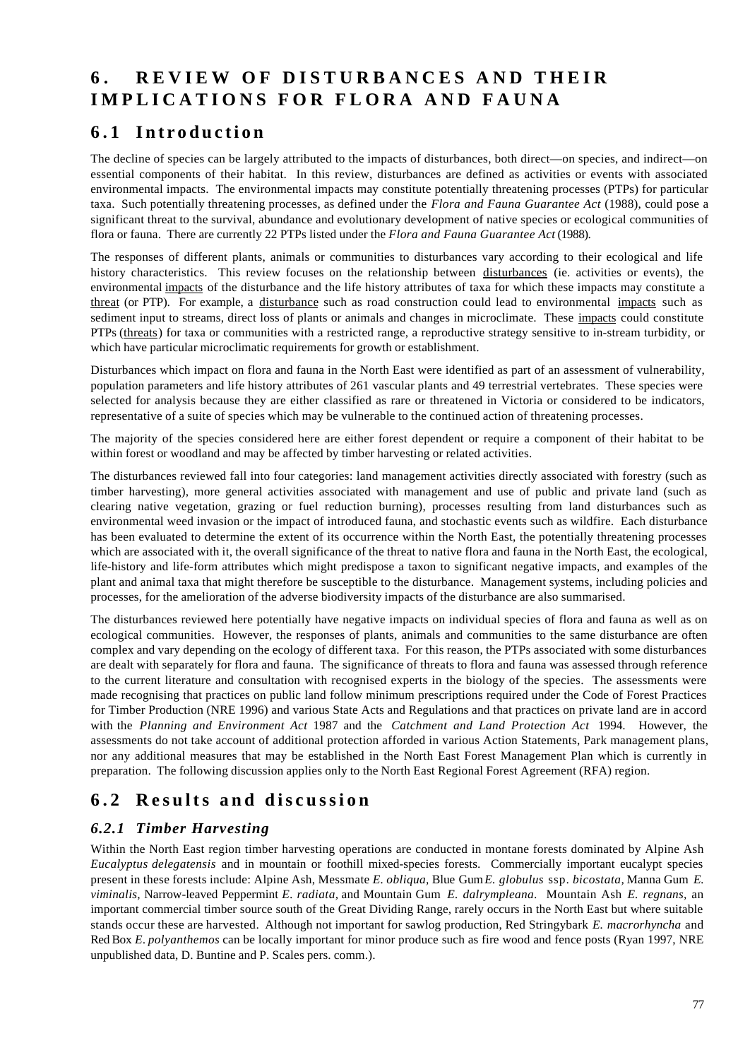# 6. REVIEW OF DISTURBANCES AND THEIR IMPLICATIONS FOR FLORA AND FAUNA

## 6.1 Introduction

The decline of species can be largely attributed to the impacts of disturbances, both direct—on species, and indirect—on essential components of their habitat. In this review, disturbances are defined as activities or events with associated environmental impacts. The environmental impacts may constitute potentially threatening processes (PTPs) for particular taxa. Such potentially threatening processes, as defined under the *Flora and Fauna Guarantee Act* (1988), could pose a significant threat to the survival, abundance and evolutionary development of native species or ecological communities of flora or fauna. There are currently 22 PTPs listed under the *Flora and Fauna Guarantee Act* (1988).

The responses of different plants, animals or communities to disturbances vary according to their ecological and life history characteristics. This review focuses on the relationship between <u>disturbances</u> (ie. activities or events), the environmental <u>impacts</u> of the disturbance and the life history attributes of taxa for which these impacts may constitute a <u>threat</u> (or PTP). For example, a <u>disturbance</u> such as road construction could lead to environmental <u>impacts</u> such as sediment input to streams, direct loss of plants or animals and changes in microclimate. These <u>impacts</u> could constitute PTPs (<u>threats</u>) for taxa or communities with a restricted range, a reproductive strategy sensitive to in-stream turbidity, or which have particular microclimatic requirements for growth or establishment.

Disturbances which impact on flora and fauna in the North East were identified as part of an assessment of vulnerability, population parameters and life history attributes of 261 vascular plants and 49 terrestrial vertebrates. These species were selected for analysis because they are either classified as rare or threatened in Victoria or considered to be indicators, representative of a suite of species which may be vulnerable to the continued action of threatening processes.

The majority of the species considered here are either forest dependent or require a component of their habitat to be within forest or woodland and may be affected by timber harvesting or related activities.

The disturbances reviewed fall into four categories: land management activities directly associated with forestry (such as timber harvesting), more general activities associated with management and use of public and private land (such as clearing native vegetation, grazing or fuel reduction burning), processes resulting from land disturbances such as environmental weed invasion or the impact of introduced fauna, and stochastic events such as wildfire. Each disturbance has been evaluated to determine the extent of its occurrence within the North East, the potentially threatening processes which are associated with it, the overall significance of the threat to native flora and fauna in the North East, the ecological, life-history and life-form attributes which might predispose a taxon to significant negative impacts, and examples of the plant and animal taxa that might therefore be susceptible to the disturbance. Management systems, including policies and processes, for the amelioration of the adverse biodiversity impacts of the disturbance are also summarised.

The disturbances reviewed here potentially have negative impacts on individual species of flora and fauna as well as on ecological communities. However, the responses of plants, animals and communities to the same disturbance are often complex and vary depending on the ecology of different taxa. For this reason, the PTPs associated with some disturbances are dealt with separately for flora and fauna. The significance of threats to flora and fauna was assessed through reference to the current literature and consultation with recognised experts in the biology of the species. The assessments were made recognising that practices on public land follow minimum prescriptions required under the Code of Forest Practices for Timber Production (NRE 1996) and various State Acts and Regulations and that practices on private land are in accord with the *Planning and Environment Act* 1987 and the *Catchment and Land Protection Act* 1994. However, the assessments do not take account of additional protection afforded in various Action Statements, Park management plans, nor any additional measures that may be established in the North East Forest Management Plan which is currently in preparation. The following discussion applies only to the North East Regional Forest Agreement (RFA) region.

## 6.2 Results and discussion

### *6.2.1 Timber Harvesting*

Within the North East region timber harvesting operations are conducted in montane forests dominated by Alpine Ash *Eucalyptus delegatensis* and in mountain or foothill mixed-species forests. Commercially important eucalypt species present in these forests include: Alpine Ash, Messmate *E. obliqua,* Blue Gum *E. globulus* ssp. *bicostata,* Manna Gum *E. viminalis,* Narrow-leaved Peppermint *E. radiata,* and Mountain Gum *E. dalrympleana*. Mountain Ash *E. regnans*, an important commercial timber source south of the Great Dividing Range, rarely occurs in the North East but where suitable stands occur these are harvested. Although not important for sawlog production, Red Stringybark *E. macrorhyncha* and Red Box *E. polyanthemos* can be locally important for minor produce such as fire wood and fence posts (Ryan 1997, NRE unpublished data, D. Buntine and P. Scales pers. comm.).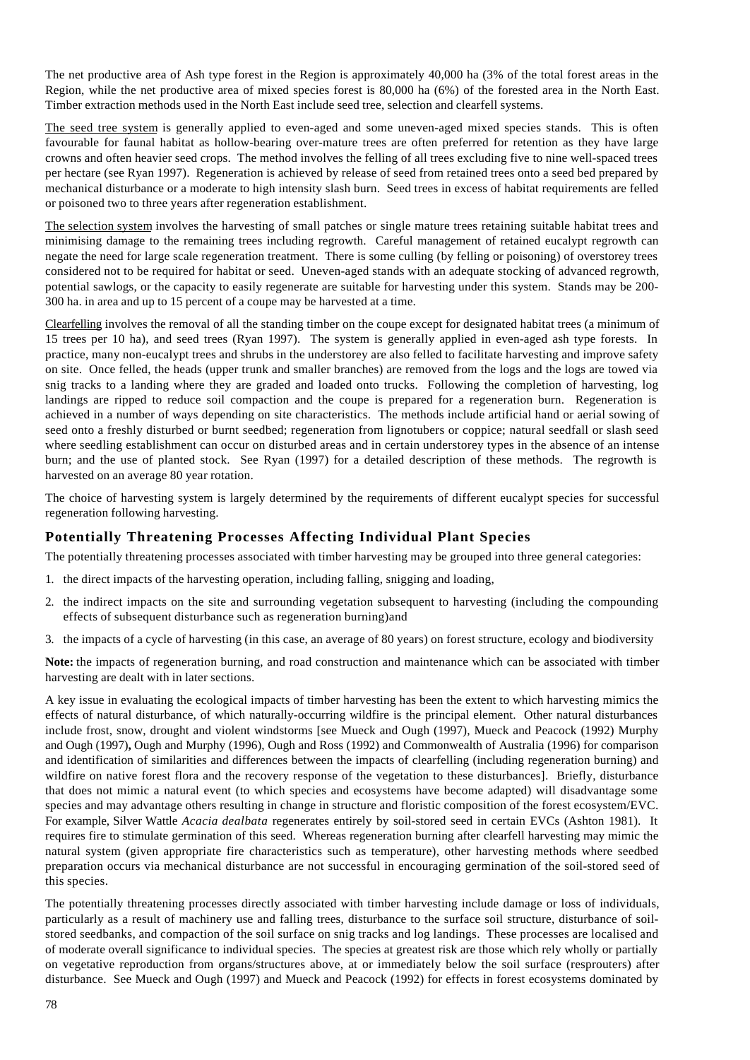The net productive area of Ash type forest in the Region is approximately 40,000 ha (3% of the total forest areas in the Region, while the net productive area of mixed species forest is 80,000 ha (6%) of the forested area in the North East. Timber extraction methods used in the North East include seed tree, selection and clearfell systems.

The seed tree system is generally applied to even-aged and some uneven-aged mixed species stands. This is often favourable for faunal habitat as hollow-bearing over-mature trees are often preferred for retention as they have large crowns and often heavier seed crops. The method involves the felling of all trees excluding five to nine well-spaced trees per hectare (see Ryan 1997). Regeneration is achieved by release of seed from retained trees onto a seed bed prepared by mechanical disturbance or a moderate to high intensity slash burn. Seed trees in excess of habitat requirements are felled or poisoned two to three years after regeneration establishment.

The selection system involves the harvesting of small patches or single mature trees retaining suitable habitat trees and minimising damage to the remaining trees including regrowth. Careful management of retained eucalypt regrowth can negate the need for large scale regeneration treatment. There is some culling (by felling or poisoning) of overstorey trees considered not to be required for habitat or seed. Uneven-aged stands with an adequate stocking of advanced regrowth, potential sawlogs, or the capacity to easily regenerate are suitable for harvesting under this system. Stands may be 200-300 ha. in area and up to 15 percent of a coupe may be harvested at a time.

Clearfelling involves the removal of all the standing timber on the coupe except for designated habitat trees (a minimum of 15 trees per 10 ha), and seed trees (Ryan 1997). The system is generally applied in even-aged ash type forests. In practice, many non-eucalypt trees and shrubs in the understorey are also felled to facilitate harvesting and improve safety on site. Once felled, the heads (upper trunk and smaller branches) are removed from the logs and the logs are towed via snig tracks to a landing where they are graded and loaded onto trucks. Following the completion of harvesting, log landings are ripped to reduce soil compaction and the coupe is prepared for a regeneration burn. Regeneration is achieved in a number of ways depending on site characteristics. The methods include artificial hand or aerial sowing of seed onto a freshly disturbed or burnt seedbed; regeneration from lignotubers or coppice; natural seedfall or slash seed where seedling establishment can occur on disturbed areas and in certain understorey types in the absence of an intense burn; and the use of planted stock. See Ryan (1997) for a detailed description of these methods. The regrowth is harvested on an average 80 year rotation.

The choice of harvesting system is largely determined by the requirements of different eucalypt species for successful regeneration following harvesting.

## Potentially Threatening Processes Affecting Individual Plant Species

The potentially threatening processes associated with timber harvesting may be grouped into three general categories:

1. the direct impacts of the harvesting operation, including falling, snigging and loading,
2. the indirect impacts on the site and surrounding vegetation subsequent to harvesting (including the compounding effects of subsequent disturbance such as regeneration burning)and
3. the impacts of a cycle of harvesting (in this case, an average of 80 years) on forest structure, ecology and biodiversity

**Note:** the impacts of regeneration burning, and road construction and maintenance which can be associated with timber harvesting are dealt with in later sections.

A key issue in evaluating the ecological impacts of timber harvesting has been the extent to which harvesting mimics the effects of natural disturbance, of which naturally-occurring wildfire is the principal element. Other natural disturbances include frost, snow, drought and violent windstorms [see Mueck and Ough (1997), Mueck and Peacock (1992) Murphy and Ough (1997), Ough and Murphy (1996), Ough and Ross (1992) and Commonwealth of Australia (1996) for comparison and identification of similarities and differences between the impacts of clearfelling (including regeneration burning) and wildfire on native forest flora and the recovery response of the vegetation to these disturbances]. Briefly, disturbance that does not mimic a natural event (to which species and ecosystems have become adapted) will disadvantage some species and may advantage others resulting in change in structure and floristic composition of the forest ecosystem/EVC. For example, Silver Wattle *Acacia dealbata* regenerates entirely by soil-stored seed in certain EVCs (Ashton 1981). It requires fire to stimulate germination of this seed. Whereas regeneration burning after clearfell harvesting may mimic the natural system (given appropriate fire characteristics such as temperature), other harvesting methods where seedbed preparation occurs via mechanical disturbance are not successful in encouraging germination of the soil-stored seed of this species.

The potentially threatening processes directly associated with timber harvesting include damage or loss of individuals, particularly as a result of machinery use and falling trees, disturbance to the surface soil structure, disturbance of soil-stored seedbanks, and compaction of the soil surface on snig tracks and log landings. These processes are localised and of moderate overall significance to individual species. The species at greatest risk are those which rely wholly or partially on vegetative reproduction from organs/structures above, at or immediately below the soil surface (resprouters) after disturbance. See Mueck and Ough (1997) and Mueck and Peacock (1992) for effects in forest ecosystems dominated by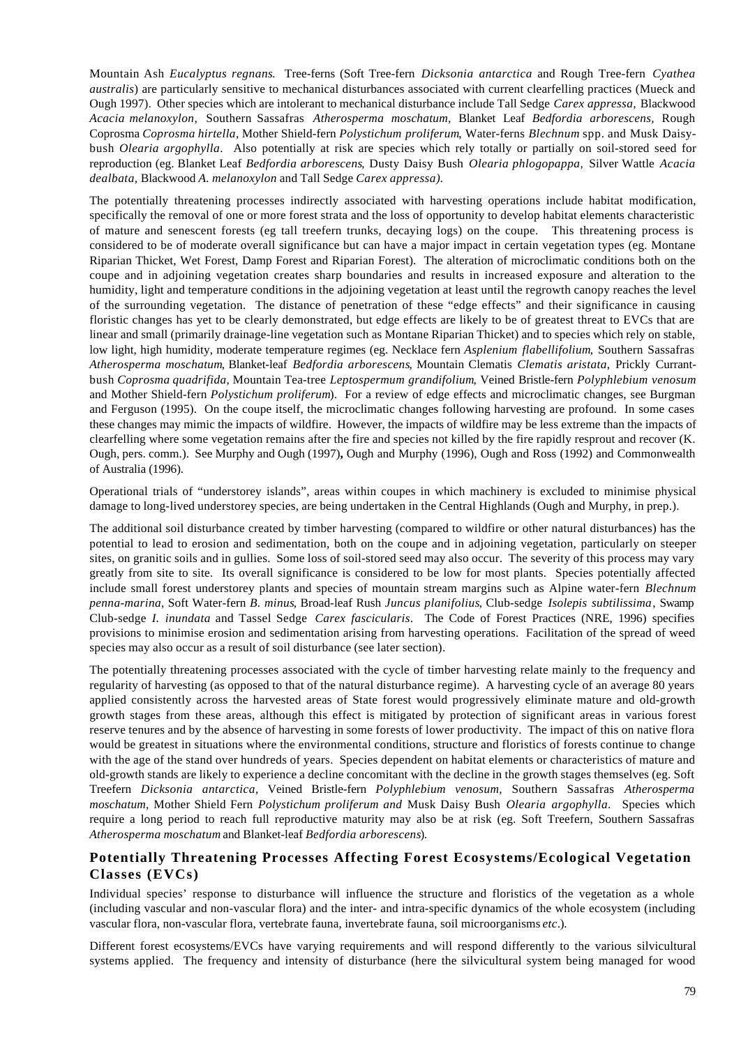Mountain Ash *Eucalyptus regnans*. Tree-ferns (Soft Tree-fern *Dicksonia antarctica* and Rough Tree-fern *Cyathea australis*) are particularly sensitive to mechanical disturbances associated with current clearfelling practices (Mueck and Ough 1997). Other species which are intolerant to mechanical disturbance include Tall Sedge *Carex appressa*, Blackwood *Acacia melanoxylon*, Southern Sassafras *Atherosperma moschatum*, Blanket Leaf *Bedfordia arborescens*, Rough Coprosma *Coprosma hirtella*, Mother Shield-fern *Polystichum proliferum*, Water-ferns *Blechnum* spp. and Musk Daisy-bush *Olearia argophylla*. Also potentially at risk are species which rely totally or partially on soil-stored seed for reproduction (eg. Blanket Leaf *Bedfordia arborescens*, Dusty Daisy Bush *Olearia phlogopappa*, Silver Wattle *Acacia dealbata*, Blackwood *A. melanoxylon* and Tall Sedge *Carex appressa)*.

The potentially threatening processes indirectly associated with harvesting operations include habitat modification, specifically the removal of one or more forest strata and the loss of opportunity to develop habitat elements characteristic of mature and senescent forests (eg tall treefern trunks, decaying logs) on the coupe. This threatening process is considered to be of moderate overall significance but can have a major impact in certain vegetation types (eg. Montane Riparian Thicket, Wet Forest, Damp Forest and Riparian Forest). The alteration of microclimatic conditions both on the coupe and in adjoining vegetation creates sharp boundaries and results in increased exposure and alteration to the humidity, light and temperature conditions in the adjoining vegetation at least until the regrowth canopy reaches the level of the surrounding vegetation. The distance of penetration of these "edge effects" and their significance in causing floristic changes has yet to be clearly demonstrated, but edge effects are likely to be of greatest threat to EVCs that are linear and small (primarily drainage-line vegetation such as Montane Riparian Thicket) and to species which rely on stable, low light, high humidity, moderate temperature regimes (eg. Necklace fern *Asplenium flabellifolium*, Southern Sassafras *Atherosperma moschatum*, Blanket-leaf *Bedfordia arborescens*, Mountain Clematis *Clematis aristata*, Prickly Currant-bush *Coprosma quadrifida*, Mountain Tea-tree *Leptospermum grandifolium*, Veined Bristle-fern *Polyphlebium venosum* and Mother Shield-fern *Polystichum proliferum*). For a review of edge effects and microclimatic changes, see Burgman and Ferguson (1995). On the coupe itself, the microclimatic changes following harvesting are profound. In some cases these changes may mimic the impacts of wildfire. However, the impacts of wildfire may be less extreme than the impacts of clearfelling where some vegetation remains after the fire and species not killed by the fire rapidly resprout and recover (K. Ough, pers. comm.). See Murphy and Ough (1997)**,** Ough and Murphy (1996), Ough and Ross (1992) and Commonwealth of Australia (1996).

Operational trials of "understorey islands", areas within coupes in which machinery is excluded to minimise physical damage to long-lived understorey species, are being undertaken in the Central Highlands (Ough and Murphy, in prep.).

The additional soil disturbance created by timber harvesting (compared to wildfire or other natural disturbances) has the potential to lead to erosion and sedimentation, both on the coupe and in adjoining vegetation, particularly on steeper sites, on granitic soils and in gullies. Some loss of soil-stored seed may also occur. The severity of this process may vary greatly from site to site. Its overall significance is considered to be low for most plants. Species potentially affected include small forest understorey plants and species of mountain stream margins such as Alpine water-fern *Blechnum penna-marina*, Soft Water-fern *B. minus*, Broad-leaf Rush *Juncus planifolius*, Club-sedge *Isolepis subtilissima*, Swamp Club-sedge *I. inundata* and Tassel Sedge *Carex fascicularis*. The Code of Forest Practices (NRE, 1996) specifies provisions to minimise erosion and sedimentation arising from harvesting operations. Facilitation of the spread of weed species may also occur as a result of soil disturbance (see later section).

The potentially threatening processes associated with the cycle of timber harvesting relate mainly to the frequency and regularity of harvesting (as opposed to that of the natural disturbance regime). A harvesting cycle of an average 80 years applied consistently across the harvested areas of State forest would progressively eliminate mature and old-growth growth stages from these areas, although this effect is mitigated by protection of significant areas in various forest reserve tenures and by the absence of harvesting in some forests of lower productivity. The impact of this on native flora would be greatest in situations where the environmental conditions, structure and floristics of forests continue to change with the age of the stand over hundreds of years. Species dependent on habitat elements or characteristics of mature and old-growth stands are likely to experience a decline concomitant with the decline in the growth stages themselves (eg. Soft Treefern *Dicksonia antarctica*, Veined Bristle-fern *Polyphlebium venosum*, Southern Sassafras *Atherosperma moschatum*, Mother Shield Fern *Polystichum proliferum and* Musk Daisy Bush *Olearia argophylla*. Species which require a long period to reach full reproductive maturity may also be at risk (eg. Soft Treefern, Southern Sassafras *Atherosperma moschatum* and Blanket-leaf *Bedfordia arborescens*).

## Potentially Threatening Processes Affecting Forest Ecosystems/Ecological Vegetation Classes (EVCs)

Individual species' response to disturbance will influence the structure and floristics of the vegetation as a whole (including vascular and non-vascular flora) and the inter- and intra-specific dynamics of the whole ecosystem (including vascular flora, non-vascular flora, vertebrate fauna, invertebrate fauna, soil microorganisms *etc*.).

Different forest ecosystems/EVCs have varying requirements and will respond differently to the various silvicultural systems applied. The frequency and intensity of disturbance (here the silvicultural system being managed for wood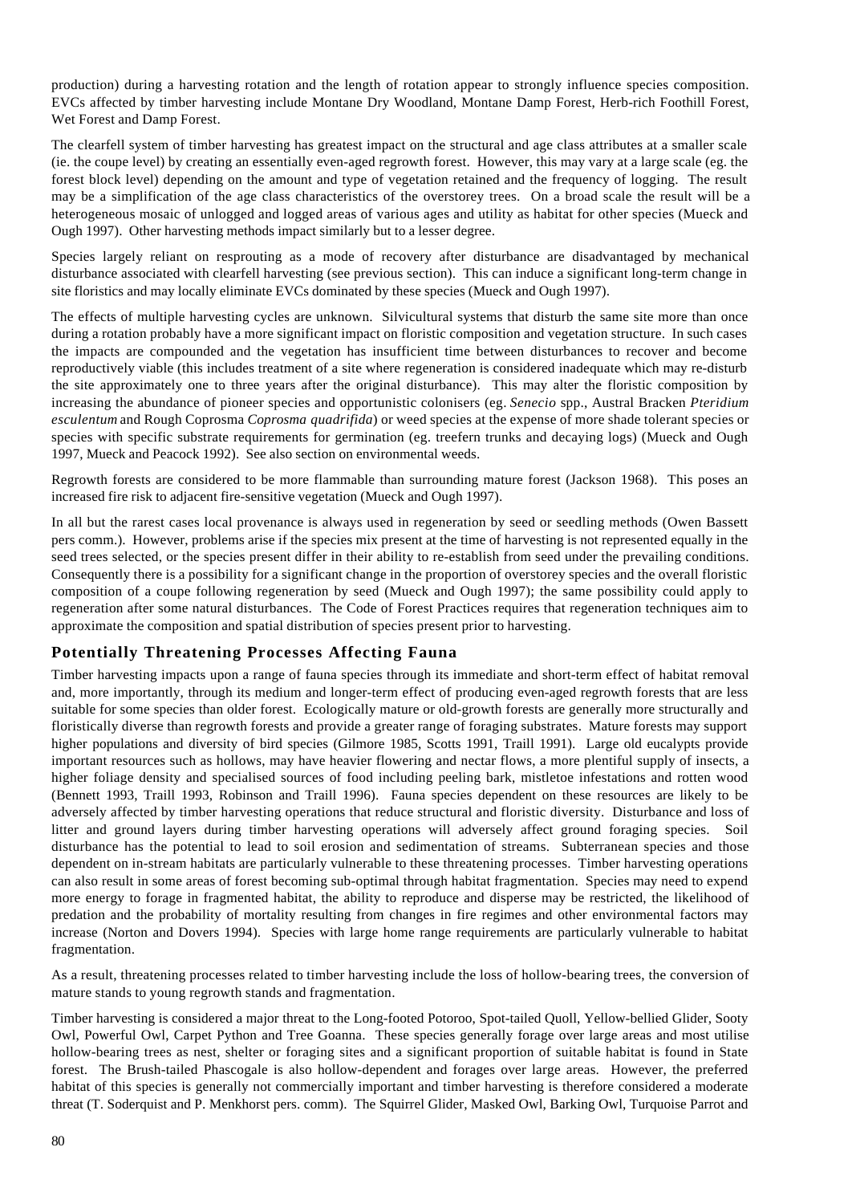production) during a harvesting rotation and the length of rotation appear to strongly influence species composition. EVCs affected by timber harvesting include Montane Dry Woodland, Montane Damp Forest, Herb-rich Foothill Forest, Wet Forest and Damp Forest.

The clearfell system of timber harvesting has greatest impact on the structural and age class attributes at a smaller scale (ie. the coupe level) by creating an essentially even-aged regrowth forest. However, this may vary at a large scale (eg. the forest block level) depending on the amount and type of vegetation retained and the frequency of logging. The result may be a simplification of the age class characteristics of the overstorey trees. On a broad scale the result will be a heterogeneous mosaic of unlogged and logged areas of various ages and utility as habitat for other species (Mueck and Ough 1997). Other harvesting methods impact similarly but to a lesser degree.

Species largely reliant on resprouting as a mode of recovery after disturbance are disadvantaged by mechanical disturbance associated with clearfell harvesting (see previous section). This can induce a significant long-term change in site floristics and may locally eliminate EVCs dominated by these species (Mueck and Ough 1997).

The effects of multiple harvesting cycles are unknown. Silvicultural systems that disturb the same site more than once during a rotation probably have a more significant impact on floristic composition and vegetation structure. In such cases the impacts are compounded and the vegetation has insufficient time between disturbances to recover and become reproductively viable (this includes treatment of a site where regeneration is considered inadequate which may re-disturb the site approximately one to three years after the original disturbance). This may alter the floristic composition by increasing the abundance of pioneer species and opportunistic colonisers (eg. *Senecio* spp., Austral Bracken *Pteridium esculentum* and Rough Coprosma *Coprosma quadrifida*) or weed species at the expense of more shade tolerant species or species with specific substrate requirements for germination (eg. treefern trunks and decaying logs) (Mueck and Ough 1997, Mueck and Peacock 1992). See also section on environmental weeds.

Regrowth forests are considered to be more flammable than surrounding mature forest (Jackson 1968). This poses an increased fire risk to adjacent fire-sensitive vegetation (Mueck and Ough 1997).

In all but the rarest cases local provenance is always used in regeneration by seed or seedling methods (Owen Bassett pers comm.). However, problems arise if the species mix present at the time of harvesting is not represented equally in the seed trees selected, or the species present differ in their ability to re-establish from seed under the prevailing conditions. Consequently there is a possibility for a significant change in the proportion of overstorey species and the overall floristic composition of a coupe following regeneration by seed (Mueck and Ough 1997); the same possibility could apply to regeneration after some natural disturbances. The Code of Forest Practices requires that regeneration techniques aim to approximate the composition and spatial distribution of species present prior to harvesting.

## Potentially Threatening Processes Affecting Fauna

Timber harvesting impacts upon a range of fauna species through its immediate and short-term effect of habitat removal and, more importantly, through its medium and longer-term effect of producing even-aged regrowth forests that are less suitable for some species than older forest. Ecologically mature or old-growth forests are generally more structurally and floristically diverse than regrowth forests and provide a greater range of foraging substrates. Mature forests may support higher populations and diversity of bird species (Gilmore 1985, Scotts 1991, Traill 1991). Large old eucalypts provide important resources such as hollows, may have heavier flowering and nectar flows, a more plentiful supply of insects, a higher foliage density and specialised sources of food including peeling bark, mistletoe infestations and rotten wood (Bennett 1993, Traill 1993, Robinson and Traill 1996). Fauna species dependent on these resources are likely to be adversely affected by timber harvesting operations that reduce structural and floristic diversity. Disturbance and loss of litter and ground layers during timber harvesting operations will adversely affect ground foraging species. Soil disturbance has the potential to lead to soil erosion and sedimentation of streams. Subterranean species and those dependent on in-stream habitats are particularly vulnerable to these threatening processes. Timber harvesting operations can also result in some areas of forest becoming sub-optimal through habitat fragmentation. Species may need to expend more energy to forage in fragmented habitat, the ability to reproduce and disperse may be restricted, the likelihood of predation and the probability of mortality resulting from changes in fire regimes and other environmental factors may increase (Norton and Dovers 1994). Species with large home range requirements are particularly vulnerable to habitat fragmentation.

As a result, threatening processes related to timber harvesting include the loss of hollow-bearing trees, the conversion of mature stands to young regrowth stands and fragmentation.

Timber harvesting is considered a major threat to the Long-footed Potoroo, Spot-tailed Quoll, Yellow-bellied Glider, Sooty Owl, Powerful Owl, Carpet Python and Tree Goanna. These species generally forage over large areas and most utilise hollow-bearing trees as nest, shelter or foraging sites and a significant proportion of suitable habitat is found in State forest. The Brush-tailed Phascogale is also hollow-dependent and forages over large areas. However, the preferred habitat of this species is generally not commercially important and timber harvesting is therefore considered a moderate threat (T. Soderquist and P. Menkhorst pers. comm). The Squirrel Glider, Masked Owl, Barking Owl, Turquoise Parrot and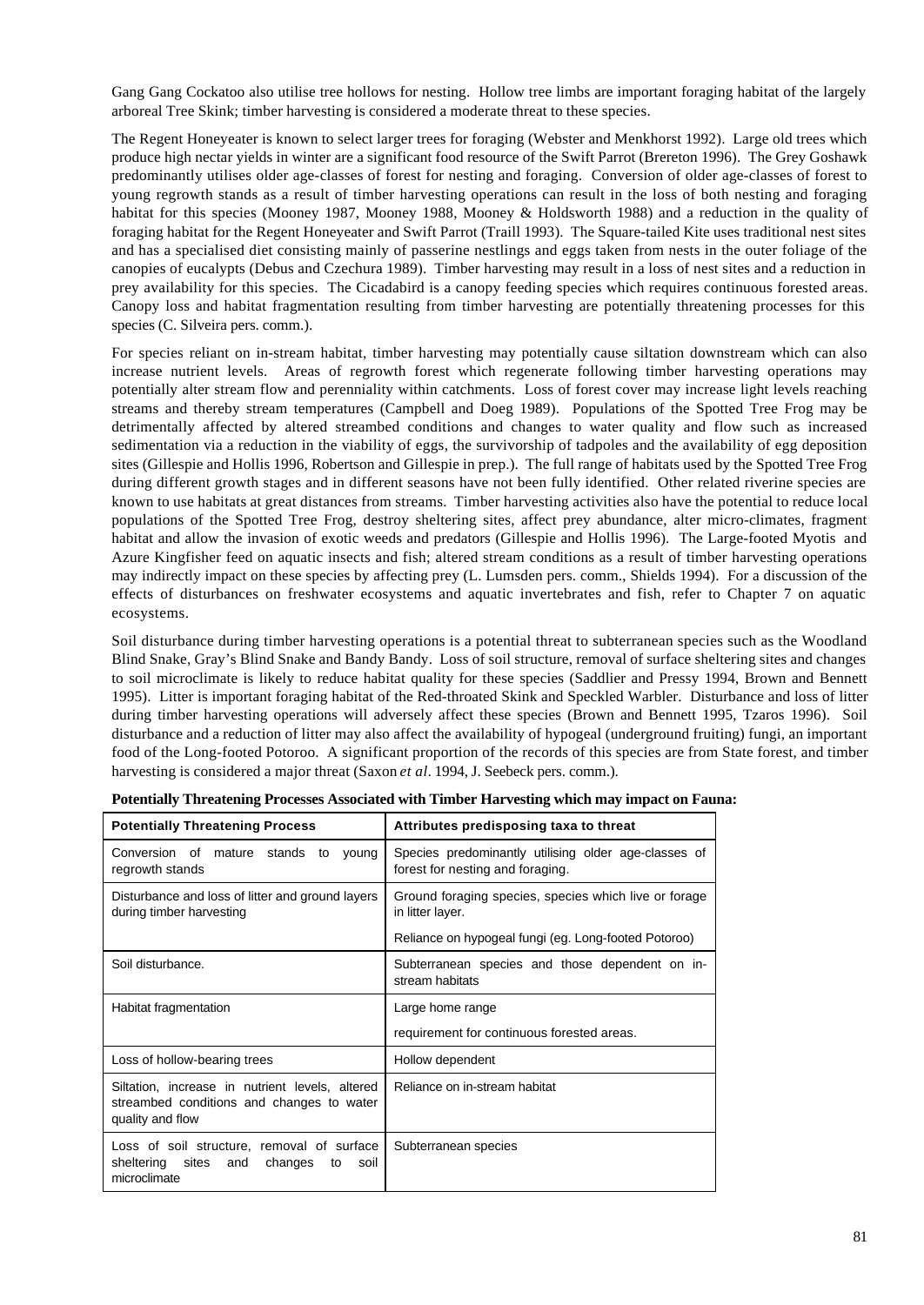Gang Gang Cockatoo also utilise tree hollows for nesting. Hollow tree limbs are important foraging habitat of the largely arboreal Tree Skink; timber harvesting is considered a moderate threat to these species.

The Regent Honeyeater is known to select larger trees for foraging (Webster and Menkhorst 1992). Large old trees which produce high nectar yields in winter are a significant food resource of the Swift Parrot (Brereton 1996). The Grey Goshawk predominantly utilises older age-classes of forest for nesting and foraging. Conversion of older age-classes of forest to young regrowth stands as a result of timber harvesting operations can result in the loss of both nesting and foraging habitat for this species (Mooney 1987, Mooney 1988, Mooney & Holdsworth 1988) and a reduction in the quality of foraging habitat for the Regent Honeyeater and Swift Parrot (Traill 1993). The Square-tailed Kite uses traditional nest sites and has a specialised diet consisting mainly of passerine nestlings and eggs taken from nests in the outer foliage of the canopies of eucalypts (Debus and Czechura 1989). Timber harvesting may result in a loss of nest sites and a reduction in prey availability for this species. The Cicadabird is a canopy feeding species which requires continuous forested areas. Canopy loss and habitat fragmentation resulting from timber harvesting are potentially threatening processes for this species (C. Silveira pers. comm.).

For species reliant on in-stream habitat, timber harvesting may potentially cause siltation downstream which can also increase nutrient levels. Areas of regrowth forest which regenerate following timber harvesting operations may potentially alter stream flow and perenniality within catchments. Loss of forest cover may increase light levels reaching streams and thereby stream temperatures (Campbell and Doeg 1989). Populations of the Spotted Tree Frog may be detrimentally affected by altered streambed conditions and changes to water quality and flow such as increased sedimentation via a reduction in the viability of eggs, the survivorship of tadpoles and the availability of egg deposition sites (Gillespie and Hollis 1996, Robertson and Gillespie in prep.). The full range of habitats used by the Spotted Tree Frog during different growth stages and in different seasons have not been fully identified. Other related riverine species are known to use habitats at great distances from streams. Timber harvesting activities also have the potential to reduce local populations of the Spotted Tree Frog, destroy sheltering sites, affect prey abundance, alter micro-climates, fragment habitat and allow the invasion of exotic weeds and predators (Gillespie and Hollis 1996). The Large-footed Myotis and Azure Kingfisher feed on aquatic insects and fish; altered stream conditions as a result of timber harvesting operations may indirectly impact on these species by affecting prey (L. Lumsden pers. comm., Shields 1994). For a discussion of the effects of disturbances on freshwater ecosystems and aquatic invertebrates and fish, refer to Chapter 7 on aquatic ecosystems.

Soil disturbance during timber harvesting operations is a potential threat to subterranean species such as the Woodland Blind Snake, Gray's Blind Snake and Bandy Bandy. Loss of soil structure, removal of surface sheltering sites and changes to soil microclimate is likely to reduce habitat quality for these species (Saddlier and Pressy 1994, Brown and Bennett 1995). Litter is important foraging habitat of the Red-throated Skink and Speckled Warbler. Disturbance and loss of litter during timber harvesting operations will adversely affect these species (Brown and Bennett 1995, Tzaros 1996). Soil disturbance and a reduction of litter may also affect the availability of hypogeal (underground fruiting) fungi, an important food of the Long-footed Potoroo. A significant proportion of the records of this species are from State forest, and timber harvesting is considered a major threat (Saxon *et al*. 1994, J. Seebeck pers. comm.).

**Potentially Threatening Processes Associated with Timber Harvesting which may impact on Fauna:**

| Potentially Threatening Process | Attributes predisposing taxa to threat |
|---|---|
| Conversion of mature stands to young regrowth stands | Species predominantly utilising older age-classes of forest for nesting and foraging. |
| Disturbance and loss of litter and ground layers during timber harvesting | Ground foraging species, species which live or forage in litter layer. |
| | Reliance on hypogeal fungi (eg. Long-footed Potoroo) |
| Soil disturbance. | Subterranean species and those dependent on in-stream habitats |
| Habitat fragmentation | Large home range |
| | requirement for continuous forested areas. |
| Loss of hollow-bearing trees | Hollow dependent |
| Siltation, increase in nutrient levels, altered streambed conditions and changes to water quality and flow | Reliance on in-stream habitat |
| Loss of soil structure, removal of surface sheltering sites and changes to soil microclimate | Subterranean species |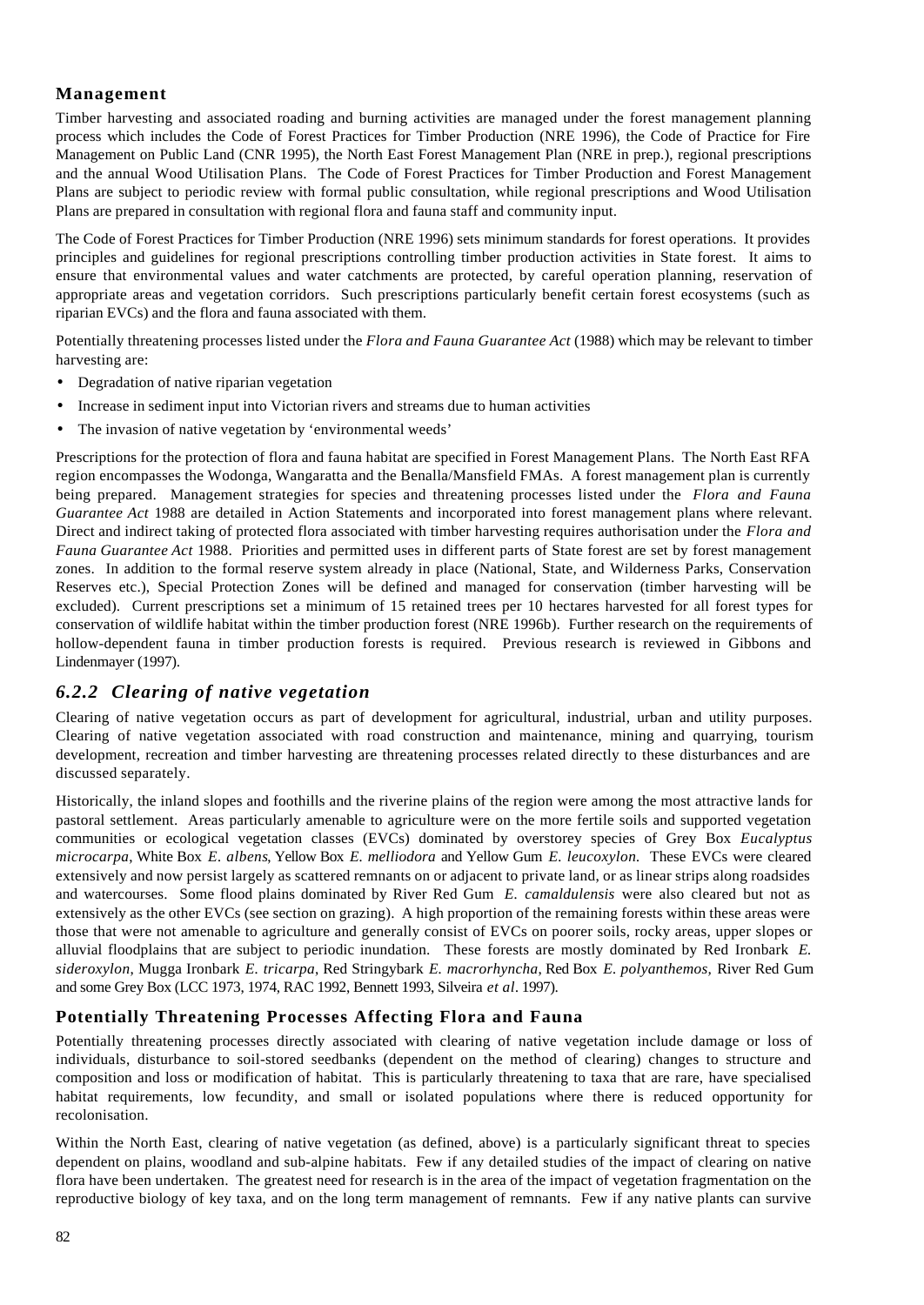### Management

Timber harvesting and associated roading and burning activities are managed under the forest management planning process which includes the Code of Forest Practices for Timber Production (NRE 1996), the Code of Practice for Fire Management on Public Land (CNR 1995), the North East Forest Management Plan (NRE in prep.), regional prescriptions and the annual Wood Utilisation Plans. The Code of Forest Practices for Timber Production and Forest Management Plans are subject to periodic review with formal public consultation, while regional prescriptions and Wood Utilisation Plans are prepared in consultation with regional flora and fauna staff and community input.

The Code of Forest Practices for Timber Production (NRE 1996) sets minimum standards for forest operations. It provides principles and guidelines for regional prescriptions controlling timber production activities in State forest. It aims to ensure that environmental values and water catchments are protected, by careful operation planning, reservation of appropriate areas and vegetation corridors. Such prescriptions particularly benefit certain forest ecosystems (such as riparian EVCs) and the flora and fauna associated with them.

Potentially threatening processes listed under the *Flora and Fauna Guarantee Act* (1988) which may be relevant to timber harvesting are:

- Degradation of native riparian vegetation
- Increase in sediment input into Victorian rivers and streams due to human activities
- The invasion of native vegetation by 'environmental weeds'

Prescriptions for the protection of flora and fauna habitat are specified in Forest Management Plans. The North East RFA region encompasses the Wodonga, Wangaratta and the Benalla/Mansfield FMAs. A forest management plan is currently being prepared. Management strategies for species and threatening processes listed under the *Flora and Fauna Guarantee Act* 1988 are detailed in Action Statements and incorporated into forest management plans where relevant. Direct and indirect taking of protected flora associated with timber harvesting requires authorisation under the *Flora and Fauna Guarantee Act* 1988. Priorities and permitted uses in different parts of State forest are set by forest management zones. In addition to the formal reserve system already in place (National, State, and Wilderness Parks, Conservation Reserves etc.), Special Protection Zones will be defined and managed for conservation (timber harvesting will be excluded). Current prescriptions set a minimum of 15 retained trees per 10 hectares harvested for all forest types for conservation of wildlife habitat within the timber production forest (NRE 1996b). Further research on the requirements of hollow-dependent fauna in timber production forests is required. Previous research is reviewed in Gibbons and Lindenmayer (1997).

## *6.2.2 Clearing of native vegetation*

Clearing of native vegetation occurs as part of development for agricultural, industrial, urban and utility purposes. Clearing of native vegetation associated with road construction and maintenance, mining and quarrying, tourism development, recreation and timber harvesting are threatening processes related directly to these disturbances and are discussed separately.

Historically, the inland slopes and foothills and the riverine plains of the region were among the most attractive lands for pastoral settlement. Areas particularly amenable to agriculture were on the more fertile soils and supported vegetation communities or ecological vegetation classes (EVCs) dominated by overstorey species of Grey Box *Eucalyptus microcarpa*, White Box *E. albens*, Yellow Box *E. melliodora* and Yellow Gum *E. leucoxylon*. These EVCs were cleared extensively and now persist largely as scattered remnants on or adjacent to private land, or as linear strips along roadsides and watercourses. Some flood plains dominated by River Red Gum *E. camaldulensis* were also cleared but not as extensively as the other EVCs (see section on grazing). A high proportion of the remaining forests within these areas were those that were not amenable to agriculture and generally consist of EVCs on poorer soils, rocky areas, upper slopes or alluvial floodplains that are subject to periodic inundation. These forests are mostly dominated by Red Ironbark *E. sideroxylon*, Mugga Ironbark *E. tricarpa*, Red Stringybark *E. macrorhyncha*, Red Box *E. polyanthemos*, River Red Gum and some Grey Box (LCC 1973, 1974, RAC 1992, Bennett 1993, Silveira *et al*. 1997).

### Potentially Threatening Processes Affecting Flora and Fauna

Potentially threatening processes directly associated with clearing of native vegetation include damage or loss of individuals, disturbance to soil-stored seedbanks (dependent on the method of clearing) changes to structure and composition and loss or modification of habitat. This is particularly threatening to taxa that are rare, have specialised habitat requirements, low fecundity, and small or isolated populations where there is reduced opportunity for recolonisation.

Within the North East, clearing of native vegetation (as defined, above) is a particularly significant threat to species dependent on plains, woodland and sub-alpine habitats. Few if any detailed studies of the impact of clearing on native flora have been undertaken. The greatest need for research is in the area of the impact of vegetation fragmentation on the reproductive biology of key taxa, and on the long term management of remnants. Few if any native plants can survive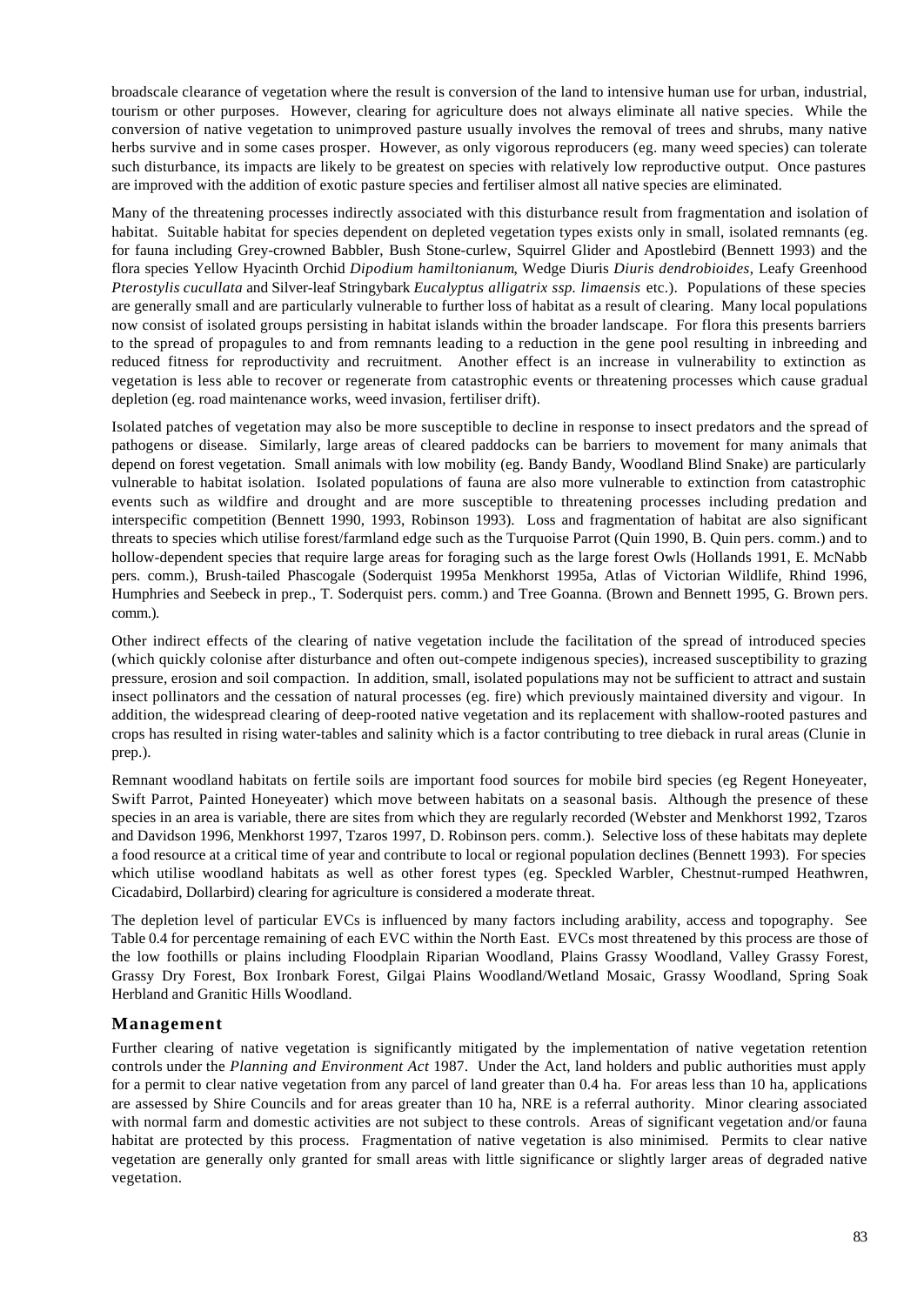broadscale clearance of vegetation where the result is conversion of the land to intensive human use for urban, industrial, tourism or other purposes. However, clearing for agriculture does not always eliminate all native species. While the conversion of native vegetation to unimproved pasture usually involves the removal of trees and shrubs, many native herbs survive and in some cases prosper. However, as only vigorous reproducers (eg. many weed species) can tolerate such disturbance, its impacts are likely to be greatest on species with relatively low reproductive output. Once pastures are improved with the addition of exotic pasture species and fertiliser almost all native species are eliminated.

Many of the threatening processes indirectly associated with this disturbance result from fragmentation and isolation of habitat. Suitable habitat for species dependent on depleted vegetation types exists only in small, isolated remnants (eg. for fauna including Grey-crowned Babbler, Bush Stone-curlew, Squirrel Glider and Apostlebird (Bennett 1993) and the flora species Yellow Hyacinth Orchid *Dipodium hamiltonianum*, Wedge Diuris *Diuris dendrobioides*, Leafy Greenhood *Pterostylis cucullata* and Silver-leaf Stringybark *Eucalyptus alligatrix ssp. limaensis* etc.). Populations of these species are generally small and are particularly vulnerable to further loss of habitat as a result of clearing. Many local populations now consist of isolated groups persisting in habitat islands within the broader landscape. For flora this presents barriers to the spread of propagules to and from remnants leading to a reduction in the gene pool resulting in inbreeding and reduced fitness for reproductivity and recruitment. Another effect is an increase in vulnerability to extinction as vegetation is less able to recover or regenerate from catastrophic events or threatening processes which cause gradual depletion (eg. road maintenance works, weed invasion, fertiliser drift).

Isolated patches of vegetation may also be more susceptible to decline in response to insect predators and the spread of pathogens or disease. Similarly, large areas of cleared paddocks can be barriers to movement for many animals that depend on forest vegetation. Small animals with low mobility (eg. Bandy Bandy, Woodland Blind Snake) are particularly vulnerable to habitat isolation. Isolated populations of fauna are also more vulnerable to extinction from catastrophic events such as wildfire and drought and are more susceptible to threatening processes including predation and interspecific competition (Bennett 1990, 1993, Robinson 1993). Loss and fragmentation of habitat are also significant threats to species which utilise forest/farmland edge such as the Turquoise Parrot (Quin 1990, B. Quin pers. comm.) and to hollow-dependent species that require large areas for foraging such as the large forest Owls (Hollands 1991, E. McNabb pers. comm.), Brush-tailed Phascogale (Soderquist 1995a Menkhorst 1995a, Atlas of Victorian Wildlife, Rhind 1996, Humphries and Seebeck in prep., T. Soderquist pers. comm.) and Tree Goanna. (Brown and Bennett 1995, G. Brown pers. comm.).

Other indirect effects of the clearing of native vegetation include the facilitation of the spread of introduced species (which quickly colonise after disturbance and often out-compete indigenous species), increased susceptibility to grazing pressure, erosion and soil compaction. In addition, small, isolated populations may not be sufficient to attract and sustain insect pollinators and the cessation of natural processes (eg. fire) which previously maintained diversity and vigour. In addition, the widespread clearing of deep-rooted native vegetation and its replacement with shallow-rooted pastures and crops has resulted in rising water-tables and salinity which is a factor contributing to tree dieback in rural areas (Clunie in prep.).

Remnant woodland habitats on fertile soils are important food sources for mobile bird species (eg Regent Honeyeater, Swift Parrot, Painted Honeyeater) which move between habitats on a seasonal basis. Although the presence of these species in an area is variable, there are sites from which they are regularly recorded (Webster and Menkhorst 1992, Tzaros and Davidson 1996, Menkhorst 1997, Tzaros 1997, D. Robinson pers. comm.). Selective loss of these habitats may deplete a food resource at a critical time of year and contribute to local or regional population declines (Bennett 1993). For species which utilise woodland habitats as well as other forest types (eg. Speckled Warbler, Chestnut-rumped Heathwren, Cicadabird, Dollarbird) clearing for agriculture is considered a moderate threat.

The depletion level of particular EVCs is influenced by many factors including arability, access and topography. See Table 0.4 for percentage remaining of each EVC within the North East. EVCs most threatened by this process are those of the low foothills or plains including Floodplain Riparian Woodland, Plains Grassy Woodland, Valley Grassy Forest, Grassy Dry Forest, Box Ironbark Forest, Gilgai Plains Woodland/Wetland Mosaic, Grassy Woodland, Spring Soak Herbland and Granitic Hills Woodland.

## Management

Further clearing of native vegetation is significantly mitigated by the implementation of native vegetation retention controls under the *Planning and Environment Act* 1987. Under the Act, land holders and public authorities must apply for a permit to clear native vegetation from any parcel of land greater than 0.4 ha. For areas less than 10 ha, applications are assessed by Shire Councils and for areas greater than 10 ha, NRE is a referral authority. Minor clearing associated with normal farm and domestic activities are not subject to these controls. Areas of significant vegetation and/or fauna habitat are protected by this process. Fragmentation of native vegetation is also minimised. Permits to clear native vegetation are generally only granted for small areas with little significance or slightly larger areas of degraded native vegetation.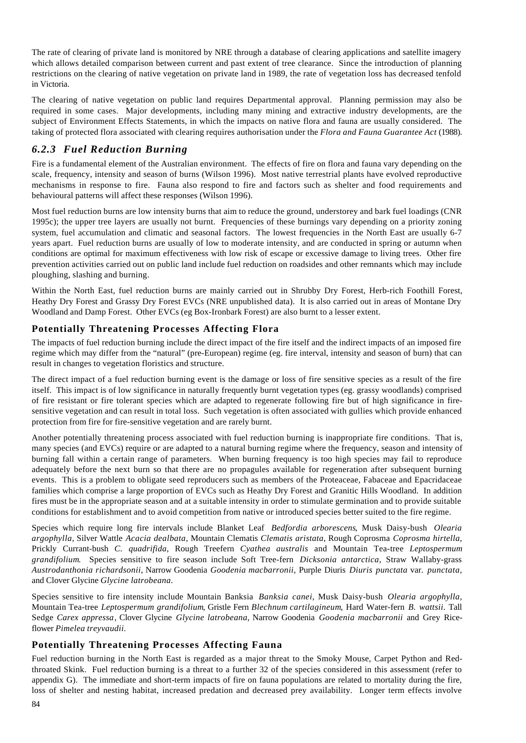The rate of clearing of private land is monitored by NRE through a database of clearing applications and satellite imagery which allows detailed comparison between current and past extent of tree clearance. Since the introduction of planning restrictions on the clearing of native vegetation on private land in 1989, the rate of vegetation loss has decreased tenfold in Victoria.

The clearing of native vegetation on public land requires Departmental approval. Planning permission may also be required in some cases. Major developments, including many mining and extractive industry developments, are the subject of Environment Effects Statements, in which the impacts on native flora and fauna are usually considered. The taking of protected flora associated with clearing requires authorisation under the *Flora and Fauna Guarantee Act* (1988).

### *6.2.3 Fuel Reduction Burning*

Fire is a fundamental element of the Australian environment. The effects of fire on flora and fauna vary depending on the scale, frequency, intensity and season of burns (Wilson 1996). Most native terrestrial plants have evolved reproductive mechanisms in response to fire. Fauna also respond to fire and factors such as shelter and food requirements and behavioural patterns will affect these responses (Wilson 1996).

Most fuel reduction burns are low intensity burns that aim to reduce the ground, understorey and bark fuel loadings (CNR 1995c); the upper tree layers are usually not burnt. Frequencies of these burnings vary depending on a priority zoning system, fuel accumulation and climatic and seasonal factors. The lowest frequencies in the North East are usually 6-7 years apart. Fuel reduction burns are usually of low to moderate intensity, and are conducted in spring or autumn when conditions are optimal for maximum effectiveness with low risk of escape or excessive damage to living trees. Other fire prevention activities carried out on public land include fuel reduction on roadsides and other remnants which may include ploughing, slashing and burning.

Within the North East, fuel reduction burns are mainly carried out in Shrubby Dry Forest, Herb-rich Foothill Forest, Heathy Dry Forest and Grassy Dry Forest EVCs (NRE unpublished data). It is also carried out in areas of Montane Dry Woodland and Damp Forest. Other EVCs (eg Box-Ironbark Forest) are also burnt to a lesser extent.

#### Potentially Threatening Processes Affecting Flora

The impacts of fuel reduction burning include the direct impact of the fire itself and the indirect impacts of an imposed fire regime which may differ from the "natural" (pre-European) regime (eg. fire interval, intensity and season of burn) that can result in changes to vegetation floristics and structure.

The direct impact of a fuel reduction burning event is the damage or loss of fire sensitive species as a result of the fire itself. This impact is of low significance in naturally frequently burnt vegetation types (eg. grassy woodlands) comprised of fire resistant or fire tolerant species which are adapted to regenerate following fire but of high significance in fire-sensitive vegetation and can result in total loss. Such vegetation is often associated with gullies which provide enhanced protection from fire for fire-sensitive vegetation and are rarely burnt.

Another potentially threatening process associated with fuel reduction burning is inappropriate fire conditions. That is, many species (and EVCs) require or are adapted to a natural burning regime where the frequency, season and intensity of burning fall within a certain range of parameters. When burning frequency is too high species may fail to reproduce adequately before the next burn so that there are no propagules available for regeneration after subsequent burning events. This is a problem to obligate seed reproducers such as members of the Proteaceae, Fabaceae and Epacridaceae families which comprise a large proportion of EVCs such as Heathy Dry Forest and Granitic Hills Woodland. In addition fires must be in the appropriate season and at a suitable intensity in order to stimulate germination and to provide suitable conditions for establishment and to avoid competition from native or introduced species better suited to the fire regime.

Species which require long fire intervals include Blanket Leaf *Bedfordia arborescens*, Musk Daisy-bush *Olearia argophylla*, Silver Wattle *Acacia dealbata*, Mountain Clematis *Clematis aristata*, Rough Coprosma *Coprosma hirtella*, Prickly Currant-bush *C. quadrifida*, Rough Treefern *Cyathea australis* and Mountain Tea-tree *Leptospermum grandifolium*. Species sensitive to fire season include Soft Tree-fern *Dicksonia antarctica*, Straw Wallaby-grass *Austrodanthonia richardsonii*, Narrow Goodenia *Goodenia macbarronii*, Purple Diuris *Diuris punctata* var. *punctata*, and Clover Glycine *Glycine latrobeana*.

Species sensitive to fire intensity include Mountain Banksia *Banksia canei*, Musk Daisy-bush *Olearia argophylla*, Mountain Tea-tree *Leptospermum grandifolium*, Gristle Fern *Blechnum cartilagineum*, Hard Water-fern *B. wattsii*. Tall Sedge *Carex appressa*, Clover Glycine *Glycine latrobeana*, Narrow Goodenia *Goodenia macbarronii* and Grey Rice-flower *Pimelea treyvaudii*.

#### Potentially Threatening Processes Affecting Fauna

Fuel reduction burning in the North East is regarded as a major threat to the Smoky Mouse, Carpet Python and Red-throated Skink. Fuel reduction burning is a threat to a further 32 of the species considered in this assessment (refer to appendix G). The immediate and short-term impacts of fire on fauna populations are related to mortality during the fire, loss of shelter and nesting habitat, increased predation and decreased prey availability. Longer term effects involve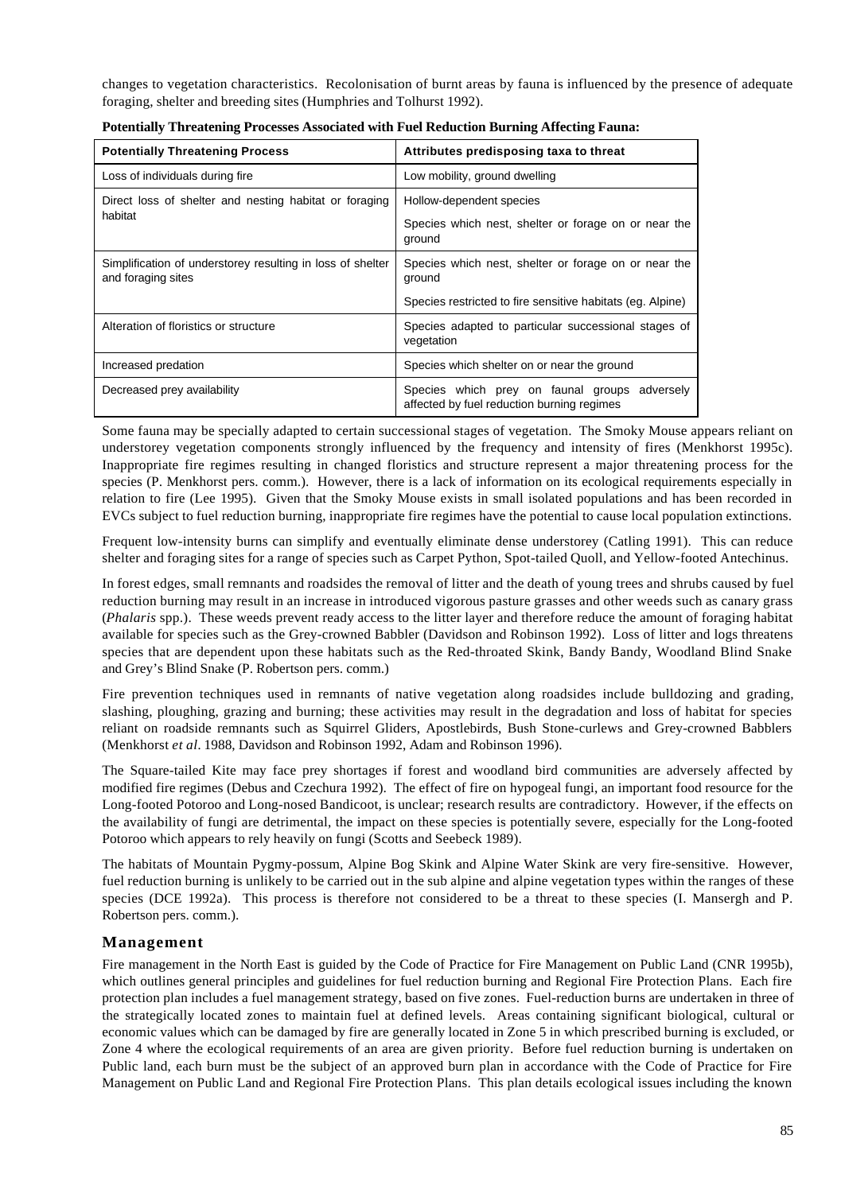changes to vegetation characteristics. Recolonisation of burnt areas by fauna is influenced by the presence of adequate foraging, shelter and breeding sites (Humphries and Tolhurst 1992).

**Potentially Threatening Processes Associated with Fuel Reduction Burning Affecting Fauna:**

| Potentially Threatening Process | Attributes predisposing taxa to threat |
|---|---|
| Loss of individuals during fire | Low mobility, ground dwelling |
| Direct loss of shelter and nesting habitat or foraging habitat | Hollow-dependent species<br><br>Species which nest, shelter or forage on or near the ground |
| Simplification of understorey resulting in loss of shelter and foraging sites | Species which nest, shelter or forage on or near the ground<br><br>Species restricted to fire sensitive habitats (eg. Alpine) |
| Alteration of floristics or structure | Species adapted to particular successional stages of vegetation |
| Increased predation | Species which shelter on or near the ground |
| Decreased prey availability | Species which prey on faunal groups adversely affected by fuel reduction burning regimes |

Some fauna may be specially adapted to certain successional stages of vegetation. The Smoky Mouse appears reliant on understorey vegetation components strongly influenced by the frequency and intensity of fires (Menkhorst 1995c). Inappropriate fire regimes resulting in changed floristics and structure represent a major threatening process for the species (P. Menkhorst pers. comm.). However, there is a lack of information on its ecological requirements especially in relation to fire (Lee 1995). Given that the Smoky Mouse exists in small isolated populations and has been recorded in EVCs subject to fuel reduction burning, inappropriate fire regimes have the potential to cause local population extinctions.

Frequent low-intensity burns can simplify and eventually eliminate dense understorey (Catling 1991). This can reduce shelter and foraging sites for a range of species such as Carpet Python, Spot-tailed Quoll, and Yellow-footed Antechinus.

In forest edges, small remnants and roadsides the removal of litter and the death of young trees and shrubs caused by fuel reduction burning may result in an increase in introduced vigorous pasture grasses and other weeds such as canary grass (*Phalaris* spp.). These weeds prevent ready access to the litter layer and therefore reduce the amount of foraging habitat available for species such as the Grey-crowned Babbler (Davidson and Robinson 1992). Loss of litter and logs threatens species that are dependent upon these habitats such as the Red-throated Skink, Bandy Bandy, Woodland Blind Snake and Grey's Blind Snake (P. Robertson pers. comm.)

Fire prevention techniques used in remnants of native vegetation along roadsides include bulldozing and grading, slashing, ploughing, grazing and burning; these activities may result in the degradation and loss of habitat for species reliant on roadside remnants such as Squirrel Gliders, Apostlebirds, Bush Stone-curlews and Grey-crowned Babblers (Menkhorst *et al*. 1988, Davidson and Robinson 1992, Adam and Robinson 1996).

The Square-tailed Kite may face prey shortages if forest and woodland bird communities are adversely affected by modified fire regimes (Debus and Czechura 1992). The effect of fire on hypogeal fungi, an important food resource for the Long-footed Potoroo and Long-nosed Bandicoot, is unclear; research results are contradictory. However, if the effects on the availability of fungi are detrimental, the impact on these species is potentially severe, especially for the Long-footed Potoroo which appears to rely heavily on fungi (Scotts and Seebeck 1989).

The habitats of Mountain Pygmy-possum, Alpine Bog Skink and Alpine Water Skink are very fire-sensitive. However, fuel reduction burning is unlikely to be carried out in the sub alpine and alpine vegetation types within the ranges of these species (DCE 1992a). This process is therefore not considered to be a threat to these species (I. Mansergh and P. Robertson pers. comm.).

## Management

Fire management in the North East is guided by the Code of Practice for Fire Management on Public Land (CNR 1995b), which outlines general principles and guidelines for fuel reduction burning and Regional Fire Protection Plans. Each fire protection plan includes a fuel management strategy, based on five zones. Fuel-reduction burns are undertaken in three of the strategically located zones to maintain fuel at defined levels. Areas containing significant biological, cultural or economic values which can be damaged by fire are generally located in Zone 5 in which prescribed burning is excluded, or Zone 4 where the ecological requirements of an area are given priority. Before fuel reduction burning is undertaken on Public land, each burn must be the subject of an approved burn plan in accordance with the Code of Practice for Fire Management on Public Land and Regional Fire Protection Plans. This plan details ecological issues including the known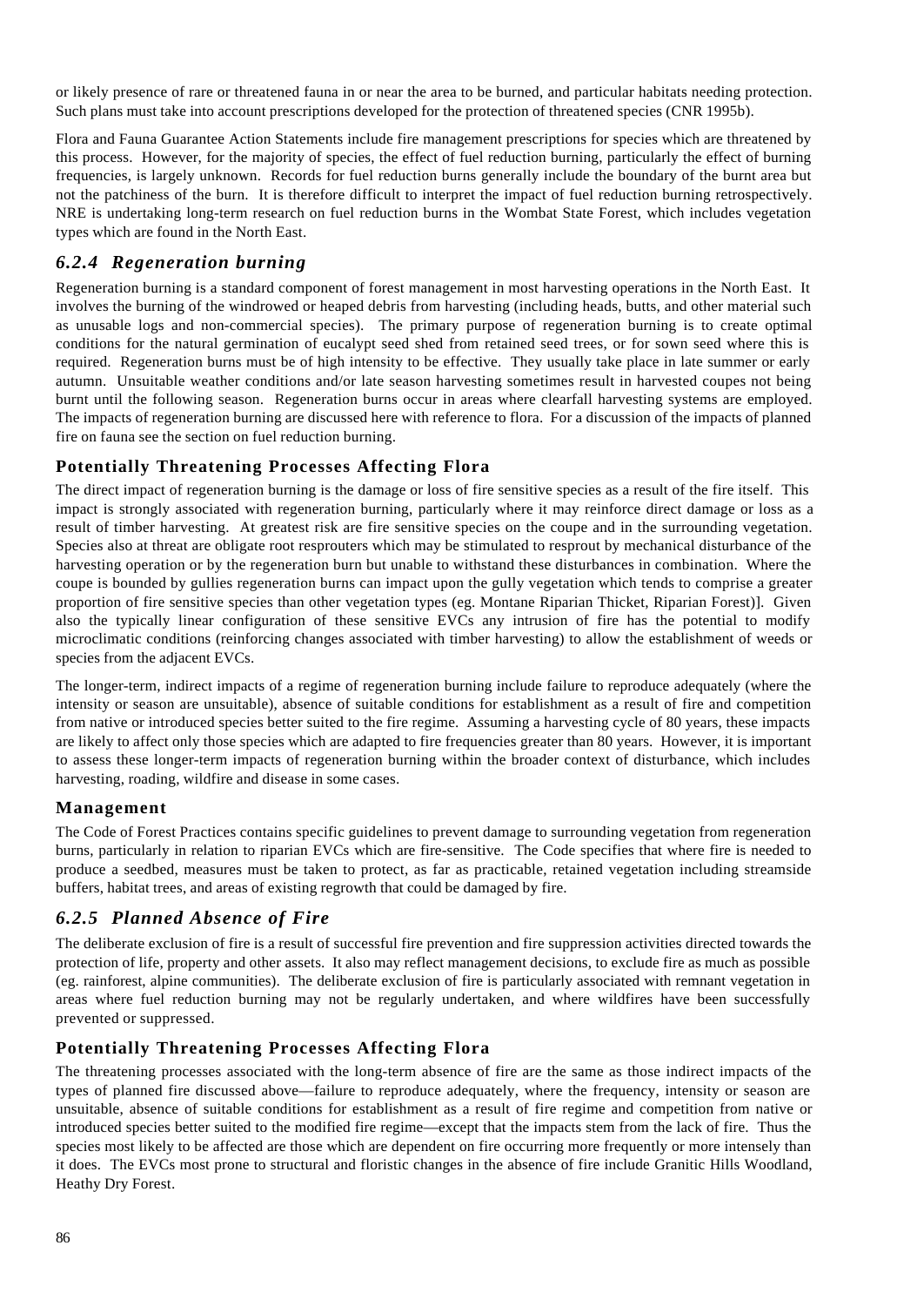or likely presence of rare or threatened fauna in or near the area to be burned, and particular habitats needing protection. Such plans must take into account prescriptions developed for the protection of threatened species (CNR 1995b).

Flora and Fauna Guarantee Action Statements include fire management prescriptions for species which are threatened by this process. However, for the majority of species, the effect of fuel reduction burning, particularly the effect of burning frequencies, is largely unknown. Records for fuel reduction burns generally include the boundary of the burnt area but not the patchiness of the burn. It is therefore difficult to interpret the impact of fuel reduction burning retrospectively. NRE is undertaking long-term research on fuel reduction burns in the Wombat State Forest, which includes vegetation types which are found in the North East.

### *6.2.4 Regeneration burning*

Regeneration burning is a standard component of forest management in most harvesting operations in the North East. It involves the burning of the windrowed or heaped debris from harvesting (including heads, butts, and other material such as unusable logs and non-commercial species). The primary purpose of regeneration burning is to create optimal conditions for the natural germination of eucalypt seed shed from retained seed trees, or for sown seed where this is required. Regeneration burns must be of high intensity to be effective. They usually take place in late summer or early autumn. Unsuitable weather conditions and/or late season harvesting sometimes result in harvested coupes not being burnt until the following season. Regeneration burns occur in areas where clearfall harvesting systems are employed. The impacts of regeneration burning are discussed here with reference to flora. For a discussion of the impacts of planned fire on fauna see the section on fuel reduction burning.

#### Potentially Threatening Processes Affecting Flora

The direct impact of regeneration burning is the damage or loss of fire sensitive species as a result of the fire itself. This impact is strongly associated with regeneration burning, particularly where it may reinforce direct damage or loss as a result of timber harvesting. At greatest risk are fire sensitive species on the coupe and in the surrounding vegetation. Species also at threat are obligate root resprouters which may be stimulated to resprout by mechanical disturbance of the harvesting operation or by the regeneration burn but unable to withstand these disturbances in combination. Where the coupe is bounded by gullies regeneration burns can impact upon the gully vegetation which tends to comprise a greater proportion of fire sensitive species than other vegetation types (eg. Montane Riparian Thicket, Riparian Forest)]. Given also the typically linear configuration of these sensitive EVCs any intrusion of fire has the potential to modify microclimatic conditions (reinforcing changes associated with timber harvesting) to allow the establishment of weeds or species from the adjacent EVCs.

The longer-term, indirect impacts of a regime of regeneration burning include failure to reproduce adequately (where the intensity or season are unsuitable), absence of suitable conditions for establishment as a result of fire and competition from native or introduced species better suited to the fire regime. Assuming a harvesting cycle of 80 years, these impacts are likely to affect only those species which are adapted to fire frequencies greater than 80 years. However, it is important to assess these longer-term impacts of regeneration burning within the broader context of disturbance, which includes harvesting, roading, wildfire and disease in some cases.

#### Management

The Code of Forest Practices contains specific guidelines to prevent damage to surrounding vegetation from regeneration burns, particularly in relation to riparian EVCs which are fire-sensitive. The Code specifies that where fire is needed to produce a seedbed, measures must be taken to protect, as far as practicable, retained vegetation including streamside buffers, habitat trees, and areas of existing regrowth that could be damaged by fire.

### *6.2.5 Planned Absence of Fire*

The deliberate exclusion of fire is a result of successful fire prevention and fire suppression activities directed towards the protection of life, property and other assets. It also may reflect management decisions, to exclude fire as much as possible (eg. rainforest, alpine communities). The deliberate exclusion of fire is particularly associated with remnant vegetation in areas where fuel reduction burning may not be regularly undertaken, and where wildfires have been successfully prevented or suppressed.

#### Potentially Threatening Processes Affecting Flora

The threatening processes associated with the long-term absence of fire are the same as those indirect impacts of the types of planned fire discussed above—failure to reproduce adequately, where the frequency, intensity or season are unsuitable, absence of suitable conditions for establishment as a result of fire regime and competition from native or introduced species better suited to the modified fire regime—except that the impacts stem from the lack of fire. Thus the species most likely to be affected are those which are dependent on fire occurring more frequently or more intensely than it does. The EVCs most prone to structural and floristic changes in the absence of fire include Granitic Hills Woodland, Heathy Dry Forest.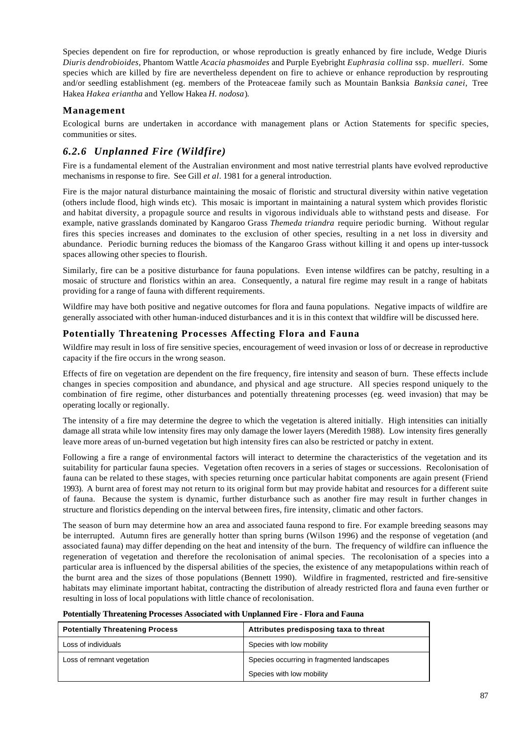Species dependent on fire for reproduction, or whose reproduction is greatly enhanced by fire include, Wedge Diuris *Diuris dendrobioides*, Phantom Wattle *Acacia phasmoides* and Purple Eyebright *Euphrasia collina* ssp. *muelleri*. Some species which are killed by fire are nevertheless dependent on fire to achieve or enhance reproduction by resprouting and/or seedling establishment (eg. members of the Proteaceae family such as Mountain Banksia *Banksia canei*, Tree Hakea *Hakea eriantha* and Yellow Hakea *H. nodosa*).

### Management

Ecological burns are undertaken in accordance with management plans or Action Statements for specific species, communities or sites.

## *6.2.6 Unplanned Fire (Wildfire)*

Fire is a fundamental element of the Australian environment and most native terrestrial plants have evolved reproductive mechanisms in response to fire. See Gill *et al*. 1981 for a general introduction.

Fire is the major natural disturbance maintaining the mosaic of floristic and structural diversity within native vegetation (others include flood, high winds etc). This mosaic is important in maintaining a natural system which provides floristic and habitat diversity, a propagule source and results in vigorous individuals able to withstand pests and disease. For example, native grasslands dominated by Kangaroo Grass *Themeda triandra* require periodic burning. Without regular fires this species increases and dominates to the exclusion of other species, resulting in a net loss in diversity and abundance. Periodic burning reduces the biomass of the Kangaroo Grass without killing it and opens up inter-tussock spaces allowing other species to flourish.

Similarly, fire can be a positive disturbance for fauna populations. Even intense wildfires can be patchy, resulting in a mosaic of structure and floristics within an area. Consequently, a natural fire regime may result in a range of habitats providing for a range of fauna with different requirements.

Wildfire may have both positive and negative outcomes for flora and fauna populations. Negative impacts of wildfire are generally associated with other human-induced disturbances and it is in this context that wildfire will be discussed here.

### Potentially Threatening Processes Affecting Flora and Fauna

Wildfire may result in loss of fire sensitive species, encouragement of weed invasion or loss of or decrease in reproductive capacity if the fire occurs in the wrong season.

Effects of fire on vegetation are dependent on the fire frequency, fire intensity and season of burn. These effects include changes in species composition and abundance, and physical and age structure. All species respond uniquely to the combination of fire regime, other disturbances and potentially threatening processes (eg. weed invasion) that may be operating locally or regionally.

The intensity of a fire may determine the degree to which the vegetation is altered initially. High intensities can initially damage all strata while low intensity fires may only damage the lower layers (Meredith 1988). Low intensity fires generally leave more areas of un-burned vegetation but high intensity fires can also be restricted or patchy in extent.

Following a fire a range of environmental factors will interact to determine the characteristics of the vegetation and its suitability for particular fauna species. Vegetation often recovers in a series of stages or successions. Recolonisation of fauna can be related to these stages, with species returning once particular habitat components are again present (Friend 1993). A burnt area of forest may not return to its original form but may provide habitat and resources for a different suite of fauna. Because the system is dynamic, further disturbance such as another fire may result in further changes in structure and floristics depending on the interval between fires, fire intensity, climatic and other factors.

The season of burn may determine how an area and associated fauna respond to fire. For example breeding seasons may be interrupted. Autumn fires are generally hotter than spring burns (Wilson 1996) and the response of vegetation (and associated fauna) may differ depending on the heat and intensity of the burn. The frequency of wildfire can influence the regeneration of vegetation and therefore the recolonisation of animal species. The recolonisation of a species into a particular area is influenced by the dispersal abilities of the species, the existence of any metapopulations within reach of the burnt area and the sizes of those populations (Bennett 1990). Wildfire in fragmented, restricted and fire-sensitive habitats may eliminate important habitat, contracting the distribution of already restricted flora and fauna even further or resulting in loss of local populations with little chance of recolonisation.

**Potentially Threatening Processes Associated with Unplanned Fire - Flora and Fauna**

| Potentially Threatening Process | Attributes predisposing taxa to threat |
|---|---|
| Loss of individuals | Species with low mobility |
| Loss of remnant vegetation | Species occurring in fragmented landscapes<br>Species with low mobility |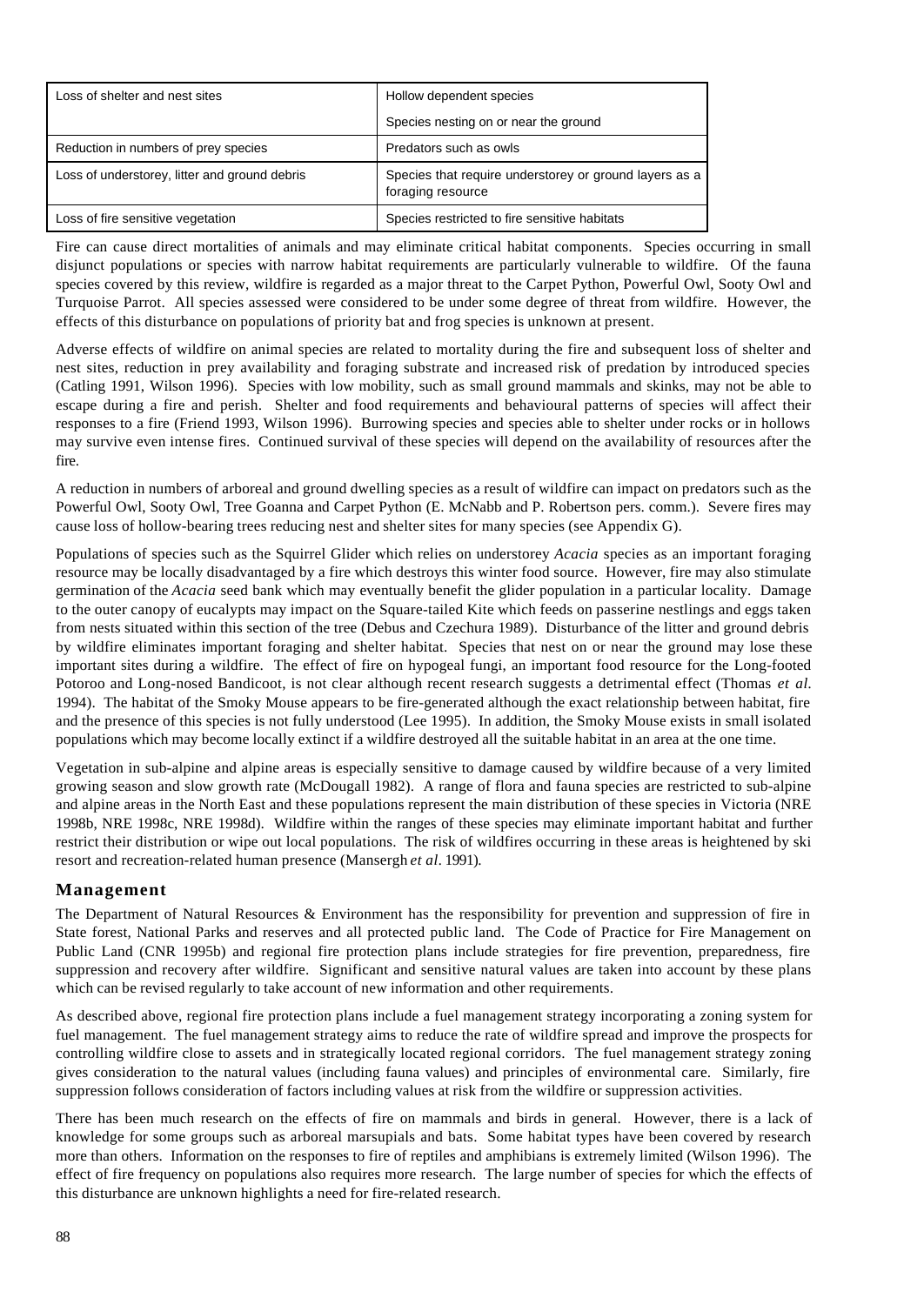| | |
|---|---|
| Loss of shelter and nest sites | Hollow dependent species<br>Species nesting on or near the ground |
| Reduction in numbers of prey species | Predators such as owls |
| Loss of understorey, litter and ground debris | Species that require understorey or ground layers as a foraging resource |
| Loss of fire sensitive vegetation | Species restricted to fire sensitive habitats |

Fire can cause direct mortalities of animals and may eliminate critical habitat components. Species occurring in small disjunct populations or species with narrow habitat requirements are particularly vulnerable to wildfire. Of the fauna species covered by this review, wildfire is regarded as a major threat to the Carpet Python, Powerful Owl, Sooty Owl and Turquoise Parrot. All species assessed were considered to be under some degree of threat from wildfire. However, the effects of this disturbance on populations of priority bat and frog species is unknown at present.

Adverse effects of wildfire on animal species are related to mortality during the fire and subsequent loss of shelter and nest sites, reduction in prey availability and foraging substrate and increased risk of predation by introduced species (Catling 1991, Wilson 1996). Species with low mobility, such as small ground mammals and skinks, may not be able to escape during a fire and perish. Shelter and food requirements and behavioural patterns of species will affect their responses to a fire (Friend 1993, Wilson 1996). Burrowing species and species able to shelter under rocks or in hollows may survive even intense fires. Continued survival of these species will depend on the availability of resources after the fire.

A reduction in numbers of arboreal and ground dwelling species as a result of wildfire can impact on predators such as the Powerful Owl, Sooty Owl, Tree Goanna and Carpet Python (E. McNabb and P. Robertson pers. comm.). Severe fires may cause loss of hollow-bearing trees reducing nest and shelter sites for many species (see Appendix G).

Populations of species such as the Squirrel Glider which relies on understorey *Acacia* species as an important foraging resource may be locally disadvantaged by a fire which destroys this winter food source. However, fire may also stimulate germination of the *Acacia* seed bank which may eventually benefit the glider population in a particular locality. Damage to the outer canopy of eucalypts may impact on the Square-tailed Kite which feeds on passerine nestlings and eggs taken from nests situated within this section of the tree (Debus and Czechura 1989). Disturbance of the litter and ground debris by wildfire eliminates important foraging and shelter habitat. Species that nest on or near the ground may lose these important sites during a wildfire. The effect of fire on hypogeal fungi, an important food resource for the Long-footed Potoroo and Long-nosed Bandicoot, is not clear although recent research suggests a detrimental effect (Thomas *et al.* 1994). The habitat of the Smoky Mouse appears to be fire-generated although the exact relationship between habitat, fire and the presence of this species is not fully understood (Lee 1995). In addition, the Smoky Mouse exists in small isolated populations which may become locally extinct if a wildfire destroyed all the suitable habitat in an area at the one time.

Vegetation in sub-alpine and alpine areas is especially sensitive to damage caused by wildfire because of a very limited growing season and slow growth rate (McDougall 1982). A range of flora and fauna species are restricted to sub-alpine and alpine areas in the North East and these populations represent the main distribution of these species in Victoria (NRE 1998b, NRE 1998c, NRE 1998d). Wildfire within the ranges of these species may eliminate important habitat and further restrict their distribution or wipe out local populations. The risk of wildfires occurring in these areas is heightened by ski resort and recreation-related human presence (Mansergh *et al*. 1991).

## Management

The Department of Natural Resources & Environment has the responsibility for prevention and suppression of fire in State forest, National Parks and reserves and all protected public land. The Code of Practice for Fire Management on Public Land (CNR 1995b) and regional fire protection plans include strategies for fire prevention, preparedness, fire suppression and recovery after wildfire. Significant and sensitive natural values are taken into account by these plans which can be revised regularly to take account of new information and other requirements.

As described above, regional fire protection plans include a fuel management strategy incorporating a zoning system for fuel management. The fuel management strategy aims to reduce the rate of wildfire spread and improve the prospects for controlling wildfire close to assets and in strategically located regional corridors. The fuel management strategy zoning gives consideration to the natural values (including fauna values) and principles of environmental care. Similarly, fire suppression follows consideration of factors including values at risk from the wildfire or suppression activities.

There has been much research on the effects of fire on mammals and birds in general. However, there is a lack of knowledge for some groups such as arboreal marsupials and bats. Some habitat types have been covered by research more than others. Information on the responses to fire of reptiles and amphibians is extremely limited (Wilson 1996). The effect of fire frequency on populations also requires more research. The large number of species for which the effects of this disturbance are unknown highlights a need for fire-related research.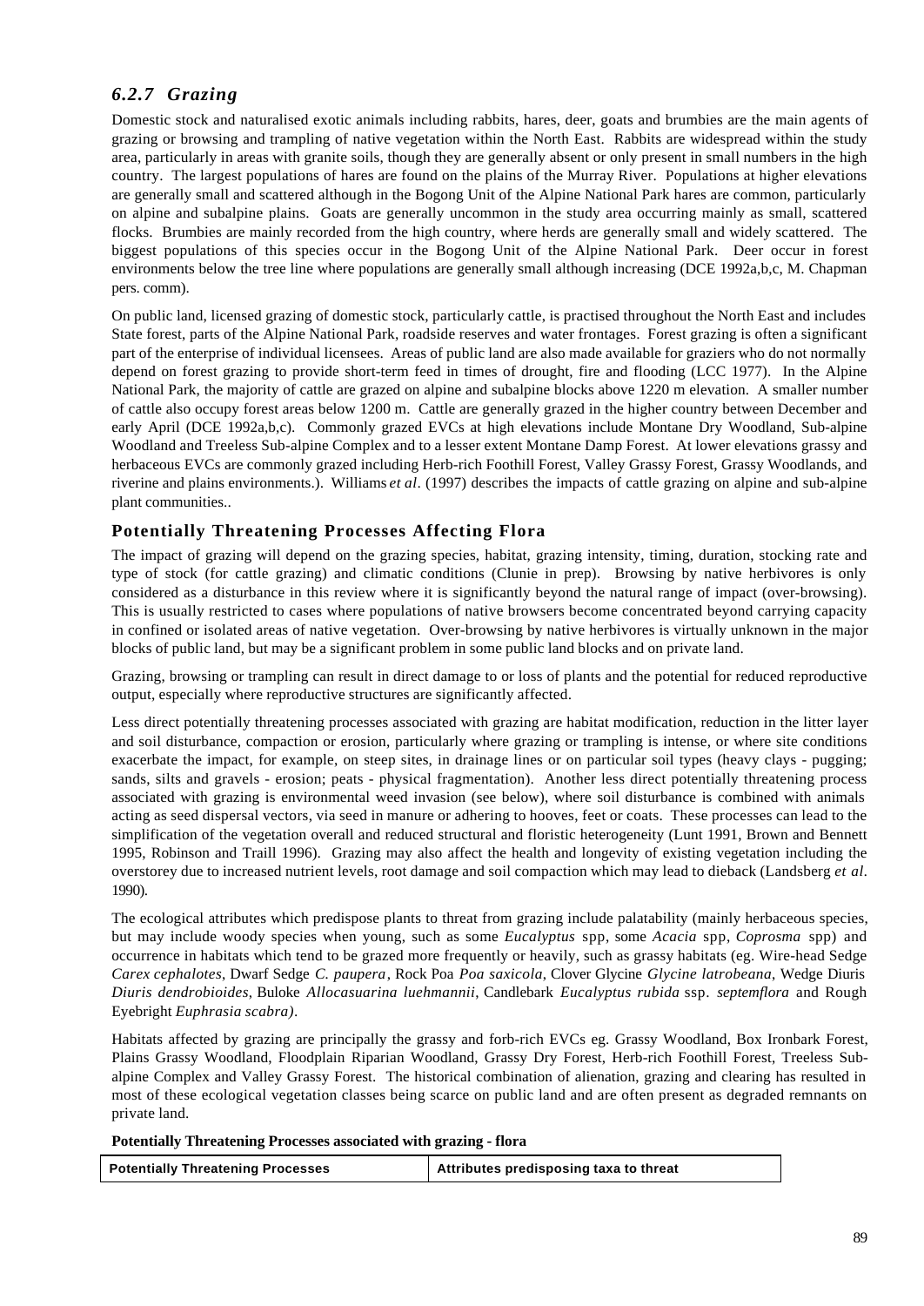### *6.2.7 Grazing*

Domestic stock and naturalised exotic animals including rabbits, hares, deer, goats and brumbies are the main agents of grazing or browsing and trampling of native vegetation within the North East. Rabbits are widespread within the study area, particularly in areas with granite soils, though they are generally absent or only present in small numbers in the high country. The largest populations of hares are found on the plains of the Murray River. Populations at higher elevations are generally small and scattered although in the Bogong Unit of the Alpine National Park hares are common, particularly on alpine and subalpine plains. Goats are generally uncommon in the study area occurring mainly as small, scattered flocks. Brumbies are mainly recorded from the high country, where herds are generally small and widely scattered. The biggest populations of this species occur in the Bogong Unit of the Alpine National Park. Deer occur in forest environments below the tree line where populations are generally small although increasing (DCE 1992a,b,c, M. Chapman pers. comm).

On public land, licensed grazing of domestic stock, particularly cattle, is practised throughout the North East and includes State forest, parts of the Alpine National Park, roadside reserves and water frontages. Forest grazing is often a significant part of the enterprise of individual licensees. Areas of public land are also made available for graziers who do not normally depend on forest grazing to provide short-term feed in times of drought, fire and flooding (LCC 1977). In the Alpine National Park, the majority of cattle are grazed on alpine and subalpine blocks above 1220 m elevation. A smaller number of cattle also occupy forest areas below 1200 m. Cattle are generally grazed in the higher country between December and early April (DCE 1992a,b,c). Commonly grazed EVCs at high elevations include Montane Dry Woodland, Sub-alpine Woodland and Treeless Sub-alpine Complex and to a lesser extent Montane Damp Forest. At lower elevations grassy and herbaceous EVCs are commonly grazed including Herb-rich Foothill Forest, Valley Grassy Forest, Grassy Woodlands, and riverine and plains environments.). Williams *et al*. (1997) describes the impacts of cattle grazing on alpine and sub-alpine plant communities..

### Potentially Threatening Processes Affecting Flora

The impact of grazing will depend on the grazing species, habitat, grazing intensity, timing, duration, stocking rate and type of stock (for cattle grazing) and climatic conditions (Clunie in prep). Browsing by native herbivores is only considered as a disturbance in this review where it is significantly beyond the natural range of impact (over-browsing). This is usually restricted to cases where populations of native browsers become concentrated beyond carrying capacity in confined or isolated areas of native vegetation. Over-browsing by native herbivores is virtually unknown in the major blocks of public land, but may be a significant problem in some public land blocks and on private land.

Grazing, browsing or trampling can result in direct damage to or loss of plants and the potential for reduced reproductive output, especially where reproductive structures are significantly affected.

Less direct potentially threatening processes associated with grazing are habitat modification, reduction in the litter layer and soil disturbance, compaction or erosion, particularly where grazing or trampling is intense, or where site conditions exacerbate the impact, for example, on steep sites, in drainage lines or on particular soil types (heavy clays - pugging; sands, silts and gravels - erosion; peats - physical fragmentation). Another less direct potentially threatening process associated with grazing is environmental weed invasion (see below), where soil disturbance is combined with animals acting as seed dispersal vectors, via seed in manure or adhering to hooves, feet or coats. These processes can lead to the simplification of the vegetation overall and reduced structural and floristic heterogeneity (Lunt 1991, Brown and Bennett 1995, Robinson and Traill 1996). Grazing may also affect the health and longevity of existing vegetation including the overstorey due to increased nutrient levels, root damage and soil compaction which may lead to dieback (Landsberg *et al*. 1990).

The ecological attributes which predispose plants to threat from grazing include palatability (mainly herbaceous species, but may include woody species when young, such as some *Eucalyptus* spp, some *Acacia* spp, *Coprosma* spp) and occurrence in habitats which tend to be grazed more frequently or heavily, such as grassy habitats (eg. Wire-head Sedge *Carex cephalotes*, Dwarf Sedge *C. paupera*, Rock Poa *Poa saxicola*, Clover Glycine *Glycine latrobeana*, Wedge Diuris *Diuris dendrobioides*, Buloke *Allocasuarina luehmannii*, Candlebark *Eucalyptus rubida* ssp. *septemflora* and Rough Eyebright *Euphrasia scabra)*.

Habitats affected by grazing are principally the grassy and forb-rich EVCs eg. Grassy Woodland, Box Ironbark Forest, Plains Grassy Woodland, Floodplain Riparian Woodland, Grassy Dry Forest, Herb-rich Foothill Forest, Treeless Sub-alpine Complex and Valley Grassy Forest. The historical combination of alienation, grazing and clearing has resulted in most of these ecological vegetation classes being scarce on public land and are often present as degraded remnants on private land.

**Potentially Threatening Processes associated with grazing - flora**

| Potentially Threatening Processes | Attributes predisposing taxa to threat |
| --- | --- |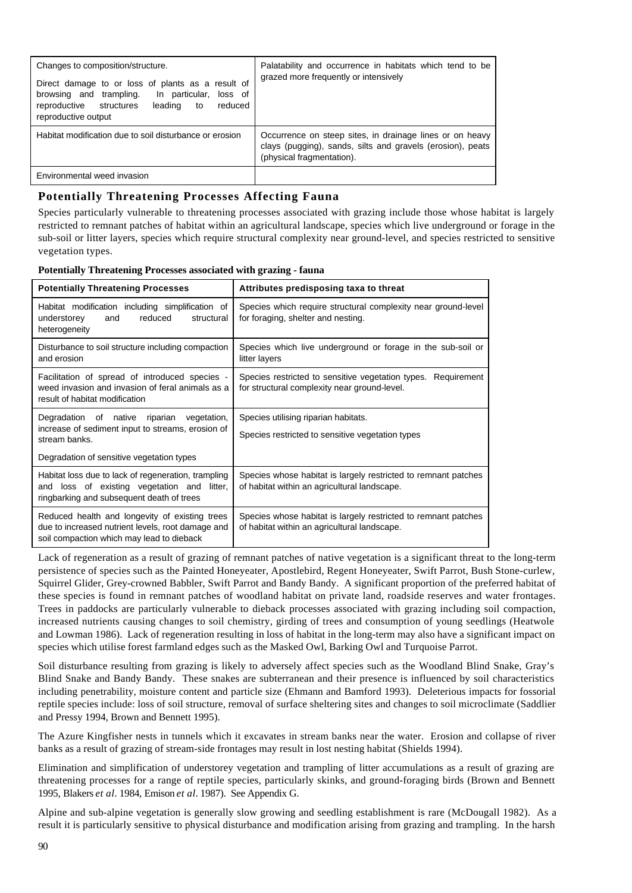| | |
|---|---|
| Changes to composition/structure.<br><br>Direct damage to or loss of plants as a result of browsing and trampling. In particular, loss of reproductive structures leading to reduced reproductive output | Palatability and occurrence in habitats which tend to be grazed more frequently or intensively |
| Habitat modification due to soil disturbance or erosion | Occurrence on steep sites, in drainage lines or on heavy clays (pugging), sands, silts and gravels (erosion), peats (physical fragmentation). |
| Environmental weed invasion | |

## Potentially Threatening Processes Affecting Fauna

Species particularly vulnerable to threatening processes associated with grazing include those whose habitat is largely restricted to remnant patches of habitat within an agricultural landscape, species which live underground or forage in the sub-soil or litter layers, species which require structural complexity near ground-level, and species restricted to sensitive vegetation types.

**Potentially Threatening Processes associated with grazing - fauna**

| Potentially Threatening Processes | Attributes predisposing taxa to threat |
|---|---|
| Habitat modification including simplification of understorey and reduced structural heterogeneity | Species which require structural complexity near ground-level for foraging, shelter and nesting. |
| Disturbance to soil structure including compaction and erosion | Species which live underground or forage in the sub-soil or litter layers |
| Facilitation of spread of introduced species - weed invasion and invasion of feral animals as a result of habitat modification | Species restricted to sensitive vegetation types. Requirement for structural complexity near ground-level. |
| Degradation of native riparian vegetation, increase of sediment input to streams, erosion of stream banks.<br><br>Degradation of sensitive vegetation types | Species utilising riparian habitats.<br><br>Species restricted to sensitive vegetation types |
| Habitat loss due to lack of regeneration, trampling and loss of existing vegetation and litter, ringbarking and subsequent death of trees | Species whose habitat is largely restricted to remnant patches of habitat within an agricultural landscape. |
| Reduced health and longevity of existing trees due to increased nutrient levels, root damage and soil compaction which may lead to dieback | Species whose habitat is largely restricted to remnant patches of habitat within an agricultural landscape. |

Lack of regeneration as a result of grazing of remnant patches of native vegetation is a significant threat to the long-term persistence of species such as the Painted Honeyeater, Apostlebird, Regent Honeyeater, Swift Parrot, Bush Stone-curlew, Squirrel Glider, Grey-crowned Babbler, Swift Parrot and Bandy Bandy. A significant proportion of the preferred habitat of these species is found in remnant patches of woodland habitat on private land, roadside reserves and water frontages. Trees in paddocks are particularly vulnerable to dieback processes associated with grazing including soil compaction, increased nutrients causing changes to soil chemistry, girding of trees and consumption of young seedlings (Heatwole and Lowman 1986). Lack of regeneration resulting in loss of habitat in the long-term may also have a significant impact on species which utilise forest farmland edges such as the Masked Owl, Barking Owl and Turquoise Parrot.

Soil disturbance resulting from grazing is likely to adversely affect species such as the Woodland Blind Snake, Gray's Blind Snake and Bandy Bandy. These snakes are subterranean and their presence is influenced by soil characteristics including penetrability, moisture content and particle size (Ehmann and Bamford 1993). Deleterious impacts for fossorial reptile species include: loss of soil structure, removal of surface sheltering sites and changes to soil microclimate (Saddlier and Pressy 1994, Brown and Bennett 1995).

The Azure Kingfisher nests in tunnels which it excavates in stream banks near the water. Erosion and collapse of river banks as a result of grazing of stream-side frontages may result in lost nesting habitat (Shields 1994).

Elimination and simplification of understorey vegetation and trampling of litter accumulations as a result of grazing are threatening processes for a range of reptile species, particularly skinks, and ground-foraging birds (Brown and Bennett 1995, Blakers *et al*. 1984, Emison *et al*. 1987). See Appendix G.

Alpine and sub-alpine vegetation is generally slow growing and seedling establishment is rare (McDougall 1982). As a result it is particularly sensitive to physical disturbance and modification arising from grazing and trampling. In the harsh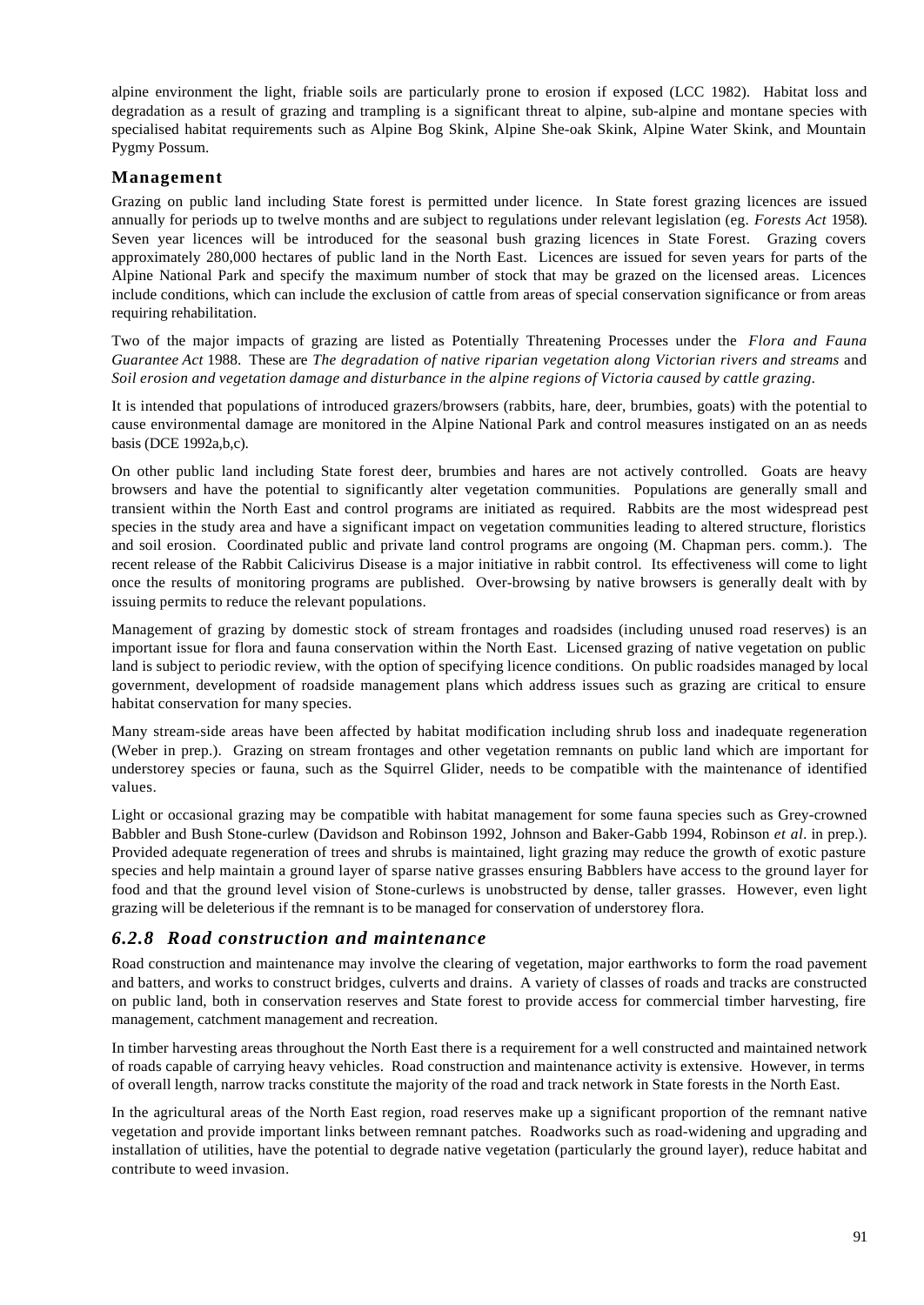alpine environment the light, friable soils are particularly prone to erosion if exposed (LCC 1982). Habitat loss and degradation as a result of grazing and trampling is a significant threat to alpine, sub-alpine and montane species with specialised habitat requirements such as Alpine Bog Skink, Alpine She-oak Skink, Alpine Water Skink, and Mountain Pygmy Possum.

### Management

Grazing on public land including State forest is permitted under licence. In State forest grazing licences are issued annually for periods up to twelve months and are subject to regulations under relevant legislation (eg. *Forests Act* 1958). Seven year licences will be introduced for the seasonal bush grazing licences in State Forest. Grazing covers approximately 280,000 hectares of public land in the North East. Licences are issued for seven years for parts of the Alpine National Park and specify the maximum number of stock that may be grazed on the licensed areas. Licences include conditions, which can include the exclusion of cattle from areas of special conservation significance or from areas requiring rehabilitation.

Two of the major impacts of grazing are listed as Potentially Threatening Processes under the *Flora and Fauna Guarantee Act* 1988. These are *The degradation of native riparian vegetation along Victorian rivers and streams* and *Soil erosion and vegetation damage and disturbance in the alpine regions of Victoria caused by cattle grazing.*

It is intended that populations of introduced grazers/browsers (rabbits, hare, deer, brumbies, goats) with the potential to cause environmental damage are monitored in the Alpine National Park and control measures instigated on an as needs basis (DCE 1992a,b,c).

On other public land including State forest deer, brumbies and hares are not actively controlled. Goats are heavy browsers and have the potential to significantly alter vegetation communities. Populations are generally small and transient within the North East and control programs are initiated as required. Rabbits are the most widespread pest species in the study area and have a significant impact on vegetation communities leading to altered structure, floristics and soil erosion. Coordinated public and private land control programs are ongoing (M. Chapman pers. comm.). The recent release of the Rabbit Calicivirus Disease is a major initiative in rabbit control. Its effectiveness will come to light once the results of monitoring programs are published. Over-browsing by native browsers is generally dealt with by issuing permits to reduce the relevant populations.

Management of grazing by domestic stock of stream frontages and roadsides (including unused road reserves) is an important issue for flora and fauna conservation within the North East. Licensed grazing of native vegetation on public land is subject to periodic review, with the option of specifying licence conditions. On public roadsides managed by local government, development of roadside management plans which address issues such as grazing are critical to ensure habitat conservation for many species.

Many stream-side areas have been affected by habitat modification including shrub loss and inadequate regeneration (Weber in prep.). Grazing on stream frontages and other vegetation remnants on public land which are important for understorey species or fauna, such as the Squirrel Glider, needs to be compatible with the maintenance of identified values.

Light or occasional grazing may be compatible with habitat management for some fauna species such as Grey-crowned Babbler and Bush Stone-curlew (Davidson and Robinson 1992, Johnson and Baker-Gabb 1994, Robinson *et al*. in prep.). Provided adequate regeneration of trees and shrubs is maintained, light grazing may reduce the growth of exotic pasture species and help maintain a ground layer of sparse native grasses ensuring Babblers have access to the ground layer for food and that the ground level vision of Stone-curlews is unobstructed by dense, taller grasses. However, even light grazing will be deleterious if the remnant is to be managed for conservation of understorey flora.

## *6.2.8 Road construction and maintenance*

Road construction and maintenance may involve the clearing of vegetation, major earthworks to form the road pavement and batters, and works to construct bridges, culverts and drains. A variety of classes of roads and tracks are constructed on public land, both in conservation reserves and State forest to provide access for commercial timber harvesting, fire management, catchment management and recreation.

In timber harvesting areas throughout the North East there is a requirement for a well constructed and maintained network of roads capable of carrying heavy vehicles. Road construction and maintenance activity is extensive. However, in terms of overall length, narrow tracks constitute the majority of the road and track network in State forests in the North East.

In the agricultural areas of the North East region, road reserves make up a significant proportion of the remnant native vegetation and provide important links between remnant patches. Roadworks such as road-widening and upgrading and installation of utilities, have the potential to degrade native vegetation (particularly the ground layer), reduce habitat and contribute to weed invasion.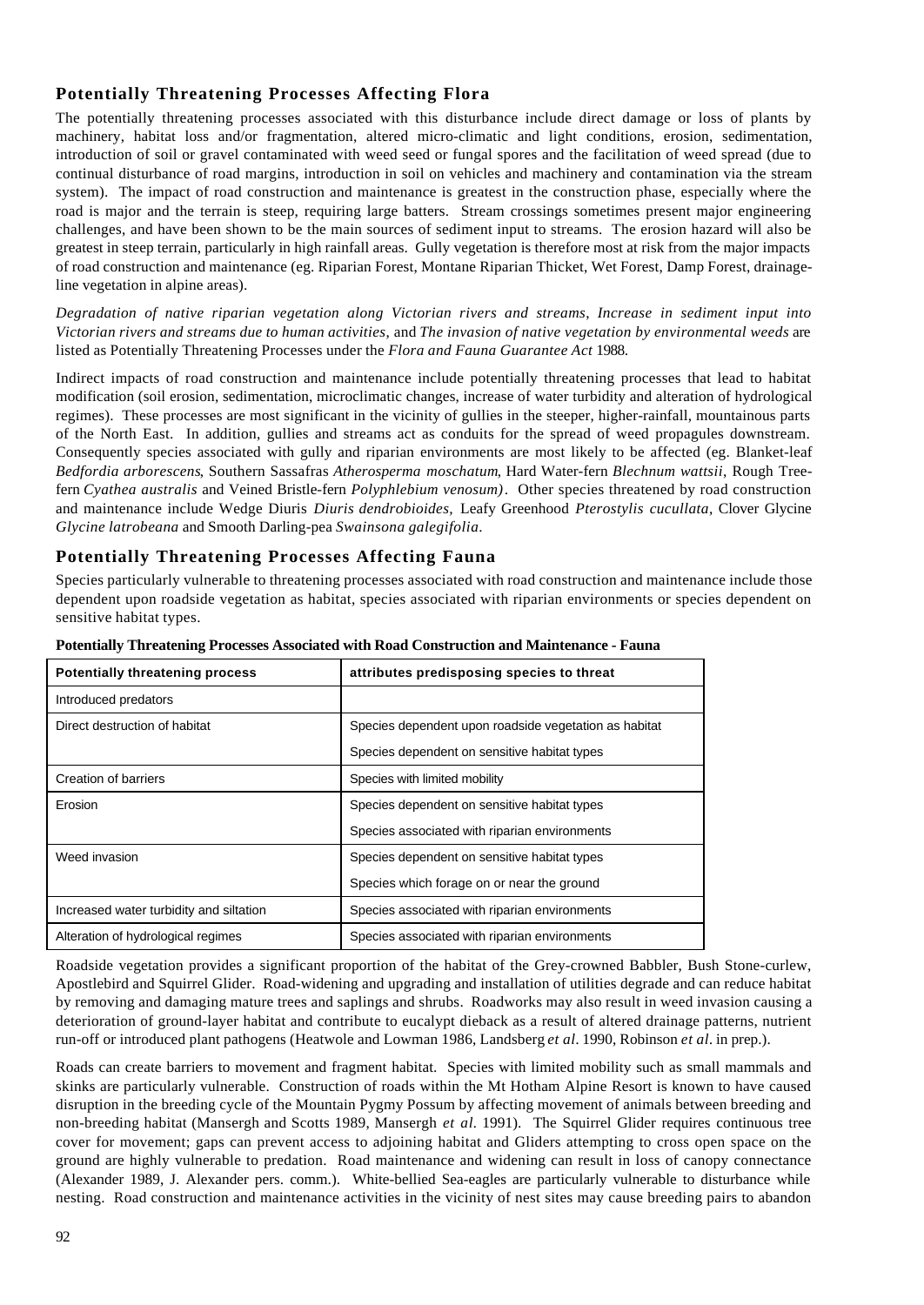## Potentially Threatening Processes Affecting Flora

The potentially threatening processes associated with this disturbance include direct damage or loss of plants by machinery, habitat loss and/or fragmentation, altered micro-climatic and light conditions, erosion, sedimentation, introduction of soil or gravel contaminated with weed seed or fungal spores and the facilitation of weed spread (due to continual disturbance of road margins, introduction in soil on vehicles and machinery and contamination via the stream system). The impact of road construction and maintenance is greatest in the construction phase, especially where the road is major and the terrain is steep, requiring large batters. Stream crossings sometimes present major engineering challenges, and have been shown to be the main sources of sediment input to streams. The erosion hazard will also be greatest in steep terrain, particularly in high rainfall areas. Gully vegetation is therefore most at risk from the major impacts of road construction and maintenance (eg. Riparian Forest, Montane Riparian Thicket, Wet Forest, Damp Forest, drainage-line vegetation in alpine areas).

*Degradation of native riparian vegetation along Victorian rivers and streams*, *Increase in sediment input into Victorian rivers and streams due to human activities*, and *The invasion of native vegetation by environmental weeds* are listed as Potentially Threatening Processes under the *Flora and Fauna Guarantee Act* 1988.

Indirect impacts of road construction and maintenance include potentially threatening processes that lead to habitat modification (soil erosion, sedimentation, microclimatic changes, increase of water turbidity and alteration of hydrological regimes). These processes are most significant in the vicinity of gullies in the steeper, higher-rainfall, mountainous parts of the North East. In addition, gullies and streams act as conduits for the spread of weed propagules downstream. Consequently species associated with gully and riparian environments are most likely to be affected (eg. Blanket-leaf *Bedfordia arborescens*, Southern Sassafras *Atherosperma moschatum*, Hard Water-fern *Blechnum wattsii*, Rough Tree-fern *Cyathea australis* and Veined Bristle-fern *Polyphlebium venosum)*. Other species threatened by road construction and maintenance include Wedge Diuris *Diuris dendrobioides*, Leafy Greenhood *Pterostylis cucullata*, Clover Glycine *Glycine latrobeana* and Smooth Darling-pea *Swainsona galegifolia*.

## Potentially Threatening Processes Affecting Fauna

Species particularly vulnerable to threatening processes associated with road construction and maintenance include those dependent upon roadside vegetation as habitat, species associated with riparian environments or species dependent on sensitive habitat types.

**Potentially Threatening Processes Associated with Road Construction and Maintenance - Fauna**

| Potentially threatening process | attributes predisposing species to threat |
|---|---|
| Introduced predators | |
| Direct destruction of habitat | Species dependent upon roadside vegetation as habitat |
| | Species dependent on sensitive habitat types |
| Creation of barriers | Species with limited mobility |
| Erosion | Species dependent on sensitive habitat types |
| | Species associated with riparian environments |
| Weed invasion | Species dependent on sensitive habitat types |
| | Species which forage on or near the ground |
| Increased water turbidity and siltation | Species associated with riparian environments |
| Alteration of hydrological regimes | Species associated with riparian environments |

Roadside vegetation provides a significant proportion of the habitat of the Grey-crowned Babbler, Bush Stone-curlew, Apostlebird and Squirrel Glider. Road-widening and upgrading and installation of utilities degrade and can reduce habitat by removing and damaging mature trees and saplings and shrubs. Roadworks may also result in weed invasion causing a deterioration of ground-layer habitat and contribute to eucalypt dieback as a result of altered drainage patterns, nutrient run-off or introduced plant pathogens (Heatwole and Lowman 1986, Landsberg *et al*. 1990, Robinson *et al*. in prep.).

Roads can create barriers to movement and fragment habitat. Species with limited mobility such as small mammals and skinks are particularly vulnerable. Construction of roads within the Mt Hotham Alpine Resort is known to have caused disruption in the breeding cycle of the Mountain Pygmy Possum by affecting movement of animals between breeding and non-breeding habitat (Mansergh and Scotts 1989, Mansergh *et al*. 1991). The Squirrel Glider requires continuous tree cover for movement; gaps can prevent access to adjoining habitat and Gliders attempting to cross open space on the ground are highly vulnerable to predation. Road maintenance and widening can result in loss of canopy connectance (Alexander 1989, J. Alexander pers. comm.). White-bellied Sea-eagles are particularly vulnerable to disturbance while nesting. Road construction and maintenance activities in the vicinity of nest sites may cause breeding pairs to abandon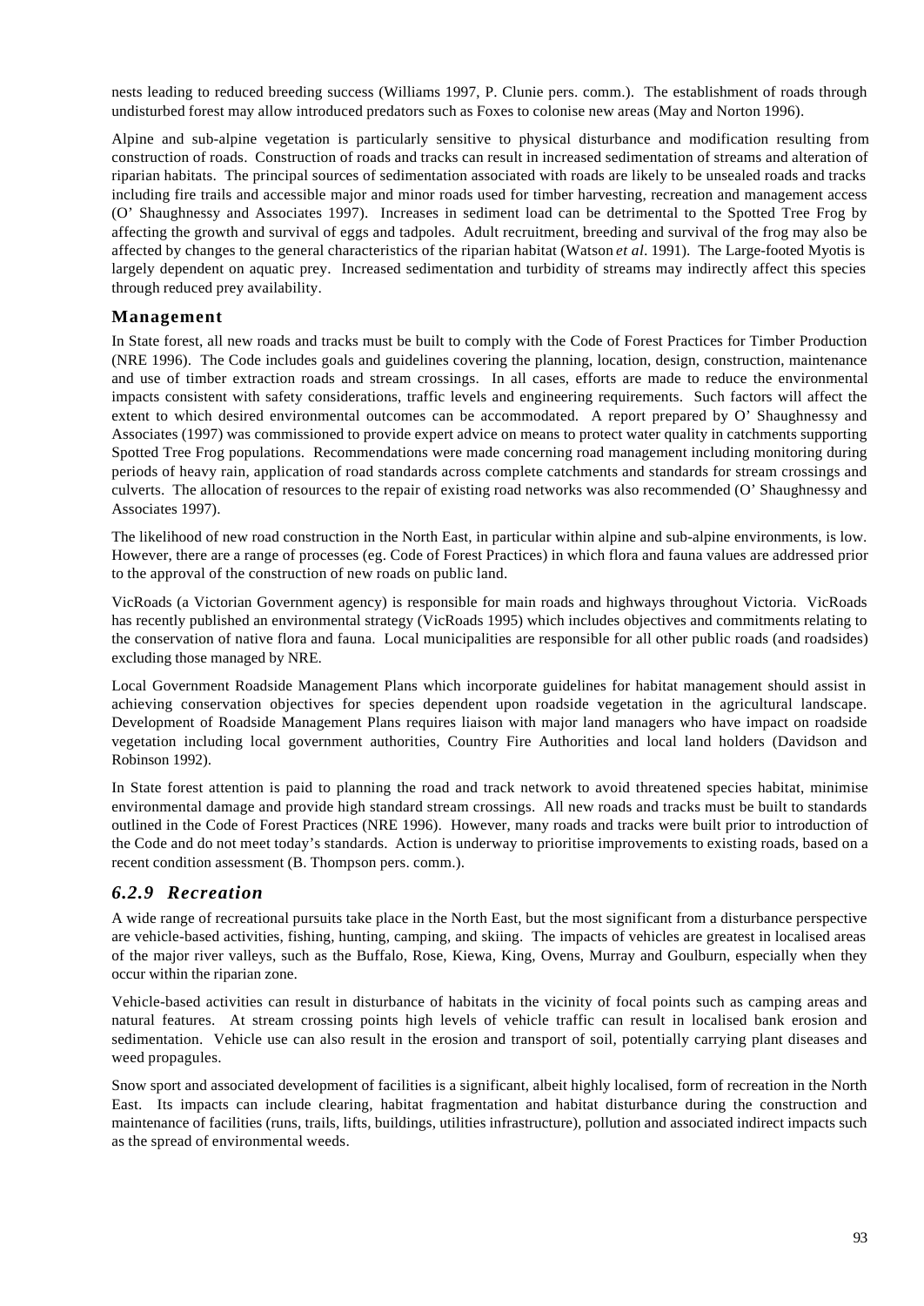nests leading to reduced breeding success (Williams 1997, P. Clunie pers. comm.). The establishment of roads through undisturbed forest may allow introduced predators such as Foxes to colonise new areas (May and Norton 1996).

Alpine and sub-alpine vegetation is particularly sensitive to physical disturbance and modification resulting from construction of roads. Construction of roads and tracks can result in increased sedimentation of streams and alteration of riparian habitats. The principal sources of sedimentation associated with roads are likely to be unsealed roads and tracks including fire trails and accessible major and minor roads used for timber harvesting, recreation and management access (O' Shaughnessy and Associates 1997). Increases in sediment load can be detrimental to the Spotted Tree Frog by affecting the growth and survival of eggs and tadpoles. Adult recruitment, breeding and survival of the frog may also be affected by changes to the general characteristics of the riparian habitat (Watson *et al*. 1991). The Large-footed Myotis is largely dependent on aquatic prey. Increased sedimentation and turbidity of streams may indirectly affect this species through reduced prey availability.

### Management

In State forest, all new roads and tracks must be built to comply with the Code of Forest Practices for Timber Production (NRE 1996). The Code includes goals and guidelines covering the planning, location, design, construction, maintenance and use of timber extraction roads and stream crossings. In all cases, efforts are made to reduce the environmental impacts consistent with safety considerations, traffic levels and engineering requirements. Such factors will affect the extent to which desired environmental outcomes can be accommodated. A report prepared by O' Shaughnessy and Associates (1997) was commissioned to provide expert advice on means to protect water quality in catchments supporting Spotted Tree Frog populations. Recommendations were made concerning road management including monitoring during periods of heavy rain, application of road standards across complete catchments and standards for stream crossings and culverts. The allocation of resources to the repair of existing road networks was also recommended (O' Shaughnessy and Associates 1997).

The likelihood of new road construction in the North East, in particular within alpine and sub-alpine environments, is low. However, there are a range of processes (eg. Code of Forest Practices) in which flora and fauna values are addressed prior to the approval of the construction of new roads on public land.

VicRoads (a Victorian Government agency) is responsible for main roads and highways throughout Victoria. VicRoads has recently published an environmental strategy (VicRoads 1995) which includes objectives and commitments relating to the conservation of native flora and fauna. Local municipalities are responsible for all other public roads (and roadsides) excluding those managed by NRE.

Local Government Roadside Management Plans which incorporate guidelines for habitat management should assist in achieving conservation objectives for species dependent upon roadside vegetation in the agricultural landscape. Development of Roadside Management Plans requires liaison with major land managers who have impact on roadside vegetation including local government authorities, Country Fire Authorities and local land holders (Davidson and Robinson 1992).

In State forest attention is paid to planning the road and track network to avoid threatened species habitat, minimise environmental damage and provide high standard stream crossings. All new roads and tracks must be built to standards outlined in the Code of Forest Practices (NRE 1996). However, many roads and tracks were built prior to introduction of the Code and do not meet today's standards. Action is underway to prioritise improvements to existing roads, based on a recent condition assessment (B. Thompson pers. comm.).

## *6.2.9 Recreation*

A wide range of recreational pursuits take place in the North East, but the most significant from a disturbance perspective are vehicle-based activities, fishing, hunting, camping, and skiing. The impacts of vehicles are greatest in localised areas of the major river valleys, such as the Buffalo, Rose, Kiewa, King, Ovens, Murray and Goulburn, especially when they occur within the riparian zone.

Vehicle-based activities can result in disturbance of habitats in the vicinity of focal points such as camping areas and natural features. At stream crossing points high levels of vehicle traffic can result in localised bank erosion and sedimentation. Vehicle use can also result in the erosion and transport of soil, potentially carrying plant diseases and weed propagules.

Snow sport and associated development of facilities is a significant, albeit highly localised, form of recreation in the North East. Its impacts can include clearing, habitat fragmentation and habitat disturbance during the construction and maintenance of facilities (runs, trails, lifts, buildings, utilities infrastructure), pollution and associated indirect impacts such as the spread of environmental weeds.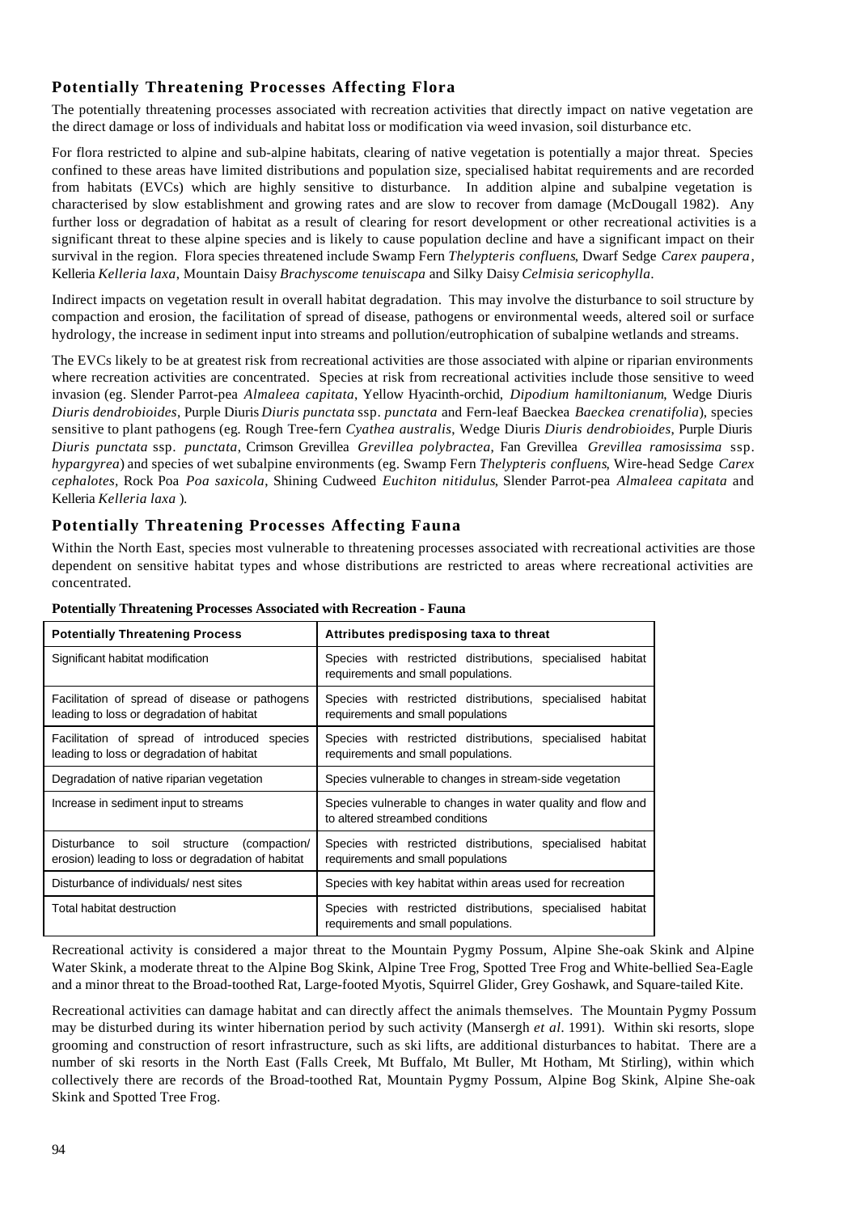## Potentially Threatening Processes Affecting Flora

The potentially threatening processes associated with recreation activities that directly impact on native vegetation are the direct damage or loss of individuals and habitat loss or modification via weed invasion, soil disturbance etc.

For flora restricted to alpine and sub-alpine habitats, clearing of native vegetation is potentially a major threat. Species confined to these areas have limited distributions and population size, specialised habitat requirements and are recorded from habitats (EVCs) which are highly sensitive to disturbance. In addition alpine and subalpine vegetation is characterised by slow establishment and growing rates and are slow to recover from damage (McDougall 1982). Any further loss or degradation of habitat as a result of clearing for resort development or other recreational activities is a significant threat to these alpine species and is likely to cause population decline and have a significant impact on their survival in the region. Flora species threatened include Swamp Fern *Thelypteris confluens*, Dwarf Sedge *Carex paupera*, Kelleria *Kelleria laxa*, Mountain Daisy *Brachyscome tenuiscapa* and Silky Daisy *Celmisia sericophylla*.

Indirect impacts on vegetation result in overall habitat degradation. This may involve the disturbance to soil structure by compaction and erosion, the facilitation of spread of disease, pathogens or environmental weeds, altered soil or surface hydrology, the increase in sediment input into streams and pollution/eutrophication of subalpine wetlands and streams.

The EVCs likely to be at greatest risk from recreational activities are those associated with alpine or riparian environments where recreation activities are concentrated. Species at risk from recreational activities include those sensitive to weed invasion (eg. Slender Parrot-pea *Almaleea capitata*, Yellow Hyacinth-orchid, *Dipodium hamiltonianum*, Wedge Diuris *Diuris dendrobioides*, Purple Diuris *Diuris punctata* ssp. *punctata* and Fern-leaf Baeckea *Baeckea crenatifolia*), species sensitive to plant pathogens (eg. Rough Tree-fern *Cyathea australis*, Wedge Diuris *Diuris dendrobioides*, Purple Diuris *Diuris punctata* ssp. *punctata*, Crimson Grevillea *Grevillea polybractea*, Fan Grevillea *Grevillea ramosissima* ssp. *hypargyrea*) and species of wet subalpine environments (eg. Swamp Fern *Thelypteris confluens*, Wire-head Sedge *Carex cephalotes*, Rock Poa *Poa saxicola*, Shining Cudweed *Euchiton nitidulus*, Slender Parrot-pea *Almaleea capitata* and Kelleria *Kelleria laxa* ).

## Potentially Threatening Processes Affecting Fauna

Within the North East, species most vulnerable to threatening processes associated with recreational activities are those dependent on sensitive habitat types and whose distributions are restricted to areas where recreational activities are concentrated.

**Potentially Threatening Processes Associated with Recreation - Fauna**

| Potentially Threatening Process | Attributes predisposing taxa to threat |
|---|---|
| Significant habitat modification | Species with restricted distributions, specialised habitat requirements and small populations. |
| Facilitation of spread of disease or pathogens leading to loss or degradation of habitat | Species with restricted distributions, specialised habitat requirements and small populations |
| Facilitation of spread of introduced species leading to loss or degradation of habitat | Species with restricted distributions, specialised habitat requirements and small populations. |
| Degradation of native riparian vegetation | Species vulnerable to changes in stream-side vegetation |
| Increase in sediment input to streams | Species vulnerable to changes in water quality and flow and to altered streambed conditions |
| Disturbance to soil structure (compaction/ erosion) leading to loss or degradation of habitat | Species with restricted distributions, specialised habitat requirements and small populations |
| Disturbance of individuals/ nest sites | Species with key habitat within areas used for recreation |
| Total habitat destruction | Species with restricted distributions, specialised habitat requirements and small populations. |

Recreational activity is considered a major threat to the Mountain Pygmy Possum, Alpine She-oak Skink and Alpine Water Skink, a moderate threat to the Alpine Bog Skink, Alpine Tree Frog, Spotted Tree Frog and White-bellied Sea-Eagle and a minor threat to the Broad-toothed Rat, Large-footed Myotis, Squirrel Glider, Grey Goshawk, and Square-tailed Kite.

Recreational activities can damage habitat and can directly affect the animals themselves. The Mountain Pygmy Possum may be disturbed during its winter hibernation period by such activity (Mansergh *et al*. 1991). Within ski resorts, slope grooming and construction of resort infrastructure, such as ski lifts, are additional disturbances to habitat. There are a number of ski resorts in the North East (Falls Creek, Mt Buffalo, Mt Buller, Mt Hotham, Mt Stirling), within which collectively there are records of the Broad-toothed Rat, Mountain Pygmy Possum, Alpine Bog Skink, Alpine She-oak Skink and Spotted Tree Frog.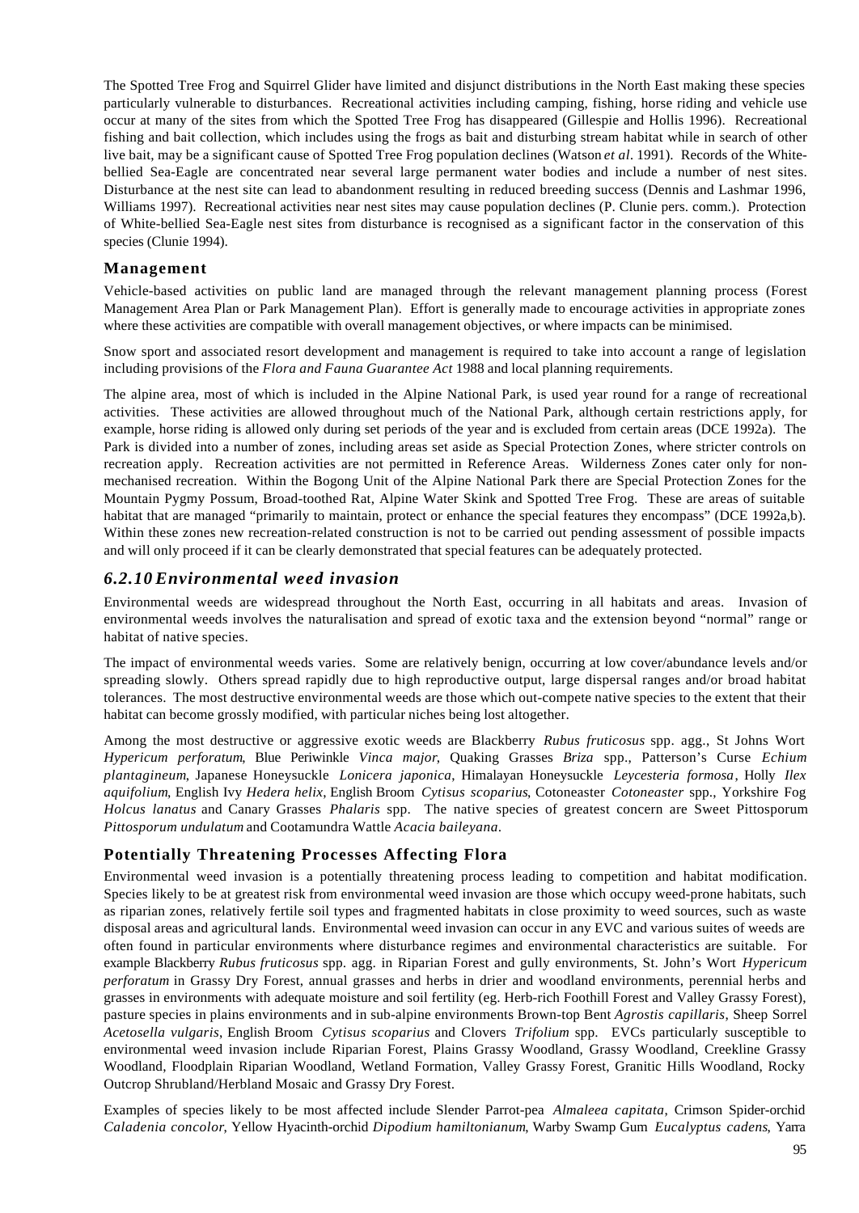The Spotted Tree Frog and Squirrel Glider have limited and disjunct distributions in the North East making these species particularly vulnerable to disturbances. Recreational activities including camping, fishing, horse riding and vehicle use occur at many of the sites from which the Spotted Tree Frog has disappeared (Gillespie and Hollis 1996). Recreational fishing and bait collection, which includes using the frogs as bait and disturbing stream habitat while in search of other live bait, may be a significant cause of Spotted Tree Frog population declines (Watson *et al*. 1991). Records of the White-bellied Sea-Eagle are concentrated near several large permanent water bodies and include a number of nest sites. Disturbance at the nest site can lead to abandonment resulting in reduced breeding success (Dennis and Lashmar 1996, Williams 1997). Recreational activities near nest sites may cause population declines (P. Clunie pers. comm.). Protection of White-bellied Sea-Eagle nest sites from disturbance is recognised as a significant factor in the conservation of this species (Clunie 1994).

### Management

Vehicle-based activities on public land are managed through the relevant management planning process (Forest Management Area Plan or Park Management Plan). Effort is generally made to encourage activities in appropriate zones where these activities are compatible with overall management objectives, or where impacts can be minimised.

Snow sport and associated resort development and management is required to take into account a range of legislation including provisions of the *Flora and Fauna Guarantee Act* 1988 and local planning requirements.

The alpine area, most of which is included in the Alpine National Park, is used year round for a range of recreational activities. These activities are allowed throughout much of the National Park, although certain restrictions apply, for example, horse riding is allowed only during set periods of the year and is excluded from certain areas (DCE 1992a). The Park is divided into a number of zones, including areas set aside as Special Protection Zones, where stricter controls on recreation apply. Recreation activities are not permitted in Reference Areas. Wilderness Zones cater only for non-mechanised recreation. Within the Bogong Unit of the Alpine National Park there are Special Protection Zones for the Mountain Pygmy Possum, Broad-toothed Rat, Alpine Water Skink and Spotted Tree Frog. These are areas of suitable habitat that are managed "primarily to maintain, protect or enhance the special features they encompass" (DCE 1992a,b). Within these zones new recreation-related construction is not to be carried out pending assessment of possible impacts and will only proceed if it can be clearly demonstrated that special features can be adequately protected.

## *6.2.10 Environmental weed invasion*

Environmental weeds are widespread throughout the North East, occurring in all habitats and areas. Invasion of environmental weeds involves the naturalisation and spread of exotic taxa and the extension beyond "normal" range or habitat of native species.

The impact of environmental weeds varies. Some are relatively benign, occurring at low cover/abundance levels and/or spreading slowly. Others spread rapidly due to high reproductive output, large dispersal ranges and/or broad habitat tolerances. The most destructive environmental weeds are those which out-compete native species to the extent that their habitat can become grossly modified, with particular niches being lost altogether.

Among the most destructive or aggressive exotic weeds are Blackberry *Rubus fruticosus* spp. agg., St Johns Wort *Hypericum perforatum*, Blue Periwinkle *Vinca major*, Quaking Grasses *Briza* spp., Patterson's Curse *Echium plantagineum*, Japanese Honeysuckle *Lonicera japonica*, Himalayan Honeysuckle *Leycesteria formosa*, Holly *Ilex aquifolium*, English Ivy *Hedera helix*, English Broom *Cytisus scoparius*, Cotoneaster *Cotoneaster* spp., Yorkshire Fog *Holcus lanatus* and Canary Grasses *Phalaris* spp. The native species of greatest concern are Sweet Pittosporum *Pittosporum undulatum* and Cootamundra Wattle *Acacia baileyana*.

### Potentially Threatening Processes Affecting Flora

Environmental weed invasion is a potentially threatening process leading to competition and habitat modification. Species likely to be at greatest risk from environmental weed invasion are those which occupy weed-prone habitats, such as riparian zones, relatively fertile soil types and fragmented habitats in close proximity to weed sources, such as waste disposal areas and agricultural lands. Environmental weed invasion can occur in any EVC and various suites of weeds are often found in particular environments where disturbance regimes and environmental characteristics are suitable. For example Blackberry *Rubus fruticosus* spp. agg. in Riparian Forest and gully environments, St. John's Wort *Hypericum perforatum* in Grassy Dry Forest, annual grasses and herbs in drier and woodland environments, perennial herbs and grasses in environments with adequate moisture and soil fertility (eg. Herb-rich Foothill Forest and Valley Grassy Forest), pasture species in plains environments and in sub-alpine environments Brown-top Bent *Agrostis capillaris*, Sheep Sorrel *Acetosella vulgaris*, English Broom *Cytisus scoparius* and Clovers *Trifolium* spp. EVCs particularly susceptible to environmental weed invasion include Riparian Forest, Plains Grassy Woodland, Grassy Woodland, Creekline Grassy Woodland, Floodplain Riparian Woodland, Wetland Formation, Valley Grassy Forest, Granitic Hills Woodland, Rocky Outcrop Shrubland/Herbland Mosaic and Grassy Dry Forest.

Examples of species likely to be most affected include Slender Parrot-pea *Almaleea capitata*, Crimson Spider-orchid *Caladenia concolor*, Yellow Hyacinth-orchid *Dipodium hamiltonianum*, Warby Swamp Gum *Eucalyptus cadens*, Yarra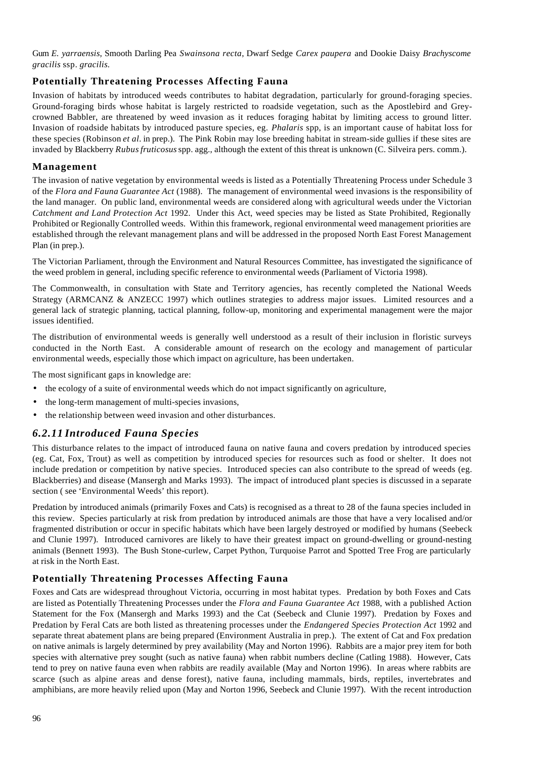Gum *E. yarraensis*, Smooth Darling Pea *Swainsona recta*, Dwarf Sedge *Carex paupera* and Dookie Daisy *Brachyscome gracilis* ssp. *gracilis*.

### Potentially Threatening Processes Affecting Fauna

Invasion of habitats by introduced weeds contributes to habitat degradation, particularly for ground-foraging species. Ground-foraging birds whose habitat is largely restricted to roadside vegetation, such as the Apostlebird and Grey-crowned Babbler, are threatened by weed invasion as it reduces foraging habitat by limiting access to ground litter. Invasion of roadside habitats by introduced pasture species, eg. *Phalaris* spp, is an important cause of habitat loss for these species (Robinson *et al*. in prep.). The Pink Robin may lose breeding habitat in stream-side gullies if these sites are invaded by Blackberry *Rubus fruticosus* spp. agg., although the extent of this threat is unknown (C. Silveira pers. comm.).

### Management

The invasion of native vegetation by environmental weeds is listed as a Potentially Threatening Process under Schedule 3 of the *Flora and Fauna Guarantee Act* (1988). The management of environmental weed invasions is the responsibility of the land manager. On public land, environmental weeds are considered along with agricultural weeds under the Victorian *Catchment and Land Protection Act* 1992. Under this Act, weed species may be listed as State Prohibited, Regionally Prohibited or Regionally Controlled weeds. Within this framework, regional environmental weed management priorities are established through the relevant management plans and will be addressed in the proposed North East Forest Management Plan (in prep.).

The Victorian Parliament, through the Environment and Natural Resources Committee, has investigated the significance of the weed problem in general, including specific reference to environmental weeds (Parliament of Victoria 1998).

The Commonwealth, in consultation with State and Territory agencies, has recently completed the National Weeds Strategy (ARMCANZ & ANZECC 1997) which outlines strategies to address major issues. Limited resources and a general lack of strategic planning, tactical planning, follow-up, monitoring and experimental management were the major issues identified.

The distribution of environmental weeds is generally well understood as a result of their inclusion in floristic surveys conducted in the North East. A considerable amount of research on the ecology and management of particular environmental weeds, especially those which impact on agriculture, has been undertaken.

The most significant gaps in knowledge are:

- the ecology of a suite of environmental weeds which do not impact significantly on agriculture,
- the long-term management of multi-species invasions,
- the relationship between weed invasion and other disturbances.

## *6.2.11 Introduced Fauna Species*

This disturbance relates to the impact of introduced fauna on native fauna and covers predation by introduced species (eg. Cat, Fox, Trout) as well as competition by introduced species for resources such as food or shelter. It does not include predation or competition by native species. Introduced species can also contribute to the spread of weeds (eg. Blackberries) and disease (Mansergh and Marks 1993). The impact of introduced plant species is discussed in a separate section ( see 'Environmental Weeds' this report).

Predation by introduced animals (primarily Foxes and Cats) is recognised as a threat to 28 of the fauna species included in this review. Species particularly at risk from predation by introduced animals are those that have a very localised and/or fragmented distribution or occur in specific habitats which have been largely destroyed or modified by humans (Seebeck and Clunie 1997). Introduced carnivores are likely to have their greatest impact on ground-dwelling or ground-nesting animals (Bennett 1993). The Bush Stone-curlew, Carpet Python, Turquoise Parrot and Spotted Tree Frog are particularly at risk in the North East.

### Potentially Threatening Processes Affecting Fauna

Foxes and Cats are widespread throughout Victoria, occurring in most habitat types. Predation by both Foxes and Cats are listed as Potentially Threatening Processes under the *Flora and Fauna Guarantee Act* 1988, with a published Action Statement for the Fox (Mansergh and Marks 1993) and the Cat (Seebeck and Clunie 1997). Predation by Foxes and Predation by Feral Cats are both listed as threatening processes under the *Endangered Species Protection Act* 1992 and separate threat abatement plans are being prepared (Environment Australia in prep.). The extent of Cat and Fox predation on native animals is largely determined by prey availability (May and Norton 1996). Rabbits are a major prey item for both species with alternative prey sought (such as native fauna) when rabbit numbers decline (Catling 1988). However, Cats tend to prey on native fauna even when rabbits are readily available (May and Norton 1996). In areas where rabbits are scarce (such as alpine areas and dense forest), native fauna, including mammals, birds, reptiles, invertebrates and amphibians, are more heavily relied upon (May and Norton 1996, Seebeck and Clunie 1997). With the recent introduction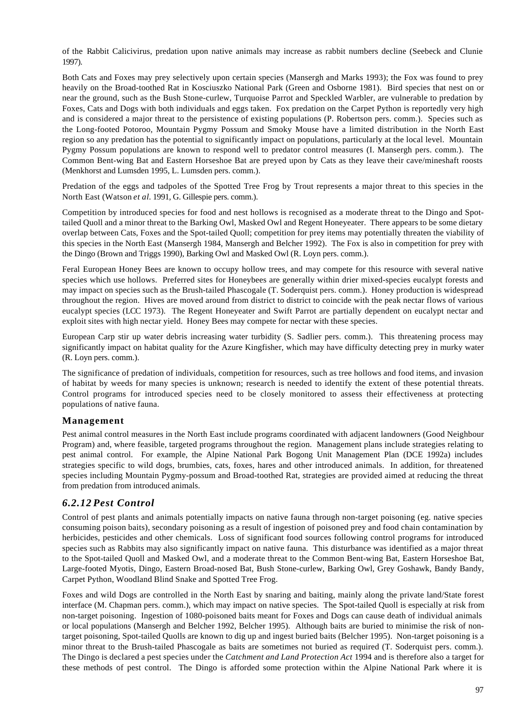of the Rabbit Calicivirus, predation upon native animals may increase as rabbit numbers decline (Seebeck and Clunie 1997).

Both Cats and Foxes may prey selectively upon certain species (Mansergh and Marks 1993); the Fox was found to prey heavily on the Broad-toothed Rat in Kosciuszko National Park (Green and Osborne 1981). Bird species that nest on or near the ground, such as the Bush Stone-curlew, Turquoise Parrot and Speckled Warbler, are vulnerable to predation by Foxes, Cats and Dogs with both individuals and eggs taken. Fox predation on the Carpet Python is reportedly very high and is considered a major threat to the persistence of existing populations (P. Robertson pers. comm.). Species such as the Long-footed Potoroo, Mountain Pygmy Possum and Smoky Mouse have a limited distribution in the North East region so any predation has the potential to significantly impact on populations, particularly at the local level. Mountain Pygmy Possum populations are known to respond well to predator control measures (I. Mansergh pers. comm.). The Common Bent-wing Bat and Eastern Horseshoe Bat are preyed upon by Cats as they leave their cave/mineshaft roosts (Menkhorst and Lumsden 1995, L. Lumsden pers. comm.).

Predation of the eggs and tadpoles of the Spotted Tree Frog by Trout represents a major threat to this species in the North East (Watson *et al*. 1991, G. Gillespie pers. comm.).

Competition by introduced species for food and nest hollows is recognised as a moderate threat to the Dingo and Spot-tailed Quoll and a minor threat to the Barking Owl, Masked Owl and Regent Honeyeater. There appears to be some dietary overlap between Cats, Foxes and the Spot-tailed Quoll; competition for prey items may potentially threaten the viability of this species in the North East (Mansergh 1984, Mansergh and Belcher 1992). The Fox is also in competition for prey with the Dingo (Brown and Triggs 1990), Barking Owl and Masked Owl (R. Loyn pers. comm.).

Feral European Honey Bees are known to occupy hollow trees, and may compete for this resource with several native species which use hollows. Preferred sites for Honeybees are generally within drier mixed-species eucalypt forests and may impact on species such as the Brush-tailed Phascogale (T. Soderquist pers. comm.). Honey production is widespread throughout the region. Hives are moved around from district to district to coincide with the peak nectar flows of various eucalypt species (LCC 1973). The Regent Honeyeater and Swift Parrot are partially dependent on eucalypt nectar and exploit sites with high nectar yield. Honey Bees may compete for nectar with these species.

European Carp stir up water debris increasing water turbidity (S. Sadlier pers. comm.). This threatening process may significantly impact on habitat quality for the Azure Kingfisher, which may have difficulty detecting prey in murky water (R. Loyn pers. comm.).

The significance of predation of individuals, competition for resources, such as tree hollows and food items, and invasion of habitat by weeds for many species is unknown; research is needed to identify the extent of these potential threats. Control programs for introduced species need to be closely monitored to assess their effectiveness at protecting populations of native fauna.

### Management

Pest animal control measures in the North East include programs coordinated with adjacent landowners (Good Neighbour Program) and, where feasible, targeted programs throughout the region. Management plans include strategies relating to pest animal control. For example, the Alpine National Park Bogong Unit Management Plan (DCE 1992a) includes strategies specific to wild dogs, brumbies, cats, foxes, hares and other introduced animals. In addition, for threatened species including Mountain Pygmy-possum and Broad-toothed Rat, strategies are provided aimed at reducing the threat from predation from introduced animals.

## *6.2.12 Pest Control*

Control of pest plants and animals potentially impacts on native fauna through non-target poisoning (eg. native species consuming poison baits), secondary poisoning as a result of ingestion of poisoned prey and food chain contamination by herbicides, pesticides and other chemicals. Loss of significant food sources following control programs for introduced species such as Rabbits may also significantly impact on native fauna. This disturbance was identified as a major threat to the Spot-tailed Quoll and Masked Owl, and a moderate threat to the Common Bent-wing Bat, Eastern Horseshoe Bat, Large-footed Myotis, Dingo, Eastern Broad-nosed Bat, Bush Stone-curlew, Barking Owl, Grey Goshawk, Bandy Bandy, Carpet Python, Woodland Blind Snake and Spotted Tree Frog.

Foxes and wild Dogs are controlled in the North East by snaring and baiting, mainly along the private land/State forest interface (M. Chapman pers. comm.), which may impact on native species. The Spot-tailed Quoll is especially at risk from non-target poisoning. Ingestion of 1080-poisoned baits meant for Foxes and Dogs can cause death of individual animals or local populations (Mansergh and Belcher 1992, Belcher 1995). Although baits are buried to minimise the risk of non-target poisoning, Spot-tailed Quolls are known to dig up and ingest buried baits (Belcher 1995). Non-target poisoning is a minor threat to the Brush-tailed Phascogale as baits are sometimes not buried as required (T. Soderquist pers. comm.). The Dingo is declared a pest species under the *Catchment and Land Protection Act* 1994 and is therefore also a target for these methods of pest control. The Dingo is afforded some protection within the Alpine National Park where it is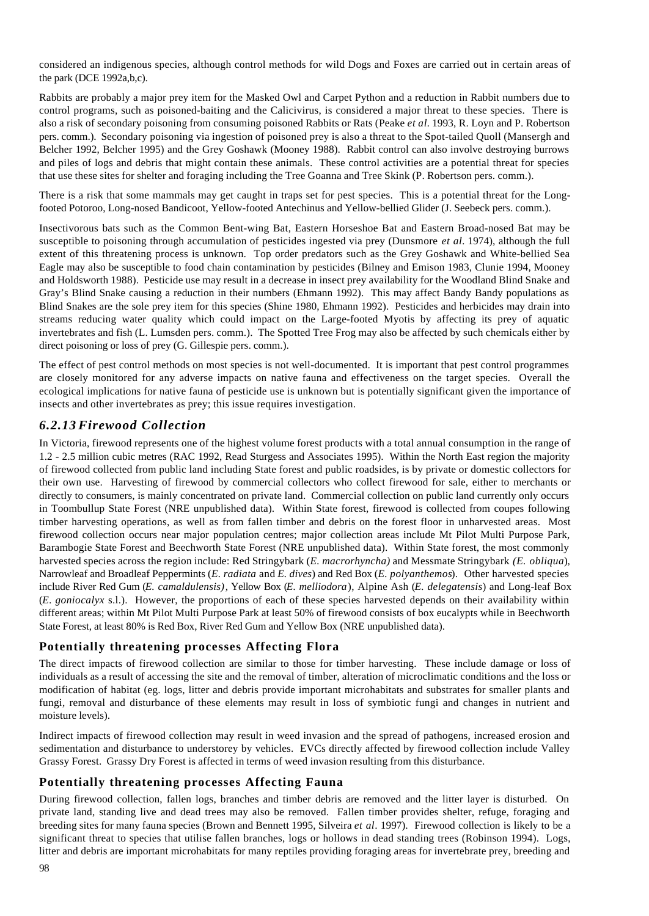considered an indigenous species, although control methods for wild Dogs and Foxes are carried out in certain areas of the park (DCE 1992a,b,c).

Rabbits are probably a major prey item for the Masked Owl and Carpet Python and a reduction in Rabbit numbers due to control programs, such as poisoned-baiting and the Calicivirus, is considered a major threat to these species. There is also a risk of secondary poisoning from consuming poisoned Rabbits or Rats (Peake *et al*. 1993, R. Loyn and P. Robertson pers. comm.). Secondary poisoning via ingestion of poisoned prey is also a threat to the Spot-tailed Quoll (Mansergh and Belcher 1992, Belcher 1995) and the Grey Goshawk (Mooney 1988). Rabbit control can also involve destroying burrows and piles of logs and debris that might contain these animals. These control activities are a potential threat for species that use these sites for shelter and foraging including the Tree Goanna and Tree Skink (P. Robertson pers. comm.).

There is a risk that some mammals may get caught in traps set for pest species. This is a potential threat for the Long-footed Potoroo, Long-nosed Bandicoot, Yellow-footed Antechinus and Yellow-bellied Glider (J. Seebeck pers. comm.).

Insectivorous bats such as the Common Bent-wing Bat, Eastern Horseshoe Bat and Eastern Broad-nosed Bat may be susceptible to poisoning through accumulation of pesticides ingested via prey (Dunsmore *et al*. 1974), although the full extent of this threatening process is unknown. Top order predators such as the Grey Goshawk and White-bellied Sea Eagle may also be susceptible to food chain contamination by pesticides (Bilney and Emison 1983, Clunie 1994, Mooney and Holdsworth 1988). Pesticide use may result in a decrease in insect prey availability for the Woodland Blind Snake and Gray's Blind Snake causing a reduction in their numbers (Ehmann 1992). This may affect Bandy Bandy populations as Blind Snakes are the sole prey item for this species (Shine 1980, Ehmann 1992). Pesticides and herbicides may drain into streams reducing water quality which could impact on the Large-footed Myotis by affecting its prey of aquatic invertebrates and fish (L. Lumsden pers. comm.). The Spotted Tree Frog may also be affected by such chemicals either by direct poisoning or loss of prey (G. Gillespie pers. comm.).

The effect of pest control methods on most species is not well-documented. It is important that pest control programmes are closely monitored for any adverse impacts on native fauna and effectiveness on the target species. Overall the ecological implications for native fauna of pesticide use is unknown but is potentially significant given the importance of insects and other invertebrates as prey; this issue requires investigation.

## *6.2.13 Firewood Collection*

In Victoria, firewood represents one of the highest volume forest products with a total annual consumption in the range of 1.2 - 2.5 million cubic metres (RAC 1992, Read Sturgess and Associates 1995). Within the North East region the majority of firewood collected from public land including State forest and public roadsides, is by private or domestic collectors for their own use. Harvesting of firewood by commercial collectors who collect firewood for sale, either to merchants or directly to consumers, is mainly concentrated on private land. Commercial collection on public land currently only occurs in Toombullup State Forest (NRE unpublished data). Within State forest, firewood is collected from coupes following timber harvesting operations, as well as from fallen timber and debris on the forest floor in unharvested areas. Most firewood collection occurs near major population centres; major collection areas include Mt Pilot Multi Purpose Park, Barambogie State Forest and Beechworth State Forest (NRE unpublished data). Within State forest, the most commonly harvested species across the region include: Red Stringybark (*E. macrorhyncha)* and Messmate Stringybark *(E. obliqua*), Narrowleaf and Broadleaf Peppermints (*E. radiata* and *E. dives*) and Red Box (*E. polyanthemos*). Other harvested species include River Red Gum (*E. camaldulensis)*, Yellow Box (*E. melliodora*), Alpine Ash (*E. delegatensis*) and Long-leaf Box (*E. goniocalyx* s.l.). However, the proportions of each of these species harvested depends on their availability within different areas; within Mt Pilot Multi Purpose Park at least 50% of firewood consists of box eucalypts while in Beechworth State Forest, at least 80% is Red Box, River Red Gum and Yellow Box (NRE unpublished data).

### Potentially threatening processes Affecting Flora

The direct impacts of firewood collection are similar to those for timber harvesting. These include damage or loss of individuals as a result of accessing the site and the removal of timber, alteration of microclimatic conditions and the loss or modification of habitat (eg. logs, litter and debris provide important microhabitats and substrates for smaller plants and fungi, removal and disturbance of these elements may result in loss of symbiotic fungi and changes in nutrient and moisture levels).

Indirect impacts of firewood collection may result in weed invasion and the spread of pathogens, increased erosion and sedimentation and disturbance to understorey by vehicles. EVCs directly affected by firewood collection include Valley Grassy Forest. Grassy Dry Forest is affected in terms of weed invasion resulting from this disturbance.

### Potentially threatening processes Affecting Fauna

During firewood collection, fallen logs, branches and timber debris are removed and the litter layer is disturbed. On private land, standing live and dead trees may also be removed. Fallen timber provides shelter, refuge, foraging and breeding sites for many fauna species (Brown and Bennett 1995, Silveira *et al*. 1997). Firewood collection is likely to be a significant threat to species that utilise fallen branches, logs or hollows in dead standing trees (Robinson 1994). Logs, litter and debris are important microhabitats for many reptiles providing foraging areas for invertebrate prey, breeding and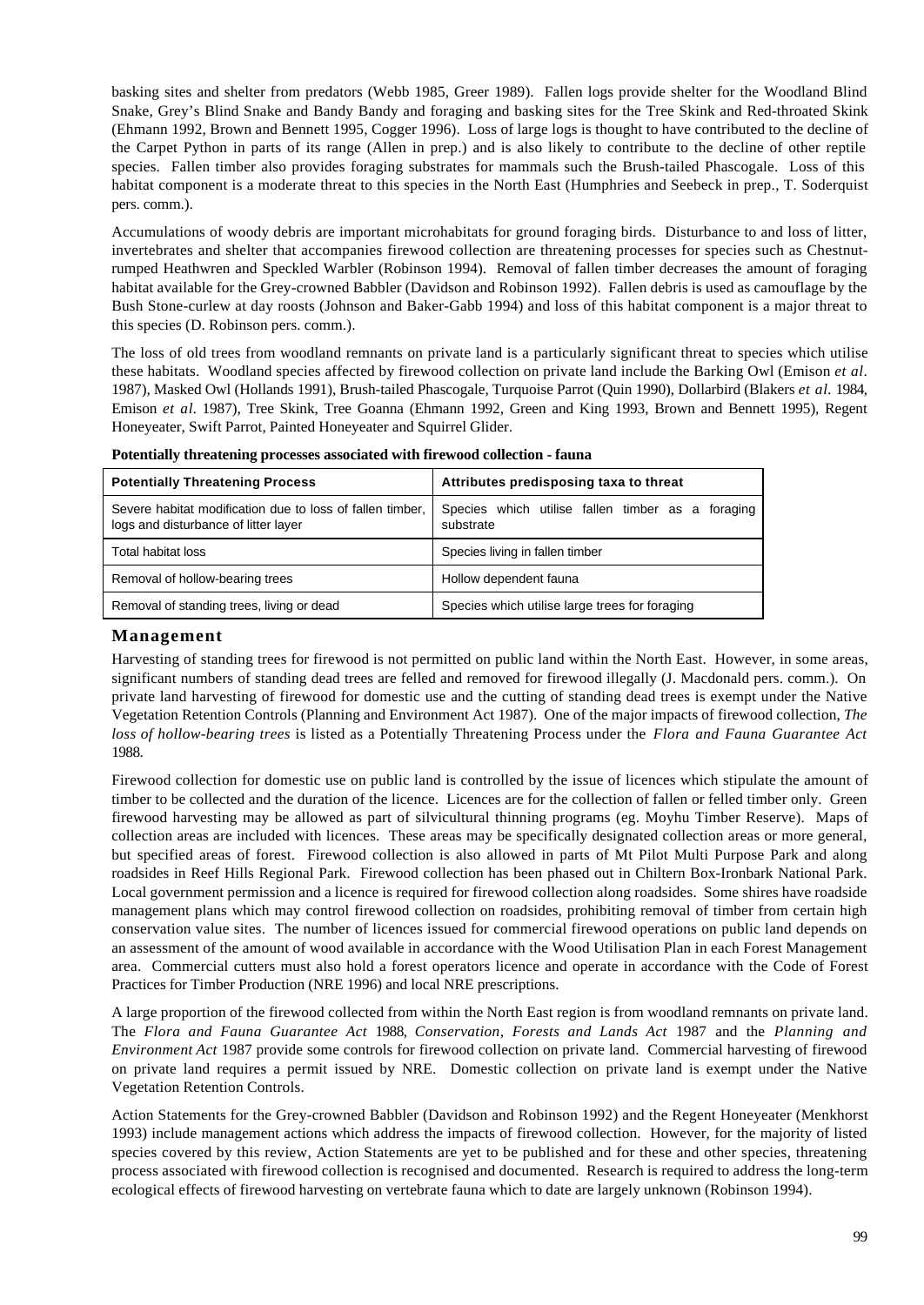basking sites and shelter from predators (Webb 1985, Greer 1989). Fallen logs provide shelter for the Woodland Blind Snake, Grey's Blind Snake and Bandy Bandy and foraging and basking sites for the Tree Skink and Red-throated Skink (Ehmann 1992, Brown and Bennett 1995, Cogger 1996). Loss of large logs is thought to have contributed to the decline of the Carpet Python in parts of its range (Allen in prep.) and is also likely to contribute to the decline of other reptile species. Fallen timber also provides foraging substrates for mammals such the Brush-tailed Phascogale. Loss of this habitat component is a moderate threat to this species in the North East (Humphries and Seebeck in prep., T. Soderquist pers. comm.).

Accumulations of woody debris are important microhabitats for ground foraging birds. Disturbance to and loss of litter, invertebrates and shelter that accompanies firewood collection are threatening processes for species such as Chestnut-rumped Heathwren and Speckled Warbler (Robinson 1994). Removal of fallen timber decreases the amount of foraging habitat available for the Grey-crowned Babbler (Davidson and Robinson 1992). Fallen debris is used as camouflage by the Bush Stone-curlew at day roosts (Johnson and Baker-Gabb 1994) and loss of this habitat component is a major threat to this species (D. Robinson pers. comm.).

The loss of old trees from woodland remnants on private land is a particularly significant threat to species which utilise these habitats. Woodland species affected by firewood collection on private land include the Barking Owl (Emison *et al*. 1987), Masked Owl (Hollands 1991), Brush-tailed Phascogale, Turquoise Parrot (Quin 1990), Dollarbird (Blakers *et al*. 1984, Emison *et al*. 1987), Tree Skink, Tree Goanna (Ehmann 1992, Green and King 1993, Brown and Bennett 1995), Regent Honeyeater, Swift Parrot, Painted Honeyeater and Squirrel Glider.

**Potentially threatening processes associated with firewood collection - fauna**

| Potentially Threatening Process | Attributes predisposing taxa to threat |
|---|---|
| Severe habitat modification due to loss of fallen timber, logs and disturbance of litter layer | Species which utilise fallen timber as a foraging substrate |
| Total habitat loss | Species living in fallen timber |
| Removal of hollow-bearing trees | Hollow dependent fauna |
| Removal of standing trees, living or dead | Species which utilise large trees for foraging |

## Management

Harvesting of standing trees for firewood is not permitted on public land within the North East. However, in some areas, significant numbers of standing dead trees are felled and removed for firewood illegally (J. Macdonald pers. comm.). On private land harvesting of firewood for domestic use and the cutting of standing dead trees is exempt under the Native Vegetation Retention Controls (Planning and Environment Act 1987). One of the major impacts of firewood collection, *The loss of hollow-bearing trees* is listed as a Potentially Threatening Process under the *Flora and Fauna Guarantee Act* 1988.

Firewood collection for domestic use on public land is controlled by the issue of licences which stipulate the amount of timber to be collected and the duration of the licence. Licences are for the collection of fallen or felled timber only. Green firewood harvesting may be allowed as part of silvicultural thinning programs (eg. Moyhu Timber Reserve). Maps of collection areas are included with licences. These areas may be specifically designated collection areas or more general, but specified areas of forest. Firewood collection is also allowed in parts of Mt Pilot Multi Purpose Park and along roadsides in Reef Hills Regional Park. Firewood collection has been phased out in Chiltern Box-Ironbark National Park. Local government permission and a licence is required for firewood collection along roadsides. Some shires have roadside management plans which may control firewood collection on roadsides, prohibiting removal of timber from certain high conservation value sites. The number of licences issued for commercial firewood operations on public land depends on an assessment of the amount of wood available in accordance with the Wood Utilisation Plan in each Forest Management area. Commercial cutters must also hold a forest operators licence and operate in accordance with the Code of Forest Practices for Timber Production (NRE 1996) and local NRE prescriptions.

A large proportion of the firewood collected from within the North East region is from woodland remnants on private land. The *Flora and Fauna Guarantee Act* 1988, *Conservation, Forests and Lands Act* 1987 and the *Planning and Environment Act* 1987 provide some controls for firewood collection on private land. Commercial harvesting of firewood on private land requires a permit issued by NRE. Domestic collection on private land is exempt under the Native Vegetation Retention Controls.

Action Statements for the Grey-crowned Babbler (Davidson and Robinson 1992) and the Regent Honeyeater (Menkhorst 1993) include management actions which address the impacts of firewood collection. However, for the majority of listed species covered by this review, Action Statements are yet to be published and for these and other species, threatening process associated with firewood collection is recognised and documented. Research is required to address the long-term ecological effects of firewood harvesting on vertebrate fauna which to date are largely unknown (Robinson 1994).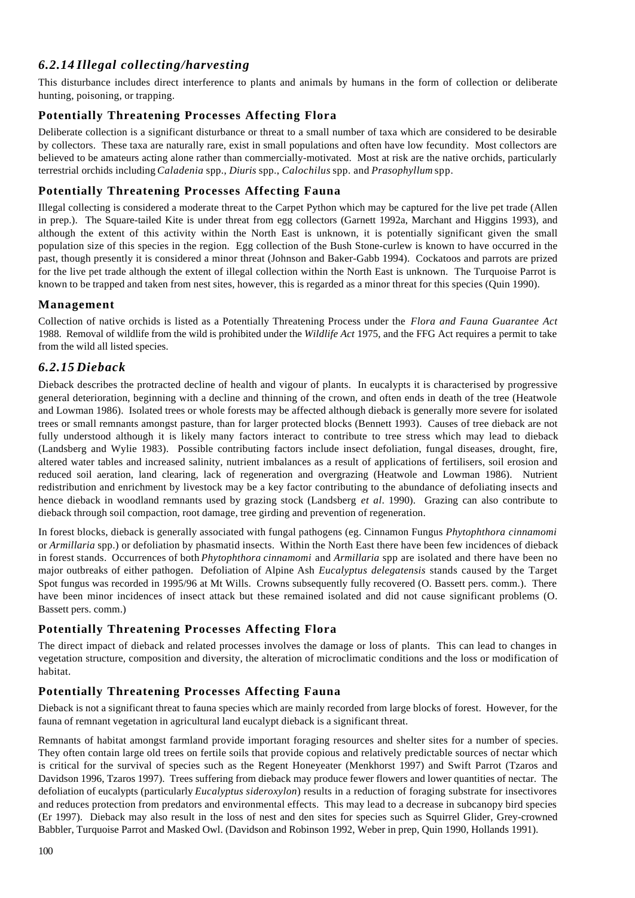## *6.2.14 Illegal collecting/harvesting*

This disturbance includes direct interference to plants and animals by humans in the form of collection or deliberate hunting, poisoning, or trapping.

### Potentially Threatening Processes Affecting Flora

Deliberate collection is a significant disturbance or threat to a small number of taxa which are considered to be desirable by collectors. These taxa are naturally rare, exist in small populations and often have low fecundity. Most collectors are believed to be amateurs acting alone rather than commercially-motivated. Most at risk are the native orchids, particularly terrestrial orchids including *Caladenia* spp., *Diuris* spp., *Calochilus* spp. and *Prasophyllum* spp.

### Potentially Threatening Processes Affecting Fauna

Illegal collecting is considered a moderate threat to the Carpet Python which may be captured for the live pet trade (Allen in prep.). The Square-tailed Kite is under threat from egg collectors (Garnett 1992a, Marchant and Higgins 1993), and although the extent of this activity within the North East is unknown, it is potentially significant given the small population size of this species in the region. Egg collection of the Bush Stone-curlew is known to have occurred in the past, though presently it is considered a minor threat (Johnson and Baker-Gabb 1994). Cockatoos and parrots are prized for the live pet trade although the extent of illegal collection within the North East is unknown. The Turquoise Parrot is known to be trapped and taken from nest sites, however, this is regarded as a minor threat for this species (Quin 1990).

### Management

Collection of native orchids is listed as a Potentially Threatening Process under the *Flora and Fauna Guarantee Act* 1988. Removal of wildlife from the wild is prohibited under the *Wildlife Act* 1975, and the FFG Act requires a permit to take from the wild all listed species.

## *6.2.15 Dieback*

Dieback describes the protracted decline of health and vigour of plants. In eucalypts it is characterised by progressive general deterioration, beginning with a decline and thinning of the crown, and often ends in death of the tree (Heatwole and Lowman 1986). Isolated trees or whole forests may be affected although dieback is generally more severe for isolated trees or small remnants amongst pasture, than for larger protected blocks (Bennett 1993). Causes of tree dieback are not fully understood although it is likely many factors interact to contribute to tree stress which may lead to dieback (Landsberg and Wylie 1983). Possible contributing factors include insect defoliation, fungal diseases, drought, fire, altered water tables and increased salinity, nutrient imbalances as a result of applications of fertilisers, soil erosion and reduced soil aeration, land clearing, lack of regeneration and overgrazing (Heatwole and Lowman 1986). Nutrient redistribution and enrichment by livestock may be a key factor contributing to the abundance of defoliating insects and hence dieback in woodland remnants used by grazing stock (Landsberg *et al*. 1990). Grazing can also contribute to dieback through soil compaction, root damage, tree girding and prevention of regeneration.

In forest blocks, dieback is generally associated with fungal pathogens (eg. Cinnamon Fungus *Phytophthora cinnamomi* or *Armillaria* spp.) or defoliation by phasmatid insects. Within the North East there have been few incidences of dieback in forest stands. Occurrences of both *Phytophthora cinnamomi* and *Armillaria* spp are isolated and there have been no major outbreaks of either pathogen. Defoliation of Alpine Ash *Eucalyptus delegatensis* stands caused by the Target Spot fungus was recorded in 1995/96 at Mt Wills. Crowns subsequently fully recovered (O. Bassett pers. comm.). There have been minor incidences of insect attack but these remained isolated and did not cause significant problems (O. Bassett pers. comm.)

### Potentially Threatening Processes Affecting Flora

The direct impact of dieback and related processes involves the damage or loss of plants. This can lead to changes in vegetation structure, composition and diversity, the alteration of microclimatic conditions and the loss or modification of habitat.

### Potentially Threatening Processes Affecting Fauna

Dieback is not a significant threat to fauna species which are mainly recorded from large blocks of forest. However, for the fauna of remnant vegetation in agricultural land eucalypt dieback is a significant threat.

Remnants of habitat amongst farmland provide important foraging resources and shelter sites for a number of species. They often contain large old trees on fertile soils that provide copious and relatively predictable sources of nectar which is critical for the survival of species such as the Regent Honeyeater (Menkhorst 1997) and Swift Parrot (Tzaros and Davidson 1996, Tzaros 1997). Trees suffering from dieback may produce fewer flowers and lower quantities of nectar. The defoliation of eucalypts (particularly *Eucalyptus sideroxylon*) results in a reduction of foraging substrate for insectivores and reduces protection from predators and environmental effects. This may lead to a decrease in subcanopy bird species (Er 1997). Dieback may also result in the loss of nest and den sites for species such as Squirrel Glider, Grey-crowned Babbler, Turquoise Parrot and Masked Owl. (Davidson and Robinson 1992, Weber in prep, Quin 1990, Hollands 1991).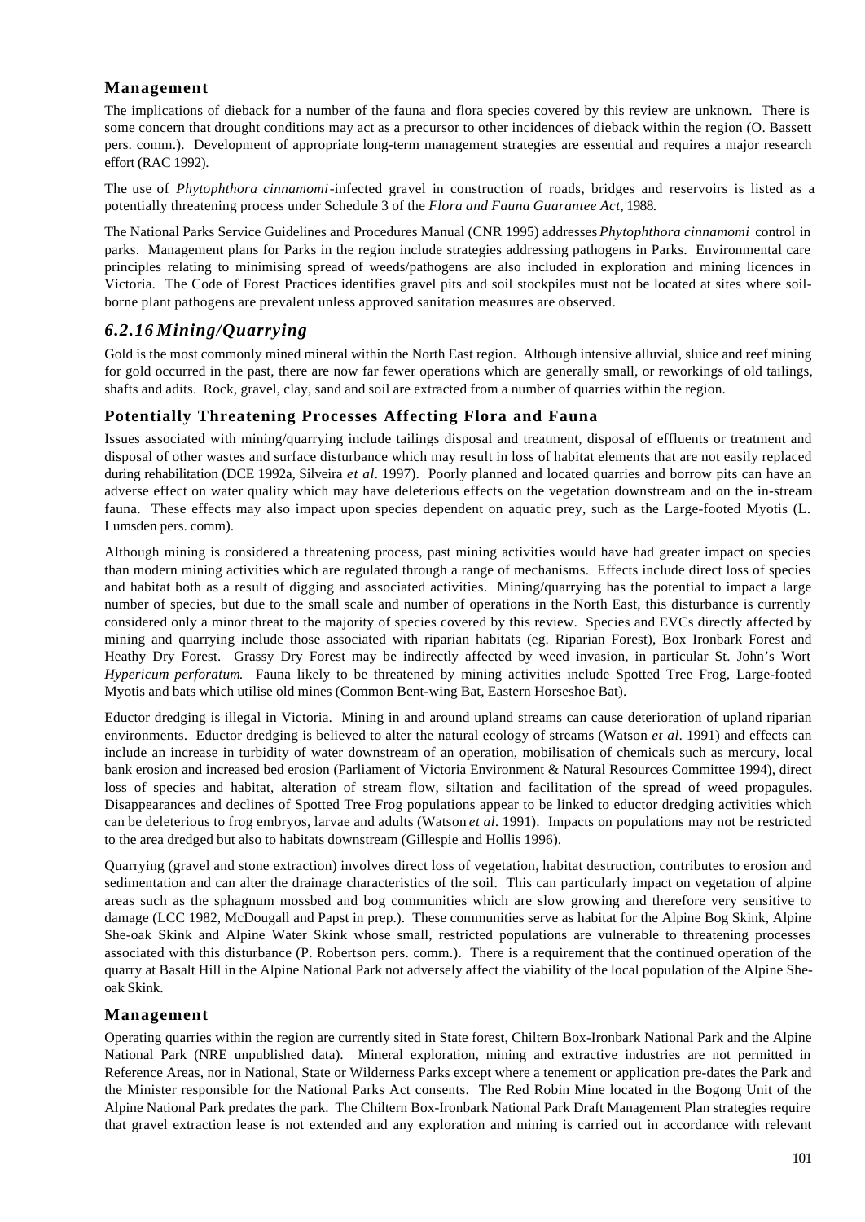### Management

The implications of dieback for a number of the fauna and flora species covered by this review are unknown. There is some concern that drought conditions may act as a precursor to other incidences of dieback within the region (O. Bassett pers. comm.). Development of appropriate long-term management strategies are essential and requires a major research effort (RAC 1992).

The use of *Phytophthora cinnamomi*-infected gravel in construction of roads, bridges and reservoirs is listed as a potentially threatening process under Schedule 3 of the *Flora and Fauna Guarantee Act*, 1988.

The National Parks Service Guidelines and Procedures Manual (CNR 1995) addresses *Phytophthora cinnamomi* control in parks. Management plans for Parks in the region include strategies addressing pathogens in Parks. Environmental care principles relating to minimising spread of weeds/pathogens are also included in exploration and mining licences in Victoria. The Code of Forest Practices identifies gravel pits and soil stockpiles must not be located at sites where soil-borne plant pathogens are prevalent unless approved sanitation measures are observed.

## *6.2.16 Mining/Quarrying*

Gold is the most commonly mined mineral within the North East region. Although intensive alluvial, sluice and reef mining for gold occurred in the past, there are now far fewer operations which are generally small, or reworkings of old tailings, shafts and adits. Rock, gravel, clay, sand and soil are extracted from a number of quarries within the region.

### Potentially Threatening Processes Affecting Flora and Fauna

Issues associated with mining/quarrying include tailings disposal and treatment, disposal of effluents or treatment and disposal of other wastes and surface disturbance which may result in loss of habitat elements that are not easily replaced during rehabilitation (DCE 1992a, Silveira *et al*. 1997). Poorly planned and located quarries and borrow pits can have an adverse effect on water quality which may have deleterious effects on the vegetation downstream and on the in-stream fauna. These effects may also impact upon species dependent on aquatic prey, such as the Large-footed Myotis (L. Lumsden pers. comm).

Although mining is considered a threatening process, past mining activities would have had greater impact on species than modern mining activities which are regulated through a range of mechanisms. Effects include direct loss of species and habitat both as a result of digging and associated activities. Mining/quarrying has the potential to impact a large number of species, but due to the small scale and number of operations in the North East, this disturbance is currently considered only a minor threat to the majority of species covered by this review. Species and EVCs directly affected by mining and quarrying include those associated with riparian habitats (eg. Riparian Forest), Box Ironbark Forest and Heathy Dry Forest. Grassy Dry Forest may be indirectly affected by weed invasion, in particular St. John's Wort *Hypericum perforatum*. Fauna likely to be threatened by mining activities include Spotted Tree Frog, Large-footed Myotis and bats which utilise old mines (Common Bent-wing Bat, Eastern Horseshoe Bat).

Eductor dredging is illegal in Victoria. Mining in and around upland streams can cause deterioration of upland riparian environments. Eductor dredging is believed to alter the natural ecology of streams (Watson *et al*. 1991) and effects can include an increase in turbidity of water downstream of an operation, mobilisation of chemicals such as mercury, local bank erosion and increased bed erosion (Parliament of Victoria Environment & Natural Resources Committee 1994), direct loss of species and habitat, alteration of stream flow, siltation and facilitation of the spread of weed propagules. Disappearances and declines of Spotted Tree Frog populations appear to be linked to eductor dredging activities which can be deleterious to frog embryos, larvae and adults (Watson *et al*. 1991). Impacts on populations may not be restricted to the area dredged but also to habitats downstream (Gillespie and Hollis 1996).

Quarrying (gravel and stone extraction) involves direct loss of vegetation, habitat destruction, contributes to erosion and sedimentation and can alter the drainage characteristics of the soil. This can particularly impact on vegetation of alpine areas such as the sphagnum mossbed and bog communities which are slow growing and therefore very sensitive to damage (LCC 1982, McDougall and Papst in prep.). These communities serve as habitat for the Alpine Bog Skink, Alpine She-oak Skink and Alpine Water Skink whose small, restricted populations are vulnerable to threatening processes associated with this disturbance (P. Robertson pers. comm.). There is a requirement that the continued operation of the quarry at Basalt Hill in the Alpine National Park not adversely affect the viability of the local population of the Alpine She-oak Skink.

### Management

Operating quarries within the region are currently sited in State forest, Chiltern Box-Ironbark National Park and the Alpine National Park (NRE unpublished data). Mineral exploration, mining and extractive industries are not permitted in Reference Areas, nor in National, State or Wilderness Parks except where a tenement or application pre-dates the Park and the Minister responsible for the National Parks Act consents. The Red Robin Mine located in the Bogong Unit of the Alpine National Park predates the park. The Chiltern Box-Ironbark National Park Draft Management Plan strategies require that gravel extraction lease is not extended and any exploration and mining is carried out in accordance with relevant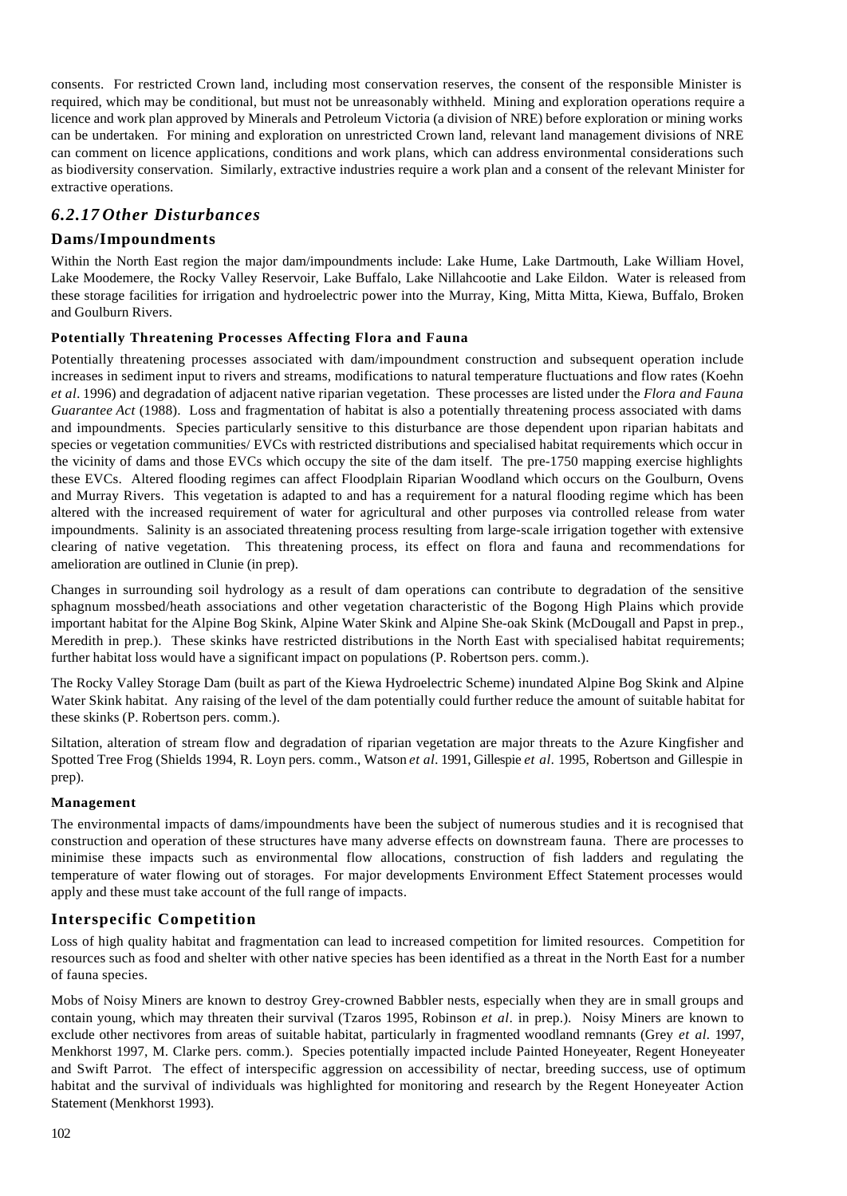consents. For restricted Crown land, including most conservation reserves, the consent of the responsible Minister is required, which may be conditional, but must not be unreasonably withheld. Mining and exploration operations require a licence and work plan approved by Minerals and Petroleum Victoria (a division of NRE) before exploration or mining works can be undertaken. For mining and exploration on unrestricted Crown land, relevant land management divisions of NRE can comment on licence applications, conditions and work plans, which can address environmental considerations such as biodiversity conservation. Similarly, extractive industries require a work plan and a consent of the relevant Minister for extractive operations.

## 6.2.17 Other Disturbances

### Dams/Impoundments

Within the North East region the major dam/impoundments include: Lake Hume, Lake Dartmouth, Lake William Hovel, Lake Moodemere, the Rocky Valley Reservoir, Lake Buffalo, Lake Nillahcootie and Lake Eildon. Water is released from these storage facilities for irrigation and hydroelectric power into the Murray, King, Mitta Mitta, Kiewa, Buffalo, Broken and Goulburn Rivers.

#### Potentially Threatening Processes Affecting Flora and Fauna

Potentially threatening processes associated with dam/impoundment construction and subsequent operation include increases in sediment input to rivers and streams, modifications to natural temperature fluctuations and flow rates (Koehn *et al*. 1996) and degradation of adjacent native riparian vegetation. These processes are listed under the *Flora and Fauna Guarantee Act* (1988). Loss and fragmentation of habitat is also a potentially threatening process associated with dams and impoundments. Species particularly sensitive to this disturbance are those dependent upon riparian habitats and species or vegetation communities/ EVCs with restricted distributions and specialised habitat requirements which occur in the vicinity of dams and those EVCs which occupy the site of the dam itself. The pre-1750 mapping exercise highlights these EVCs. Altered flooding regimes can affect Floodplain Riparian Woodland which occurs on the Goulburn, Ovens and Murray Rivers. This vegetation is adapted to and has a requirement for a natural flooding regime which has been altered with the increased requirement of water for agricultural and other purposes via controlled release from water impoundments. Salinity is an associated threatening process resulting from large-scale irrigation together with extensive clearing of native vegetation. This threatening process, its effect on flora and fauna and recommendations for amelioration are outlined in Clunie (in prep).

Changes in surrounding soil hydrology as a result of dam operations can contribute to degradation of the sensitive sphagnum mossbed/heath associations and other vegetation characteristic of the Bogong High Plains which provide important habitat for the Alpine Bog Skink, Alpine Water Skink and Alpine She-oak Skink (McDougall and Papst in prep., Meredith in prep.). These skinks have restricted distributions in the North East with specialised habitat requirements; further habitat loss would have a significant impact on populations (P. Robertson pers. comm.).

The Rocky Valley Storage Dam (built as part of the Kiewa Hydroelectric Scheme) inundated Alpine Bog Skink and Alpine Water Skink habitat. Any raising of the level of the dam potentially could further reduce the amount of suitable habitat for these skinks (P. Robertson pers. comm.).

Siltation, alteration of stream flow and degradation of riparian vegetation are major threats to the Azure Kingfisher and Spotted Tree Frog (Shields 1994, R. Loyn pers. comm., Watson *et al*. 1991, Gillespie *et al*. 1995, Robertson and Gillespie in prep).

#### Management

The environmental impacts of dams/impoundments have been the subject of numerous studies and it is recognised that construction and operation of these structures have many adverse effects on downstream fauna. There are processes to minimise these impacts such as environmental flow allocations, construction of fish ladders and regulating the temperature of water flowing out of storages. For major developments Environment Effect Statement processes would apply and these must take account of the full range of impacts.

### Interspecific Competition

Loss of high quality habitat and fragmentation can lead to increased competition for limited resources. Competition for resources such as food and shelter with other native species has been identified as a threat in the North East for a number of fauna species.

Mobs of Noisy Miners are known to destroy Grey-crowned Babbler nests, especially when they are in small groups and contain young, which may threaten their survival (Tzaros 1995, Robinson *et al*. in prep.). Noisy Miners are known to exclude other nectivores from areas of suitable habitat, particularly in fragmented woodland remnants (Grey *et al*. 1997, Menkhorst 1997, M. Clarke pers. comm.). Species potentially impacted include Painted Honeyeater, Regent Honeyeater and Swift Parrot. The effect of interspecific aggression on accessibility of nectar, breeding success, use of optimum habitat and the survival of individuals was highlighted for monitoring and research by the Regent Honeyeater Action Statement (Menkhorst 1993).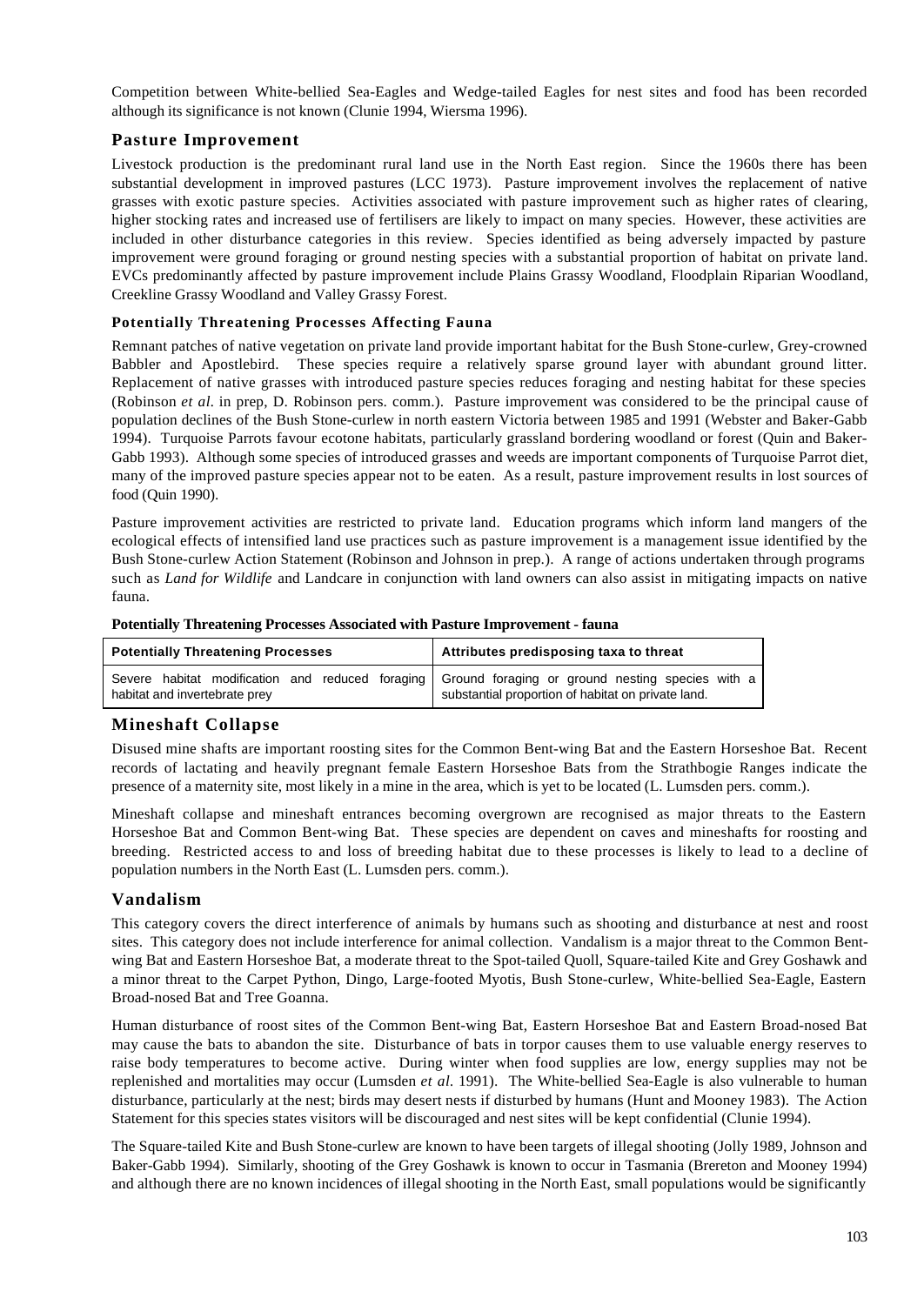Competition between White-bellied Sea-Eagles and Wedge-tailed Eagles for nest sites and food has been recorded although its significance is not known (Clunie 1994, Wiersma 1996).

## Pasture Improvement

Livestock production is the predominant rural land use in the North East region. Since the 1960s there has been substantial development in improved pastures (LCC 1973). Pasture improvement involves the replacement of native grasses with exotic pasture species. Activities associated with pasture improvement such as higher rates of clearing, higher stocking rates and increased use of fertilisers are likely to impact on many species. However, these activities are included in other disturbance categories in this review. Species identified as being adversely impacted by pasture improvement were ground foraging or ground nesting species with a substantial proportion of habitat on private land. EVCs predominantly affected by pasture improvement include Plains Grassy Woodland, Floodplain Riparian Woodland, Creekline Grassy Woodland and Valley Grassy Forest.

### Potentially Threatening Processes Affecting Fauna

Remnant patches of native vegetation on private land provide important habitat for the Bush Stone-curlew, Grey-crowned Babbler and Apostlebird. These species require a relatively sparse ground layer with abundant ground litter. Replacement of native grasses with introduced pasture species reduces foraging and nesting habitat for these species (Robinson *et al.* in prep, D. Robinson pers. comm.). Pasture improvement was considered to be the principal cause of population declines of the Bush Stone-curlew in north eastern Victoria between 1985 and 1991 (Webster and Baker-Gabb 1994). Turquoise Parrots favour ecotone habitats, particularly grassland bordering woodland or forest (Quin and Baker-Gabb 1993). Although some species of introduced grasses and weeds are important components of Turquoise Parrot diet, many of the improved pasture species appear not to be eaten. As a result, pasture improvement results in lost sources of food (Quin 1990).

Pasture improvement activities are restricted to private land. Education programs which inform land mangers of the ecological effects of intensified land use practices such as pasture improvement is a management issue identified by the Bush Stone-curlew Action Statement (Robinson and Johnson in prep.). A range of actions undertaken through programs such as *Land for Wildlife* and Landcare in conjunction with land owners can also assist in mitigating impacts on native fauna.

**Potentially Threatening Processes Associated with Pasture Improvement - fauna**

| Potentially Threatening Processes | Attributes predisposing taxa to threat |
|---|---|
| Severe habitat modification and reduced foraging habitat and invertebrate prey | Ground foraging or ground nesting species with a substantial proportion of habitat on private land. |

## Mineshaft Collapse

Disused mine shafts are important roosting sites for the Common Bent-wing Bat and the Eastern Horseshoe Bat. Recent records of lactating and heavily pregnant female Eastern Horseshoe Bats from the Strathbogie Ranges indicate the presence of a maternity site, most likely in a mine in the area, which is yet to be located (L. Lumsden pers. comm.).

Mineshaft collapse and mineshaft entrances becoming overgrown are recognised as major threats to the Eastern Horseshoe Bat and Common Bent-wing Bat. These species are dependent on caves and mineshafts for roosting and breeding. Restricted access to and loss of breeding habitat due to these processes is likely to lead to a decline of population numbers in the North East (L. Lumsden pers. comm.).

## Vandalism

This category covers the direct interference of animals by humans such as shooting and disturbance at nest and roost sites. This category does not include interference for animal collection. Vandalism is a major threat to the Common Bent-wing Bat and Eastern Horseshoe Bat, a moderate threat to the Spot-tailed Quoll, Square-tailed Kite and Grey Goshawk and a minor threat to the Carpet Python, Dingo, Large-footed Myotis, Bush Stone-curlew, White-bellied Sea-Eagle, Eastern Broad-nosed Bat and Tree Goanna.

Human disturbance of roost sites of the Common Bent-wing Bat, Eastern Horseshoe Bat and Eastern Broad-nosed Bat may cause the bats to abandon the site. Disturbance of bats in torpor causes them to use valuable energy reserves to raise body temperatures to become active. During winter when food supplies are low, energy supplies may not be replenished and mortalities may occur (Lumsden *et al.* 1991). The White-bellied Sea-Eagle is also vulnerable to human disturbance, particularly at the nest; birds may desert nests if disturbed by humans (Hunt and Mooney 1983). The Action Statement for this species states visitors will be discouraged and nest sites will be kept confidential (Clunie 1994).

The Square-tailed Kite and Bush Stone-curlew are known to have been targets of illegal shooting (Jolly 1989, Johnson and Baker-Gabb 1994). Similarly, shooting of the Grey Goshawk is known to occur in Tasmania (Brereton and Mooney 1994) and although there are no known incidences of illegal shooting in the North East, small populations would be significantly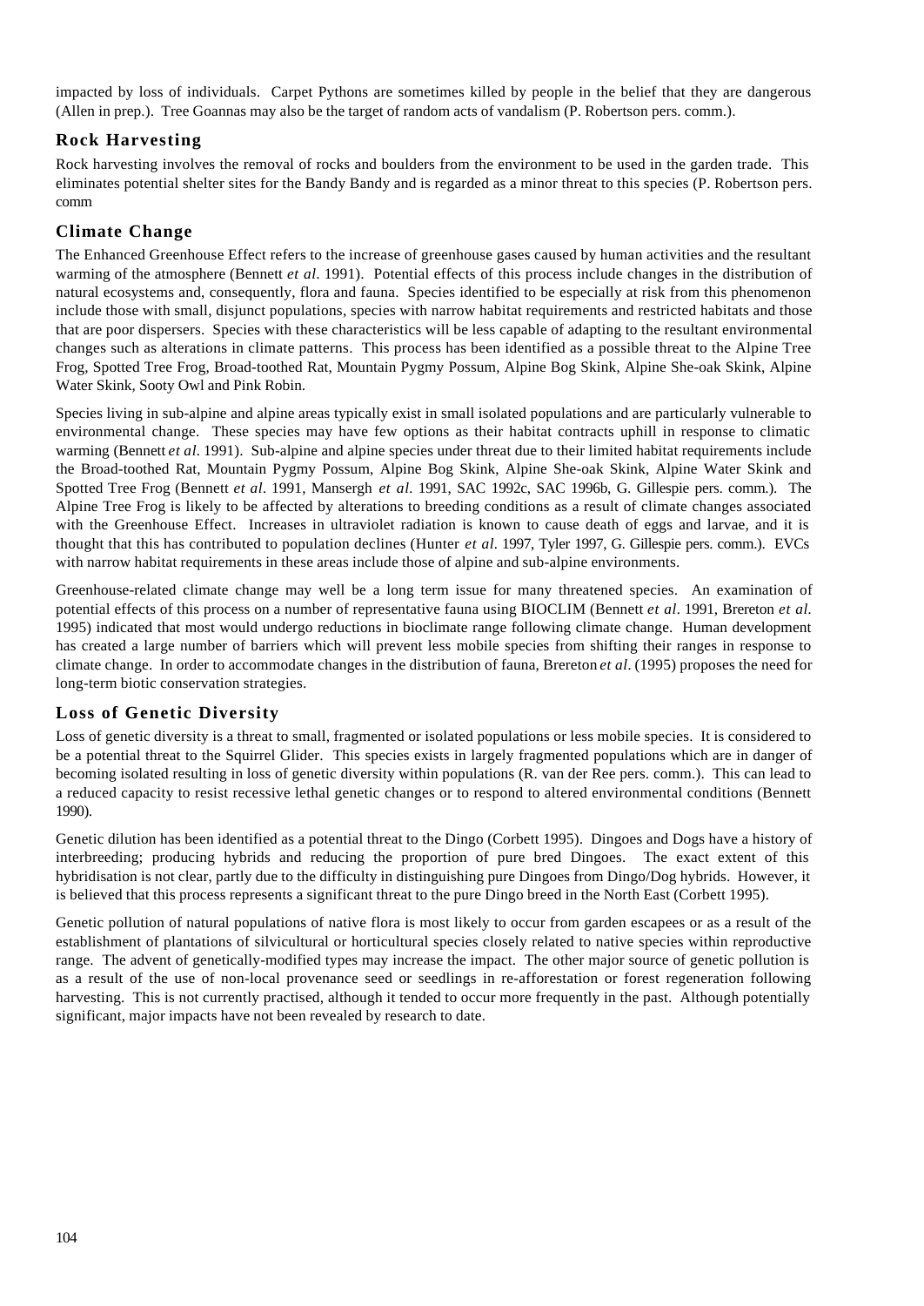impacted by loss of individuals. Carpet Pythons are sometimes killed by people in the belief that they are dangerous (Allen in prep.). Tree Goannas may also be the target of random acts of vandalism (P. Robertson pers. comm.).

## Rock Harvesting

Rock harvesting involves the removal of rocks and boulders from the environment to be used in the garden trade. This eliminates potential shelter sites for the Bandy Bandy and is regarded as a minor threat to this species (P. Robertson pers. comm

## Climate Change

The Enhanced Greenhouse Effect refers to the increase of greenhouse gases caused by human activities and the resultant warming of the atmosphere (Bennett *et al*. 1991). Potential effects of this process include changes in the distribution of natural ecosystems and, consequently, flora and fauna. Species identified to be especially at risk from this phenomenon include those with small, disjunct populations, species with narrow habitat requirements and restricted habitats and those that are poor dispersers. Species with these characteristics will be less capable of adapting to the resultant environmental changes such as alterations in climate patterns. This process has been identified as a possible threat to the Alpine Tree Frog, Spotted Tree Frog, Broad-toothed Rat, Mountain Pygmy Possum, Alpine Bog Skink, Alpine She-oak Skink, Alpine Water Skink, Sooty Owl and Pink Robin.

Species living in sub-alpine and alpine areas typically exist in small isolated populations and are particularly vulnerable to environmental change. These species may have few options as their habitat contracts uphill in response to climatic warming (Bennett *et al*. 1991). Sub-alpine and alpine species under threat due to their limited habitat requirements include the Broad-toothed Rat, Mountain Pygmy Possum, Alpine Bog Skink, Alpine She-oak Skink, Alpine Water Skink and Spotted Tree Frog (Bennett *et al*. 1991, Mansergh *et al*. 1991, SAC 1992c, SAC 1996b, G. Gillespie pers. comm.). The Alpine Tree Frog is likely to be affected by alterations to breeding conditions as a result of climate changes associated with the Greenhouse Effect. Increases in ultraviolet radiation is known to cause death of eggs and larvae, and it is thought that this has contributed to population declines (Hunter *et al*. 1997, Tyler 1997, G. Gillespie pers. comm.). EVCs with narrow habitat requirements in these areas include those of alpine and sub-alpine environments.

Greenhouse-related climate change may well be a long term issue for many threatened species. An examination of potential effects of this process on a number of representative fauna using BIOCLIM (Bennett *et al*. 1991, Brereton *et al.* 1995) indicated that most would undergo reductions in bioclimate range following climate change. Human development has created a large number of barriers which will prevent less mobile species from shifting their ranges in response to climate change. In order to accommodate changes in the distribution of fauna, Brereton *et al*. (1995) proposes the need for long-term biotic conservation strategies.

## Loss of Genetic Diversity

Loss of genetic diversity is a threat to small, fragmented or isolated populations or less mobile species. It is considered to be a potential threat to the Squirrel Glider. This species exists in largely fragmented populations which are in danger of becoming isolated resulting in loss of genetic diversity within populations (R. van der Ree pers. comm.). This can lead to a reduced capacity to resist recessive lethal genetic changes or to respond to altered environmental conditions (Bennett 1990).

Genetic dilution has been identified as a potential threat to the Dingo (Corbett 1995). Dingoes and Dogs have a history of interbreeding; producing hybrids and reducing the proportion of pure bred Dingoes. The exact extent of this hybridisation is not clear, partly due to the difficulty in distinguishing pure Dingoes from Dingo/Dog hybrids. However, it is believed that this process represents a significant threat to the pure Dingo breed in the North East (Corbett 1995).

Genetic pollution of natural populations of native flora is most likely to occur from garden escapees or as a result of the establishment of plantations of silvicultural or horticultural species closely related to native species within reproductive range. The advent of genetically-modified types may increase the impact. The other major source of genetic pollution is as a result of the use of non-local provenance seed or seedlings in re-afforestation or forest regeneration following harvesting. This is not currently practised, although it tended to occur more frequently in the past. Although potentially significant, major impacts have not been revealed by research to date.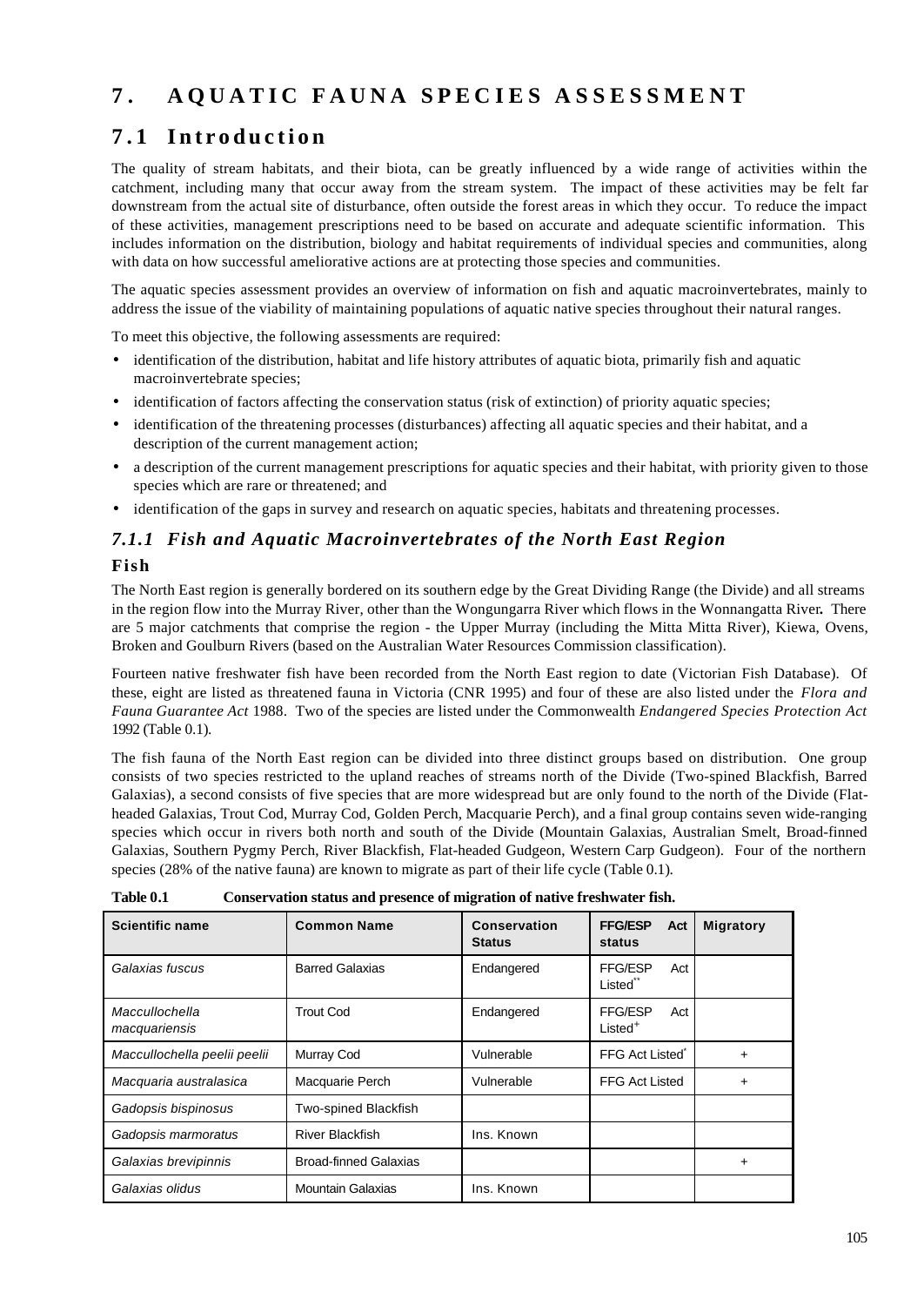# 7. AQUATIC FAUNA SPECIES ASSESSMENT

## 7.1 Introduction

The quality of stream habitats, and their biota, can be greatly influenced by a wide range of activities within the catchment, including many that occur away from the stream system. The impact of these activities may be felt far downstream from the actual site of disturbance, often outside the forest areas in which they occur. To reduce the impact of these activities, management prescriptions need to be based on accurate and adequate scientific information. This includes information on the distribution, biology and habitat requirements of individual species and communities, along with data on how successful ameliorative actions are at protecting those species and communities.

The aquatic species assessment provides an overview of information on fish and aquatic macroinvertebrates, mainly to address the issue of the viability of maintaining populations of aquatic native species throughout their natural ranges.

To meet this objective, the following assessments are required:

- identification of the distribution, habitat and life history attributes of aquatic biota, primarily fish and aquatic macroinvertebrate species;
- identification of factors affecting the conservation status (risk of extinction) of priority aquatic species;
- identification of the threatening processes (disturbances) affecting all aquatic species and their habitat, and a description of the current management action;
- a description of the current management prescriptions for aquatic species and their habitat, with priority given to those species which are rare or threatened; and
- identification of the gaps in survey and research on aquatic species, habitats and threatening processes.

### *7.1.1 Fish and Aquatic Macroinvertebrates of the North East Region*

#### Fish

The North East region is generally bordered on its southern edge by the Great Dividing Range (the Divide) and all streams in the region flow into the Murray River, other than the Wongungarra River which flows in the Wonnangatta River**.** There are 5 major catchments that comprise the region - the Upper Murray (including the Mitta Mitta River), Kiewa, Ovens, Broken and Goulburn Rivers (based on the Australian Water Resources Commission classification).

Fourteen native freshwater fish have been recorded from the North East region to date (Victorian Fish Database). Of these, eight are listed as threatened fauna in Victoria (CNR 1995) and four of these are also listed under the *Flora and Fauna Guarantee Act* 1988. Two of the species are listed under the Commonwealth *Endangered Species Protection Act* 1992 (Table 0.1).

The fish fauna of the North East region can be divided into three distinct groups based on distribution. One group consists of two species restricted to the upland reaches of streams north of the Divide (Two-spined Blackfish, Barred Galaxias), a second consists of five species that are more widespread but are only found to the north of the Divide (Flat-headed Galaxias, Trout Cod, Murray Cod, Golden Perch, Macquarie Perch), and a final group contains seven wide-ranging species which occur in rivers both north and south of the Divide (Mountain Galaxias, Australian Smelt, Broad-finned Galaxias, Southern Pygmy Perch, River Blackfish, Flat-headed Gudgeon, Western Carp Gudgeon). Four of the northern species (28% of the native fauna) are known to migrate as part of their life cycle (Table 0.1).

**Table 0.1 Conservation status and presence of migration of native freshwater fish.**

| Scientific name | Common Name | Conservation Status | FFG/ESP Act status | Migratory |
|---|---|---|---|---|
| *Galaxias fuscus* | Barred Galaxias | Endangered | FFG/ESP Act Listed** | |
| *Maccullochella macquariensis* | Trout Cod | Endangered | FFG/ESP Act Listed+ | |
| *Maccullochella peelii peelii* | Murray Cod | Vulnerable | FFG Act Listed* | + |
| *Macquaria australasica* | Macquarie Perch | Vulnerable | FFG Act Listed | + |
| *Gadopsis bispinosus* | Two-spined Blackfish | | | |
| *Gadopsis marmoratus* | River Blackfish | Ins. Known | | |
| *Galaxias brevipinnis* | Broad-finned Galaxias | | | + |
| *Galaxias olidus* | Mountain Galaxias | Ins. Known | | |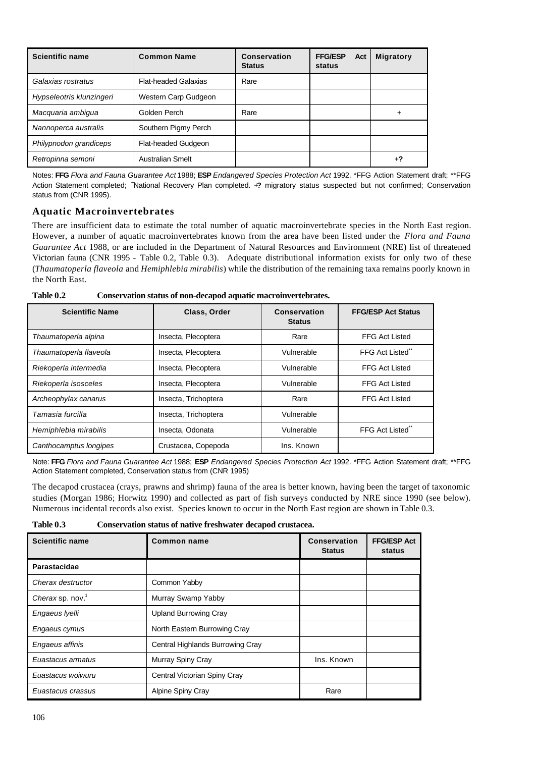| Scientific name | Common Name | Conservation Status | FFG/ESP Act status | Migratory |
|---|---|---|---|---|
| *Galaxias rostratus* | Flat-headed Galaxias | Rare | | |
| *Hypseleotris klunzingeri* | Western Carp Gudgeon | | | |
| *Macquaria ambigua* | Golden Perch | Rare | | + |
| *Nannoperca australis* | Southern Pigmy Perch | | | |
| *Philypnodon grandiceps* | Flat-headed Gudgeon | | | |
| *Retropinna semoni* | Australian Smelt | | | +**?** |

Notes: **FFG** *Flora and Fauna Guarantee Act* 1988; **ESP** *Endangered Species Protection Act* 1992. *FFG Action Statement draft; **FFG Action Statement completed; +National Recovery Plan completed. +**?** migratory status suspected but not confirmed; Conservation status from (CNR 1995).

### Aquatic Macroinvertebrates

There are insufficient data to estimate the total number of aquatic macroinvertebrate species in the North East region. However, a number of aquatic macroinvertebrates known from the area have been listed under the *Flora and Fauna Guarantee Act* 1988, or are included in the Department of Natural Resources and Environment (NRE) list of threatened Victorian fauna (CNR 1995 - Table 0.2, Table 0.3). Adequate distributional information exists for only two of these (*Thaumatoperla flaveola* and *Hemiphlebia mirabilis*) while the distribution of the remaining taxa remains poorly known in the North East.

**Table 0.2 Conservation status of non-decapod aquatic macroinvertebrates.**

| Scientific Name | Class, Order | Conservation Status | FFG/ESP Act Status |
|---|---|---|---|
| *Thaumatoperla alpina* | Insecta, Plecoptera | Rare | FFG Act Listed |
| *Thaumatoperla flaveola* | Insecta, Plecoptera | Vulnerable | FFG Act Listed** |
| *Riekoperla intermedia* | Insecta, Plecoptera | Vulnerable | FFG Act Listed |
| *Riekoperla isosceles* | Insecta, Plecoptera | Vulnerable | FFG Act Listed |
| *Archeophylax canarus* | Insecta, Trichoptera | Rare | FFG Act Listed |
| *Tamasia furcilla* | Insecta, Trichoptera | Vulnerable | |
| *Hemiphlebia mirabilis* | Insecta, Odonata | Vulnerable | FFG Act Listed** |
| *Canthocamptus longipes* | Crustacea, Copepoda | Ins. Known | |

Note: **FFG** *Flora and Fauna Guarantee Act* 1988; **ESP** *Endangered Species Protection Act* 1992. *FFG Action Statement draft; **FFG Action Statement completed, Conservation status from (CNR 1995)

The decapod crustacea (crays, prawns and shrimp) fauna of the area is better known, having been the target of taxonomic studies (Morgan 1986; Horwitz 1990) and collected as part of fish surveys conducted by NRE since 1990 (see below). Numerous incidental records also exist. Species known to occur in the North East region are shown in Table 0.3.

**Table 0.3 Conservation status of native freshwater decapod crustacea.**

| Scientific name | Common name | Conservation Status | FFG/ESP Act status |
|---|---|---|---|
| **Parastacidae** | | | |
| *Cherax destructor* | Common Yabby | | |
| *Cherax* sp. nov.[1] | Murray Swamp Yabby | | |
| *Engaeus lyelli* | Upland Burrowing Cray | | |
| *Engaeus cymus* | North Eastern Burrowing Cray | | |
| *Engaeus affinis* | Central Highlands Burrowing Cray | | |
| *Euastacus armatus* | Murray Spiny Cray | Ins. Known | |
| *Euastacus woiwuru* | Central Victorian Spiny Cray | | |
| *Euastacus crassus* | Alpine Spiny Cray | Rare | |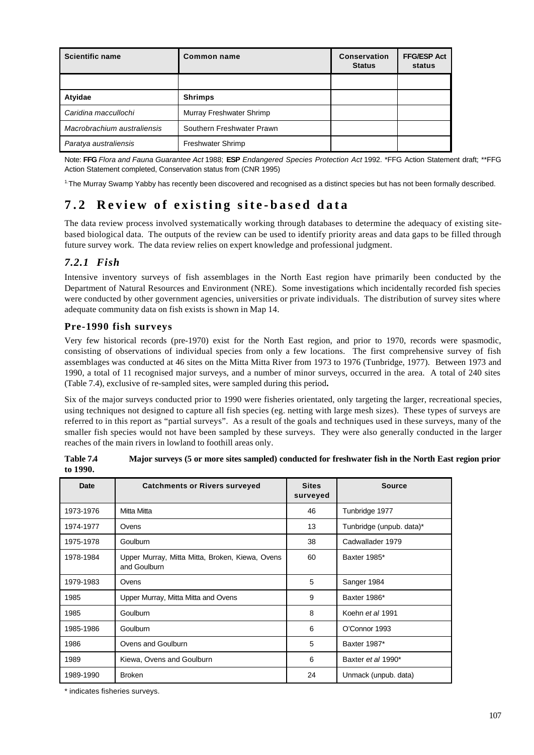| Scientific name | Common name | Conservation Status | FFG/ESP Act status |
|---|---|---|---|
| | | | |
| **Atyidae** | **Shrimps** | | |
| *Caridina mccullochi* | Murray Freshwater Shrimp | | |
| *Macrobrachium australiensis* | Southern Freshwater Prawn | | |
| *Paratya australiensis* | Freshwater Shrimp | | |

Note: **FFG** *Flora and Fauna Guarantee Act* 1988; **ESP** *Endangered Species Protection Act* 1992. *FFG Action Statement draft; **FFG Action Statement completed, Conservation status from (CNR 1995)

[1] The Murray Swamp Yabby has recently been discovered and recognised as a distinct species but has not been formally described.

## 7.2 Review of existing site-based data

The data review process involved systematically working through databases to determine the adequacy of existing site-based biological data. The outputs of the review can be used to identify priority areas and data gaps to be filled through future survey work. The data review relies on expert knowledge and professional judgment.

### *7.2.1 Fish*

Intensive inventory surveys of fish assemblages in the North East region have primarily been conducted by the Department of Natural Resources and Environment (NRE). Some investigations which incidentally recorded fish species were conducted by other government agencies, universities or private individuals. The distribution of survey sites where adequate community data on fish exists is shown in Map 14.

#### Pre-1990 fish surveys

Very few historical records (pre-1970) exist for the North East region, and prior to 1970, records were spasmodic, consisting of observations of individual species from only a few locations. The first comprehensive survey of fish assemblages was conducted at 46 sites on the Mitta Mitta River from 1973 to 1976 (Tunbridge, 1977). Between 1973 and 1990, a total of 11 recognised major surveys, and a number of minor surveys, occurred in the area. A total of 240 sites (Table 7.4), exclusive of re-sampled sites, were sampled during this period**.**

Six of the major surveys conducted prior to 1990 were fisheries orientated, only targeting the larger, recreational species, using techniques not designed to capture all fish species (eg. netting with large mesh sizes). These types of surveys are referred to in this report as "partial surveys". As a result of the goals and techniques used in these surveys, many of the smaller fish species would not have been sampled by these surveys. They were also generally conducted in the larger reaches of the main rivers in lowland to foothill areas only.

**Table 7.4 Major surveys (5 or more sites sampled) conducted for freshwater fish in the North East region prior to 1990.**

| Date | Catchments or Rivers surveyed | Sites surveyed | Source |
|---|---|---|---|
| 1973-1976 | Mitta Mitta | 46 | Tunbridge 1977 |
| 1974-1977 | Ovens | 13 | Tunbridge (unpub. data)* |
| 1975-1978 | Goulburn | 38 | Cadwallader 1979 |
| 1978-1984 | Upper Murray, Mitta Mitta, Broken, Kiewa, Ovens and Goulburn | 60 | Baxter 1985* |
| 1979-1983 | Ovens | 5 | Sanger 1984 |
| 1985 | Upper Murray, Mitta Mitta and Ovens | 9 | Baxter 1986* |
| 1985 | Goulburn | 8 | Koehn *et al* 1991 |
| 1985-1986 | Goulburn | 6 | O'Connor 1993 |
| 1986 | Ovens and Goulburn | 5 | Baxter 1987* |
| 1989 | Kiewa, Ovens and Goulburn | 6 | Baxter *et al* 1990* |
| 1989-1990 | Broken | 24 | Unmack (unpub. data) |

\* indicates fisheries surveys.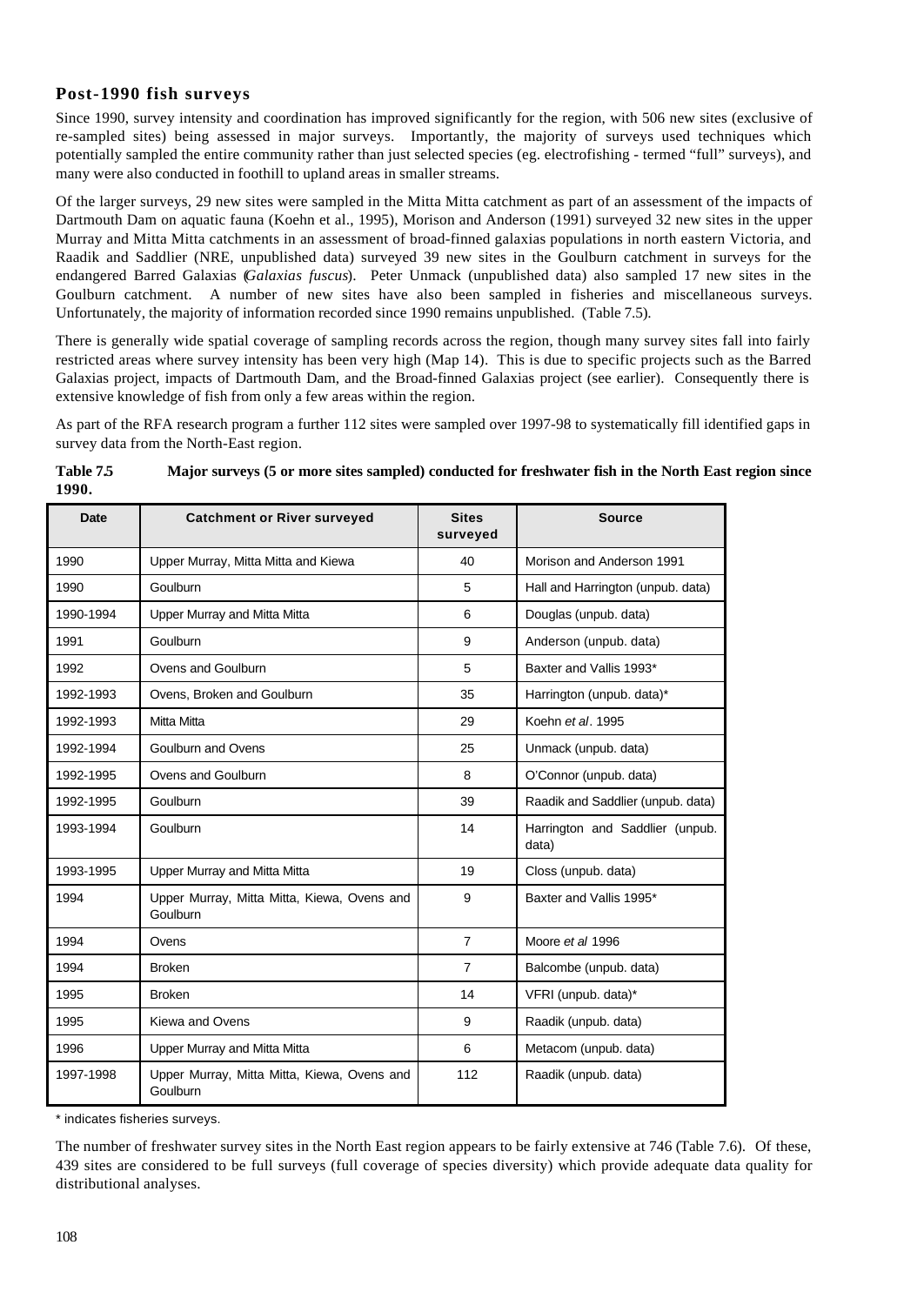### Post-1990 fish surveys

Since 1990, survey intensity and coordination has improved significantly for the region, with 506 new sites (exclusive of re-sampled sites) being assessed in major surveys. Importantly, the majority of surveys used techniques which potentially sampled the entire community rather than just selected species (eg. electrofishing - termed "full" surveys), and many were also conducted in foothill to upland areas in smaller streams.

Of the larger surveys, 29 new sites were sampled in the Mitta Mitta catchment as part of an assessment of the impacts of Dartmouth Dam on aquatic fauna (Koehn et al., 1995), Morison and Anderson (1991) surveyed 32 new sites in the upper Murray and Mitta Mitta catchments in an assessment of broad-finned galaxias populations in north eastern Victoria, and Raadik and Saddlier (NRE, unpublished data) surveyed 39 new sites in the Goulburn catchment in surveys for the endangered Barred Galaxias (*Galaxias fuscus*). Peter Unmack (unpublished data) also sampled 17 new sites in the Goulburn catchment. A number of new sites have also been sampled in fisheries and miscellaneous surveys. Unfortunately, the majority of information recorded since 1990 remains unpublished. (Table 7.5).

There is generally wide spatial coverage of sampling records across the region, though many survey sites fall into fairly restricted areas where survey intensity has been very high (Map 14). This is due to specific projects such as the Barred Galaxias project, impacts of Dartmouth Dam, and the Broad-finned Galaxias project (see earlier). Consequently there is extensive knowledge of fish from only a few areas within the region.

As part of the RFA research program a further 112 sites were sampled over 1997-98 to systematically fill identified gaps in survey data from the North-East region.

**Table 7.5 Major surveys (5 or more sites sampled) conducted for freshwater fish in the North East region since 1990.**

| Date | Catchment or River surveyed | Sites surveyed | Source |
|---|---|---|---|
| 1990 | Upper Murray, Mitta Mitta and Kiewa | 40 | Morison and Anderson 1991 |
| 1990 | Goulburn | 5 | Hall and Harrington (unpub. data) |
| 1990-1994 | Upper Murray and Mitta Mitta | 6 | Douglas (unpub. data) |
| 1991 | Goulburn | 9 | Anderson (unpub. data) |
| 1992 | Ovens and Goulburn | 5 | Baxter and Vallis 1993* |
| 1992-1993 | Ovens, Broken and Goulburn | 35 | Harrington (unpub. data)* |
| 1992-1993 | Mitta Mitta | 29 | Koehn *et al*. 1995 |
| 1992-1994 | Goulburn and Ovens | 25 | Unmack (unpub. data) |
| 1992-1995 | Ovens and Goulburn | 8 | O'Connor (unpub. data) |
| 1992-1995 | Goulburn | 39 | Raadik and Saddlier (unpub. data) |
| 1993-1994 | Goulburn | 14 | Harrington and Saddlier (unpub. data) |
| 1993-1995 | Upper Murray and Mitta Mitta | 19 | Closs (unpub. data) |
| 1994 | Upper Murray, Mitta Mitta, Kiewa, Ovens and Goulburn | 9 | Baxter and Vallis 1995* |
| 1994 | Ovens | 7 | Moore *et al* 1996 |
| 1994 | Broken | 7 | Balcombe (unpub. data) |
| 1995 | Broken | 14 | VFRI (unpub. data)* |
| 1995 | Kiewa and Ovens | 9 | Raadik (unpub. data) |
| 1996 | Upper Murray and Mitta Mitta | 6 | Metacom (unpub. data) |
| 1997-1998 | Upper Murray, Mitta Mitta, Kiewa, Ovens and Goulburn | 112 | Raadik (unpub. data) |

* indicates fisheries surveys.

The number of freshwater survey sites in the North East region appears to be fairly extensive at 746 (Table 7.6). Of these, 439 sites are considered to be full surveys (full coverage of species diversity) which provide adequate data quality for distributional analyses.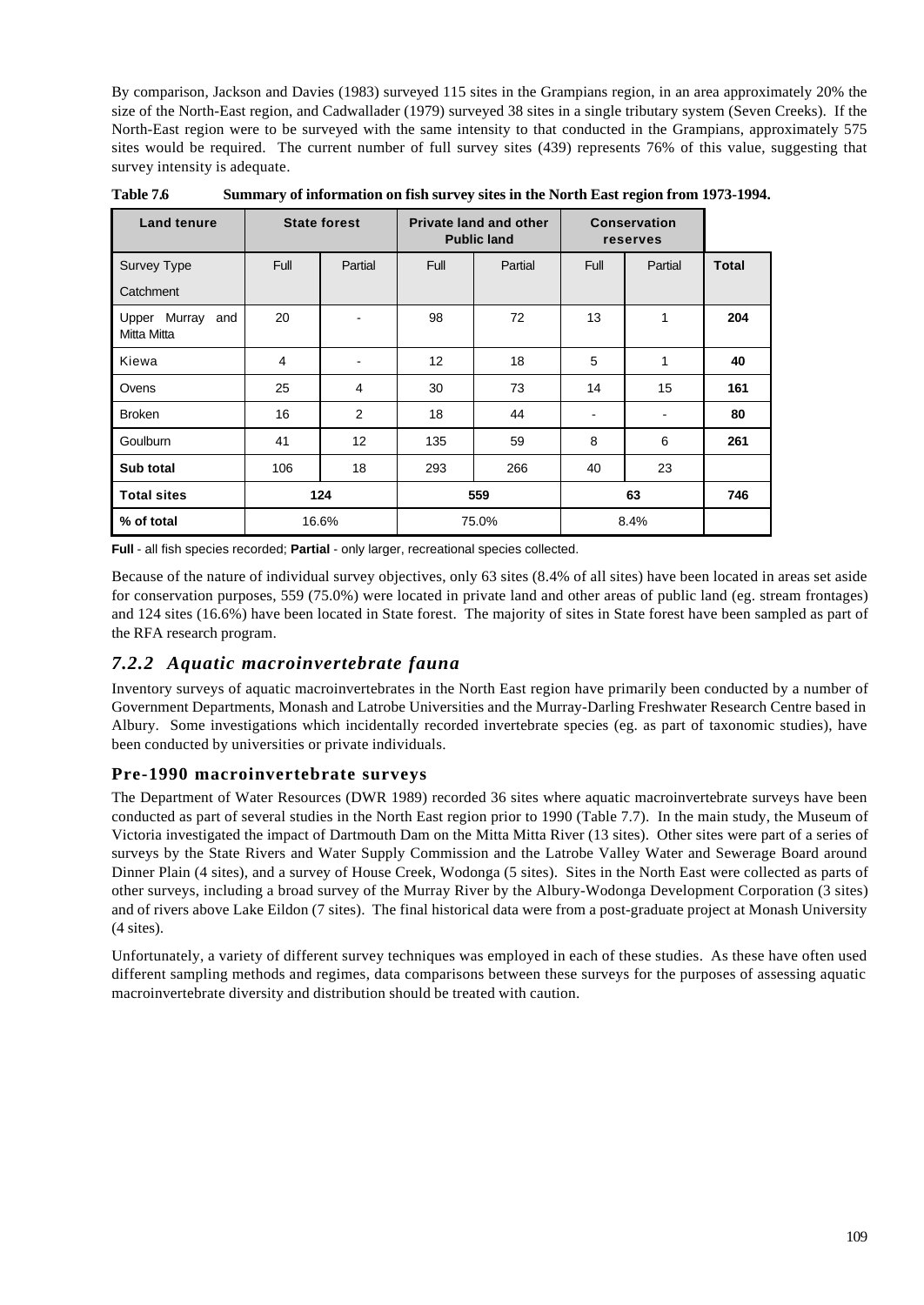By comparison, Jackson and Davies (1983) surveyed 115 sites in the Grampians region, in an area approximately 20% the size of the North-East region, and Cadwallader (1979) surveyed 38 sites in a single tributary system (Seven Creeks). If the North-East region were to be surveyed with the same intensity to that conducted in the Grampians, approximately 575 sites would be required. The current number of full survey sites (439) represents 76% of this value, suggesting that survey intensity is adequate.

**Table 7.6 Summary of information on fish survey sites in the North East region from 1973-1994.**

| Land tenure | State forest | | Private land and other Public land | | Conservation reserves | | |
|---|---|---|---|---|---|---|---|
| Survey Type<br>Catchment | Full | Partial | Full | Partial | Full | Partial | **Total** |
| Upper Murray and Mitta Mitta | 20 | - | 98 | 72 | 13 | 1 | **204** |
| Kiewa | 4 | - | 12 | 18 | 5 | 1 | **40** |
| Ovens | 25 | 4 | 30 | 73 | 14 | 15 | **161** |
| Broken | 16 | 2 | 18 | 44 | - | - | **80** |
| Goulburn | 41 | 12 | 135 | 59 | 8 | 6 | **261** |
| **Sub total** | 106 | 18 | 293 | 266 | 40 | 23 | |
| **Total sites** | **124** | | **559** | | **63** | | **746** |
| **% of total** | 16.6% | | 75.0% | | 8.4% | | |

**Full** - all fish species recorded; **Partial** - only larger, recreational species collected.

Because of the nature of individual survey objectives, only 63 sites (8.4% of all sites) have been located in areas set aside for conservation purposes, 559 (75.0%) were located in private land and other areas of public land (eg. stream frontages) and 124 sites (16.6%) have been located in State forest. The majority of sites in State forest have been sampled as part of the RFA research program.

## *7.2.2 Aquatic macroinvertebrate fauna*

Inventory surveys of aquatic macroinvertebrates in the North East region have primarily been conducted by a number of Government Departments, Monash and Latrobe Universities and the Murray-Darling Freshwater Research Centre based in Albury. Some investigations which incidentally recorded invertebrate species (eg. as part of taxonomic studies), have been conducted by universities or private individuals.

### Pre-1990 macroinvertebrate surveys

The Department of Water Resources (DWR 1989) recorded 36 sites where aquatic macroinvertebrate surveys have been conducted as part of several studies in the North East region prior to 1990 (Table 7.7). In the main study, the Museum of Victoria investigated the impact of Dartmouth Dam on the Mitta Mitta River (13 sites). Other sites were part of a series of surveys by the State Rivers and Water Supply Commission and the Latrobe Valley Water and Sewerage Board around Dinner Plain (4 sites), and a survey of House Creek, Wodonga (5 sites). Sites in the North East were collected as parts of other surveys, including a broad survey of the Murray River by the Albury-Wodonga Development Corporation (3 sites) and of rivers above Lake Eildon (7 sites). The final historical data were from a post-graduate project at Monash University (4 sites).

Unfortunately, a variety of different survey techniques was employed in each of these studies. As these have often used different sampling methods and regimes, data comparisons between these surveys for the purposes of assessing aquatic macroinvertebrate diversity and distribution should be treated with caution.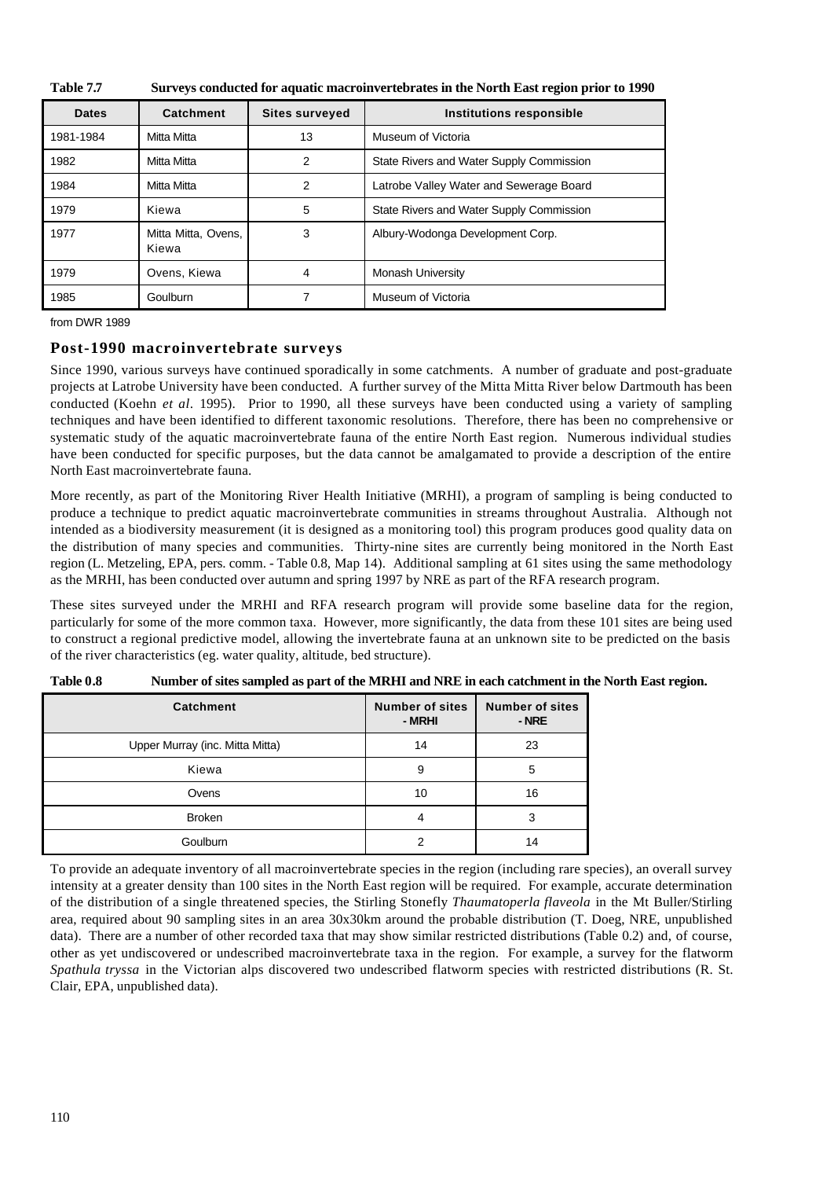**Table 7.7 Surveys conducted for aquatic macroinvertebrates in the North East region prior to 1990**

| Dates | Catchment | Sites surveyed | Institutions responsible |
|---|---|---|---|
| 1981-1984 | Mitta Mitta | 13 | Museum of Victoria |
| 1982 | Mitta Mitta | 2 | State Rivers and Water Supply Commission |
| 1984 | Mitta Mitta | 2 | Latrobe Valley Water and Sewerage Board |
| 1979 | Kiewa | 5 | State Rivers and Water Supply Commission |
| 1977 | Mitta Mitta, Ovens, Kiewa | 3 | Albury-Wodonga Development Corp. |
| 1979 | Ovens, Kiewa | 4 | Monash University |
| 1985 | Goulburn | 7 | Museum of Victoria |

from DWR 1989

### Post-1990 macroinvertebrate surveys

Since 1990, various surveys have continued sporadically in some catchments. A number of graduate and post-graduate projects at Latrobe University have been conducted. A further survey of the Mitta Mitta River below Dartmouth has been conducted (Koehn *et al*. 1995). Prior to 1990, all these surveys have been conducted using a variety of sampling techniques and have been identified to different taxonomic resolutions. Therefore, there has been no comprehensive or systematic study of the aquatic macroinvertebrate fauna of the entire North East region. Numerous individual studies have been conducted for specific purposes, but the data cannot be amalgamated to provide a description of the entire North East macroinvertebrate fauna.

More recently, as part of the Monitoring River Health Initiative (MRHI), a program of sampling is being conducted to produce a technique to predict aquatic macroinvertebrate communities in streams throughout Australia. Although not intended as a biodiversity measurement (it is designed as a monitoring tool) this program produces good quality data on the distribution of many species and communities. Thirty-nine sites are currently being monitored in the North East region (L. Metzeling, EPA, pers. comm. - Table 0.8, Map 14). Additional sampling at 61 sites using the same methodology as the MRHI, has been conducted over autumn and spring 1997 by NRE as part of the RFA research program.

These sites surveyed under the MRHI and RFA research program will provide some baseline data for the region, particularly for some of the more common taxa. However, more significantly, the data from these 101 sites are being used to construct a regional predictive model, allowing the invertebrate fauna at an unknown site to be predicted on the basis of the river characteristics (eg. water quality, altitude, bed structure).

**Table 0.8 Number of sites sampled as part of the MRHI and NRE in each catchment in the North East region.**

| Catchment | Number of sites - MRHI | Number of sites - NRE |
|---|---|---|
| Upper Murray (inc. Mitta Mitta) | 14 | 23 |
| Kiewa | 9 | 5 |
| Ovens | 10 | 16 |
| Broken | 4 | 3 |
| Goulburn | 2 | 14 |

To provide an adequate inventory of all macroinvertebrate species in the region (including rare species), an overall survey intensity at a greater density than 100 sites in the North East region will be required. For example, accurate determination of the distribution of a single threatened species, the Stirling Stonefly *Thaumatoperla flaveola* in the Mt Buller/Stirling area, required about 90 sampling sites in an area 30x30km around the probable distribution (T. Doeg, NRE, unpublished data). There are a number of other recorded taxa that may show similar restricted distributions (Table 0.2) and, of course, other as yet undiscovered or undescribed macroinvertebrate taxa in the region. For example, a survey for the flatworm *Spathula tryssa* in the Victorian alps discovered two undescribed flatworm species with restricted distributions (R. St. Clair, EPA, unpublished data).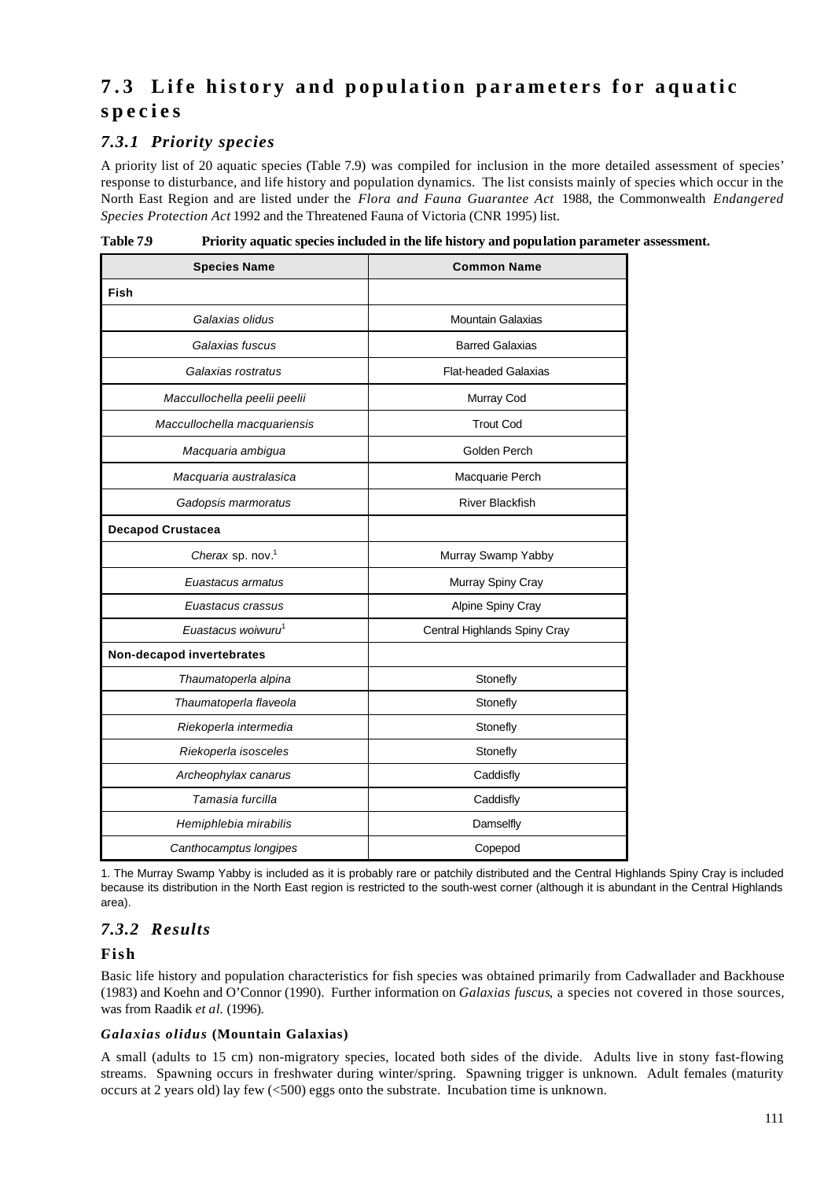# 7.3 Life history and population parameters for aquatic species

## 7.3.1 Priority species

A priority list of 20 aquatic species (Table 7.9) was compiled for inclusion in the more detailed assessment of species' response to disturbance, and life history and population dynamics. The list consists mainly of species which occur in the North East Region and are listed under the *Flora and Fauna Guarantee Act* 1988, the Commonwealth *Endangered Species Protection Act* 1992 and the Threatened Fauna of Victoria (CNR 1995) list.

**Table 7.9 Priority aquatic species included in the life history and population parameter assessment.**

| Species Name | Common Name |
|---|---|
| **Fish** | |
| *Galaxias olidus* | Mountain Galaxias |
| *Galaxias fuscus* | Barred Galaxias |
| *Galaxias rostratus* | Flat-headed Galaxias |
| *Maccullochella peelii peelii* | Murray Cod |
| *Maccullochella macquariensis* | Trout Cod |
| *Macquaria ambigua* | Golden Perch |
| *Macquaria australasica* | Macquarie Perch |
| *Gadopsis marmoratus* | River Blackfish |
| **Decapod Crustacea** | |
| *Cherax* sp. nov.[1] | Murray Swamp Yabby |
| *Euastacus armatus* | Murray Spiny Cray |
| *Euastacus crassus* | Alpine Spiny Cray |
| *Euastacus woiwuru*[1] | Central Highlands Spiny Cray |
| **Non-decapod invertebrates** | |
| *Thaumatoperla alpina* | Stonefly |
| *Thaumatoperla flaveola* | Stonefly |
| *Riekoperla intermedia* | Stonefly |
| *Riekoperla isosceles* | Stonefly |
| *Archeophylax canarus* | Caddisfly |
| *Tamasia furcilla* | Caddisfly |
| *Hemiphlebia mirabilis* | Damselfly |
| *Canthocamptus longipes* | Copepod |

1. The Murray Swamp Yabby is included as it is probably rare or patchily distributed and the Central Highlands Spiny Cray is included because its distribution in the North East region is restricted to the south-west corner (although it is abundant in the Central Highlands area).

## 7.3.2 Results

### Fish

Basic life history and population characteristics for fish species was obtained primarily from Cadwallader and Backhouse (1983) and Koehn and O'Connor (1990). Further information on *Galaxias fuscus*, a species not covered in those sources, was from Raadik *et al.* (1996).

#### *Galaxias olidus* (Mountain Galaxias)

A small (adults to 15 cm) non-migratory species, located both sides of the divide. Adults live in stony fast-flowing streams. Spawning occurs in freshwater during winter/spring. Spawning trigger is unknown. Adult females (maturity occurs at 2 years old) lay few (<500) eggs onto the substrate. Incubation time is unknown.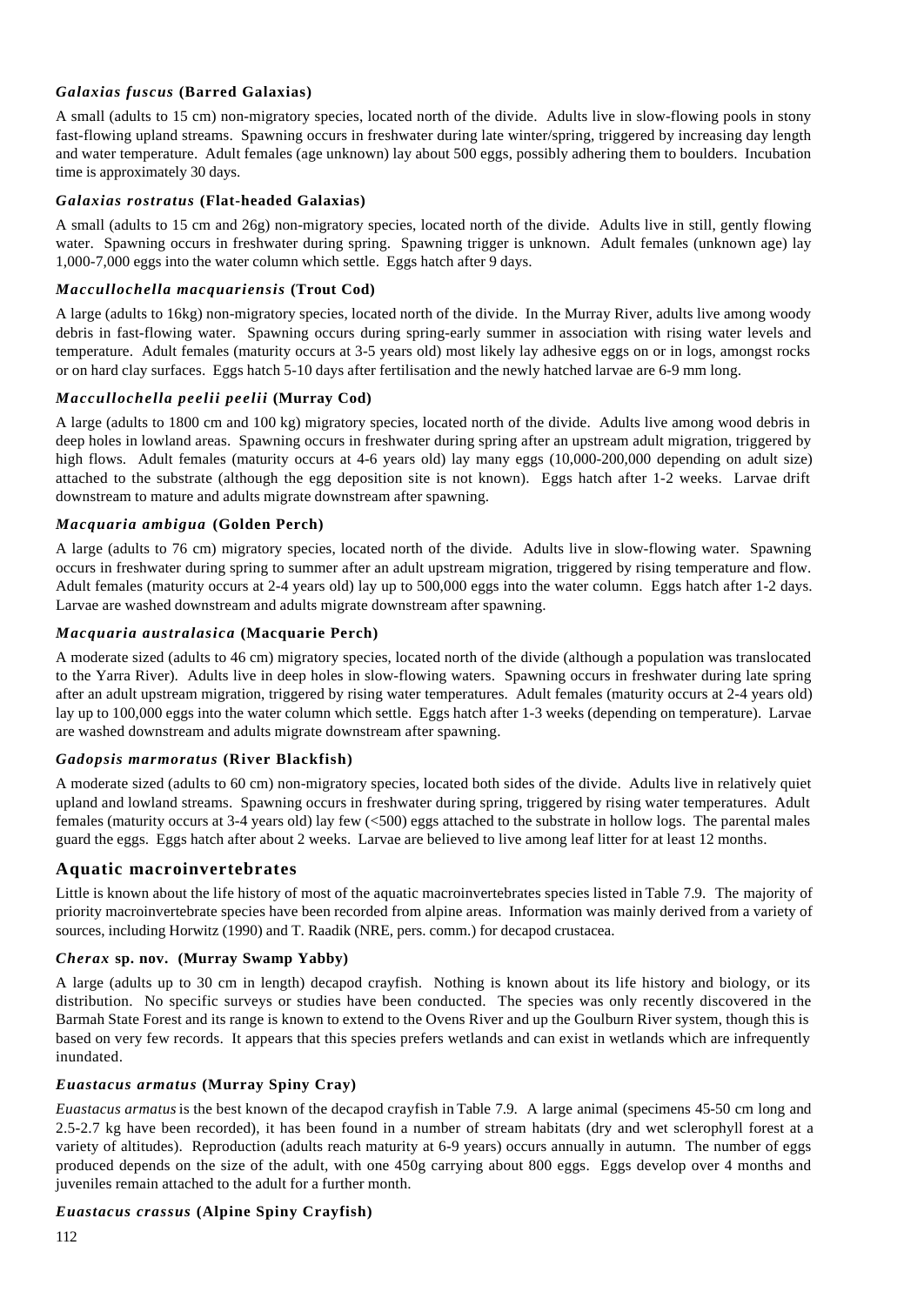### *Galaxias fuscus* (Barred Galaxias)

A small (adults to 15 cm) non-migratory species, located north of the divide. Adults live in slow-flowing pools in stony fast-flowing upland streams. Spawning occurs in freshwater during late winter/spring, triggered by increasing day length and water temperature. Adult females (age unknown) lay about 500 eggs, possibly adhering them to boulders. Incubation time is approximately 30 days.

### *Galaxias rostratus* (Flat-headed Galaxias)

A small (adults to 15 cm and 26g) non-migratory species, located north of the divide. Adults live in still, gently flowing water. Spawning occurs in freshwater during spring. Spawning trigger is unknown. Adult females (unknown age) lay 1,000-7,000 eggs into the water column which settle. Eggs hatch after 9 days.

### *Maccullochella macquariensis* (Trout Cod)

A large (adults to 16kg) non-migratory species, located north of the divide. In the Murray River, adults live among woody debris in fast-flowing water. Spawning occurs during spring-early summer in association with rising water levels and temperature. Adult females (maturity occurs at 3-5 years old) most likely lay adhesive eggs on or in logs, amongst rocks or on hard clay surfaces. Eggs hatch 5-10 days after fertilisation and the newly hatched larvae are 6-9 mm long.

### *Maccullochella peelii peelii* (Murray Cod)

A large (adults to 1800 cm and 100 kg) migratory species, located north of the divide. Adults live among wood debris in deep holes in lowland areas. Spawning occurs in freshwater during spring after an upstream adult migration, triggered by high flows. Adult females (maturity occurs at 4-6 years old) lay many eggs (10,000-200,000 depending on adult size) attached to the substrate (although the egg deposition site is not known). Eggs hatch after 1-2 weeks. Larvae drift downstream to mature and adults migrate downstream after spawning.

### *Macquaria ambigua* (Golden Perch)

A large (adults to 76 cm) migratory species, located north of the divide. Adults live in slow-flowing water. Spawning occurs in freshwater during spring to summer after an adult upstream migration, triggered by rising temperature and flow. Adult females (maturity occurs at 2-4 years old) lay up to 500,000 eggs into the water column. Eggs hatch after 1-2 days. Larvae are washed downstream and adults migrate downstream after spawning.

### *Macquaria australasica* (Macquarie Perch)

A moderate sized (adults to 46 cm) migratory species, located north of the divide (although a population was translocated to the Yarra River). Adults live in deep holes in slow-flowing waters. Spawning occurs in freshwater during late spring after an adult upstream migration, triggered by rising water temperatures. Adult females (maturity occurs at 2-4 years old) lay up to 100,000 eggs into the water column which settle. Eggs hatch after 1-3 weeks (depending on temperature). Larvae are washed downstream and adults migrate downstream after spawning.

### *Gadopsis marmoratus* (River Blackfish)

A moderate sized (adults to 60 cm) non-migratory species, located both sides of the divide. Adults live in relatively quiet upland and lowland streams. Spawning occurs in freshwater during spring, triggered by rising water temperatures. Adult females (maturity occurs at 3-4 years old) lay few (<500) eggs attached to the substrate in hollow logs. The parental males guard the eggs. Eggs hatch after about 2 weeks. Larvae are believed to live among leaf litter for at least 12 months.

## Aquatic macroinvertebrates

Little is known about the life history of most of the aquatic macroinvertebrates species listed in Table 7.9. The majority of priority macroinvertebrate species have been recorded from alpine areas. Information was mainly derived from a variety of sources, including Horwitz (1990) and T. Raadik (NRE, pers. comm.) for decapod crustacea.

### *Cherax* sp. nov. (Murray Swamp Yabby)

A large (adults up to 30 cm in length) decapod crayfish. Nothing is known about its life history and biology, or its distribution. No specific surveys or studies have been conducted. The species was only recently discovered in the Barmah State Forest and its range is known to extend to the Ovens River and up the Goulburn River system, though this is based on very few records. It appears that this species prefers wetlands and can exist in wetlands which are infrequently inundated.

### *Euastacus armatus* (Murray Spiny Cray)

*Euastacus armatus* is the best known of the decapod crayfish in Table 7.9. A large animal (specimens 45-50 cm long and 2.5-2.7 kg have been recorded), it has been found in a number of stream habitats (dry and wet sclerophyll forest at a variety of altitudes). Reproduction (adults reach maturity at 6-9 years) occurs annually in autumn. The number of eggs produced depends on the size of the adult, with one 450g carrying about 800 eggs. Eggs develop over 4 months and juveniles remain attached to the adult for a further month.

### *Euastacus crassus* (Alpine Spiny Crayfish)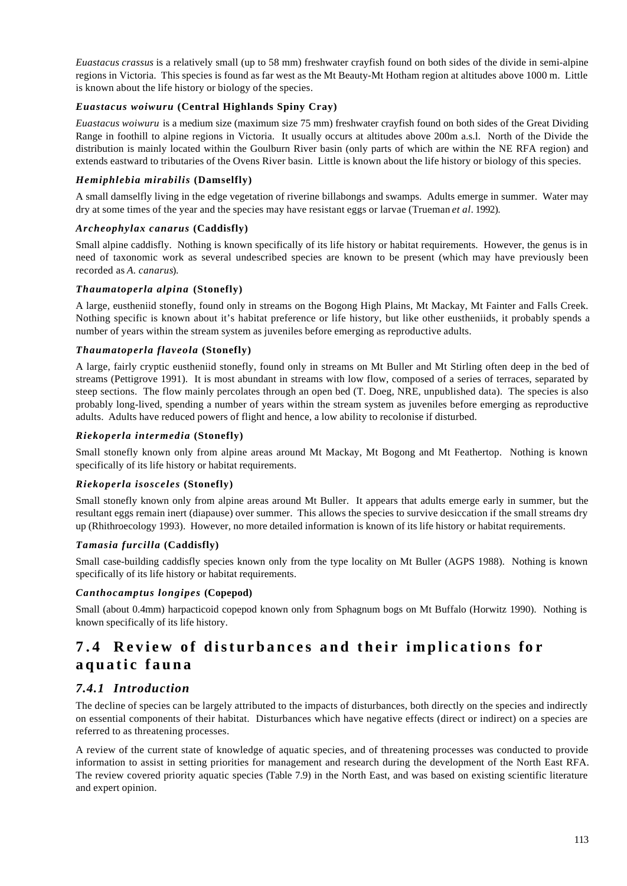*Euastacus crassus* is a relatively small (up to 58 mm) freshwater crayfish found on both sides of the divide in semi-alpine regions in Victoria. This species is found as far west as the Mt Beauty-Mt Hotham region at altitudes above 1000 m. Little is known about the life history or biology of the species.

#### *Euastacus woiwuru* (Central Highlands Spiny Cray)

*Euastacus woiwuru* is a medium size (maximum size 75 mm) freshwater crayfish found on both sides of the Great Dividing Range in foothill to alpine regions in Victoria. It usually occurs at altitudes above 200m a.s.l. North of the Divide the distribution is mainly located within the Goulburn River basin (only parts of which are within the NE RFA region) and extends eastward to tributaries of the Ovens River basin. Little is known about the life history or biology of this species.

#### *Hemiphlebia mirabilis* (Damselfly)

A small damselfly living in the edge vegetation of riverine billabongs and swamps. Adults emerge in summer. Water may dry at some times of the year and the species may have resistant eggs or larvae (Trueman *et al*. 1992).

#### *Archeophylax canarus* (Caddisfly)

Small alpine caddisfly. Nothing is known specifically of its life history or habitat requirements. However, the genus is in need of taxonomic work as several undescribed species are known to be present (which may have previously been recorded as *A. canarus*).

#### *Thaumatoperla alpina* (Stonefly)

A large, eustheniid stonefly, found only in streams on the Bogong High Plains, Mt Mackay, Mt Fainter and Falls Creek. Nothing specific is known about it's habitat preference or life history, but like other eustheniids, it probably spends a number of years within the stream system as juveniles before emerging as reproductive adults.

#### *Thaumatoperla flaveola* (Stonefly)

A large, fairly cryptic eustheniid stonefly, found only in streams on Mt Buller and Mt Stirling often deep in the bed of streams (Pettigrove 1991). It is most abundant in streams with low flow, composed of a series of terraces, separated by steep sections. The flow mainly percolates through an open bed (T. Doeg, NRE, unpublished data). The species is also probably long-lived, spending a number of years within the stream system as juveniles before emerging as reproductive adults. Adults have reduced powers of flight and hence, a low ability to recolonise if disturbed.

#### *Riekoperla intermedia* (Stonefly)

Small stonefly known only from alpine areas around Mt Mackay, Mt Bogong and Mt Feathertop. Nothing is known specifically of its life history or habitat requirements.

#### *Riekoperla isosceles* (Stonefly)

Small stonefly known only from alpine areas around Mt Buller. It appears that adults emerge early in summer, but the resultant eggs remain inert (diapause) over summer. This allows the species to survive desiccation if the small streams dry up (Rhithroecology 1993). However, no more detailed information is known of its life history or habitat requirements.

#### *Tamasia furcilla* (Caddisfly)

Small case-building caddisfly species known only from the type locality on Mt Buller (AGPS 1988). Nothing is known specifically of its life history or habitat requirements.

#### *Canthocamptus longipes* (Copepod)

Small (about 0.4mm) harpacticoid copepod known only from Sphagnum bogs on Mt Buffalo (Horwitz 1990). Nothing is known specifically of its life history.

## 7.4 Review of disturbances and their implications for aquatic fauna

### 7.4.1 Introduction

The decline of species can be largely attributed to the impacts of disturbances, both directly on the species and indirectly on essential components of their habitat. Disturbances which have negative effects (direct or indirect) on a species are referred to as threatening processes.

A review of the current state of knowledge of aquatic species, and of threatening processes was conducted to provide information to assist in setting priorities for management and research during the development of the North East RFA. The review covered priority aquatic species (Table 7.9) in the North East, and was based on existing scientific literature and expert opinion.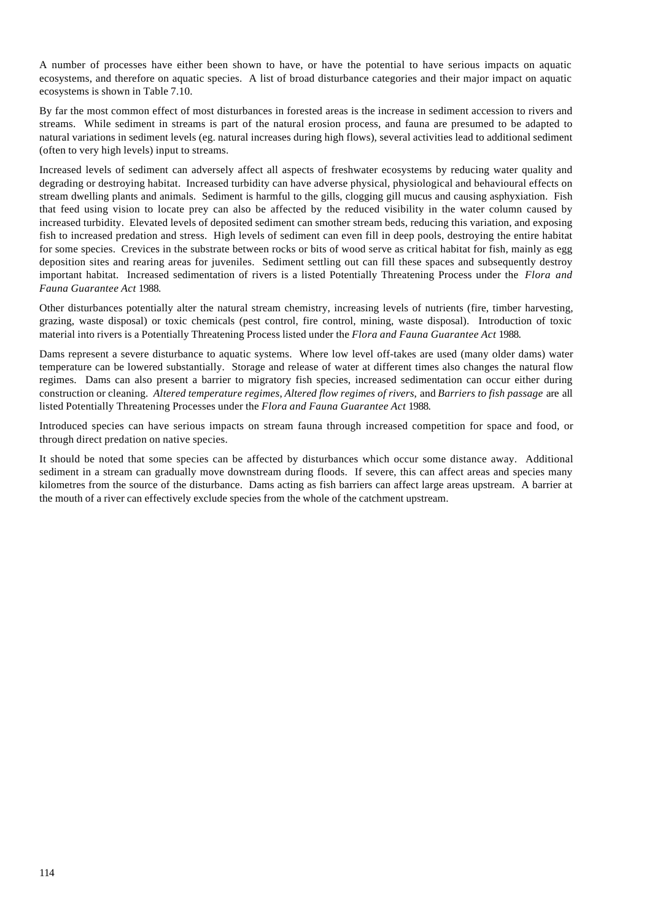A number of processes have either been shown to have, or have the potential to have serious impacts on aquatic ecosystems, and therefore on aquatic species. A list of broad disturbance categories and their major impact on aquatic ecosystems is shown in Table 7.10.

By far the most common effect of most disturbances in forested areas is the increase in sediment accession to rivers and streams. While sediment in streams is part of the natural erosion process, and fauna are presumed to be adapted to natural variations in sediment levels (eg. natural increases during high flows), several activities lead to additional sediment (often to very high levels) input to streams.

Increased levels of sediment can adversely affect all aspects of freshwater ecosystems by reducing water quality and degrading or destroying habitat. Increased turbidity can have adverse physical, physiological and behavioural effects on stream dwelling plants and animals. Sediment is harmful to the gills, clogging gill mucus and causing asphyxiation. Fish that feed using vision to locate prey can also be affected by the reduced visibility in the water column caused by increased turbidity. Elevated levels of deposited sediment can smother stream beds, reducing this variation, and exposing fish to increased predation and stress. High levels of sediment can even fill in deep pools, destroying the entire habitat for some species. Crevices in the substrate between rocks or bits of wood serve as critical habitat for fish, mainly as egg deposition sites and rearing areas for juveniles. Sediment settling out can fill these spaces and subsequently destroy important habitat. Increased sedimentation of rivers is a listed Potentially Threatening Process under the *Flora and Fauna Guarantee Act* 1988.

Other disturbances potentially alter the natural stream chemistry, increasing levels of nutrients (fire, timber harvesting, grazing, waste disposal) or toxic chemicals (pest control, fire control, mining, waste disposal). Introduction of toxic material into rivers is a Potentially Threatening Process listed under the *Flora and Fauna Guarantee Act* 1988.

Dams represent a severe disturbance to aquatic systems. Where low level off-takes are used (many older dams) water temperature can be lowered substantially. Storage and release of water at different times also changes the natural flow regimes. Dams can also present a barrier to migratory fish species, increased sedimentation can occur either during construction or cleaning. *Altered temperature regimes*, *Altered flow regimes of rivers*, and *Barriers to fish passage* are all listed Potentially Threatening Processes under the *Flora and Fauna Guarantee Act* 1988.

Introduced species can have serious impacts on stream fauna through increased competition for space and food, or through direct predation on native species.

It should be noted that some species can be affected by disturbances which occur some distance away. Additional sediment in a stream can gradually move downstream during floods. If severe, this can affect areas and species many kilometres from the source of the disturbance. Dams acting as fish barriers can affect large areas upstream. A barrier at the mouth of a river can effectively exclude species from the whole of the catchment upstream.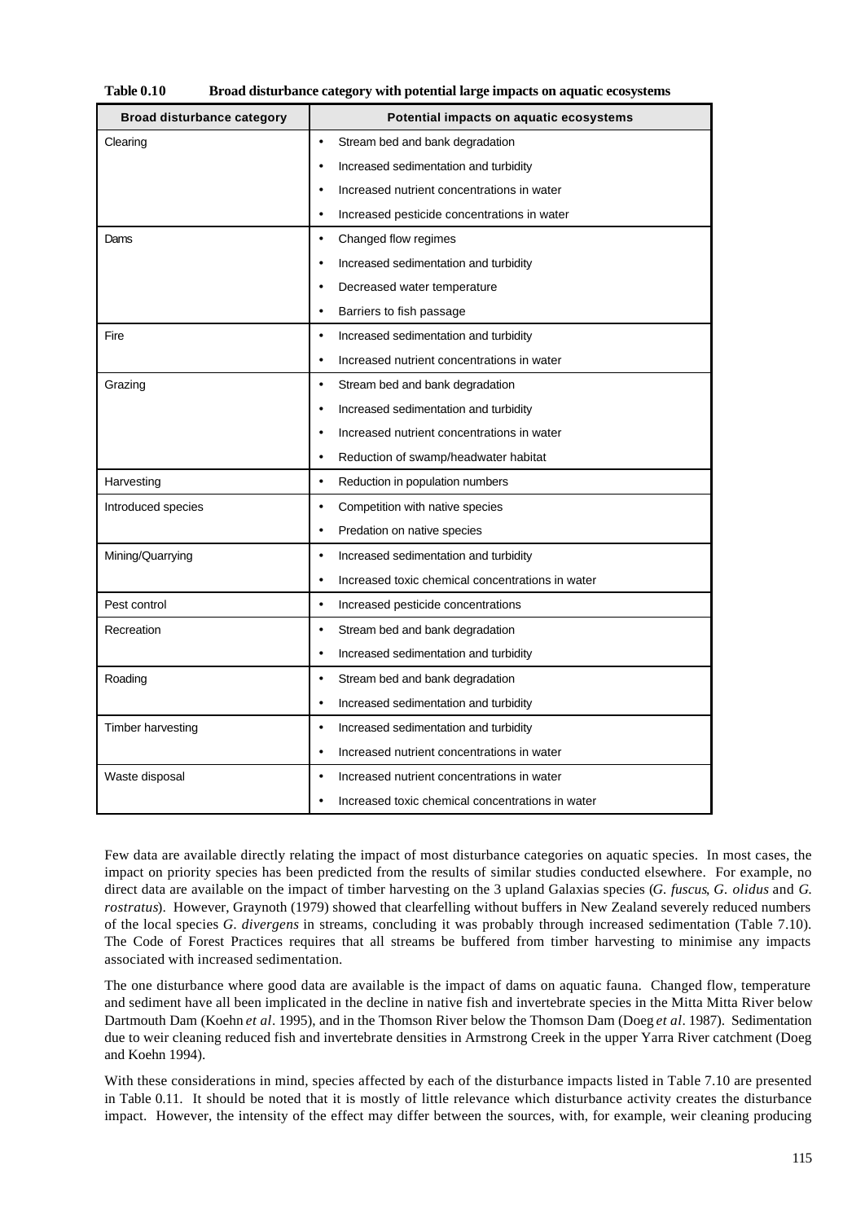**Table 0.10 Broad disturbance category with potential large impacts on aquatic ecosystems**

| Broad disturbance category | Potential impacts on aquatic ecosystems |
|---|---|
| Clearing | • Stream bed and bank degradation<br>• Increased sedimentation and turbidity<br>• Increased nutrient concentrations in water<br>• Increased pesticide concentrations in water |
| Dams | • Changed flow regimes<br>• Increased sedimentation and turbidity<br>• Decreased water temperature<br>• Barriers to fish passage |
| Fire | • Increased sedimentation and turbidity<br>• Increased nutrient concentrations in water |
| Grazing | • Stream bed and bank degradation<br>• Increased sedimentation and turbidity<br>• Increased nutrient concentrations in water<br>• Reduction of swamp/headwater habitat |
| Harvesting | • Reduction in population numbers |
| Introduced species | • Competition with native species<br>• Predation on native species |
| Mining/Quarrying | • Increased sedimentation and turbidity<br>• Increased toxic chemical concentrations in water |
| Pest control | • Increased pesticide concentrations |
| Recreation | • Stream bed and bank degradation<br>• Increased sedimentation and turbidity |
| Roading | • Stream bed and bank degradation<br>• Increased sedimentation and turbidity |
| Timber harvesting | • Increased sedimentation and turbidity<br>• Increased nutrient concentrations in water |
| Waste disposal | • Increased nutrient concentrations in water<br>• Increased toxic chemical concentrations in water |

Few data are available directly relating the impact of most disturbance categories on aquatic species. In most cases, the impact on priority species has been predicted from the results of similar studies conducted elsewhere. For example, no direct data are available on the impact of timber harvesting on the 3 upland Galaxias species (*G. fuscus*, *G. olidus* and *G. rostratus*). However, Graynoth (1979) showed that clearfelling without buffers in New Zealand severely reduced numbers of the local species *G. divergens* in streams, concluding it was probably through increased sedimentation (Table 7.10). The Code of Forest Practices requires that all streams be buffered from timber harvesting to minimise any impacts associated with increased sedimentation.

The one disturbance where good data are available is the impact of dams on aquatic fauna. Changed flow, temperature and sediment have all been implicated in the decline in native fish and invertebrate species in the Mitta Mitta River below Dartmouth Dam (Koehn *et al*. 1995), and in the Thomson River below the Thomson Dam (Doeg *et al*. 1987). Sedimentation due to weir cleaning reduced fish and invertebrate densities in Armstrong Creek in the upper Yarra River catchment (Doeg and Koehn 1994).

With these considerations in mind, species affected by each of the disturbance impacts listed in Table 7.10 are presented in Table 0.11. It should be noted that it is mostly of little relevance which disturbance activity creates the disturbance impact. However, the intensity of the effect may differ between the sources, with, for example, weir cleaning producing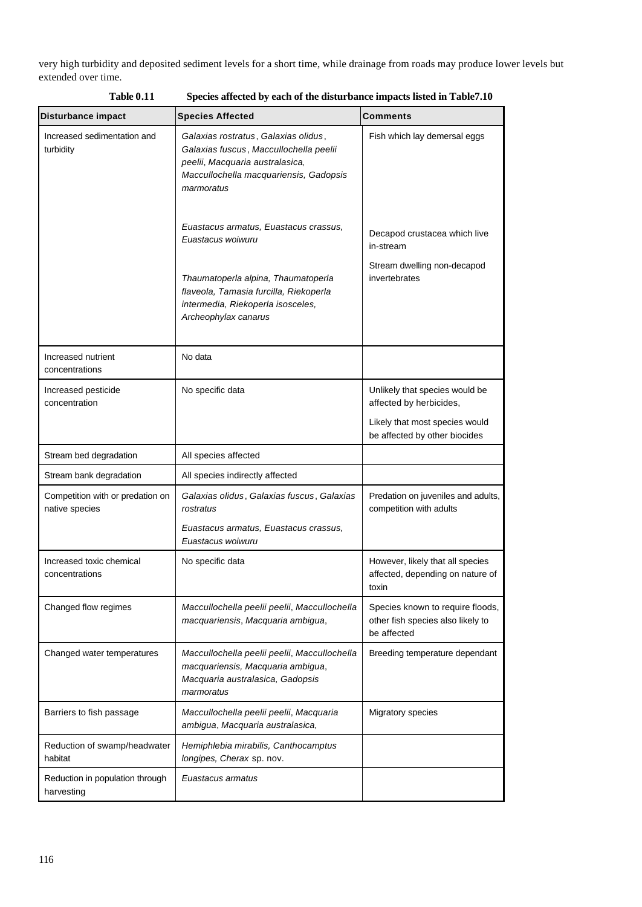very high turbidity and deposited sediment levels for a short time, while drainage from roads may produce lower levels but extended over time.

**Table 0.11 Species affected by each of the disturbance impacts listed in Table7.10**

| Disturbance impact | Species Affected | Comments |
|---|---|---|
| Increased sedimentation and turbidity | *Galaxias rostratus*, *Galaxias olidus*, *Galaxias fuscus*, *Maccullochella peelii peelii*, *Macquaria australasica*, *Maccullochella macquariensis, Gadopsis marmoratus* | Fish which lay demersal eggs |
| | *Euastacus armatus, Euastacus crassus, Euastacus woiwuru* | Decapod crustacea which live in-stream |
| | *Thaumatoperla alpina, Thaumatoperla flaveola, Tamasia furcilla, Riekoperla intermedia, Riekoperla isosceles, Archeophylax canarus* | Stream dwelling non-decapod invertebrates |
| Increased nutrient concentrations | No data | |
| Increased pesticide concentration | No specific data | Unlikely that species would be affected by herbicides,<br>Likely that most species would be affected by other biocides |
| Stream bed degradation | All species affected | |
| Stream bank degradation | All species indirectly affected | |
| Competition with or predation on native species | *Galaxias olidus*, *Galaxias fuscus*, *Galaxias rostratus*<br>*Euastacus armatus, Euastacus crassus, Euastacus woiwuru* | Predation on juveniles and adults, competition with adults |
| Increased toxic chemical concentrations | No specific data | However, likely that all species affected, depending on nature of toxin |
| Changed flow regimes | *Maccullochella peelii peelii*, *Maccullochella macquariensis*, *Macquaria ambigua*, | Species known to require floods, other fish species also likely to be affected |
| Changed water temperatures | *Maccullochella peelii peelii*, *Maccullochella macquariensis, Macquaria ambigua*, *Macquaria australasica, Gadopsis marmoratus* | Breeding temperature dependant |
| Barriers to fish passage | *Maccullochella peelii peelii*, *Macquaria ambigua*, *Macquaria australasica,* | Migratory species |
| Reduction of swamp/headwater habitat | *Hemiphlebia mirabilis, Canthocamptus longipes, Cherax* sp. nov. | |
| Reduction in population through harvesting | *Euastacus armatus* | |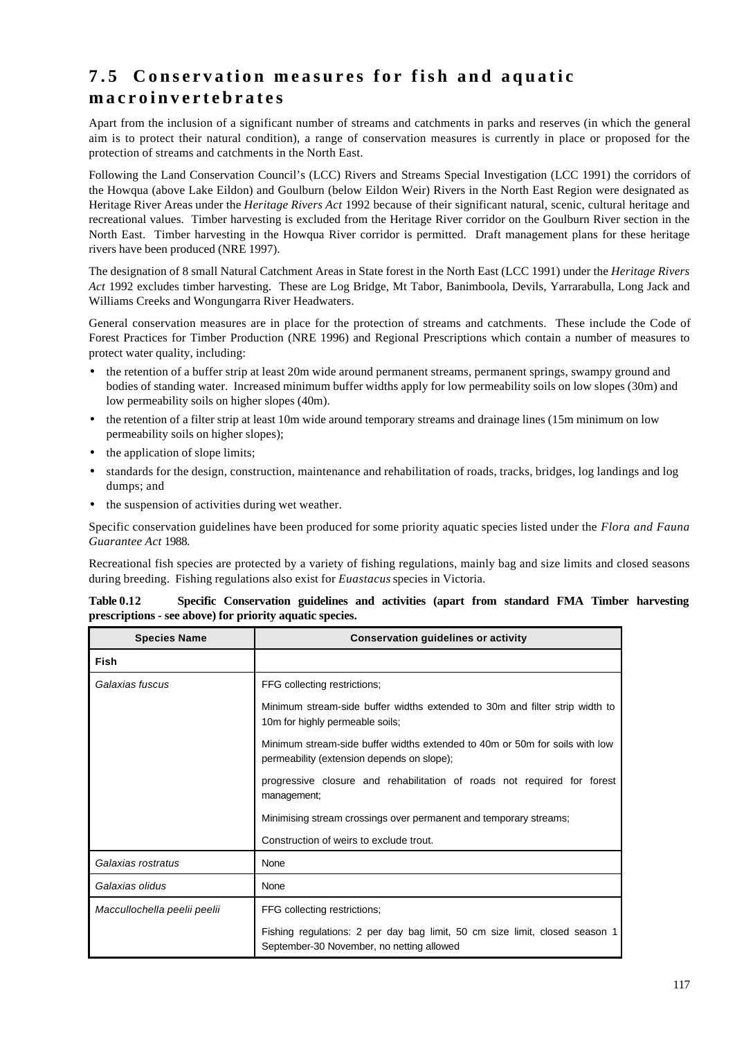## 7.5 Conservation measures for fish and aquatic macroinvertebrates

Apart from the inclusion of a significant number of streams and catchments in parks and reserves (in which the general aim is to protect their natural condition), a range of conservation measures is currently in place or proposed for the protection of streams and catchments in the North East.

Following the Land Conservation Council's (LCC) Rivers and Streams Special Investigation (LCC 1991) the corridors of the Howqua (above Lake Eildon) and Goulburn (below Eildon Weir) Rivers in the North East Region were designated as Heritage River Areas under the *Heritage Rivers Act* 1992 because of their significant natural, scenic, cultural heritage and recreational values. Timber harvesting is excluded from the Heritage River corridor on the Goulburn River section in the North East. Timber harvesting in the Howqua River corridor is permitted. Draft management plans for these heritage rivers have been produced (NRE 1997).

The designation of 8 small Natural Catchment Areas in State forest in the North East (LCC 1991) under the *Heritage Rivers Act* 1992 excludes timber harvesting. These are Log Bridge, Mt Tabor, Banimboola, Devils, Yarrarabulla, Long Jack and Williams Creeks and Wongungarra River Headwaters.

General conservation measures are in place for the protection of streams and catchments. These include the Code of Forest Practices for Timber Production (NRE 1996) and Regional Prescriptions which contain a number of measures to protect water quality, including:

- the retention of a buffer strip at least 20m wide around permanent streams, permanent springs, swampy ground and bodies of standing water. Increased minimum buffer widths apply for low permeability soils on low slopes (30m) and low permeability soils on higher slopes (40m).
- the retention of a filter strip at least 10m wide around temporary streams and drainage lines (15m minimum on low permeability soils on higher slopes);
- the application of slope limits;
- standards for the design, construction, maintenance and rehabilitation of roads, tracks, bridges, log landings and log dumps; and
- the suspension of activities during wet weather.

Specific conservation guidelines have been produced for some priority aquatic species listed under the *Flora and Fauna Guarantee Act* 1988.

Recreational fish species are protected by a variety of fishing regulations, mainly bag and size limits and closed seasons during breeding. Fishing regulations also exist for *Euastacus* species in Victoria.

**Table 0.12 Specific Conservation guidelines and activities (apart from standard FMA Timber harvesting prescriptions - see above) for priority aquatic species.**

| Species Name | Conservation guidelines or activity |
|---|---|
| **Fish** | |
| *Galaxias fuscus* | FFG collecting restrictions; |
| | Minimum stream-side buffer widths extended to 30m and filter strip width to 10m for highly permeable soils; |
| | Minimum stream-side buffer widths extended to 40m or 50m for soils with low permeability (extension depends on slope); |
| | progressive closure and rehabilitation of roads not required for forest management; |
| | Minimising stream crossings over permanent and temporary streams; |
| | Construction of weirs to exclude trout. |
| *Galaxias rostratus* | None |
| *Galaxias olidus* | None |
| *Maccullochella peelii peelii* | FFG collecting restrictions; |
| | Fishing regulations: 2 per day bag limit, 50 cm size limit, closed season 1 September-30 November, no netting allowed |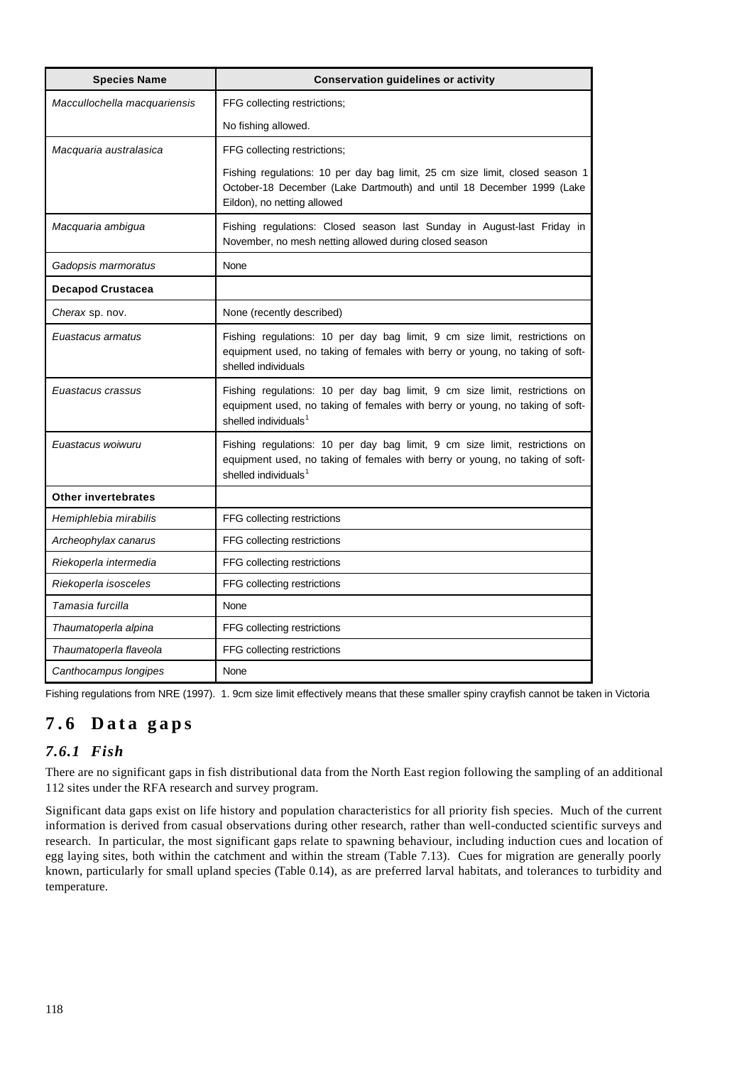| Species Name | Conservation guidelines or activity |
|---|---|
| *Maccullochella macquariensis* | FFG collecting restrictions;<br>No fishing allowed. |
| *Macquaria australasica* | FFG collecting restrictions;<br>Fishing regulations: 10 per day bag limit, 25 cm size limit, closed season 1 October-18 December (Lake Dartmouth) and until 18 December 1999 (Lake Eildon), no netting allowed |
| *Macquaria ambigua* | Fishing regulations: Closed season last Sunday in August-last Friday in November, no mesh netting allowed during closed season |
| *Gadopsis marmoratus* | None |
| **Decapod Crustacea** | |
| *Cherax* sp. nov. | None (recently described) |
| *Euastacus armatus* | Fishing regulations: 10 per day bag limit, 9 cm size limit, restrictions on equipment used, no taking of females with berry or young, no taking of soft-shelled individuals |
| *Euastacus crassus* | Fishing regulations: 10 per day bag limit, 9 cm size limit, restrictions on equipment used, no taking of females with berry or young, no taking of soft-shelled individuals[1] |
| *Euastacus woiwuru* | Fishing regulations: 10 per day bag limit, 9 cm size limit, restrictions on equipment used, no taking of females with berry or young, no taking of soft-shelled individuals[1] |
| **Other invertebrates** | |
| *Hemiphlebia mirabilis* | FFG collecting restrictions |
| *Archeophylax canarus* | FFG collecting restrictions |
| *Riekoperla intermedia* | FFG collecting restrictions |
| *Riekoperla isosceles* | FFG collecting restrictions |
| *Tamasia furcilla* | None |
| *Thaumatoperla alpina* | FFG collecting restrictions |
| *Thaumatoperla flaveola* | FFG collecting restrictions |
| *Canthocampus longipes* | None |

Fishing regulations from NRE (1997). 1. 9cm size limit effectively means that these smaller spiny crayfish cannot be taken in Victoria

## 7.6 Data gaps

### *7.6.1 Fish*

There are no significant gaps in fish distributional data from the North East region following the sampling of an additional 112 sites under the RFA research and survey program.

Significant data gaps exist on life history and population characteristics for all priority fish species. Much of the current information is derived from casual observations during other research, rather than well-conducted scientific surveys and research. In particular, the most significant gaps relate to spawning behaviour, including induction cues and location of egg laying sites, both within the catchment and within the stream (Table 7.13). Cues for migration are generally poorly known, particularly for small upland species (Table 0.14), as are preferred larval habitats, and tolerances to turbidity and temperature.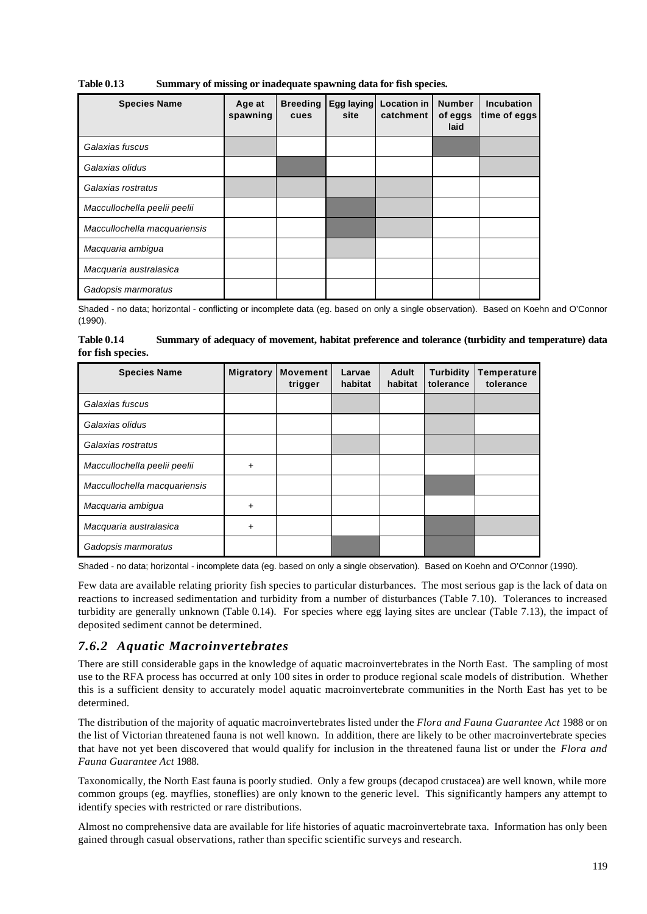**Table 0.13 Summary of missing or inadequate spawning data for fish species.**

| Species Name | Age at spawning | Breeding cues | Egg laying site | Location in catchment | Number of eggs laid | Incubation time of eggs |
|---|---|---|---|---|---|---|
| *Galaxias fuscus* | | | | | | |
| *Galaxias olidus* | | | | | | |
| *Galaxias rostratus* | | | | | | |
| *Maccullochella peelii peelii* | | | | | | |
| *Maccullochella macquariensis* | | | | | | |
| *Macquaria ambigua* | | | | | | |
| *Macquaria australasica* | | | | | | |
| *Gadopsis marmoratus* | | | | | | |

Shaded - no data; horizontal - conflicting or incomplete data (eg. based on only a single observation). Based on Koehn and O'Connor (1990).

**Table 0.14 Summary of adequacy of movement, habitat preference and tolerance (turbidity and temperature) data for fish species.**

| Species Name | Migratory | Movement trigger | Larvae habitat | Adult habitat | Turbidity tolerance | Temperature tolerance |
|---|---|---|---|---|---|---|
| *Galaxias fuscus* | | | | | | |
| *Galaxias olidus* | | | | | | |
| *Galaxias rostratus* | | | | | | |
| *Maccullochella peelii peelii* | + | | | | | |
| *Maccullochella macquariensis* | | | | | | |
| *Macquaria ambigua* | + | | | | | |
| *Macquaria australasica* | + | | | | | |
| *Gadopsis marmoratus* | | | | | | |

Shaded - no data; horizontal - incomplete data (eg. based on only a single observation). Based on Koehn and O'Connor (1990).

Few data are available relating priority fish species to particular disturbances. The most serious gap is the lack of data on reactions to increased sedimentation and turbidity from a number of disturbances (Table 7.10). Tolerances to increased turbidity are generally unknown (Table 0.14). For species where egg laying sites are unclear (Table 7.13), the impact of deposited sediment cannot be determined.

### *7.6.2 Aquatic Macroinvertebrates*

There are still considerable gaps in the knowledge of aquatic macroinvertebrates in the North East. The sampling of most use to the RFA process has occurred at only 100 sites in order to produce regional scale models of distribution. Whether this is a sufficient density to accurately model aquatic macroinvertebrate communities in the North East has yet to be determined.

The distribution of the majority of aquatic macroinvertebrates listed under the *Flora and Fauna Guarantee Act* 1988 or on the list of Victorian threatened fauna is not well known. In addition, there are likely to be other macroinvertebrate species that have not yet been discovered that would qualify for inclusion in the threatened fauna list or under the *Flora and Fauna Guarantee Act* 1988.

Taxonomically, the North East fauna is poorly studied. Only a few groups (decapod crustacea) are well known, while more common groups (eg. mayflies, stoneflies) are only known to the generic level. This significantly hampers any attempt to identify species with restricted or rare distributions.

Almost no comprehensive data are available for life histories of aquatic macroinvertebrate taxa. Information has only been gained through casual observations, rather than specific scientific surveys and research.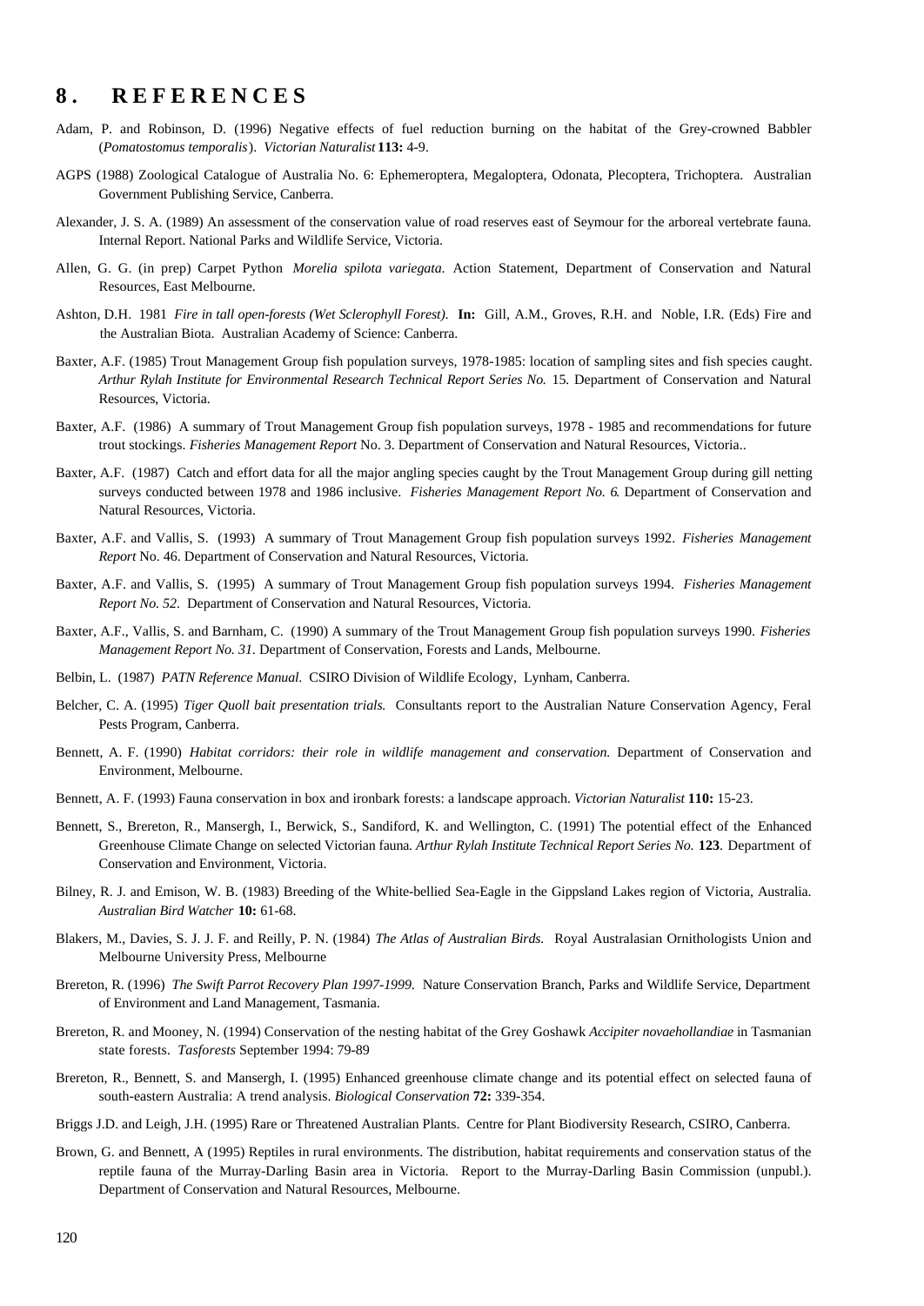# 8. REFERENCES

Adam, P. and Robinson, D. (1996) Negative effects of fuel reduction burning on the habitat of the Grey-crowned Babbler (*Pomatostomus temporalis*). *Victorian Naturalist* **113:** 4-9.

AGPS (1988) Zoological Catalogue of Australia No. 6: Ephemeroptera, Megaloptera, Odonata, Plecoptera, Trichoptera. Australian Government Publishing Service, Canberra.

Alexander, J. S. A. (1989) An assessment of the conservation value of road reserves east of Seymour for the arboreal vertebrate fauna. Internal Report. National Parks and Wildlife Service, Victoria.

Allen, G. G. (in prep) Carpet Python *Morelia spilota variegata.* Action Statement, Department of Conservation and Natural Resources, East Melbourne.

Ashton, D.H. 1981 *Fire in tall open-forests (Wet Sclerophyll Forest).* **In:** Gill, A.M., Groves, R.H. and Noble, I.R. (Eds) Fire and the Australian Biota. Australian Academy of Science: Canberra.

Baxter, A.F. (1985) Trout Management Group fish population surveys, 1978-1985: location of sampling sites and fish species caught. *Arthur Rylah Institute for Environmental Research Technical Report Series No.* 15. Department of Conservation and Natural Resources, Victoria.

Baxter, A.F. (1986) A summary of Trout Management Group fish population surveys, 1978 - 1985 and recommendations for future trout stockings. *Fisheries Management Report* No. 3. Department of Conservation and Natural Resources, Victoria..

Baxter, A.F. (1987) Catch and effort data for all the major angling species caught by the Trout Management Group during gill netting surveys conducted between 1978 and 1986 inclusive. *Fisheries Management Report No. 6*. Department of Conservation and Natural Resources, Victoria.

Baxter, A.F. and Vallis, S. (1993) A summary of Trout Management Group fish population surveys 1992. *Fisheries Management Report* No. 46. Department of Conservation and Natural Resources, Victoria.

Baxter, A.F. and Vallis, S. (1995) A summary of Trout Management Group fish population surveys 1994. *Fisheries Management Report No. 52*. Department of Conservation and Natural Resources, Victoria.

Baxter, A.F., Vallis, S. and Barnham, C. (1990) A summary of the Trout Management Group fish population surveys 1990. *Fisheries Management Report No. 31*. Department of Conservation, Forests and Lands, Melbourne.

Belbin, L. (1987) *PATN Reference Manual.* CSIRO Division of Wildlife Ecology, Lynham, Canberra.

Belcher, C. A. (1995) *Tiger Quoll bait presentation trials.* Consultants report to the Australian Nature Conservation Agency, Feral Pests Program, Canberra.

Bennett, A. F. (1990) *Habitat corridors: their role in wildlife management and conservation.* Department of Conservation and Environment, Melbourne.

Bennett, A. F. (1993) Fauna conservation in box and ironbark forests: a landscape approach. *Victorian Naturalist* **110:** 15-23.

Bennett, S., Brereton, R., Mansergh, I., Berwick, S., Sandiford, K. and Wellington, C. (1991) The potential effect of the Enhanced Greenhouse Climate Change on selected Victorian fauna. *Arthur Rylah Institute Technical Report Series No.* **123**. Department of Conservation and Environment, Victoria.

Bilney, R. J. and Emison, W. B. (1983) Breeding of the White-bellied Sea-Eagle in the Gippsland Lakes region of Victoria, Australia. *Australian Bird Watcher* **10:** 61-68.

Blakers, M., Davies, S. J. J. F. and Reilly, P. N. (1984) *The Atlas of Australian Birds.* Royal Australasian Ornithologists Union and Melbourne University Press, Melbourne

Brereton, R. (1996) *The Swift Parrot Recovery Plan 1997-1999.* Nature Conservation Branch, Parks and Wildlife Service, Department of Environment and Land Management, Tasmania.

Brereton, R. and Mooney, N. (1994) Conservation of the nesting habitat of the Grey Goshawk *Accipiter novaehollandiae* in Tasmanian state forests. *Tasforests* September 1994: 79-89

Brereton, R., Bennett, S. and Mansergh, I. (1995) Enhanced greenhouse climate change and its potential effect on selected fauna of south-eastern Australia: A trend analysis. *Biological Conservation* **72:** 339-354.

Briggs J.D. and Leigh, J.H. (1995) Rare or Threatened Australian Plants. Centre for Plant Biodiversity Research, CSIRO, Canberra.

Brown, G. and Bennett, A (1995) Reptiles in rural environments. The distribution, habitat requirements and conservation status of the reptile fauna of the Murray-Darling Basin area in Victoria. Report to the Murray-Darling Basin Commission (unpubl.). Department of Conservation and Natural Resources, Melbourne.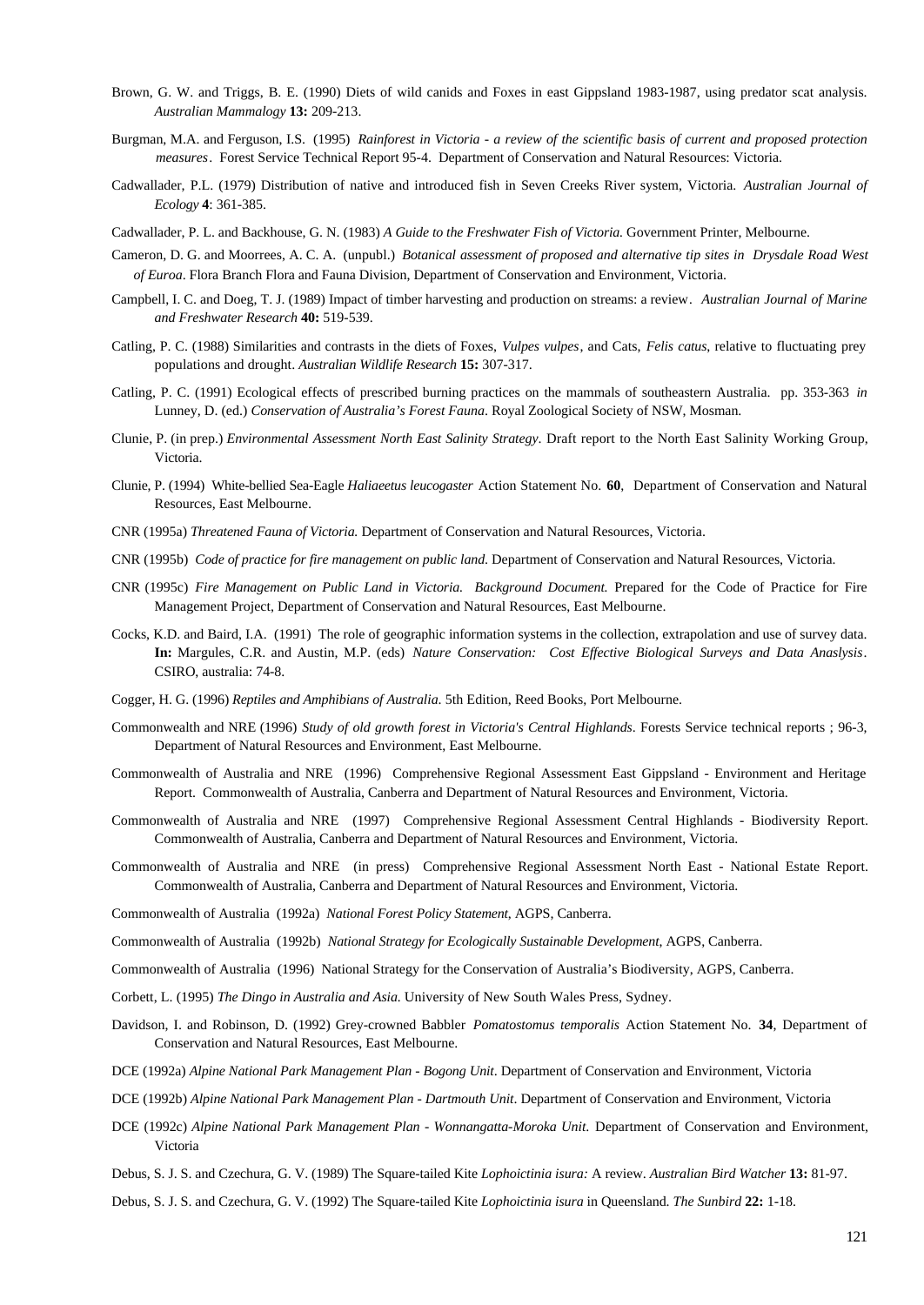Brown, G. W. and Triggs, B. E. (1990) Diets of wild canids and Foxes in east Gippsland 1983-1987, using predator scat analysis. *Australian Mammalogy* **13:** 209-213.

Burgman, M.A. and Ferguson, I.S. (1995) *Rainforest in Victoria - a review of the scientific basis of current and proposed protection measures*. Forest Service Technical Report 95-4. Department of Conservation and Natural Resources: Victoria.

Cadwallader, P.L. (1979) Distribution of native and introduced fish in Seven Creeks River system, Victoria. *Australian Journal of Ecology* **4**: 361-385.

Cadwallader, P. L. and Backhouse, G. N. (1983) *A Guide to the Freshwater Fish of Victoria.* Government Printer, Melbourne.

Cameron, D. G. and Moorrees, A. C. A. (unpubl.) *Botanical assessment of proposed and alternative tip sites in Drysdale Road West of Euroa*. Flora Branch Flora and Fauna Division, Department of Conservation and Environment, Victoria.

Campbell, I. C. and Doeg, T. J. (1989) Impact of timber harvesting and production on streams: a review. *Australian Journal of Marine and Freshwater Research* **40:** 519-539.

Catling, P. C. (1988) Similarities and contrasts in the diets of Foxes, *Vulpes vulpes*, and Cats, *Felis catus*, relative to fluctuating prey populations and drought. *Australian Wildlife Research* **15:** 307-317.

Catling, P. C. (1991) Ecological effects of prescribed burning practices on the mammals of southeastern Australia. pp. 353-363 *in* Lunney, D. (ed.) *Conservation of Australia's Forest Fauna*. Royal Zoological Society of NSW, Mosman.

Clunie, P. (in prep.) *Environmental Assessment North East Salinity Strategy*. Draft report to the North East Salinity Working Group, Victoria.

Clunie, P. (1994) White-bellied Sea-Eagle *Haliaeetus leucogaster* Action Statement No. **60**, Department of Conservation and Natural Resources, East Melbourne.

CNR (1995a) *Threatened Fauna of Victoria.* Department of Conservation and Natural Resources, Victoria.

CNR (1995b) *Code of practice for fire management on public land*. Department of Conservation and Natural Resources, Victoria.

CNR (1995c) *Fire Management on Public Land in Victoria. Background Document.* Prepared for the Code of Practice for Fire Management Project, Department of Conservation and Natural Resources, East Melbourne.

Cocks, K.D. and Baird, I.A. (1991) The role of geographic information systems in the collection, extrapolation and use of survey data. **In:** Margules, C.R. and Austin, M.P. (eds) *Nature Conservation: Cost Effective Biological Surveys and Data Anaslysis*. CSIRO, australia: 74-8.

Cogger, H. G. (1996) *Reptiles and Amphibians of Australia.* 5th Edition, Reed Books, Port Melbourne.

Commonwealth and NRE (1996) *Study of old growth forest in Victoria's Central Highlands*. Forests Service technical reports ; 96-3, Department of Natural Resources and Environment, East Melbourne.

Commonwealth of Australia and NRE (1996) Comprehensive Regional Assessment East Gippsland - Environment and Heritage Report. Commonwealth of Australia, Canberra and Department of Natural Resources and Environment, Victoria.

Commonwealth of Australia and NRE (1997) Comprehensive Regional Assessment Central Highlands - Biodiversity Report. Commonwealth of Australia, Canberra and Department of Natural Resources and Environment, Victoria.

Commonwealth of Australia and NRE (in press) Comprehensive Regional Assessment North East - National Estate Report. Commonwealth of Australia, Canberra and Department of Natural Resources and Environment, Victoria.

Commonwealth of Australia (1992a) *National Forest Policy Statement*, AGPS, Canberra.

Commonwealth of Australia (1992b) *National Strategy for Ecologically Sustainable Development*, AGPS, Canberra.

Commonwealth of Australia (1996) National Strategy for the Conservation of Australia's Biodiversity, AGPS, Canberra.

Corbett, L. (1995) *The Dingo in Australia and Asia.* University of New South Wales Press, Sydney.

Davidson, I. and Robinson, D. (1992) Grey-crowned Babbler *Pomatostomus temporalis* Action Statement No. **34**, Department of Conservation and Natural Resources, East Melbourne.

DCE (1992a) *Alpine National Park Management Plan - Bogong Unit*. Department of Conservation and Environment, Victoria

DCE (1992b) *Alpine National Park Management Plan - Dartmouth Unit*. Department of Conservation and Environment, Victoria

DCE (1992c) *Alpine National Park Management Plan - Wonnangatta-Moroka Unit.* Department of Conservation and Environment, Victoria

Debus, S. J. S. and Czechura, G. V. (1989) The Square-tailed Kite *Lophoictinia isura:* A review. *Australian Bird Watcher* **13:** 81-97.

Debus, S. J. S. and Czechura, G. V. (1992) The Square-tailed Kite *Lophoictinia isura* in Queensland. *The Sunbird* **22:** 1-18.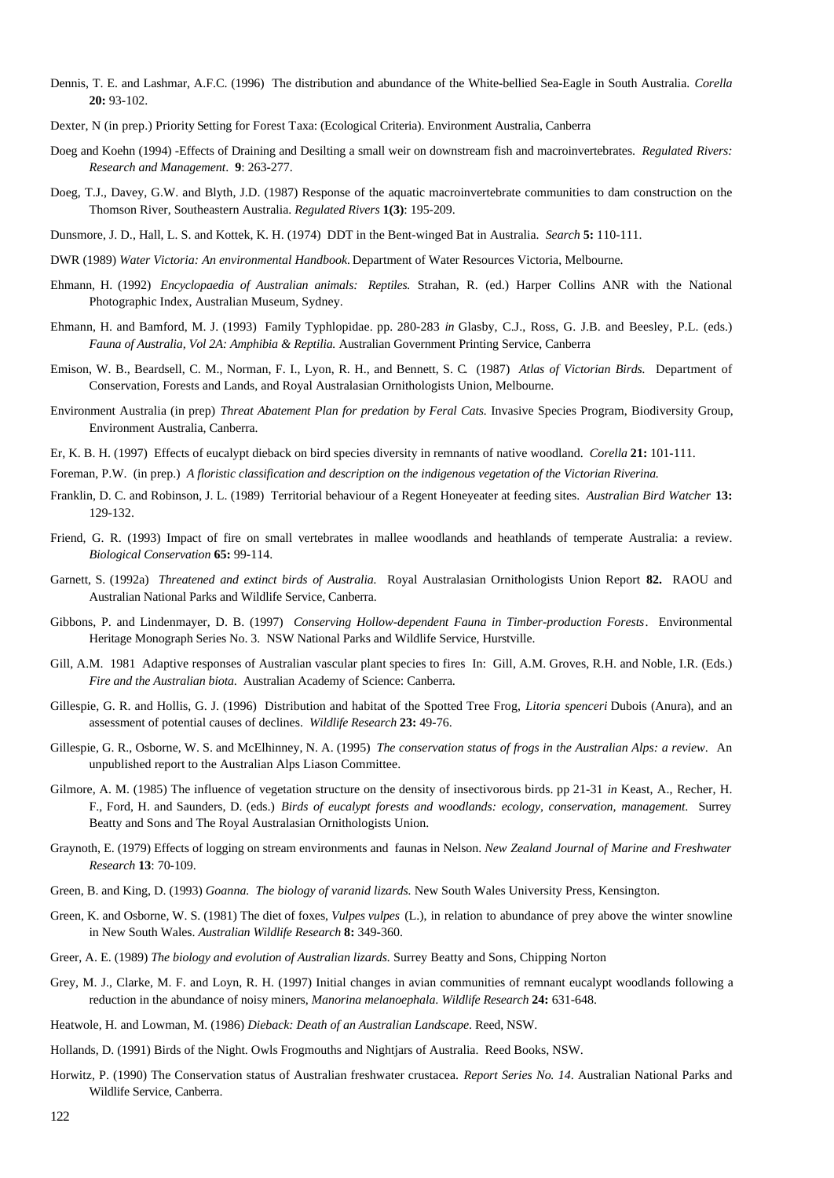Dennis, T. E. and Lashmar, A.F.C. (1996) The distribution and abundance of the White-bellied Sea-Eagle in South Australia. *Corella* **20:** 93-102.

Dexter, N (in prep.) Priority Setting for Forest Taxa: (Ecological Criteria). Environment Australia, Canberra

Doeg and Koehn (1994) -Effects of Draining and Desilting a small weir on downstream fish and macroinvertebrates. *Regulated Rivers: Research and Management*. **9**: 263-277.

Doeg, T.J., Davey, G.W. and Blyth, J.D. (1987) Response of the aquatic macroinvertebrate communities to dam construction on the Thomson River, Southeastern Australia. *Regulated Rivers* **1(3)**: 195-209.

Dunsmore, J. D., Hall, L. S. and Kottek, K. H. (1974) DDT in the Bent-winged Bat in Australia. *Search* **5:** 110-111.

DWR (1989) *Water Victoria: An environmental Handbook*. Department of Water Resources Victoria, Melbourne.

Ehmann, H. (1992) *Encyclopaedia of Australian animals: Reptiles.* Strahan, R. (ed.) Harper Collins ANR with the National Photographic Index, Australian Museum, Sydney.

Ehmann, H. and Bamford, M. J. (1993) Family Typhlopidae. pp. 280-283 *in* Glasby, C.J., Ross, G. J.B. and Beesley, P.L. (eds.) *Fauna of Australia, Vol 2A: Amphibia & Reptilia.* Australian Government Printing Service, Canberra

Emison, W. B., Beardsell, C. M., Norman, F. I., Lyon, R. H., and Bennett, S. C. (1987) *Atlas of Victorian Birds.* Department of Conservation, Forests and Lands, and Royal Australasian Ornithologists Union, Melbourne.

Environment Australia (in prep) *Threat Abatement Plan for predation by Feral Cats.* Invasive Species Program, Biodiversity Group, Environment Australia, Canberra.

Er, K. B. H. (1997) Effects of eucalypt dieback on bird species diversity in remnants of native woodland. *Corella* **21:** 101-111.

Foreman, P.W. (in prep.) *A floristic classification and description on the indigenous vegetation of the Victorian Riverina.*

Franklin, D. C. and Robinson, J. L. (1989) Territorial behaviour of a Regent Honeyeater at feeding sites. *Australian Bird Watcher* **13:** 129-132.

Friend, G. R. (1993) Impact of fire on small vertebrates in mallee woodlands and heathlands of temperate Australia: a review. *Biological Conservation* **65:** 99-114.

Garnett, S. (1992a) *Threatened and extinct birds of Australia.* Royal Australasian Ornithologists Union Report **82.** RAOU and Australian National Parks and Wildlife Service, Canberra.

Gibbons, P. and Lindenmayer, D. B. (1997) *Conserving Hollow-dependent Fauna in Timber-production Forests*. Environmental Heritage Monograph Series No. 3. NSW National Parks and Wildlife Service, Hurstville.

Gill, A.M. 1981 Adaptive responses of Australian vascular plant species to fires In: Gill, A.M. Groves, R.H. and Noble, I.R. (Eds.) *Fire and the Australian biota.* Australian Academy of Science: Canberra.

Gillespie, G. R. and Hollis, G. J. (1996) Distribution and habitat of the Spotted Tree Frog, *Litoria spenceri* Dubois (Anura), and an assessment of potential causes of declines. *Wildlife Research* **23:** 49-76.

Gillespie, G. R., Osborne, W. S. and McElhinney, N. A. (1995) *The conservation status of frogs in the Australian Alps: a review*. An unpublished report to the Australian Alps Liason Committee.

Gilmore, A. M. (1985) The influence of vegetation structure on the density of insectivorous birds. pp 21-31 *in* Keast, A., Recher, H. F., Ford, H. and Saunders, D. (eds.) *Birds of eucalypt forests and woodlands: ecology, conservation, management.* Surrey Beatty and Sons and The Royal Australasian Ornithologists Union.

Graynoth, E. (1979) Effects of logging on stream environments and faunas in Nelson. *New Zealand Journal of Marine and Freshwater Research* **13**: 70-109.

Green, B. and King, D. (1993) *Goanna. The biology of varanid lizards.* New South Wales University Press, Kensington.

Green, K. and Osborne, W. S. (1981) The diet of foxes, *Vulpes vulpes* (L.), in relation to abundance of prey above the winter snowline in New South Wales. *Australian Wildlife Research* **8:** 349-360.

Greer, A. E. (1989) *The biology and evolution of Australian lizards.* Surrey Beatty and Sons, Chipping Norton

Grey, M. J., Clarke, M. F. and Loyn, R. H. (1997) Initial changes in avian communities of remnant eucalypt woodlands following a reduction in the abundance of noisy miners, *Manorina melanoephala. Wildlife Research* **24:** 631-648.

Heatwole, H. and Lowman, M. (1986) *Dieback: Death of an Australian Landscape*. Reed, NSW.

Hollands, D. (1991) Birds of the Night. Owls Frogmouths and Nightjars of Australia. Reed Books, NSW.

Horwitz, P. (1990) The Conservation status of Australian freshwater crustacea. *Report Series No. 14*. Australian National Parks and Wildlife Service, Canberra.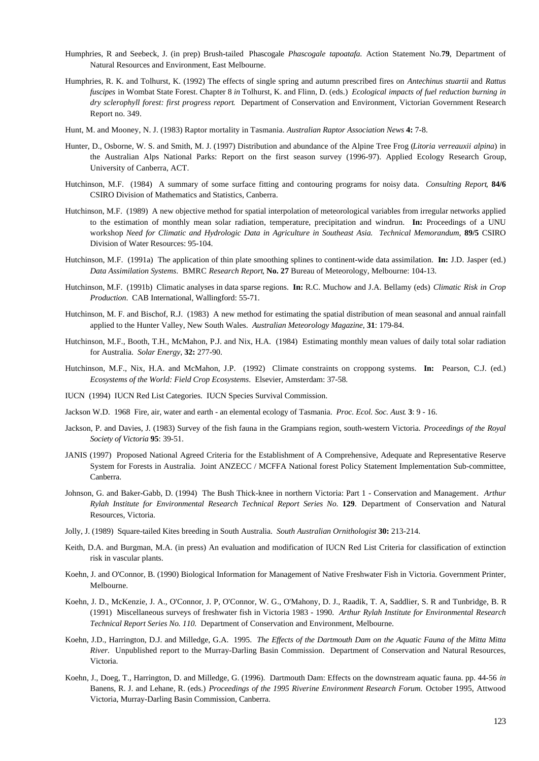Humphries, R and Seebeck, J. (in prep) Brush-tailed Phascogale *Phascogale tapoatafa.* Action Statement No.**79**, Department of Natural Resources and Environment, East Melbourne.

Humphries, R. K. and Tolhurst, K. (1992) The effects of single spring and autumn prescribed fires on *Antechinus stuartii* and *Rattus fuscipes* in Wombat State Forest. Chapter 8 *in* Tolhurst, K. and Flinn, D. (eds.) *Ecological impacts of fuel reduction burning in dry sclerophyll forest: first progress report.* Department of Conservation and Environment, Victorian Government Research Report no. 349.

Hunt, M. and Mooney, N. J. (1983) Raptor mortality in Tasmania. *Australian Raptor Association News* **4:** 7-8.

Hunter, D., Osborne, W. S. and Smith, M. J. (1997) Distribution and abundance of the Alpine Tree Frog (*Litoria verreauxii alpina*) in the Australian Alps National Parks: Report on the first season survey (1996-97). Applied Ecology Research Group, University of Canberra, ACT.

Hutchinson, M.F. (1984) A summary of some surface fitting and contouring programs for noisy data. *Consulting Report*, **84/6** CSIRO Division of Mathematics and Statistics, Canberra.

Hutchinson, M.F. (1989) A new objective method for spatial interpolation of meteorological variables from irregular networks applied to the estimation of monthly mean solar radiation, temperature, precipitation and windrun. **In:** Proceedings of a UNU workshop *Need for Climatic and Hydrologic Data in Agriculture in Southeast Asia. Technical Memorandum*, **89/5** CSIRO Division of Water Resources: 95-104.

Hutchinson, M.F. (1991a) The application of thin plate smoothing splines to continent-wide data assimilation. **In:** J.D. Jasper (ed.) *Data Assimilation Systems*. BMRC *Research Report*, **No. 27** Bureau of Meteorology, Melbourne: 104-13.

Hutchinson, M.F. (1991b) Climatic analyses in data sparse regions. **In:** R.C. Muchow and J.A. Bellamy (eds) *Climatic Risk in Crop Production*. CAB International, Wallingford: 55-71.

Hutchinson, M. F. and Bischof, R.J. (1983) A new method for estimating the spatial distribution of mean seasonal and annual rainfall applied to the Hunter Valley, New South Wales. *Australian Meteorology Magazine*, **31**: 179-84.

Hutchinson, M.F., Booth, T.H., McMahon, P.J. and Nix, H.A. (1984) Estimating monthly mean values of daily total solar radiation for Australia. *Solar Energy*, **32:** 277-90.

Hutchinson, M.F., Nix, H.A. and McMahon, J.P. (1992) Climate constraints on croppong systems. **In:** Pearson, C.J. (ed.) *Ecosystems of the World: Field Crop Ecosystems*. Elsevier, Amsterdam: 37-58.

IUCN (1994) IUCN Red List Categories. IUCN Species Survival Commission.

Jackson W.D. 1968 Fire, air, water and earth - an elemental ecology of Tasmania. *Proc. Ecol. Soc. Aust.* **3**: 9 - 16.

Jackson, P. and Davies, J. (1983) Survey of the fish fauna in the Grampians region, south-western Victoria. *Proceedings of the Royal Society of Victoria* **95**: 39-51.

JANIS (1997) Proposed National Agreed Criteria for the Establishment of A Comprehensive, Adequate and Representative Reserve System for Forests in Australia. Joint ANZECC / MCFFA National forest Policy Statement Implementation Sub-committee, Canberra.

Johnson, G. and Baker-Gabb, D. (1994) The Bush Thick-knee in northern Victoria: Part 1 - Conservation and Management. *Arthur Rylah Institute for Environmental Research Technical Report Series No.* **129**. Department of Conservation and Natural Resources, Victoria.

Jolly, J. (1989) Square-tailed Kites breeding in South Australia. *South Australian Ornithologist* **30:** 213-214.

Keith, D.A. and Burgman, M.A. (in press) An evaluation and modification of IUCN Red List Criteria for classification of extinction risk in vascular plants.

Koehn, J. and O'Connor, B. (1990) Biological Information for Management of Native Freshwater Fish in Victoria. Government Printer, Melbourne.

Koehn, J. D., McKenzie, J. A., O'Connor, J. P, O'Connor, W. G., O'Mahony, D. J., Raadik, T. A, Saddlier, S. R and Tunbridge, B. R (1991) Miscellaneous surveys of freshwater fish in Victoria 1983 - 1990. *Arthur Rylah Institute for Environmental Research Technical Report Series No. 110.* Department of Conservation and Environment, Melbourne.

Koehn, J.D., Harrington, D.J. and Milledge, G.A. 1995. *The Effects of the Dartmouth Dam on the Aquatic Fauna of the Mitta Mitta River.* Unpublished report to the Murray-Darling Basin Commission. Department of Conservation and Natural Resources, Victoria.

Koehn, J., Doeg, T., Harrington, D. and Milledge, G. (1996). Dartmouth Dam: Effects on the downstream aquatic fauna. pp. 44-56 *in* Banens, R. J. and Lehane, R. (eds.) *Proceedings of the 1995 Riverine Environment Research Forum.* October 1995, Attwood Victoria, Murray-Darling Basin Commission, Canberra.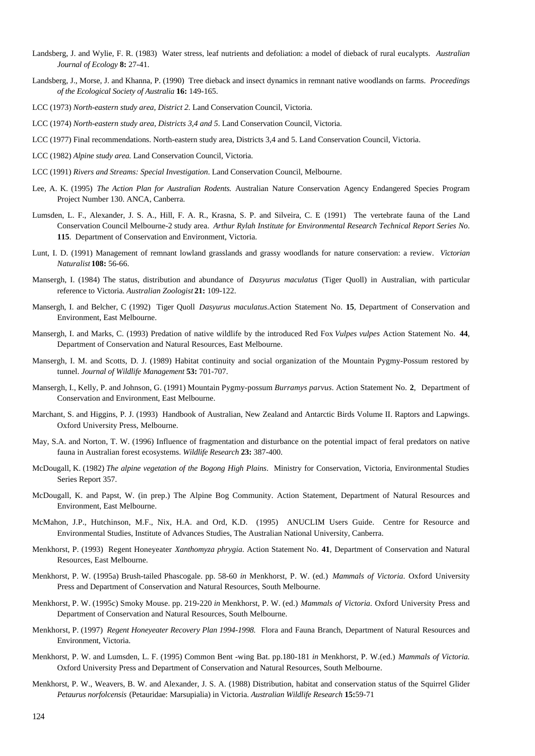Landsberg, J. and Wylie, F. R. (1983) Water stress, leaf nutrients and defoliation: a model of dieback of rural eucalypts. *Australian Journal of Ecology* **8:** 27-41.

Landsberg, J., Morse, J. and Khanna, P. (1990) Tree dieback and insect dynamics in remnant native woodlands on farms. *Proceedings of the Ecological Society of Australia* **16:** 149-165.

LCC (1973) *North-eastern study area, District 2.* Land Conservation Council, Victoria.

LCC (1974) *North-eastern study area, Districts 3,4 and 5*. Land Conservation Council, Victoria.

LCC (1977) Final recommendations. North-eastern study area, Districts 3,4 and 5. Land Conservation Council, Victoria.

LCC (1982) *Alpine study area.* Land Conservation Council, Victoria.

LCC (1991) *Rivers and Streams: Special Investigation*. Land Conservation Council, Melbourne.

Lee, A. K. (1995) *The Action Plan for Australian Rodents.* Australian Nature Conservation Agency Endangered Species Program Project Number 130. ANCA, Canberra.

Lumsden, L. F., Alexander, J. S. A., Hill, F. A. R., Krasna, S. P. and Silveira, C. E (1991) The vertebrate fauna of the Land Conservation Council Melbourne-2 study area. *Arthur Rylah Institute for Environmental Research Technical Report Series No*. **115**. Department of Conservation and Environment, Victoria.

Lunt, I. D. (1991) Management of remnant lowland grasslands and grassy woodlands for nature conservation: a review. *Victorian Naturalist* **108:** 56-66.

Mansergh, I. (1984) The status, distribution and abundance of *Dasyurus maculatus* (Tiger Quoll) in Australian, with particular reference to Victoria. *Australian Zoologist* **21:** 109-122.

Mansergh, I. and Belcher, C (1992) Tiger Quoll *Dasyurus maculatus*.Action Statement No. **15**, Department of Conservation and Environment, East Melbourne.

Mansergh, I. and Marks, C. (1993) Predation of native wildlife by the introduced Red Fox *Vulpes vulpes* Action Statement No. **44**, Department of Conservation and Natural Resources, East Melbourne.

Mansergh, I. M. and Scotts, D. J. (1989) Habitat continuity and social organization of the Mountain Pygmy-Possum restored by tunnel. *Journal of Wildlife Management* **53:** 701-707.

Mansergh, I., Kelly, P. and Johnson, G. (1991) Mountain Pygmy-possum *Burramys parvus*. Action Statement No. **2**, Department of Conservation and Environment, East Melbourne.

Marchant, S. and Higgins, P. J. (1993) Handbook of Australian, New Zealand and Antarctic Birds Volume II. Raptors and Lapwings. Oxford University Press, Melbourne.

May, S.A. and Norton, T. W. (1996) Influence of fragmentation and disturbance on the potential impact of feral predators on native fauna in Australian forest ecosystems. *Wildlife Research* **23:** 387-400.

McDougall, K. (1982) *The alpine vegetation of the Bogong High Plains*. Ministry for Conservation, Victoria, Environmental Studies Series Report 357.

McDougall, K. and Papst, W. (in prep.) The Alpine Bog Community. Action Statement, Department of Natural Resources and Environment, East Melbourne.

McMahon, J.P., Hutchinson, M.F., Nix, H.A. and Ord, K.D. (1995) ANUCLIM Users Guide. Centre for Resource and Environmental Studies, Institute of Advances Studies, The Australian National University, Canberra.

Menkhorst, P. (1993) Regent Honeyeater *Xanthomyza phrygia.* Action Statement No. **41**, Department of Conservation and Natural Resources, East Melbourne.

Menkhorst, P. W. (1995a) Brush-tailed Phascogale. pp. 58-60 *in* Menkhorst, P. W. (ed.) *Mammals of Victoria.* Oxford University Press and Department of Conservation and Natural Resources, South Melbourne.

Menkhorst, P. W. (1995c) Smoky Mouse. pp. 219-220 *in* Menkhorst, P. W. (ed.) *Mammals of Victoria*. Oxford University Press and Department of Conservation and Natural Resources, South Melbourne.

Menkhorst, P. (1997) *Regent Honeyeater Recovery Plan 1994-1998.* Flora and Fauna Branch, Department of Natural Resources and Environment, Victoria.

Menkhorst, P. W. and Lumsden, L. F. (1995) Common Bent -wing Bat. pp.180-181 *in* Menkhorst, P. W.(ed.) *Mammals of Victoria.* Oxford University Press and Department of Conservation and Natural Resources, South Melbourne.

Menkhorst, P. W., Weavers, B. W. and Alexander, J. S. A. (1988) Distribution, habitat and conservation status of the Squirrel Glider *Petaurus norfolcensis* (Petauridae: Marsupialia) in Victoria. *Australian Wildlife Research* **15:**59-71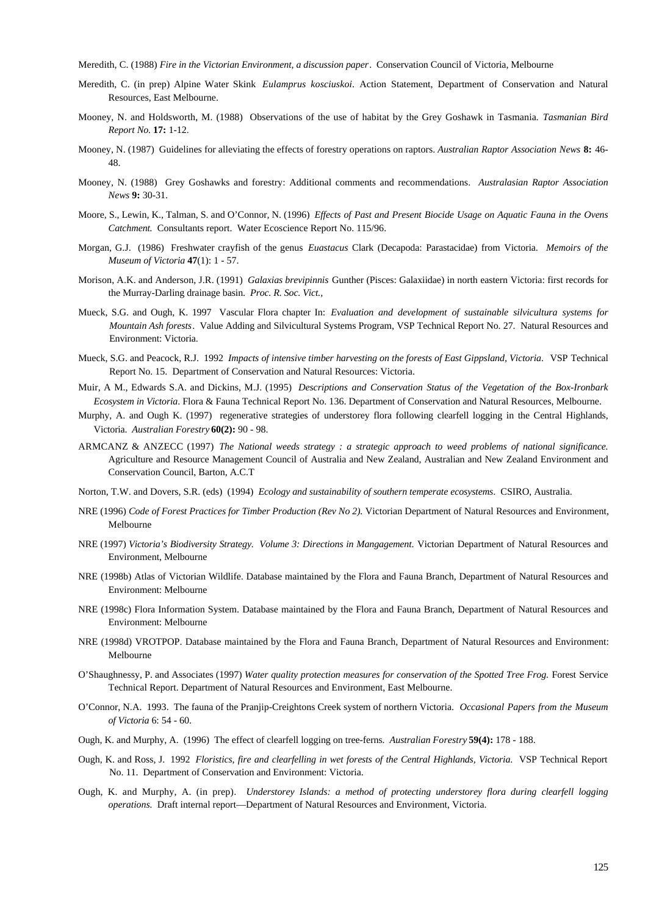Meredith, C. (1988) *Fire in the Victorian Environment, a discussion paper*. Conservation Council of Victoria, Melbourne

Meredith, C. (in prep) Alpine Water Skink *Eulamprus kosciuskoi*. Action Statement, Department of Conservation and Natural Resources, East Melbourne.

Mooney, N. and Holdsworth, M. (1988) Observations of the use of habitat by the Grey Goshawk in Tasmania. *Tasmanian Bird Report No.* **17:** 1-12.

Mooney, N. (1987) Guidelines for alleviating the effects of forestry operations on raptors. *Australian Raptor Association News* **8:** 46-48.

Mooney, N. (1988) Grey Goshawks and forestry: Additional comments and recommendations. *Australasian Raptor Association News* **9:** 30-31.

Moore, S., Lewin, K., Talman, S. and O'Connor, N. (1996) *Effects of Past and Present Biocide Usage on Aquatic Fauna in the Ovens Catchment.* Consultants report. Water Ecoscience Report No. 115/96.

Morgan, G.J. (1986) Freshwater crayfish of the genus *Euastacus* Clark (Decapoda: Parastacidae) from Victoria. *Memoirs of the Museum of Victoria* **47**(1): 1 - 57.

Morison, A.K. and Anderson, J.R. (1991) *Galaxias brevipinnis* Gunther (Pisces: Galaxiidae) in north eastern Victoria: first records for the Murray-Darling drainage basin. *Proc. R. Soc. Vict.,*

Mueck, S.G. and Ough, K. 1997 Vascular Flora chapter In: *Evaluation and development of sustainable silvicultura systems for Mountain Ash forests*. Value Adding and Silvicultural Systems Program, VSP Technical Report No. 27. Natural Resources and Environment: Victoria.

Mueck, S.G. and Peacock, R.J. 1992 *Impacts of intensive timber harvesting on the forests of East Gippsland, Victoria*. VSP Technical Report No. 15. Department of Conservation and Natural Resources: Victoria.

Muir, A M., Edwards S.A. and Dickins, M.J. (1995) *Descriptions and Conservation Status of the Vegetation of the Box-Ironbark Ecosystem in Victoria*. Flora & Fauna Technical Report No. 136. Department of Conservation and Natural Resources, Melbourne.

Murphy, A. and Ough K. (1997) regenerative strategies of understorey flora following clearfell logging in the Central Highlands, Victoria. *Australian Forestry* **60(2):** 90 - 98.

ARMCANZ & ANZECC (1997) *The National weeds strategy : a strategic approach to weed problems of national significance.* Agriculture and Resource Management Council of Australia and New Zealand, Australian and New Zealand Environment and Conservation Council, Barton, A.C.T

Norton, T.W. and Dovers, S.R. (eds) (1994) *Ecology and sustainability of southern temperate ecosystems*. CSIRO, Australia.

NRE (1996) *Code of Forest Practices for Timber Production (Rev No 2).* Victorian Department of Natural Resources and Environment, Melbourne

NRE (1997) *Victoria's Biodiversity Strategy. Volume 3: Directions in Mangagement.* Victorian Department of Natural Resources and Environment, Melbourne

NRE (1998b) Atlas of Victorian Wildlife. Database maintained by the Flora and Fauna Branch, Department of Natural Resources and Environment: Melbourne

NRE (1998c) Flora Information System. Database maintained by the Flora and Fauna Branch, Department of Natural Resources and Environment: Melbourne

NRE (1998d) VROTPOP. Database maintained by the Flora and Fauna Branch, Department of Natural Resources and Environment: Melbourne

O'Shaughnessy, P. and Associates (1997) *Water quality protection measures for conservation of the Spotted Tree Frog.* Forest Service Technical Report. Department of Natural Resources and Environment, East Melbourne.

O'Connor, N.A. 1993. The fauna of the Pranjip-Creightons Creek system of northern Victoria. *Occasional Papers from the Museum of Victoria* 6: 54 - 60.

Ough, K. and Murphy, A. (1996) The effect of clearfell logging on tree-ferns. *Australian Forestry* **59(4):** 178 - 188.

Ough, K. and Ross, J. 1992 *Floristics, fire and clearfelling in wet forests of the Central Highlands, Victoria.* VSP Technical Report No. 11. Department of Conservation and Environment: Victoria.

Ough, K. and Murphy, A. (in prep). *Understorey Islands: a method of protecting understorey flora during clearfell logging operations.* Draft internal report—Department of Natural Resources and Environment, Victoria.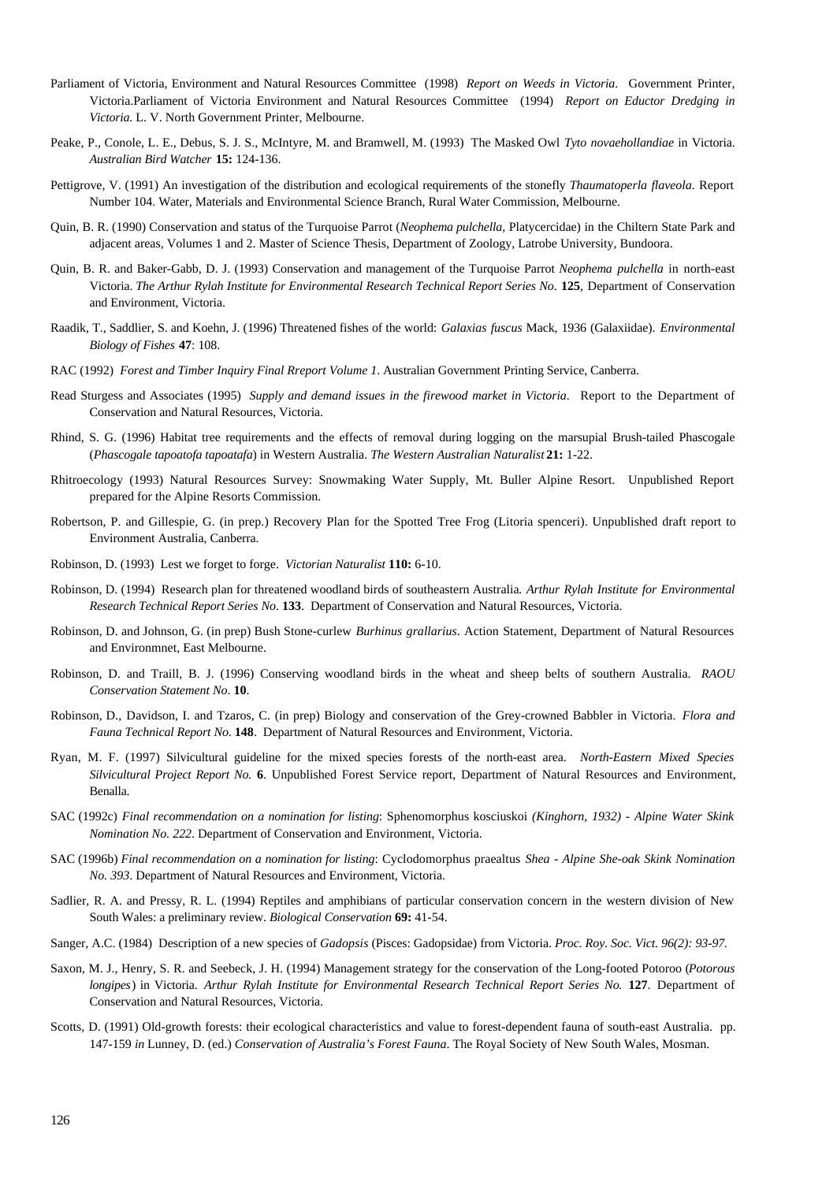Parliament of Victoria, Environment and Natural Resources Committee (1998) *Report on Weeds in Victoria*. Government Printer, Victoria.Parliament of Victoria Environment and Natural Resources Committee (1994) *Report on Eductor Dredging in Victoria.* L. V. North Government Printer, Melbourne.

Peake, P., Conole, L. E., Debus, S. J. S., McIntyre, M. and Bramwell, M. (1993) The Masked Owl *Tyto novaehollandiae* in Victoria. *Australian Bird Watcher* **15:** 124-136.

Pettigrove, V. (1991) An investigation of the distribution and ecological requirements of the stonefly *Thaumatoperla flaveola*. Report Number 104. Water, Materials and Environmental Science Branch, Rural Water Commission, Melbourne.

Quin, B. R. (1990) Conservation and status of the Turquoise Parrot (*Neophema pulchella*, Platycercidae) in the Chiltern State Park and adjacent areas, Volumes 1 and 2. Master of Science Thesis, Department of Zoology, Latrobe University, Bundoora.

Quin, B. R. and Baker-Gabb, D. J. (1993) Conservation and management of the Turquoise Parrot *Neophema pulchella* in north-east Victoria. *The Arthur Rylah Institute for Environmental Research Technical Report Series No*. **125**, Department of Conservation and Environment, Victoria.

Raadik, T., Saddlier, S. and Koehn, J. (1996) Threatened fishes of the world: *Galaxias fuscus* Mack, 1936 (Galaxiidae). *Environmental Biology of Fishes* **47**: 108.

RAC (1992) *Forest and Timber Inquiry Final Rreport Volume 1*. Australian Government Printing Service, Canberra.

Read Sturgess and Associates (1995) *Supply and demand issues in the firewood market in Victoria*. Report to the Department of Conservation and Natural Resources, Victoria.

Rhind, S. G. (1996) Habitat tree requirements and the effects of removal during logging on the marsupial Brush-tailed Phascogale (*Phascogale tapoatofa tapoatafa*) in Western Australia. *The Western Australian Naturalist* **21:** 1-22.

Rhitroecology (1993) Natural Resources Survey: Snowmaking Water Supply, Mt. Buller Alpine Resort. Unpublished Report prepared for the Alpine Resorts Commission.

Robertson, P. and Gillespie, G. (in prep.) Recovery Plan for the Spotted Tree Frog (Litoria spenceri). Unpublished draft report to Environment Australia, Canberra.

Robinson, D. (1993) Lest we forget to forge. *Victorian Naturalist* **110:** 6-10.

Robinson, D. (1994) Research plan for threatened woodland birds of southeastern Australia*. Arthur Rylah Institute for Environmental Research Technical Report Series No*. **133**. Department of Conservation and Natural Resources, Victoria.

Robinson, D. and Johnson, G. (in prep) Bush Stone-curlew *Burhinus grallarius*. Action Statement, Department of Natural Resources and Environmnet, East Melbourne.

Robinson, D. and Traill, B. J. (1996) Conserving woodland birds in the wheat and sheep belts of southern Australia. *RAOU Conservation Statement No*. **10**.

Robinson, D., Davidson, I. and Tzaros, C. (in prep) Biology and conservation of the Grey-crowned Babbler in Victoria. *Flora and Fauna Technical Report No*. **148**. Department of Natural Resources and Environment, Victoria.

Ryan, M. F. (1997) Silvicultural guideline for the mixed species forests of the north-east area. *North-Eastern Mixed Species Silvicultural Project Report No.* **6**. Unpublished Forest Service report, Department of Natural Resources and Environment, Benalla.

SAC (1992c) *Final recommendation on a nomination for listing*: Sphenomorphus kosciuskoi *(Kinghorn, 1932) - Alpine Water Skink Nomination No. 222*. Department of Conservation and Environment, Victoria.

SAC (1996b) *Final recommendation on a nomination for listing*: Cyclodomorphus praealtus *Shea - Alpine She-oak Skink Nomination No. 393*. Department of Natural Resources and Environment, Victoria.

Sadlier, R. A. and Pressy, R. L. (1994) Reptiles and amphibians of particular conservation concern in the western division of New South Wales: a preliminary review. *Biological Conservation* **69:** 41-54.

Sanger, A.C. (1984) Description of a new species of *Gadopsis* (Pisces: Gadopsidae) from Victoria. *Proc. Roy. Soc. Vict. 96(2): 93-97*.

Saxon, M. J., Henry, S. R. and Seebeck, J. H. (1994) Management strategy for the conservation of the Long-footed Potoroo (*Potorous longipes*) in Victoria. *Arthur Rylah Institute for Environmental Research Technical Report Series No.* **127**. Department of Conservation and Natural Resources, Victoria.

Scotts, D. (1991) Old-growth forests: their ecological characteristics and value to forest-dependent fauna of south-east Australia. pp. 147-159 *in* Lunney, D. (ed.) *Conservation of Australia's Forest Fauna*. The Royal Society of New South Wales, Mosman.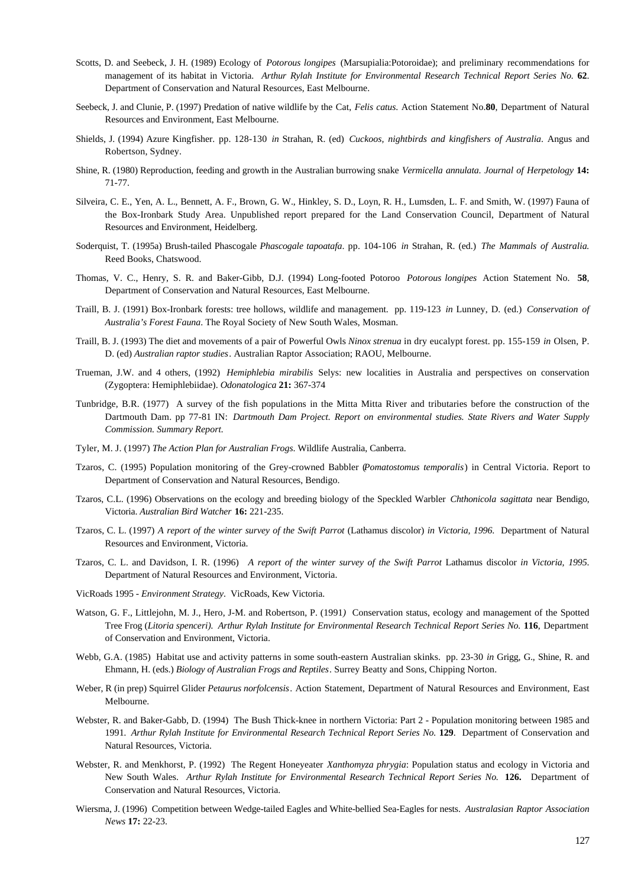Scotts, D. and Seebeck, J. H. (1989) Ecology of *Potorous longipes* (Marsupialia:Potoroidae); and preliminary recommendations for management of its habitat in Victoria. *Arthur Rylah Institute for Environmental Research Technical Report Series No.* **62**. Department of Conservation and Natural Resources, East Melbourne.

Seebeck, J. and Clunie, P. (1997) Predation of native wildlife by the Cat, *Felis catus.* Action Statement No.**80**, Department of Natural Resources and Environment, East Melbourne.

Shields, J. (1994) Azure Kingfisher. pp. 128-130 *in* Strahan, R. (ed) *Cuckoos, nightbirds and kingfishers of Australia*. Angus and Robertson, Sydney.

Shine, R. (1980) Reproduction, feeding and growth in the Australian burrowing snake *Vermicella annulata. Journal of Herpetology* **14:** 71-77.

Silveira, C. E., Yen, A. L., Bennett, A. F., Brown, G. W., Hinkley, S. D., Loyn, R. H., Lumsden, L. F. and Smith, W. (1997) Fauna of the Box-Ironbark Study Area. Unpublished report prepared for the Land Conservation Council, Department of Natural Resources and Environment, Heidelberg.

Soderquist, T. (1995a) Brush-tailed Phascogale *Phascogale tapoatafa*. pp. 104-106 *in* Strahan, R. (ed.) *The Mammals of Australia.* Reed Books, Chatswood.

Thomas, V. C., Henry, S. R. and Baker-Gibb, D.J. (1994) Long-footed Potoroo *Potorous longipes* Action Statement No. **58**, Department of Conservation and Natural Resources, East Melbourne.

Traill, B. J. (1991) Box-Ironbark forests: tree hollows, wildlife and management. pp. 119-123 *in* Lunney, D. (ed.) *Conservation of Australia's Forest Fauna*. The Royal Society of New South Wales, Mosman.

Traill, B. J. (1993) The diet and movements of a pair of Powerful Owls *Ninox strenua* in dry eucalypt forest. pp. 155-159 *in* Olsen, P. D. (ed) *Australian raptor studies*. Australian Raptor Association; RAOU, Melbourne.

Trueman, J.W. and 4 others, (1992) *Hemiphlebia mirabilis* Selys: new localities in Australia and perspectives on conservation (Zygoptera: Hemiphlebiidae). *Odonatologica* **21:** 367-374

Tunbridge, B.R. (1977) A survey of the fish populations in the Mitta Mitta River and tributaries before the construction of the Dartmouth Dam. pp 77-81 IN: *Dartmouth Dam Project. Report on environmental studies. State Rivers and Water Supply Commission. Summary Report.*

Tyler, M. J. (1997) *The Action Plan for Australian Frogs.* Wildlife Australia, Canberra.

Tzaros, C. (1995) Population monitoring of the Grey-crowned Babbler (*Pomatostomus temporalis*) in Central Victoria. Report to Department of Conservation and Natural Resources, Bendigo.

Tzaros, C.L. (1996) Observations on the ecology and breeding biology of the Speckled Warbler *Chthonicola sagittata* near Bendigo, Victoria. *Australian Bird Watcher* **16:** 221-235.

Tzaros, C. L. (1997) *A report of the winter survey of the Swift Parrot* (Lathamus discolor) *in Victoria, 1996.* Department of Natural Resources and Environment, Victoria.

Tzaros, C. L. and Davidson, I. R. (1996) *A report of the winter survey of the Swift Parrot* Lathamus discolor *in Victoria, 1995.* Department of Natural Resources and Environment, Victoria.

VicRoads 1995 - *Environment Strategy*. VicRoads, Kew Victoria.

Watson, G. F., Littlejohn, M. J., Hero, J-M. and Robertson, P. (1991*)* Conservation status, ecology and management of the Spotted Tree Frog (*Litoria spenceri). Arthur Rylah Institute for Environmental Research Technical Report Series No.* **116**, Department of Conservation and Environment, Victoria.

Webb, G.A. (1985) Habitat use and activity patterns in some south-eastern Australian skinks. pp. 23-30 *in* Grigg, G., Shine, R. and Ehmann, H. (eds.) *Biology of Australian Frogs and Reptiles*. Surrey Beatty and Sons, Chipping Norton.

Weber, R (in prep) Squirrel Glider *Petaurus norfolcensis*. Action Statement, Department of Natural Resources and Environment, East Melbourne.

Webster, R. and Baker-Gabb, D. (1994) The Bush Thick-knee in northern Victoria: Part 2 - Population monitoring between 1985 and 1991. *Arthur Rylah Institute for Environmental Research Technical Report Series No.* **129**. Department of Conservation and Natural Resources, Victoria.

Webster, R. and Menkhorst, P. (1992) The Regent Honeyeater *Xanthomyza phrygia*: Population status and ecology in Victoria and New South Wales. *Arthur Rylah Institute for Environmental Research Technical Report Series No.* **126.** Department of Conservation and Natural Resources, Victoria.

Wiersma, J. (1996) Competition between Wedge-tailed Eagles and White-bellied Sea-Eagles for nests. *Australasian Raptor Association News* **17:** 22-23.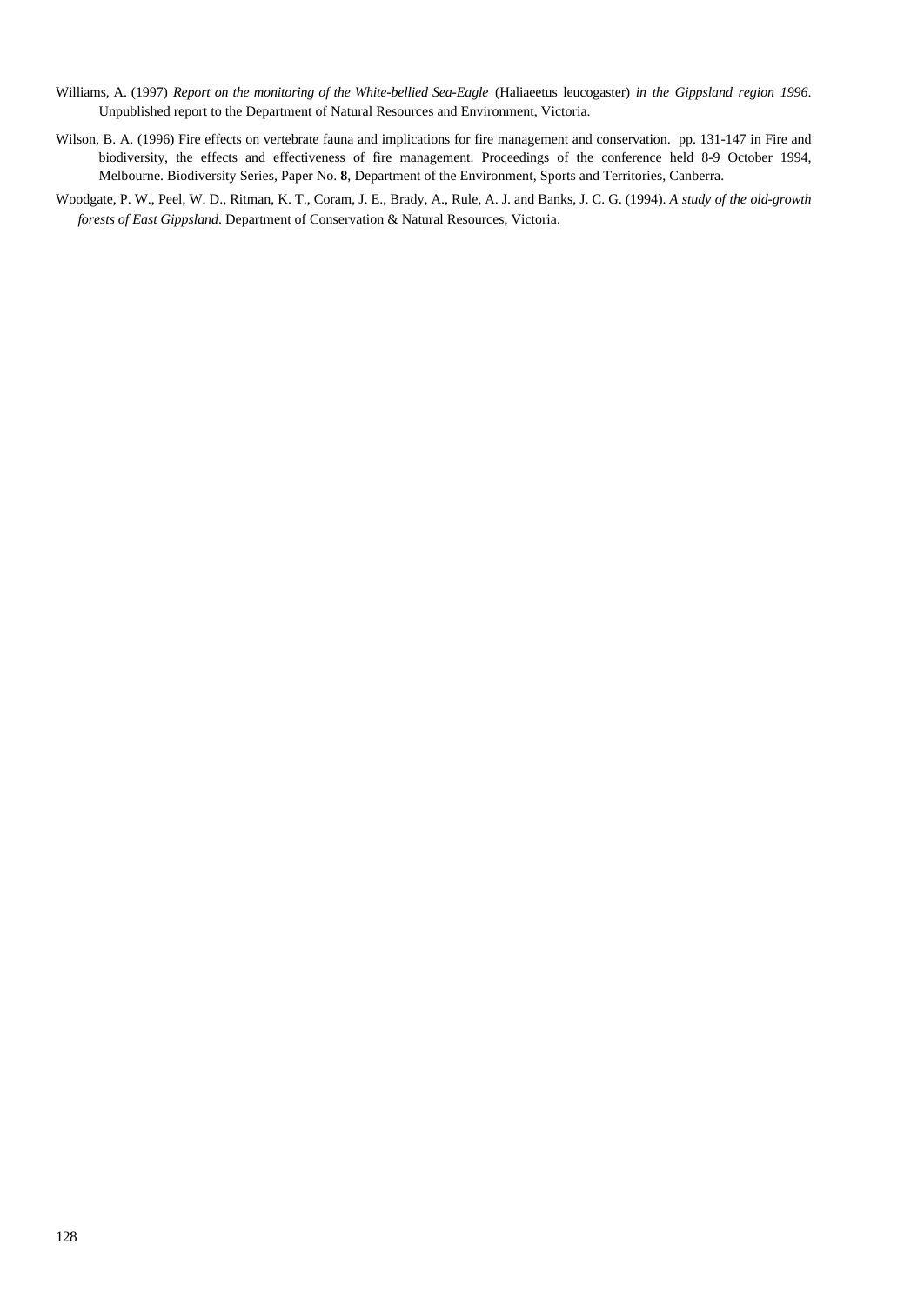Williams, A. (1997) *Report on the monitoring of the White-bellied Sea-Eagle* (Haliaeetus leucogaster) *in the Gippsland region 1996*. Unpublished report to the Department of Natural Resources and Environment, Victoria.

Wilson, B. A. (1996) Fire effects on vertebrate fauna and implications for fire management and conservation. pp. 131-147 in Fire and biodiversity, the effects and effectiveness of fire management. Proceedings of the conference held 8-9 October 1994, Melbourne. Biodiversity Series, Paper No. **8**, Department of the Environment, Sports and Territories, Canberra.

Woodgate, P. W., Peel, W. D., Ritman, K. T., Coram, J. E., Brady, A., Rule, A. J. and Banks, J. C. G. (1994). *A study of the old-growth forests of East Gippsland*. Department of Conservation & Natural Resources, Victoria.